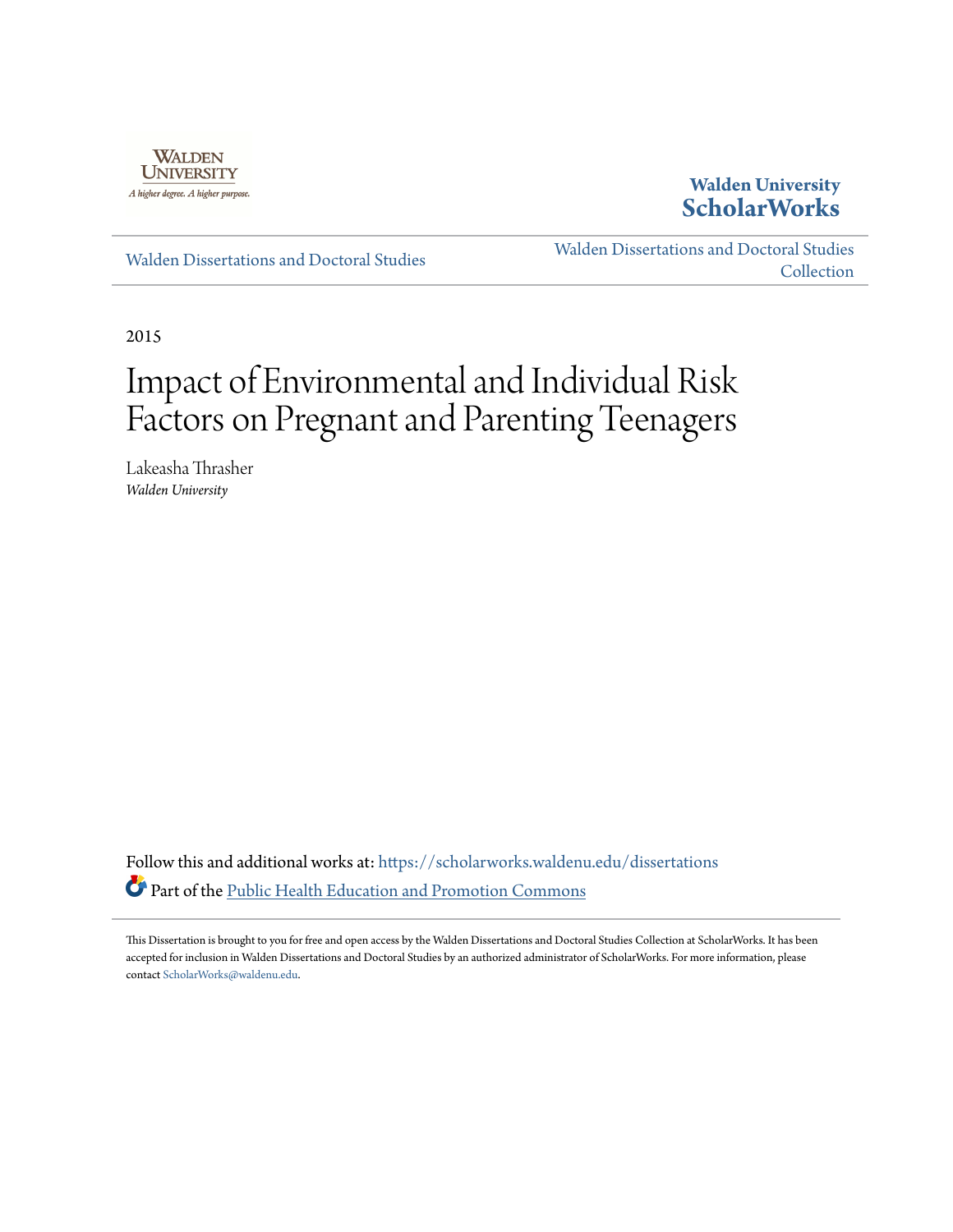Walden University ScholarWorks

Walden Dissertations and Doctoral Studies

Walden Dissertations and Doctoral Studies Collection

2015

# Impact of Environmental and Individual Risk Factors on Pregnant and Parenting Teenagers

Lakeasha Thrasher
*Walden University*

Follow this and additional works at: https://scholarworks.waldenu.edu/dissertations

Part of the Public Health Education and Promotion Commons

This Dissertation is brought to you for free and open access by the Walden Dissertations and Doctoral Studies Collection at ScholarWorks. It has been accepted for inclusion in Walden Dissertations and Doctoral Studies by an authorized administrator of ScholarWorks. For more information, please contact ScholarWorks@waldenu.edu.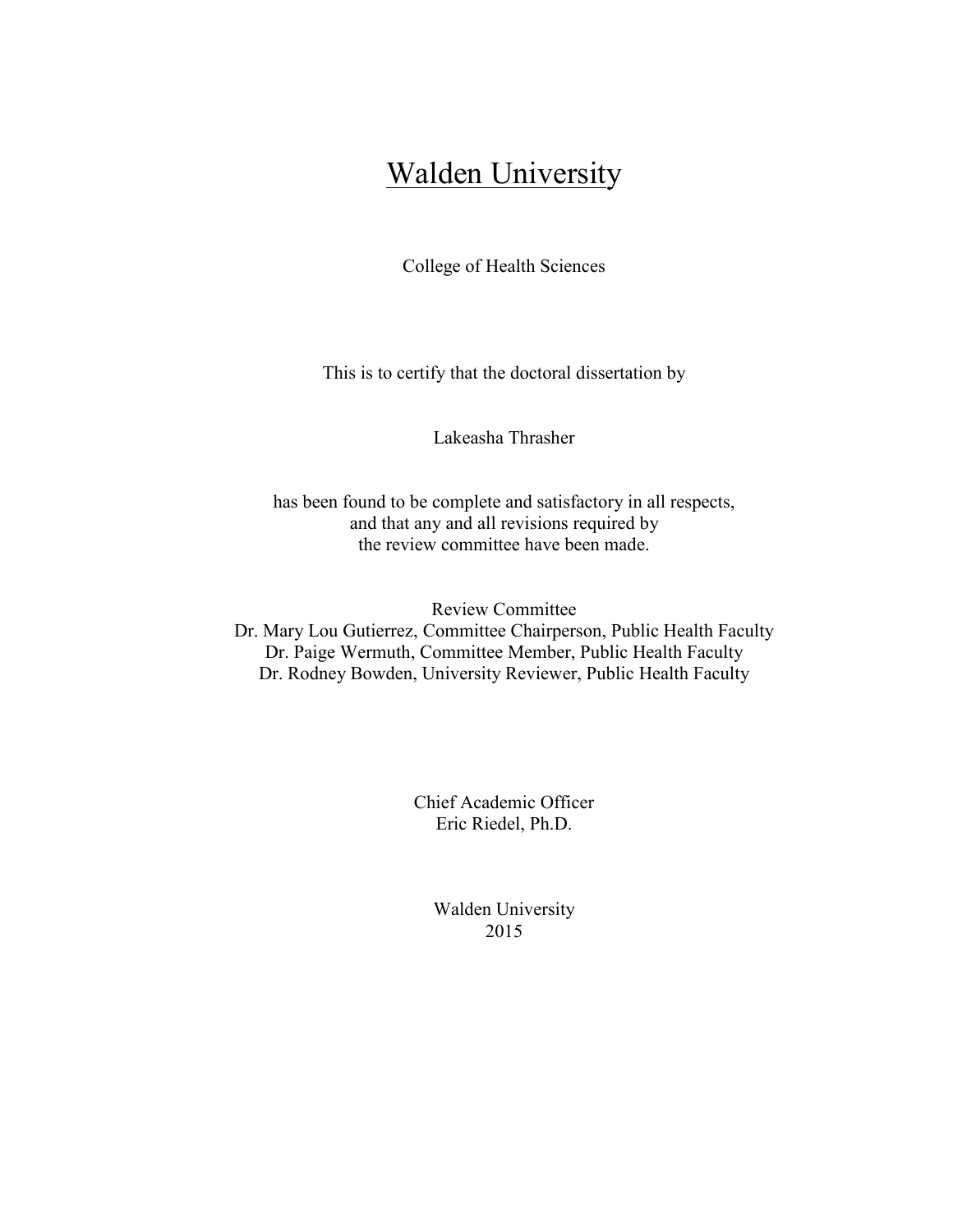# Walden University

College of Health Sciences

This is to certify that the doctoral dissertation by

Lakeasha Thrasher

has been found to be complete and satisfactory in all respects,
and that any and all revisions required by
the review committee have been made.

Review Committee
Dr. Mary Lou Gutierrez, Committee Chairperson, Public Health Faculty
Dr. Paige Wermuth, Committee Member, Public Health Faculty
Dr. Rodney Bowden, University Reviewer, Public Health Faculty

Chief Academic Officer
Eric Riedel, Ph.D.

Walden University
2015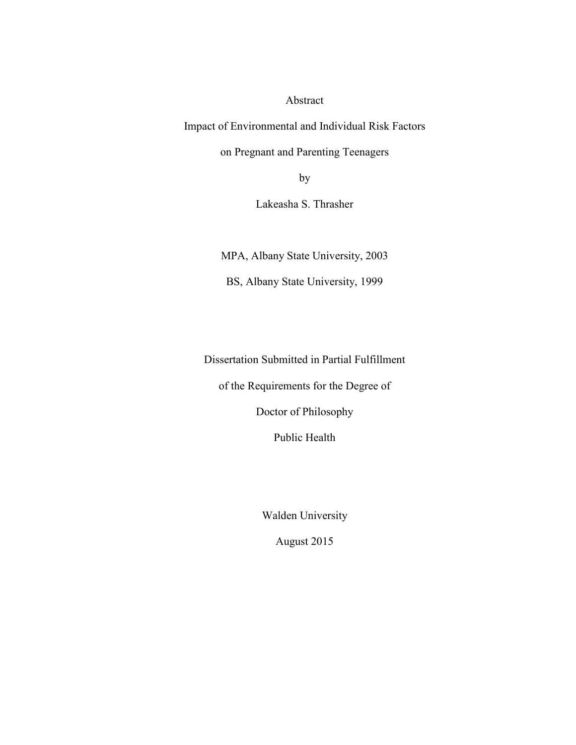Abstract

Impact of Environmental and Individual Risk Factors

on Pregnant and Parenting Teenagers

by

Lakeasha S. Thrasher

MPA, Albany State University, 2003

BS, Albany State University, 1999

Dissertation Submitted in Partial Fulfillment

of the Requirements for the Degree of

Doctor of Philosophy

Public Health

Walden University

August 2015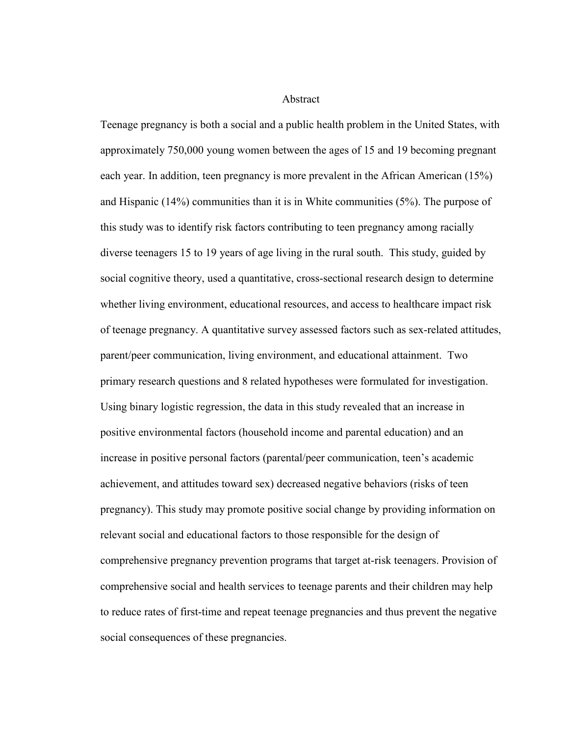# Abstract

Teenage pregnancy is both a social and a public health problem in the United States, with approximately 750,000 young women between the ages of 15 and 19 becoming pregnant each year. In addition, teen pregnancy is more prevalent in the African American (15%) and Hispanic (14%) communities than it is in White communities (5%). The purpose of this study was to identify risk factors contributing to teen pregnancy among racially diverse teenagers 15 to 19 years of age living in the rural south. This study, guided by social cognitive theory, used a quantitative, cross-sectional research design to determine whether living environment, educational resources, and access to healthcare impact risk of teenage pregnancy. A quantitative survey assessed factors such as sex-related attitudes, parent/peer communication, living environment, and educational attainment. Two primary research questions and 8 related hypotheses were formulated for investigation. Using binary logistic regression, the data in this study revealed that an increase in positive environmental factors (household income and parental education) and an increase in positive personal factors (parental/peer communication, teen's academic achievement, and attitudes toward sex) decreased negative behaviors (risks of teen pregnancy). This study may promote positive social change by providing information on relevant social and educational factors to those responsible for the design of comprehensive pregnancy prevention programs that target at-risk teenagers. Provision of comprehensive social and health services to teenage parents and their children may help to reduce rates of first-time and repeat teenage pregnancies and thus prevent the negative social consequences of these pregnancies.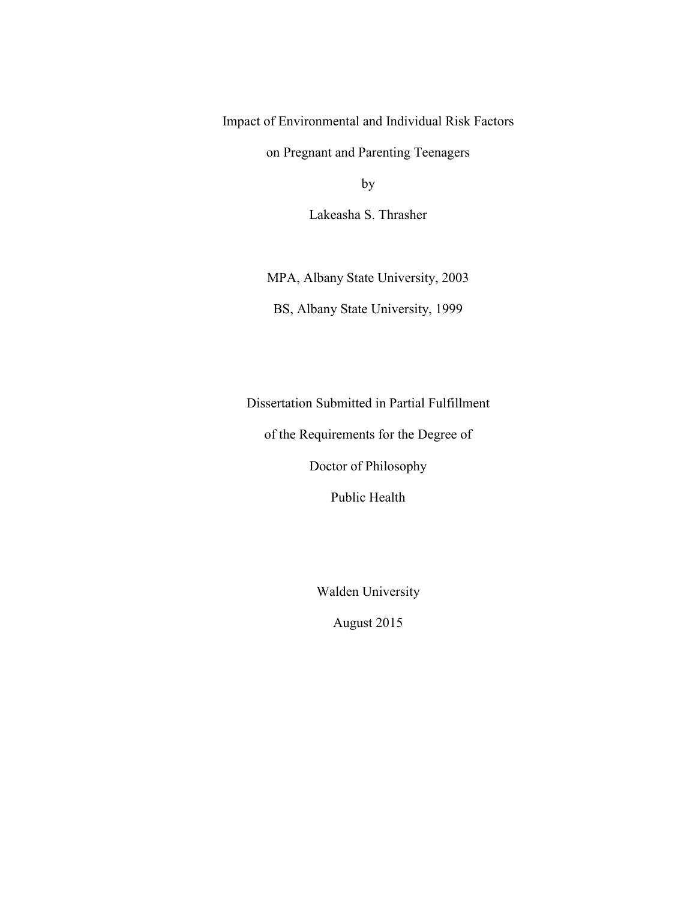Impact of Environmental and Individual Risk Factors

on Pregnant and Parenting Teenagers

by

Lakeasha S. Thrasher

MPA, Albany State University, 2003

BS, Albany State University, 1999

Dissertation Submitted in Partial Fulfillment

of the Requirements for the Degree of

Doctor of Philosophy

Public Health

Walden University

August 2015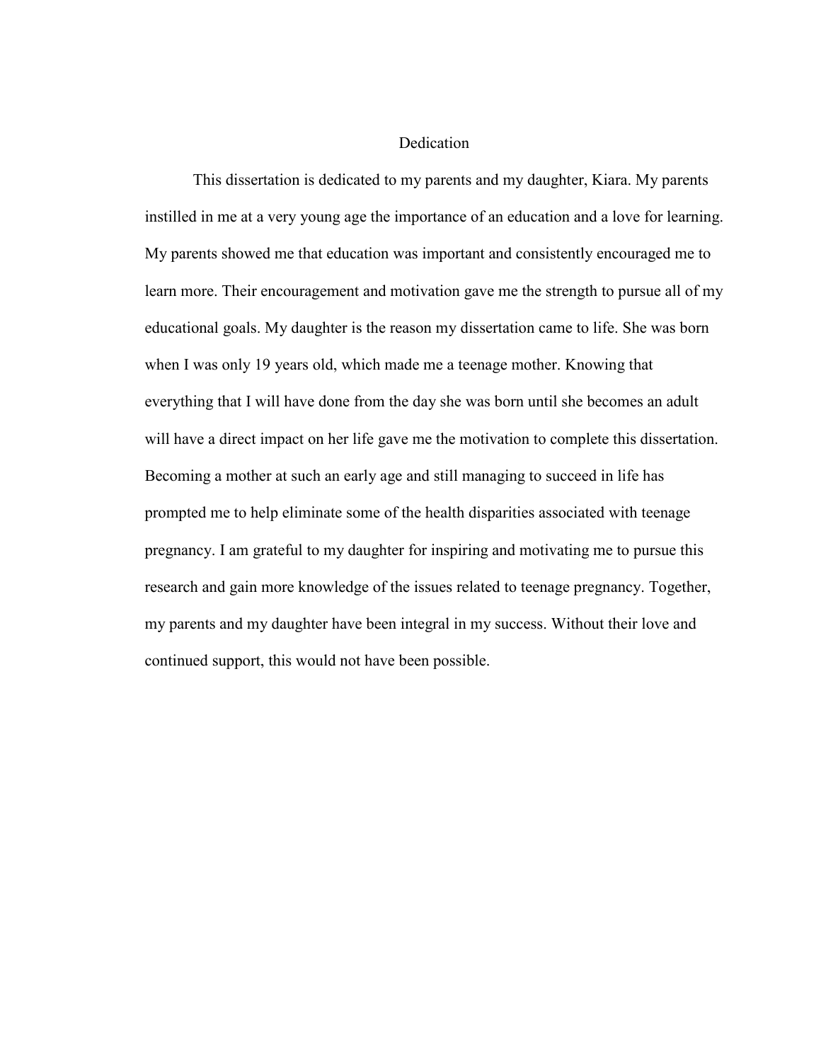# Dedication

This dissertation is dedicated to my parents and my daughter, Kiara. My parents instilled in me at a very young age the importance of an education and a love for learning. My parents showed me that education was important and consistently encouraged me to learn more. Their encouragement and motivation gave me the strength to pursue all of my educational goals. My daughter is the reason my dissertation came to life. She was born when I was only 19 years old, which made me a teenage mother. Knowing that everything that I will have done from the day she was born until she becomes an adult will have a direct impact on her life gave me the motivation to complete this dissertation. Becoming a mother at such an early age and still managing to succeed in life has prompted me to help eliminate some of the health disparities associated with teenage pregnancy. I am grateful to my daughter for inspiring and motivating me to pursue this research and gain more knowledge of the issues related to teenage pregnancy. Together, my parents and my daughter have been integral in my success. Without their love and continued support, this would not have been possible.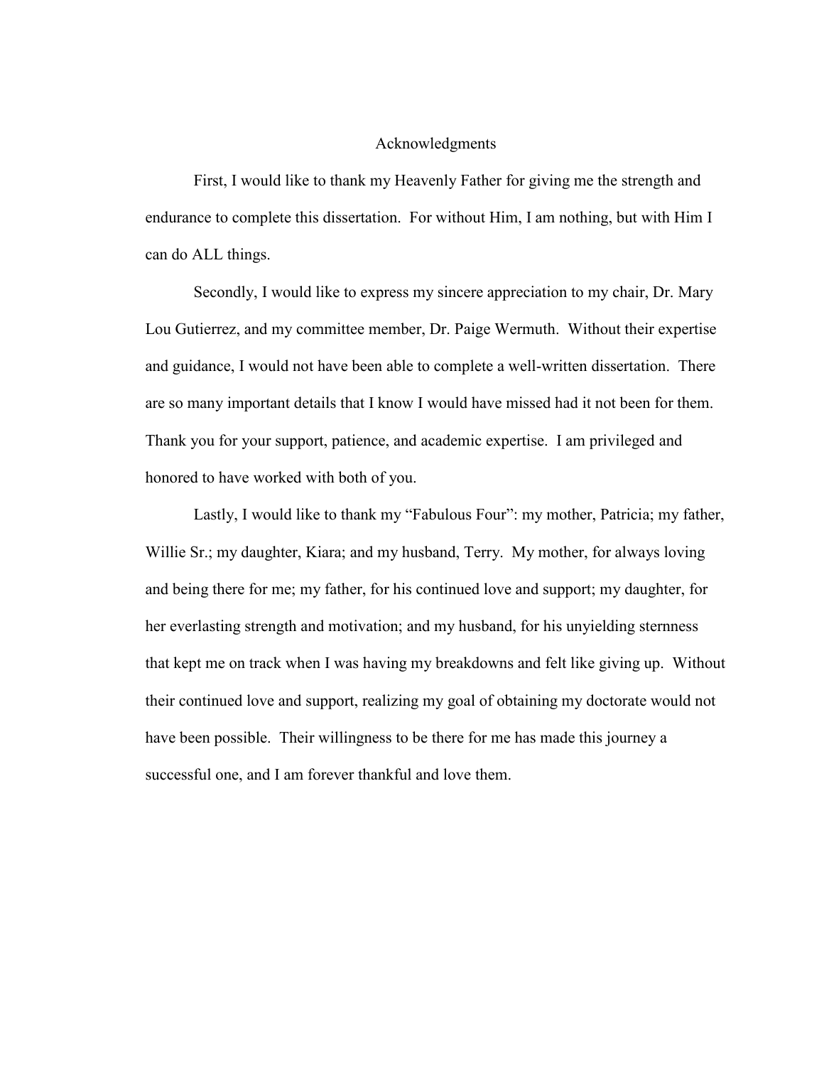# Acknowledgments

First, I would like to thank my Heavenly Father for giving me the strength and endurance to complete this dissertation. For without Him, I am nothing, but with Him I can do ALL things.

Secondly, I would like to express my sincere appreciation to my chair, Dr. Mary Lou Gutierrez, and my committee member, Dr. Paige Wermuth. Without their expertise and guidance, I would not have been able to complete a well-written dissertation. There are so many important details that I know I would have missed had it not been for them. Thank you for your support, patience, and academic expertise. I am privileged and honored to have worked with both of you.

Lastly, I would like to thank my "Fabulous Four": my mother, Patricia; my father, Willie Sr.; my daughter, Kiara; and my husband, Terry. My mother, for always loving and being there for me; my father, for his continued love and support; my daughter, for her everlasting strength and motivation; and my husband, for his unyielding sternness that kept me on track when I was having my breakdowns and felt like giving up. Without their continued love and support, realizing my goal of obtaining my doctorate would not have been possible. Their willingness to be there for me has made this journey a successful one, and I am forever thankful and love them.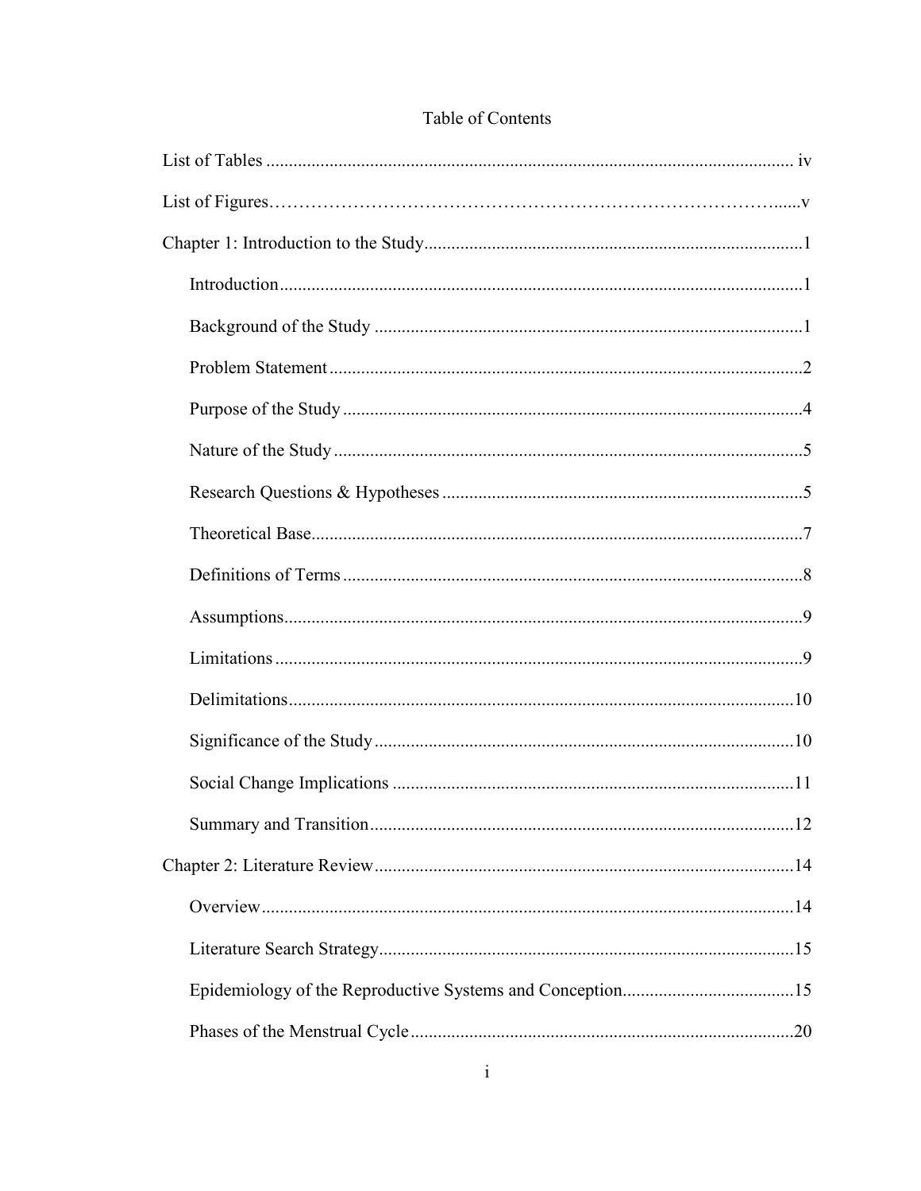# Table of Contents

List of Tables ..................................................................................................................... iv

List of Figures…………………………………………………………………………......v

Chapter 1: Introduction to the Study...................................................................................1

Introduction....................................................................................................................1

Background of the Study ...............................................................................................1

Problem Statement .........................................................................................................2

Purpose of the Study ......................................................................................................4

Nature of the Study ........................................................................................................5

Research Questions & Hypotheses .................................................................................5

Theoretical Base.............................................................................................................7

Definitions of Terms ......................................................................................................8

Assumptions...................................................................................................................9

Limitations .....................................................................................................................9

Delimitations................................................................................................................10

Significance of the Study .............................................................................................10

Social Change Implications .........................................................................................11

Summary and Transition..............................................................................................12

Chapter 2: Literature Review.............................................................................................14

Overview......................................................................................................................14

Literature Search Strategy.............................................................................................15

Epidemiology of the Reproductive Systems and Conception......................................15

Phases of the Menstrual Cycle .....................................................................................20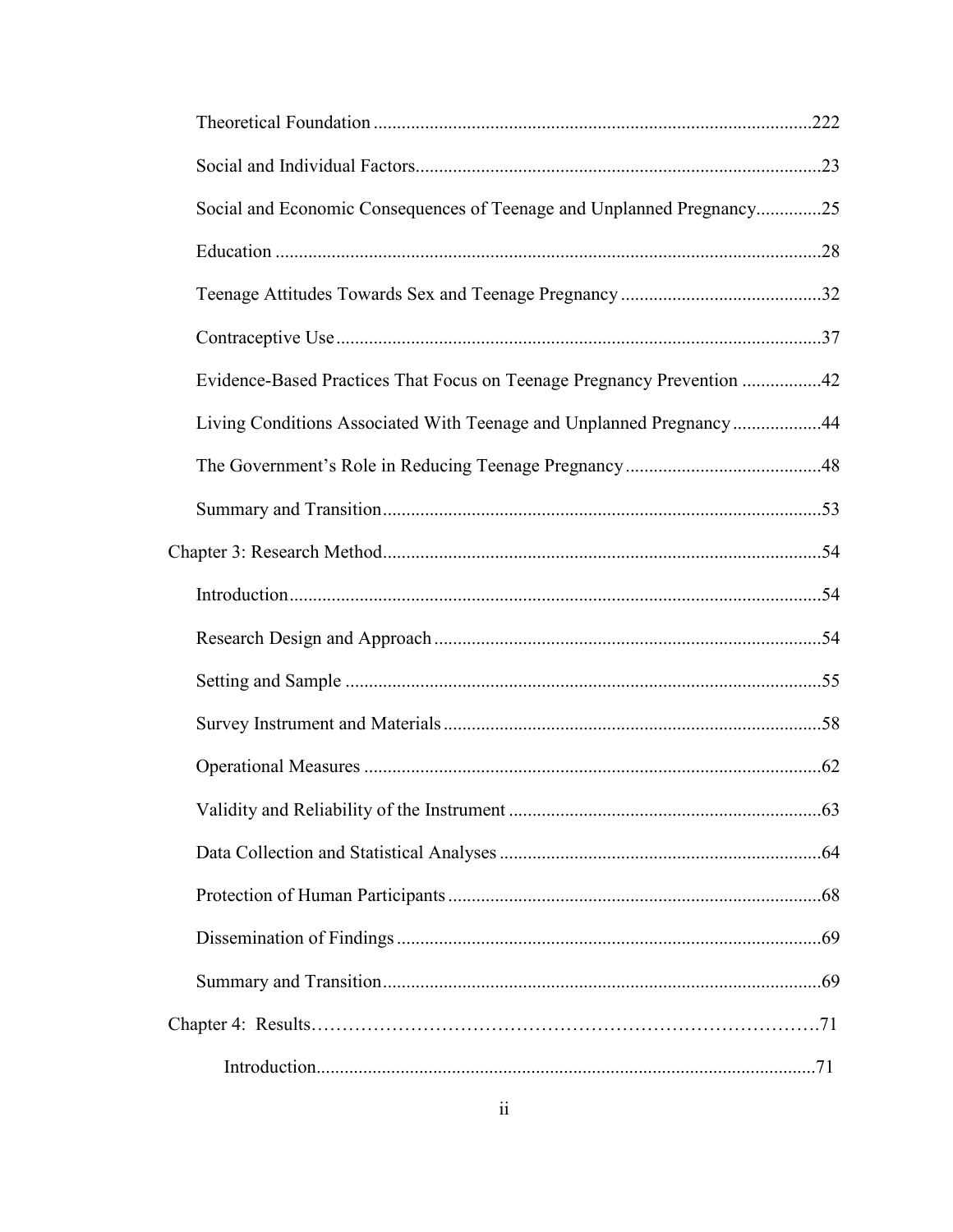Theoretical Foundation .....................................................................................222

Social and Individual Factors......................................................................................23

Social and Economic Consequences of Teenage and Unplanned Pregnancy..............25

Education ....................................................................................................................28

Teenage Attitudes Towards Sex and Teenage Pregnancy ...........................................32

Contraceptive Use.......................................................................................................37

Evidence-Based Practices That Focus on Teenage Pregnancy Prevention .................42

Living Conditions Associated With Teenage and Unplanned Pregnancy...................44

The Government's Role in Reducing Teenage Pregnancy..........................................48

Summary and Transition.............................................................................................53

Chapter 3: Research Method.............................................................................................54

Introduction.................................................................................................................54

Research Design and Approach ..................................................................................54

Setting and Sample .....................................................................................................55

Survey Instrument and Materials................................................................................58

Operational Measures .................................................................................................62

Validity and Reliability of the Instrument ..................................................................63

Data Collection and Statistical Analyses ....................................................................64

Protection of Human Participants ...............................................................................68

Dissemination of Findings..........................................................................................69

Summary and Transition.............................................................................................69

Chapter 4: Results……………………………………………………………………….71

Introduction..........................................................................................................71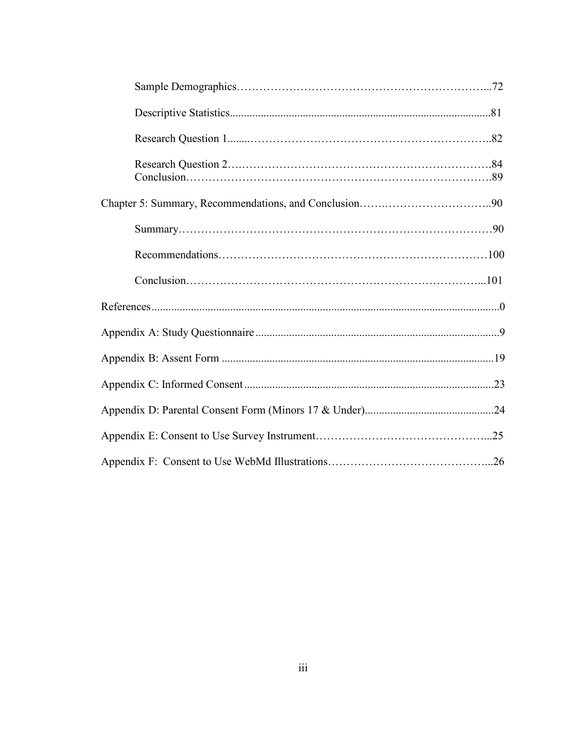Sample Demographics…………………………………………………………...72

Descriptive Statistics.........................................................................................81

Research Question 1.......…………………………………………………….82

Research Question 2…………………………………………………………….84
Conclusion……………………………………………………………………….89

Chapter 5: Summary, Recommendations, and Conclusion…….………………………..90

Summary……………………………………………………………………90

Recommendations………………………………………………………………100

Conclusion……………………………………………………………………...101

References.............................................................................................................................0

Appendix A: Study Questionnaire........................................................................................9

Appendix B: Assent Form ..................................................................................................19

Appendix C: Informed Consent..........................................................................................23

Appendix D: Parental Consent Form (Minors 17 & Under)..............................................24

Appendix E: Consent to Use Survey Instrument………………………………………...25

Appendix F: Consent to Use WebMd Illustrations……………………………………...26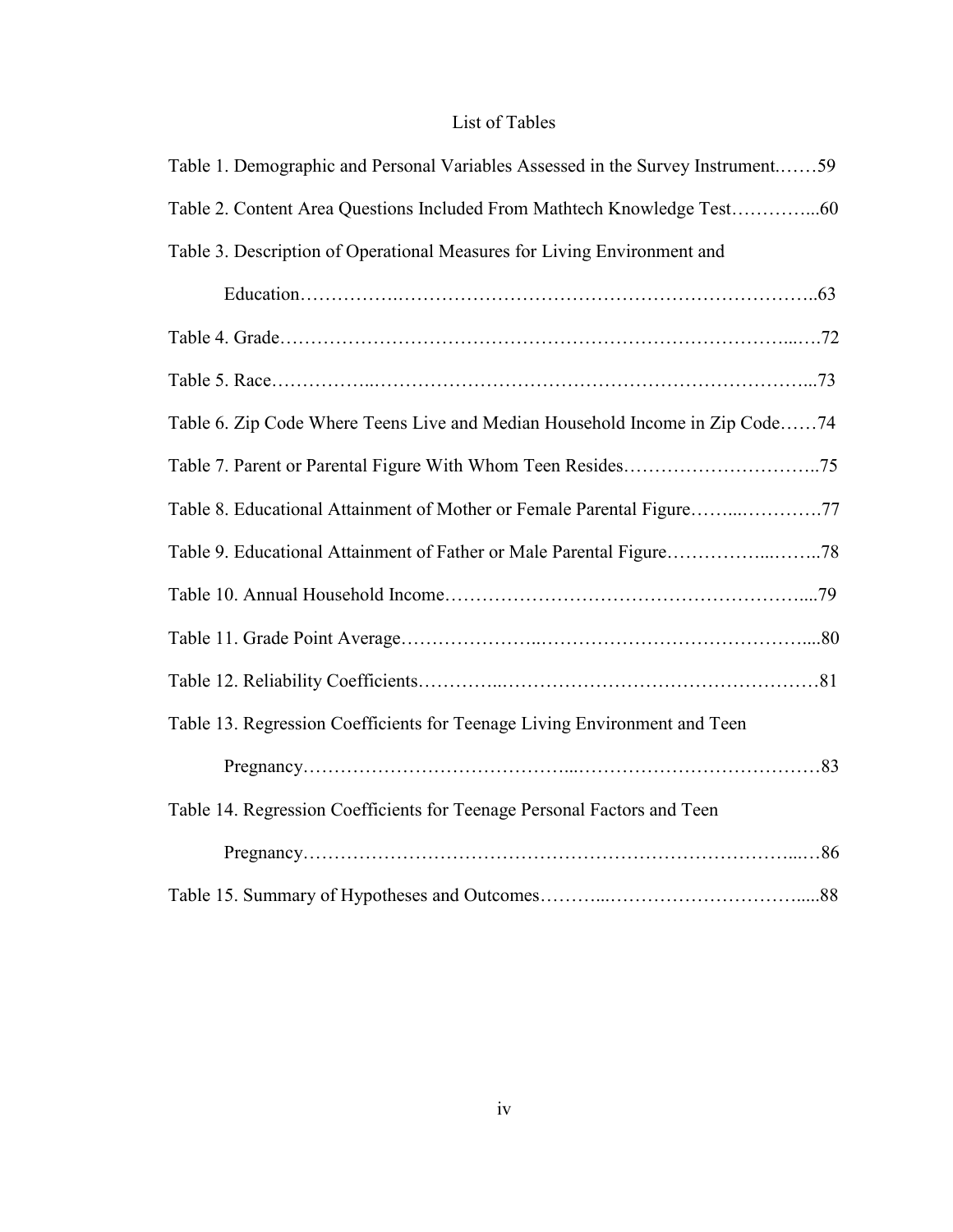# List of Tables

Table 1. Demographic and Personal Variables Assessed in the Survey Instrument.……59

Table 2. Content Area Questions Included From Mathtech Knowledge Test…………...60

Table 3. Description of Operational Measures for Living Environment and Education…………….……………………………………………………………..63

Table 4. Grade…………………………………………………………………...….72

Table 5. Race……………..…………………………………………………………...73

Table 6. Zip Code Where Teens Live and Median Household Income in Zip Code……74

Table 7. Parent or Parental Figure With Whom Teen Resides…………………………..75

Table 8. Educational Attainment of Mother or Female Parental Figure……...………….77

Table 9. Educational Attainment of Father or Male Parental Figure……………...……..78

Table 10. Annual Household Income…………………………………………………...79

Table 11. Grade Point Average…………………..……………………………………....80

Table 12. Reliability Coefficients…………...……………………….……………………81

Table 13. Regression Coefficients for Teenage Living Environment and Teen Pregnancy……………….……………………...…………………………………83

Table 14. Regression Coefficients for Teenage Personal Factors and Teen Pregnancy……………………………………………………………………...…86

Table 15. Summary of Hypotheses and Outcomes………...………………………….....88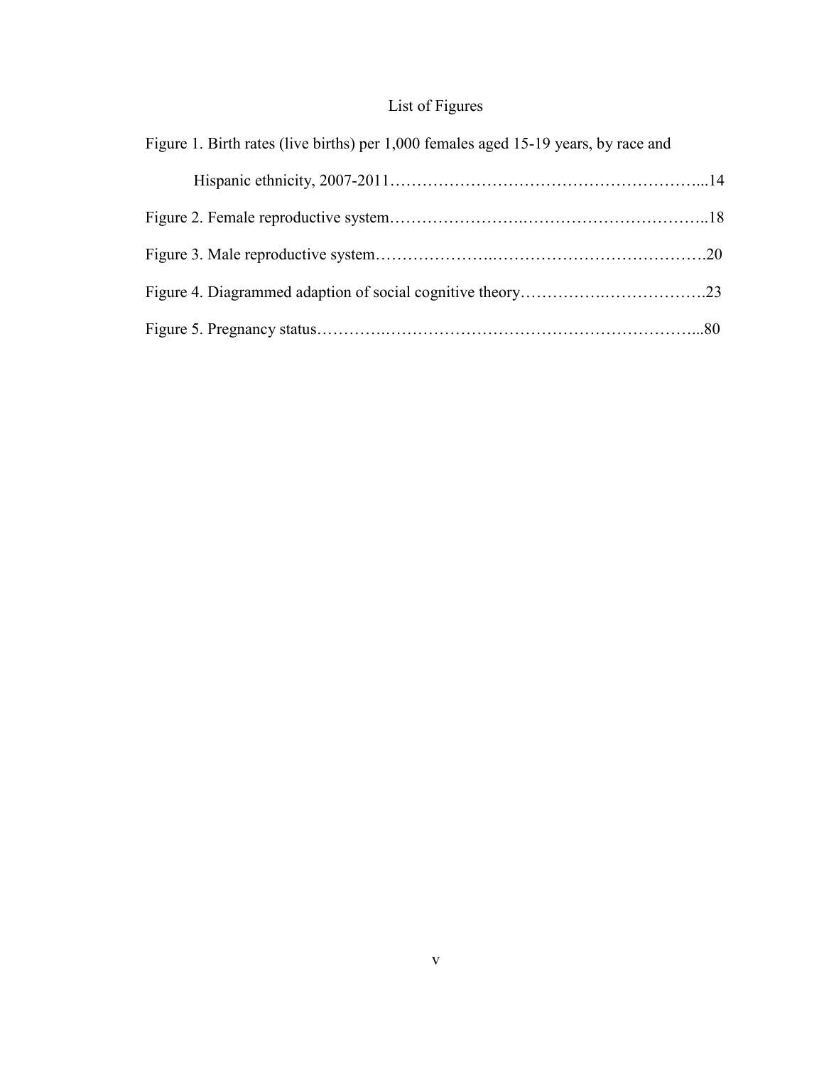# List of Figures

Figure 1. Birth rates (live births) per 1,000 females aged 15-19 years, by race and Hispanic ethnicity, 2007-2011.....................................................14

Figure 2. Female reproductive system.....................................................18

Figure 3. Male reproductive system.....................................................20

Figure 4. Diagrammed adaption of social cognitive theory.....................................................23

Figure 5. Pregnancy status.....................................................80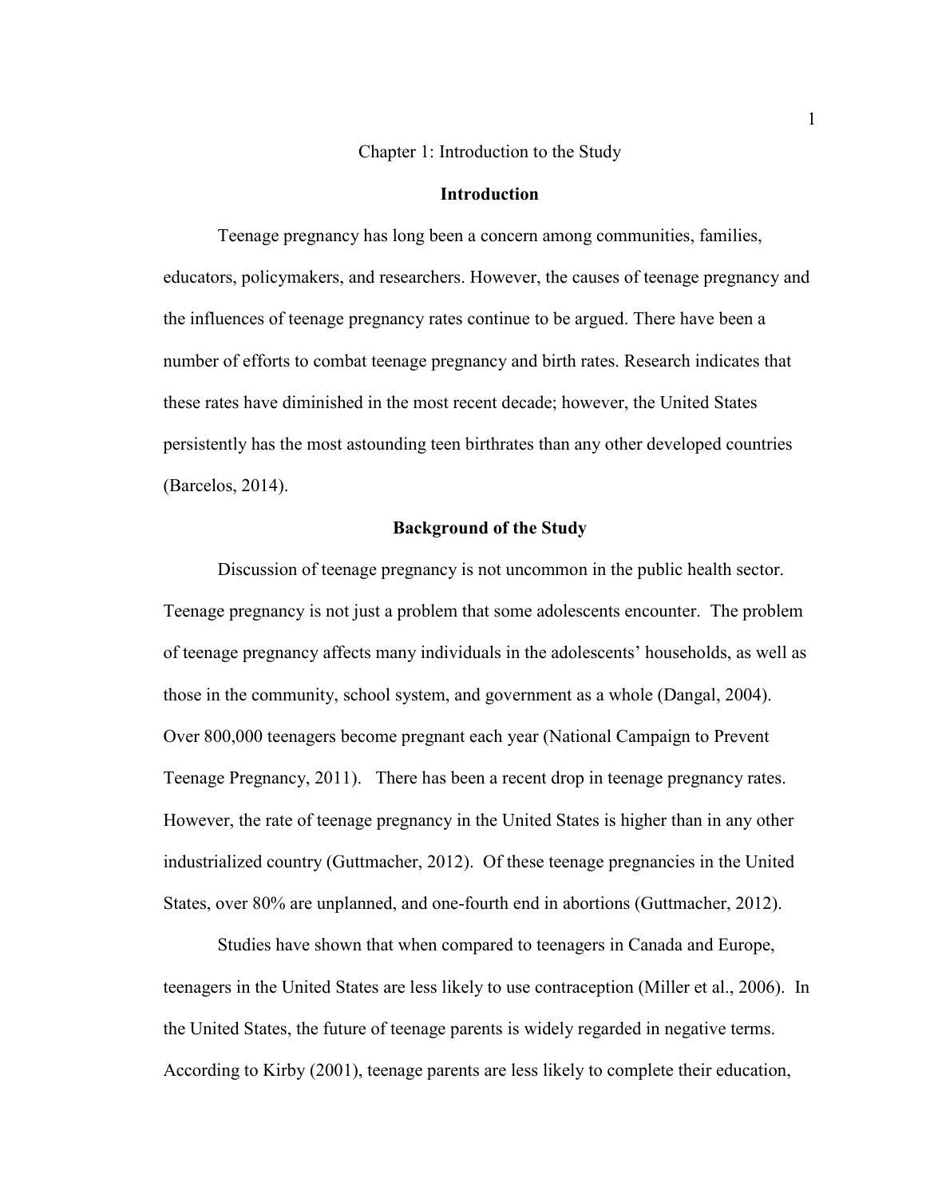# Chapter 1: Introduction to the Study

## Introduction

Teenage pregnancy has long been a concern among communities, families, educators, policymakers, and researchers. However, the causes of teenage pregnancy and the influences of teenage pregnancy rates continue to be argued. There have been a number of efforts to combat teenage pregnancy and birth rates. Research indicates that these rates have diminished in the most recent decade; however, the United States persistently has the most astounding teen birthrates than any other developed countries (Barcelos, 2014).

## Background of the Study

Discussion of teenage pregnancy is not uncommon in the public health sector. Teenage pregnancy is not just a problem that some adolescents encounter. The problem of teenage pregnancy affects many individuals in the adolescents' households, as well as those in the community, school system, and government as a whole (Dangal, 2004). Over 800,000 teenagers become pregnant each year (National Campaign to Prevent Teenage Pregnancy, 2011). There has been a recent drop in teenage pregnancy rates. However, the rate of teenage pregnancy in the United States is higher than in any other industrialized country (Guttmacher, 2012). Of these teenage pregnancies in the United States, over 80% are unplanned, and one-fourth end in abortions (Guttmacher, 2012).

Studies have shown that when compared to teenagers in Canada and Europe, teenagers in the United States are less likely to use contraception (Miller et al., 2006). In the United States, the future of teenage parents is widely regarded in negative terms. According to Kirby (2001), teenage parents are less likely to complete their education,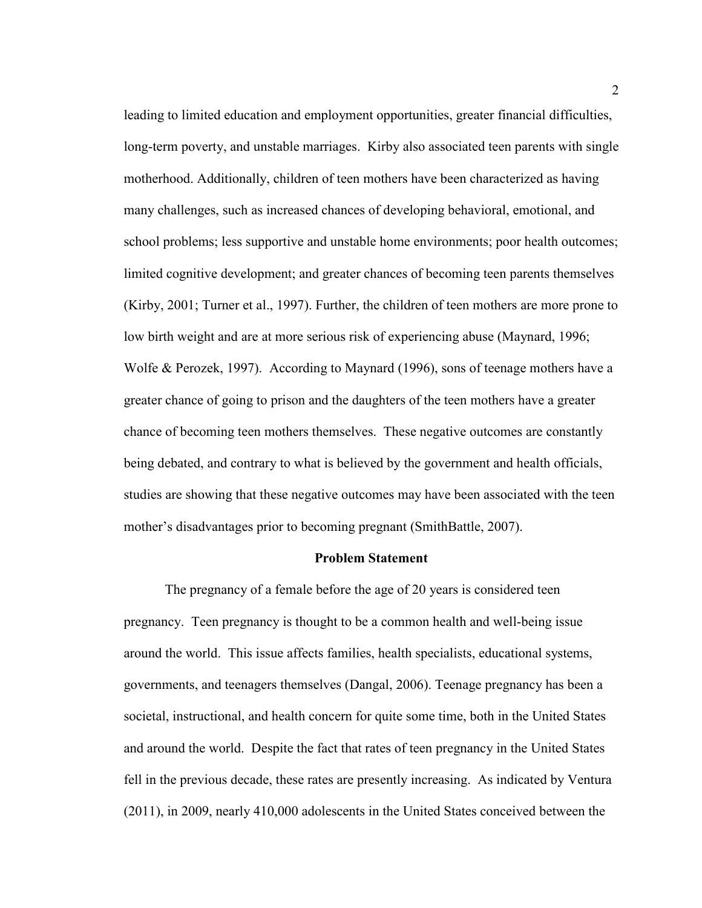leading to limited education and employment opportunities, greater financial difficulties, long-term poverty, and unstable marriages. Kirby also associated teen parents with single motherhood. Additionally, children of teen mothers have been characterized as having many challenges, such as increased chances of developing behavioral, emotional, and school problems; less supportive and unstable home environments; poor health outcomes; limited cognitive development; and greater chances of becoming teen parents themselves (Kirby, 2001; Turner et al., 1997). Further, the children of teen mothers are more prone to low birth weight and are at more serious risk of experiencing abuse (Maynard, 1996; Wolfe & Perozek, 1997). According to Maynard (1996), sons of teenage mothers have a greater chance of going to prison and the daughters of the teen mothers have a greater chance of becoming teen mothers themselves. These negative outcomes are constantly being debated, and contrary to what is believed by the government and health officials, studies are showing that these negative outcomes may have been associated with the teen mother's disadvantages prior to becoming pregnant (SmithBattle, 2007).

## Problem Statement

The pregnancy of a female before the age of 20 years is considered teen pregnancy. Teen pregnancy is thought to be a common health and well-being issue around the world. This issue affects families, health specialists, educational systems, governments, and teenagers themselves (Dangal, 2006). Teenage pregnancy has been a societal, instructional, and health concern for quite some time, both in the United States and around the world. Despite the fact that rates of teen pregnancy in the United States fell in the previous decade, these rates are presently increasing. As indicated by Ventura (2011), in 2009, nearly 410,000 adolescents in the United States conceived between the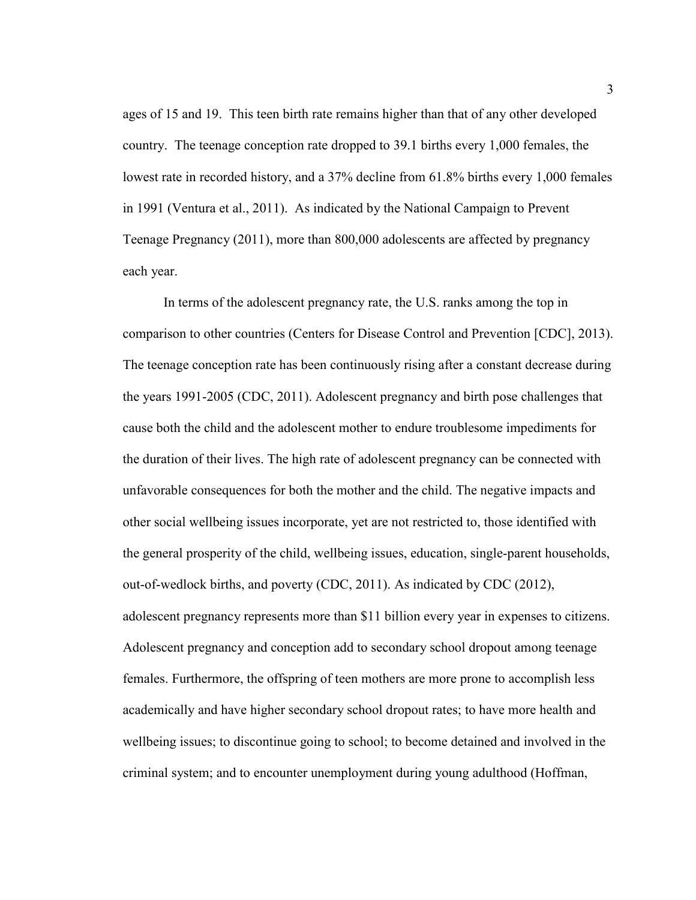ages of 15 and 19. This teen birth rate remains higher than that of any other developed country. The teenage conception rate dropped to 39.1 births every 1,000 females, the lowest rate in recorded history, and a 37% decline from 61.8% births every 1,000 females in 1991 (Ventura et al., 2011). As indicated by the National Campaign to Prevent Teenage Pregnancy (2011), more than 800,000 adolescents are affected by pregnancy each year.

In terms of the adolescent pregnancy rate, the U.S. ranks among the top in comparison to other countries (Centers for Disease Control and Prevention [CDC], 2013). The teenage conception rate has been continuously rising after a constant decrease during the years 1991-2005 (CDC, 2011). Adolescent pregnancy and birth pose challenges that cause both the child and the adolescent mother to endure troublesome impediments for the duration of their lives. The high rate of adolescent pregnancy can be connected with unfavorable consequences for both the mother and the child. The negative impacts and other social wellbeing issues incorporate, yet are not restricted to, those identified with the general prosperity of the child, wellbeing issues, education, single-parent households, out-of-wedlock births, and poverty (CDC, 2011). As indicated by CDC (2012), adolescent pregnancy represents more than $11 billion every year in expenses to citizens. Adolescent pregnancy and conception add to secondary school dropout among teenage females. Furthermore, the offspring of teen mothers are more prone to accomplish less academically and have higher secondary school dropout rates; to have more health and wellbeing issues; to discontinue going to school; to become detained and involved in the criminal system; and to encounter unemployment during young adulthood (Hoffman,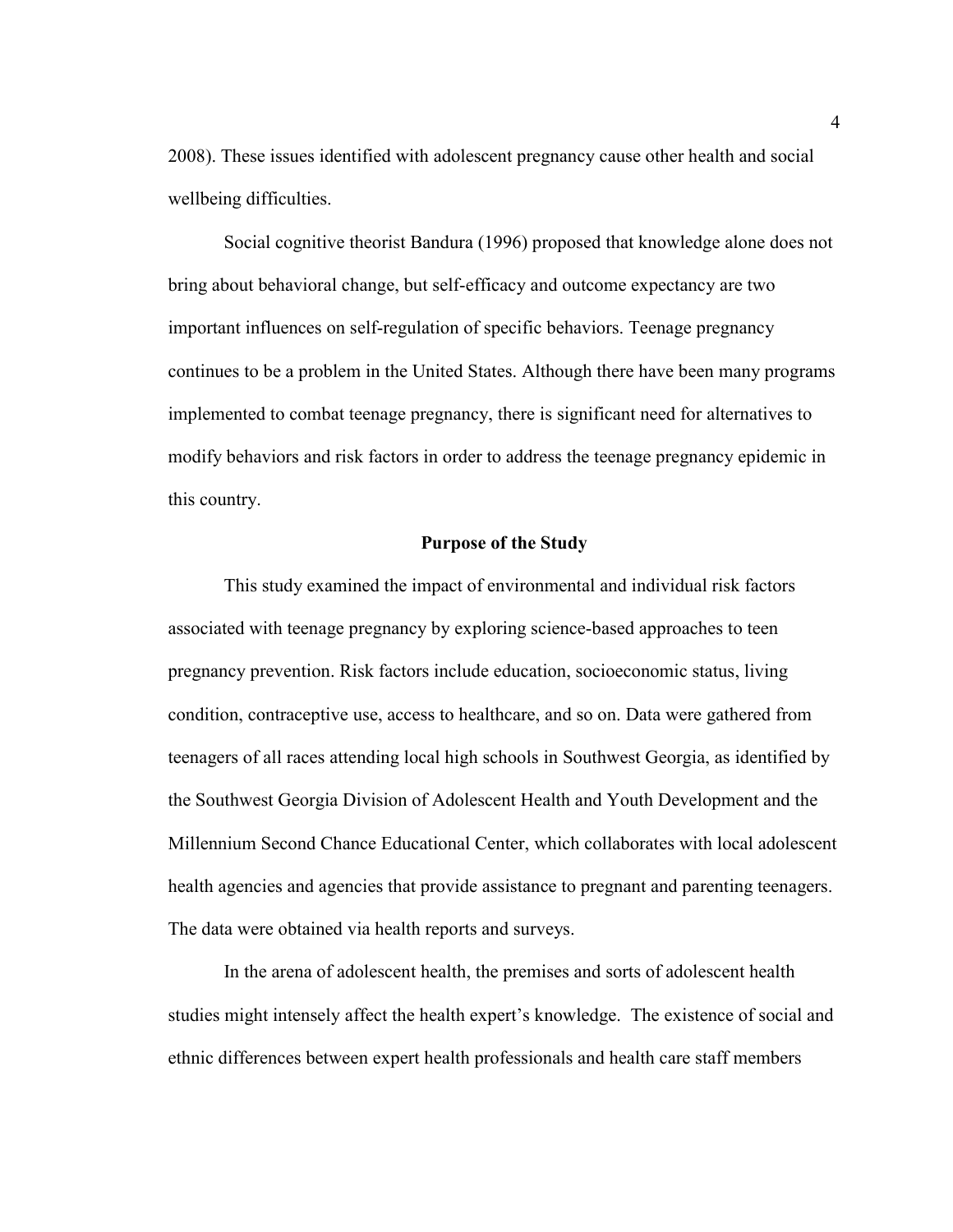2008). These issues identified with adolescent pregnancy cause other health and social wellbeing difficulties.

Social cognitive theorist Bandura (1996) proposed that knowledge alone does not bring about behavioral change, but self-efficacy and outcome expectancy are two important influences on self-regulation of specific behaviors. Teenage pregnancy continues to be a problem in the United States. Although there have been many programs implemented to combat teenage pregnancy, there is significant need for alternatives to modify behaviors and risk factors in order to address the teenage pregnancy epidemic in this country.

## Purpose of the Study

This study examined the impact of environmental and individual risk factors associated with teenage pregnancy by exploring science-based approaches to teen pregnancy prevention. Risk factors include education, socioeconomic status, living condition, contraceptive use, access to healthcare, and so on. Data were gathered from teenagers of all races attending local high schools in Southwest Georgia, as identified by the Southwest Georgia Division of Adolescent Health and Youth Development and the Millennium Second Chance Educational Center, which collaborates with local adolescent health agencies and agencies that provide assistance to pregnant and parenting teenagers. The data were obtained via health reports and surveys.

In the arena of adolescent health, the premises and sorts of adolescent health studies might intensely affect the health expert's knowledge. The existence of social and ethnic differences between expert health professionals and health care staff members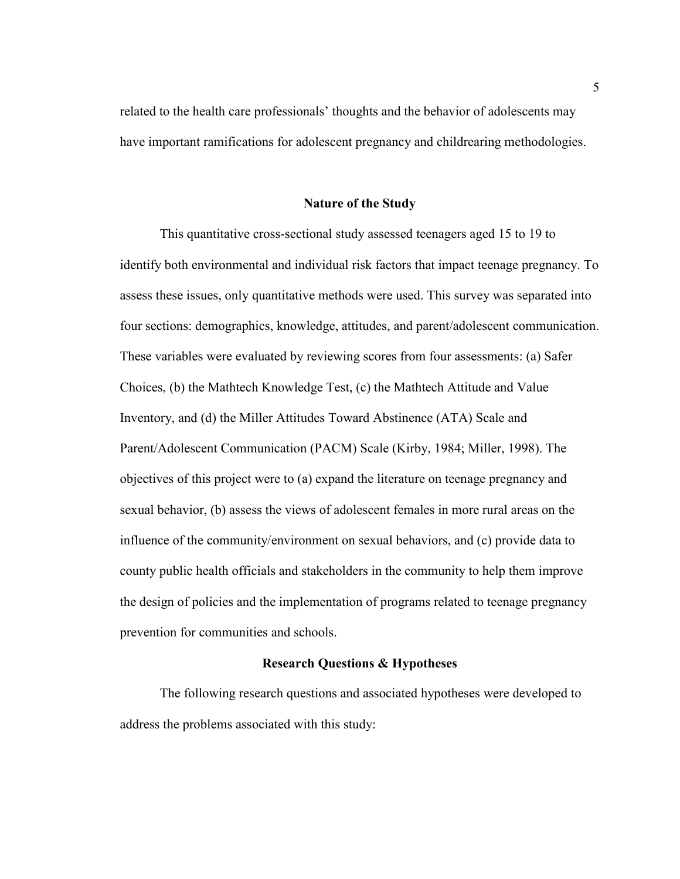related to the health care professionals' thoughts and the behavior of adolescents may have important ramifications for adolescent pregnancy and childrearing methodologies.

## Nature of the Study

This quantitative cross-sectional study assessed teenagers aged 15 to 19 to identify both environmental and individual risk factors that impact teenage pregnancy. To assess these issues, only quantitative methods were used. This survey was separated into four sections: demographics, knowledge, attitudes, and parent/adolescent communication. These variables were evaluated by reviewing scores from four assessments: (a) Safer Choices, (b) the Mathtech Knowledge Test, (c) the Mathtech Attitude and Value Inventory, and (d) the Miller Attitudes Toward Abstinence (ATA) Scale and Parent/Adolescent Communication (PACM) Scale (Kirby, 1984; Miller, 1998). The objectives of this project were to (a) expand the literature on teenage pregnancy and sexual behavior, (b) assess the views of adolescent females in more rural areas on the influence of the community/environment on sexual behaviors, and (c) provide data to county public health officials and stakeholders in the community to help them improve the design of policies and the implementation of programs related to teenage pregnancy prevention for communities and schools.

## Research Questions & Hypotheses

The following research questions and associated hypotheses were developed to address the problems associated with this study: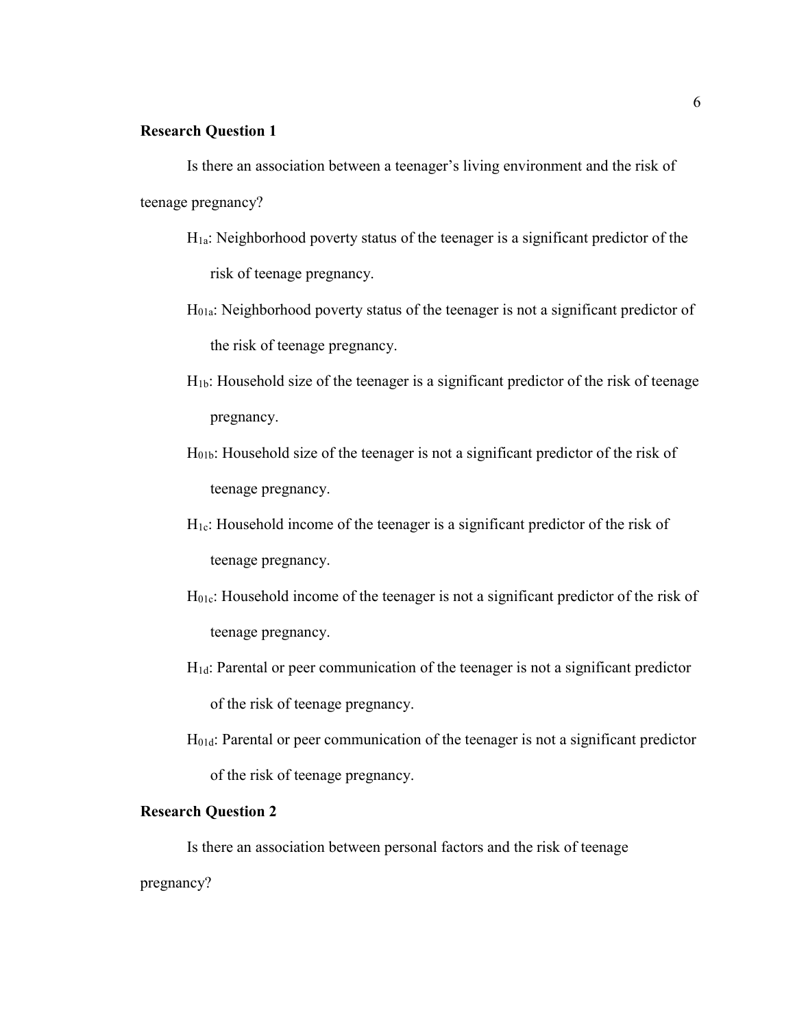**Research Question 1**

Is there an association between a teenager's living environment and the risk of teenage pregnancy?

$H_{1a}$: Neighborhood poverty status of the teenager is a significant predictor of the risk of teenage pregnancy.

$H_{01a}$: Neighborhood poverty status of the teenager is not a significant predictor of the risk of teenage pregnancy.

$H_{1b}$: Household size of the teenager is a significant predictor of the risk of teenage pregnancy.

$H_{01b}$: Household size of the teenager is not a significant predictor of the risk of teenage pregnancy.

$H_{1c}$: Household income of the teenager is a significant predictor of the risk of teenage pregnancy.

$H_{01c}$: Household income of the teenager is not a significant predictor of the risk of teenage pregnancy.

$H_{1d}$: Parental or peer communication of the teenager is not a significant predictor of the risk of teenage pregnancy.

$H_{01d}$: Parental or peer communication of the teenager is not a significant predictor of the risk of teenage pregnancy.

**Research Question 2**

Is there an association between personal factors and the risk of teenage pregnancy?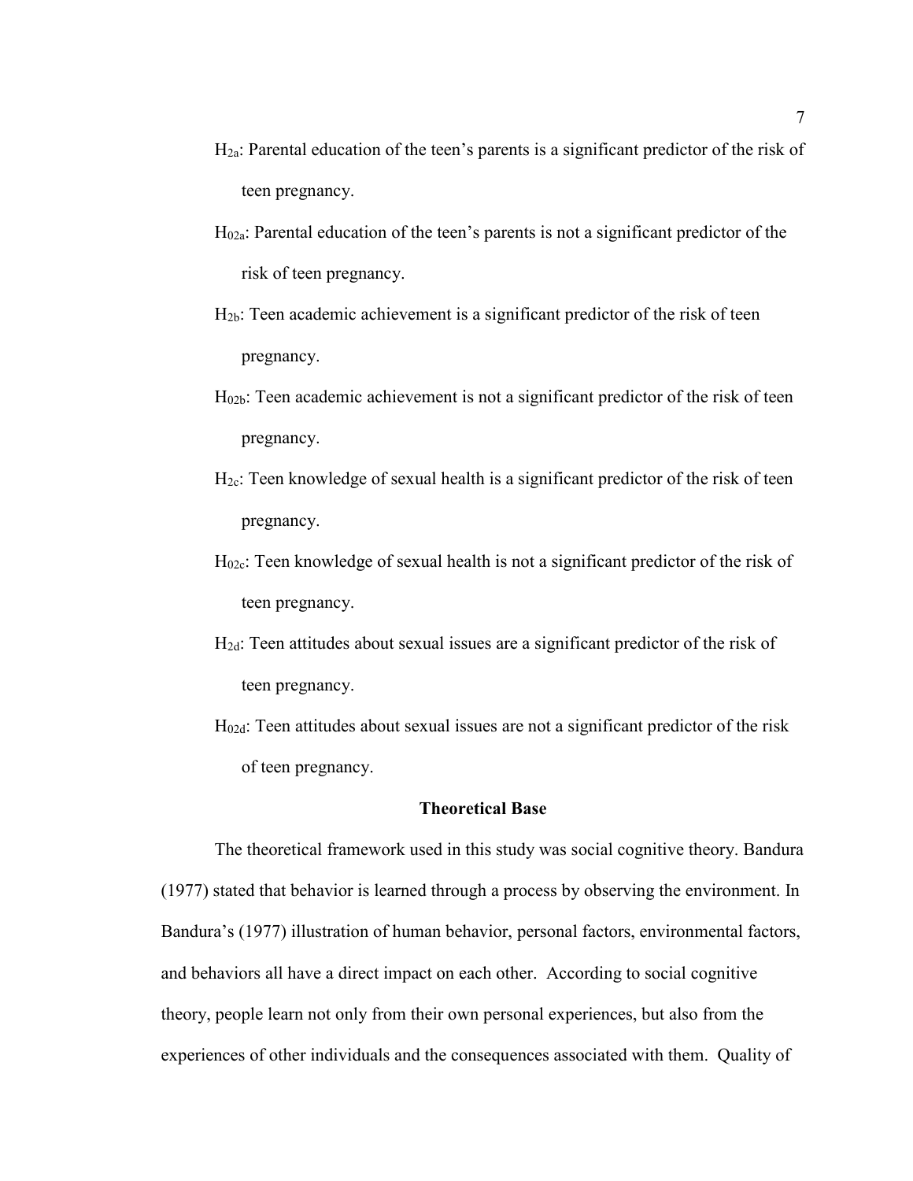$H_{2a}$: Parental education of the teen's parents is a significant predictor of the risk of teen pregnancy.

$H_{02a}$: Parental education of the teen's parents is not a significant predictor of the risk of teen pregnancy.

$H_{2b}$: Teen academic achievement is a significant predictor of the risk of teen pregnancy.

$H_{02b}$: Teen academic achievement is not a significant predictor of the risk of teen pregnancy.

$H_{2c}$: Teen knowledge of sexual health is a significant predictor of the risk of teen pregnancy.

$H_{02c}$: Teen knowledge of sexual health is not a significant predictor of the risk of teen pregnancy.

$H_{2d}$: Teen attitudes about sexual issues are a significant predictor of the risk of teen pregnancy.

$H_{02d}$: Teen attitudes about sexual issues are not a significant predictor of the risk of teen pregnancy.

## Theoretical Base

The theoretical framework used in this study was social cognitive theory. Bandura (1977) stated that behavior is learned through a process by observing the environment. In Bandura's (1977) illustration of human behavior, personal factors, environmental factors, and behaviors all have a direct impact on each other. According to social cognitive theory, people learn not only from their own personal experiences, but also from the experiences of other individuals and the consequences associated with them. Quality of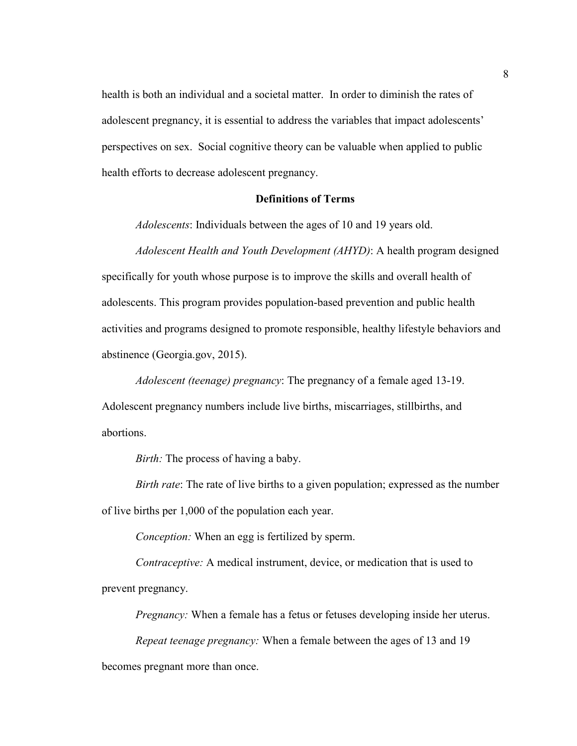health is both an individual and a societal matter. In order to diminish the rates of adolescent pregnancy, it is essential to address the variables that impact adolescents' perspectives on sex. Social cognitive theory can be valuable when applied to public health efforts to decrease adolescent pregnancy.

## Definitions of Terms

*Adolescents*: Individuals between the ages of 10 and 19 years old.

*Adolescent Health and Youth Development (AHYD)*: A health program designed specifically for youth whose purpose is to improve the skills and overall health of adolescents. This program provides population-based prevention and public health activities and programs designed to promote responsible, healthy lifestyle behaviors and abstinence (Georgia.gov, 2015).

*Adolescent (teenage) pregnancy*: The pregnancy of a female aged 13-19. Adolescent pregnancy numbers include live births, miscarriages, stillbirths, and abortions.

*Birth:* The process of having a baby.

*Birth rate*: The rate of live births to a given population; expressed as the number of live births per 1,000 of the population each year.

*Conception:* When an egg is fertilized by sperm.

*Contraceptive:* A medical instrument, device, or medication that is used to prevent pregnancy.

*Pregnancy:* When a female has a fetus or fetuses developing inside her uterus.

*Repeat teenage pregnancy:* When a female between the ages of 13 and 19 becomes pregnant more than once.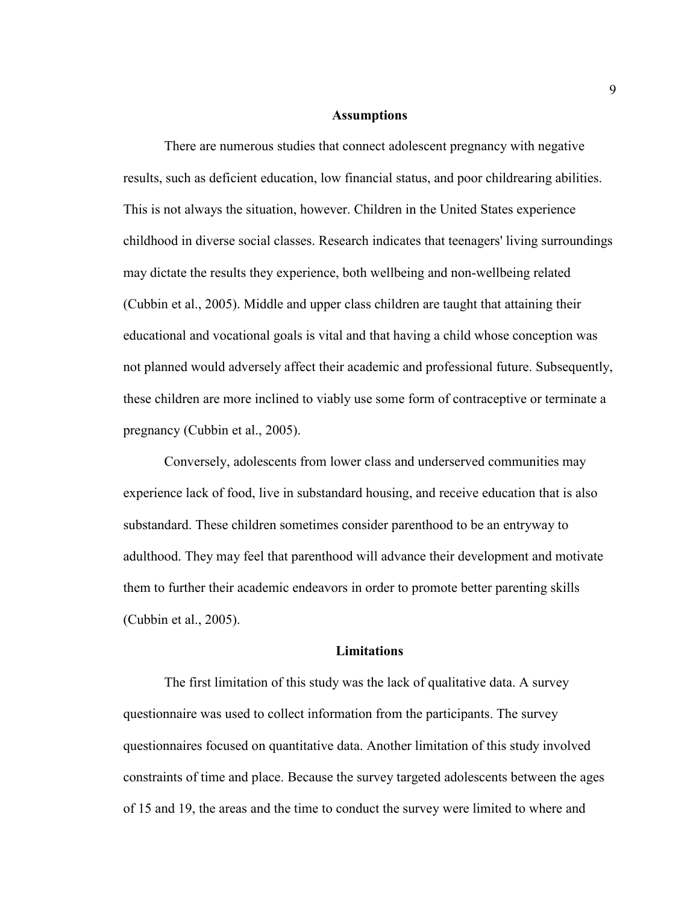## Assumptions

There are numerous studies that connect adolescent pregnancy with negative results, such as deficient education, low financial status, and poor childrearing abilities. This is not always the situation, however. Children in the United States experience childhood in diverse social classes. Research indicates that teenagers' living surroundings may dictate the results they experience, both wellbeing and non-wellbeing related (Cubbin et al., 2005). Middle and upper class children are taught that attaining their educational and vocational goals is vital and that having a child whose conception was not planned would adversely affect their academic and professional future. Subsequently, these children are more inclined to viably use some form of contraceptive or terminate a pregnancy (Cubbin et al., 2005).

Conversely, adolescents from lower class and underserved communities may experience lack of food, live in substandard housing, and receive education that is also substandard. These children sometimes consider parenthood to be an entryway to adulthood. They may feel that parenthood will advance their development and motivate them to further their academic endeavors in order to promote better parenting skills (Cubbin et al., 2005).

## Limitations

The first limitation of this study was the lack of qualitative data. A survey questionnaire was used to collect information from the participants. The survey questionnaires focused on quantitative data. Another limitation of this study involved constraints of time and place. Because the survey targeted adolescents between the ages of 15 and 19, the areas and the time to conduct the survey were limited to where and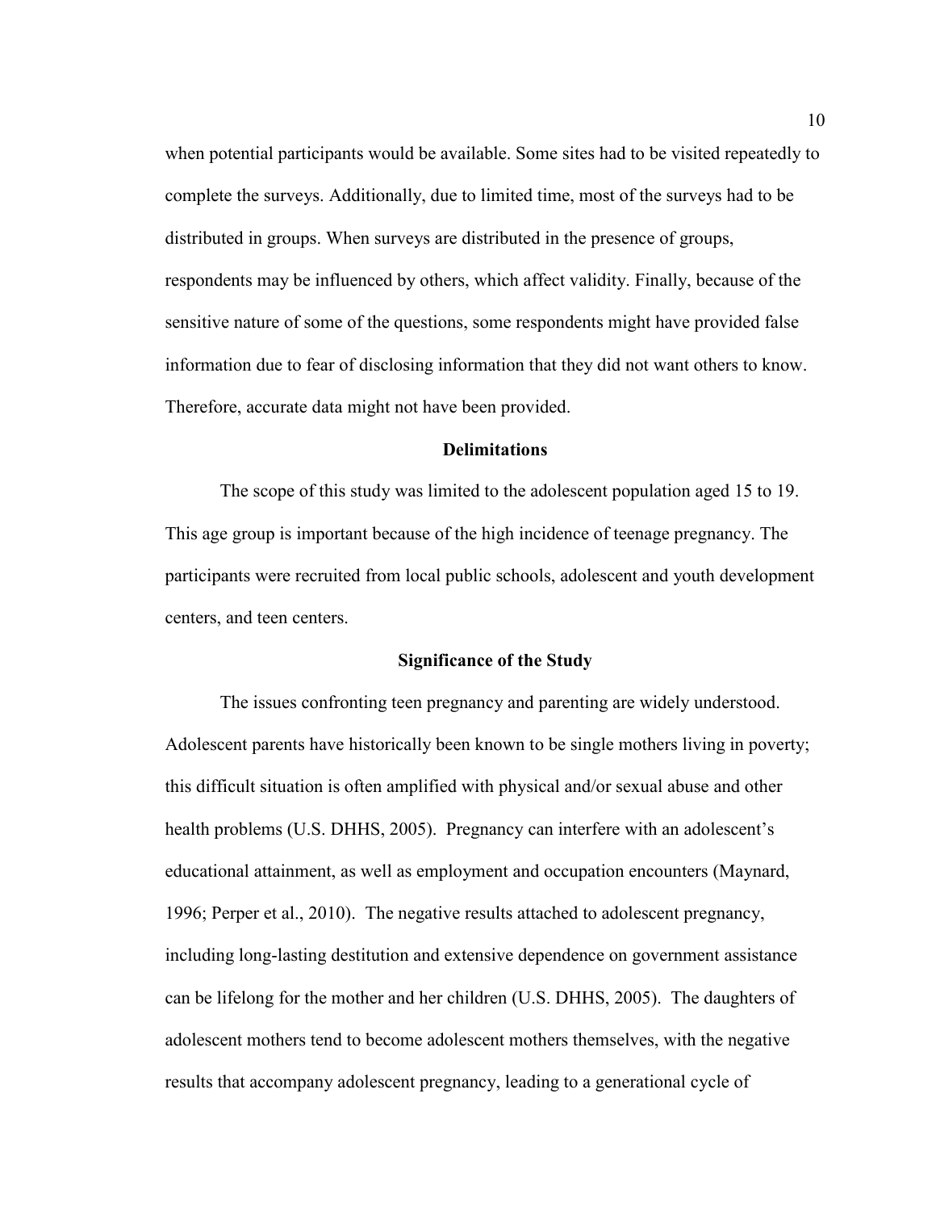when potential participants would be available. Some sites had to be visited repeatedly to complete the surveys. Additionally, due to limited time, most of the surveys had to be distributed in groups. When surveys are distributed in the presence of groups, respondents may be influenced by others, which affect validity. Finally, because of the sensitive nature of some of the questions, some respondents might have provided false information due to fear of disclosing information that they did not want others to know. Therefore, accurate data might not have been provided.

## Delimitations

The scope of this study was limited to the adolescent population aged 15 to 19. This age group is important because of the high incidence of teenage pregnancy. The participants were recruited from local public schools, adolescent and youth development centers, and teen centers.

## Significance of the Study

The issues confronting teen pregnancy and parenting are widely understood. Adolescent parents have historically been known to be single mothers living in poverty; this difficult situation is often amplified with physical and/or sexual abuse and other health problems (U.S. DHHS, 2005). Pregnancy can interfere with an adolescent's educational attainment, as well as employment and occupation encounters (Maynard, 1996; Perper et al., 2010). The negative results attached to adolescent pregnancy, including long-lasting destitution and extensive dependence on government assistance can be lifelong for the mother and her children (U.S. DHHS, 2005). The daughters of adolescent mothers tend to become adolescent mothers themselves, with the negative results that accompany adolescent pregnancy, leading to a generational cycle of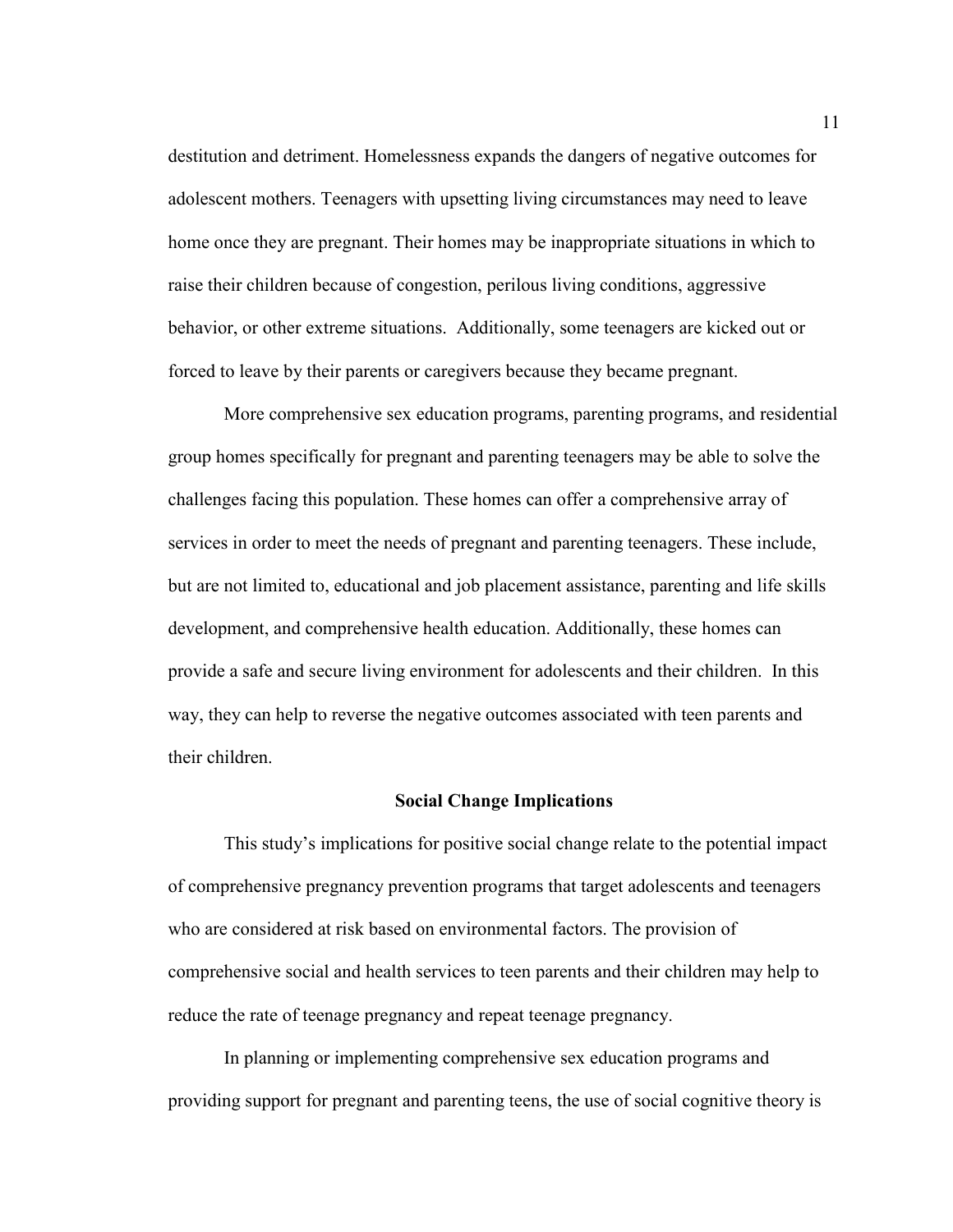destitution and detriment. Homelessness expands the dangers of negative outcomes for adolescent mothers. Teenagers with upsetting living circumstances may need to leave home once they are pregnant. Their homes may be inappropriate situations in which to raise their children because of congestion, perilous living conditions, aggressive behavior, or other extreme situations. Additionally, some teenagers are kicked out or forced to leave by their parents or caregivers because they became pregnant.

More comprehensive sex education programs, parenting programs, and residential group homes specifically for pregnant and parenting teenagers may be able to solve the challenges facing this population. These homes can offer a comprehensive array of services in order to meet the needs of pregnant and parenting teenagers. These include, but are not limited to, educational and job placement assistance, parenting and life skills development, and comprehensive health education. Additionally, these homes can provide a safe and secure living environment for adolescents and their children. In this way, they can help to reverse the negative outcomes associated with teen parents and their children.

## Social Change Implications

This study's implications for positive social change relate to the potential impact of comprehensive pregnancy prevention programs that target adolescents and teenagers who are considered at risk based on environmental factors. The provision of comprehensive social and health services to teen parents and their children may help to reduce the rate of teenage pregnancy and repeat teenage pregnancy.

In planning or implementing comprehensive sex education programs and providing support for pregnant and parenting teens, the use of social cognitive theory is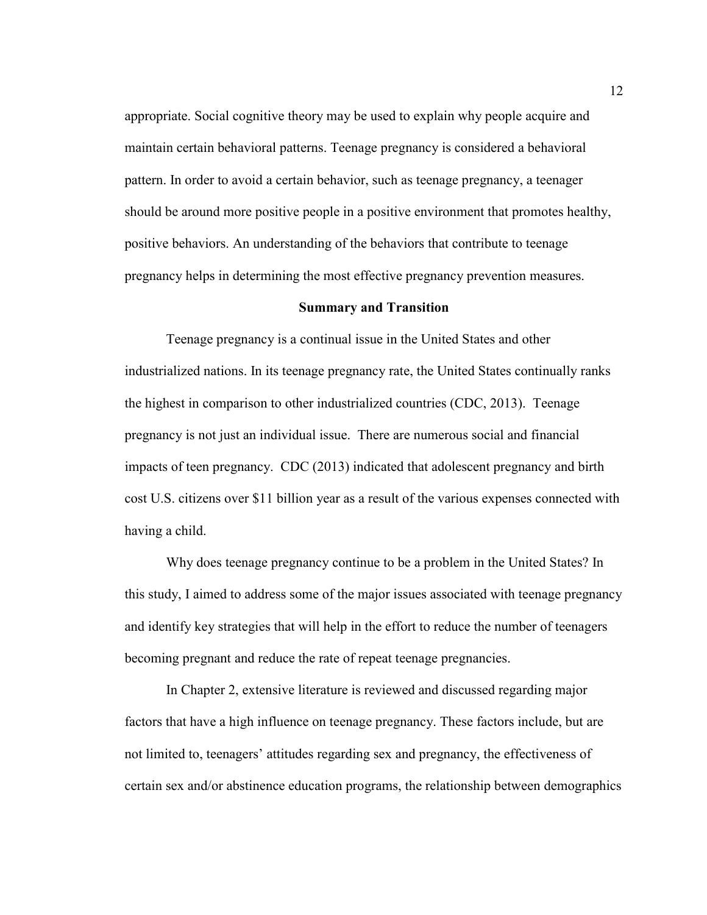appropriate. Social cognitive theory may be used to explain why people acquire and maintain certain behavioral patterns. Teenage pregnancy is considered a behavioral pattern. In order to avoid a certain behavior, such as teenage pregnancy, a teenager should be around more positive people in a positive environment that promotes healthy, positive behaviors. An understanding of the behaviors that contribute to teenage pregnancy helps in determining the most effective pregnancy prevention measures.

## Summary and Transition

Teenage pregnancy is a continual issue in the United States and other industrialized nations. In its teenage pregnancy rate, the United States continually ranks the highest in comparison to other industrialized countries (CDC, 2013). Teenage pregnancy is not just an individual issue. There are numerous social and financial impacts of teen pregnancy. CDC (2013) indicated that adolescent pregnancy and birth cost U.S. citizens over $11 billion year as a result of the various expenses connected with having a child.

Why does teenage pregnancy continue to be a problem in the United States? In this study, I aimed to address some of the major issues associated with teenage pregnancy and identify key strategies that will help in the effort to reduce the number of teenagers becoming pregnant and reduce the rate of repeat teenage pregnancies.

In Chapter 2, extensive literature is reviewed and discussed regarding major factors that have a high influence on teenage pregnancy. These factors include, but are not limited to, teenagers' attitudes regarding sex and pregnancy, the effectiveness of certain sex and/or abstinence education programs, the relationship between demographics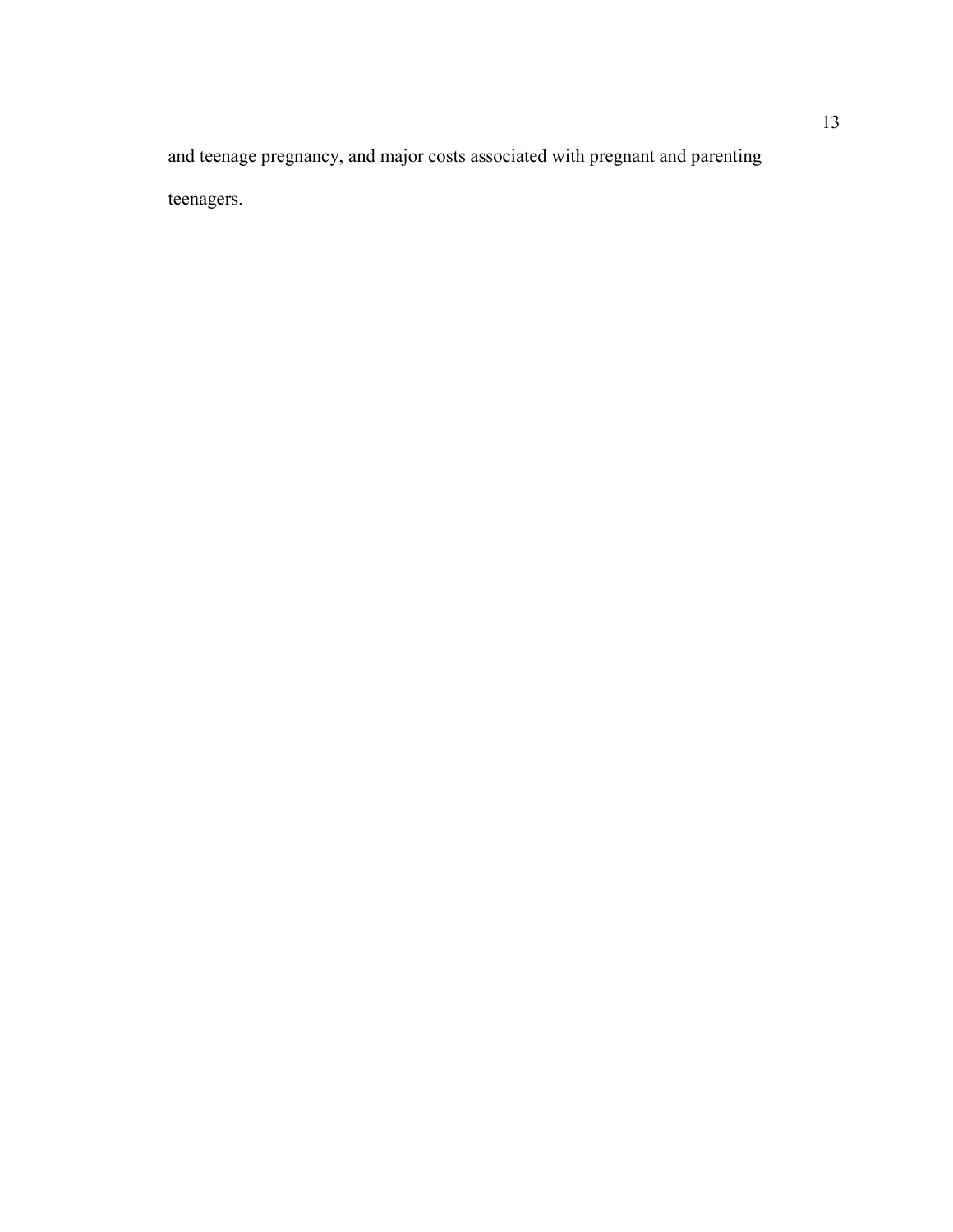and teenage pregnancy, and major costs associated with pregnant and parenting teenagers.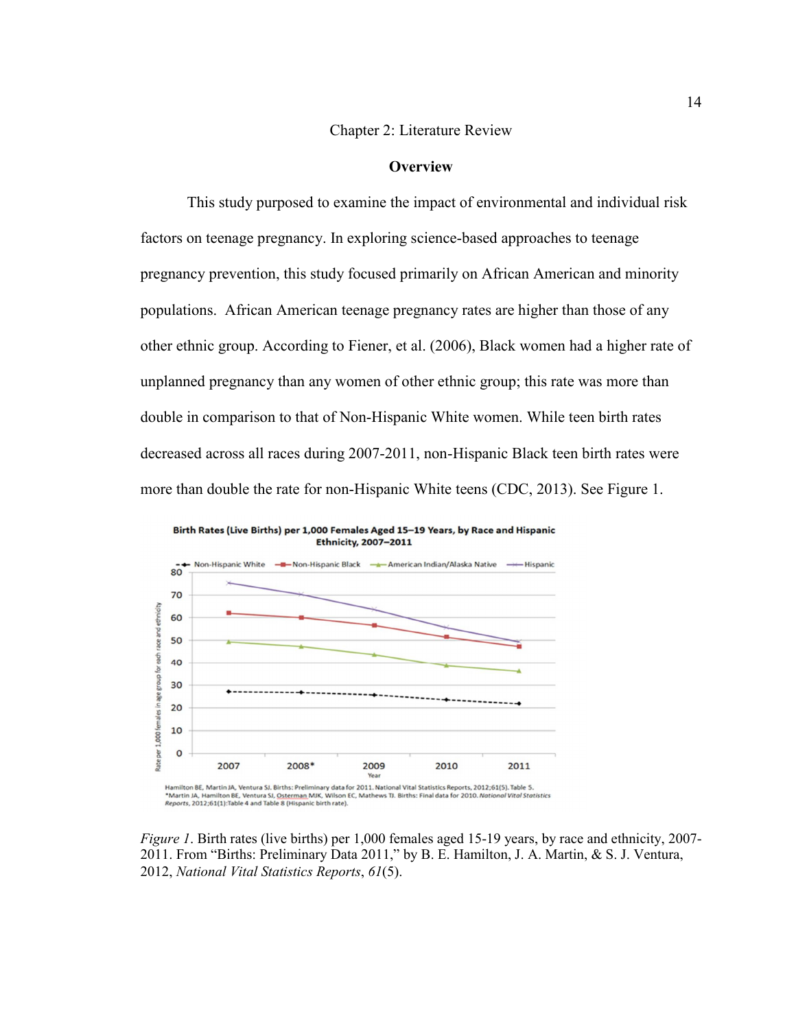Chapter 2: Literature Review

## Overview

This study purposed to examine the impact of environmental and individual risk factors on teenage pregnancy. In exploring science-based approaches to teenage pregnancy prevention, this study focused primarily on African American and minority populations. African American teenage pregnancy rates are higher than those of any other ethnic group. According to Fiener, et al. (2006), Black women had a higher rate of unplanned pregnancy than any women of other ethnic group; this rate was more than double in comparison to that of Non-Hispanic White women. While teen birth rates decreased across all races during 2007-2011, non-Hispanic Black teen birth rates were more than double the rate for non-Hispanic White teens (CDC, 2013). See Figure 1.

*Figure 1*. Birth rates (live births) per 1,000 females aged 15-19 years, by race and ethnicity, 2007-2011. From "Births: Preliminary Data 2011," by B. E. Hamilton, J. A. Martin, & S. J. Ventura, 2012, *National Vital Statistics Reports*, *61*(5).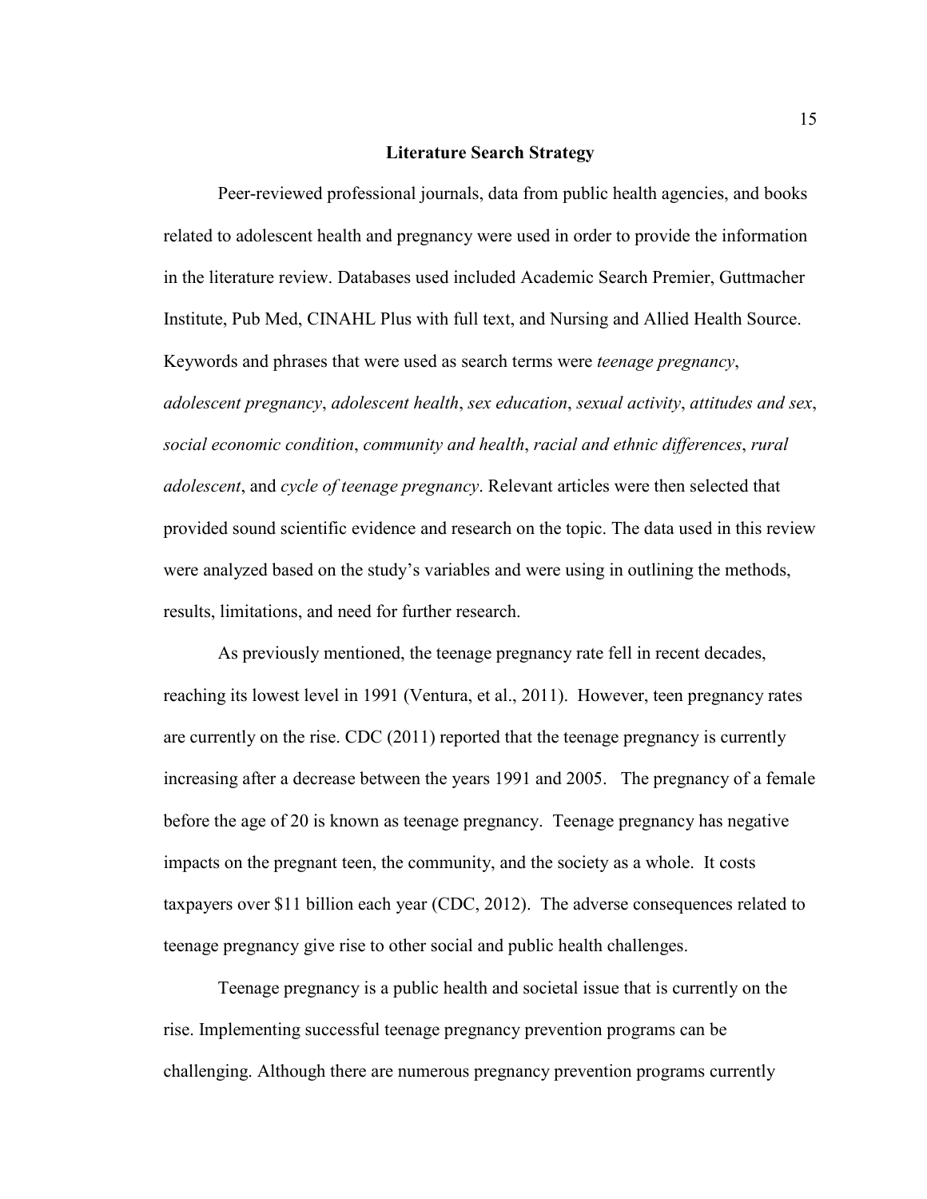## Literature Search Strategy

Peer-reviewed professional journals, data from public health agencies, and books related to adolescent health and pregnancy were used in order to provide the information in the literature review. Databases used included Academic Search Premier, Guttmacher Institute, Pub Med, CINAHL Plus with full text, and Nursing and Allied Health Source. Keywords and phrases that were used as search terms were *teenage pregnancy*, *adolescent pregnancy*, *adolescent health*, *sex education*, *sexual activity*, *attitudes and sex*, *social economic condition*, *community and health*, *racial and ethnic differences*, *rural adolescent*, and *cycle of teenage pregnancy*. Relevant articles were then selected that provided sound scientific evidence and research on the topic. The data used in this review were analyzed based on the study's variables and were using in outlining the methods, results, limitations, and need for further research.

As previously mentioned, the teenage pregnancy rate fell in recent decades, reaching its lowest level in 1991 (Ventura, et al., 2011). However, teen pregnancy rates are currently on the rise. CDC (2011) reported that the teenage pregnancy is currently increasing after a decrease between the years 1991 and 2005. The pregnancy of a female before the age of 20 is known as teenage pregnancy. Teenage pregnancy has negative impacts on the pregnant teen, the community, and the society as a whole. It costs taxpayers over $11 billion each year (CDC, 2012). The adverse consequences related to teenage pregnancy give rise to other social and public health challenges.

Teenage pregnancy is a public health and societal issue that is currently on the rise. Implementing successful teenage pregnancy prevention programs can be challenging. Although there are numerous pregnancy prevention programs currently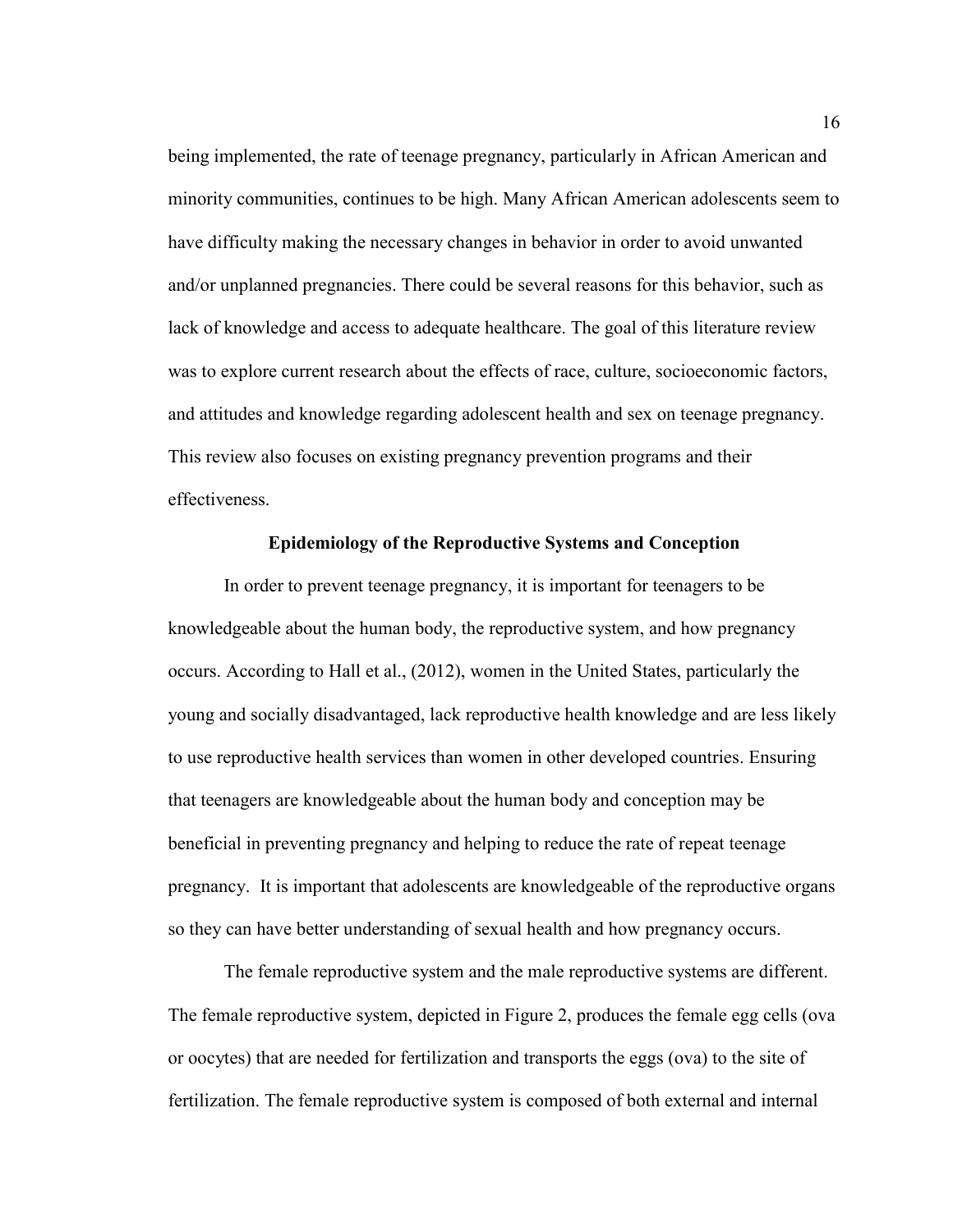being implemented, the rate of teenage pregnancy, particularly in African American and minority communities, continues to be high. Many African American adolescents seem to have difficulty making the necessary changes in behavior in order to avoid unwanted and/or unplanned pregnancies. There could be several reasons for this behavior, such as lack of knowledge and access to adequate healthcare. The goal of this literature review was to explore current research about the effects of race, culture, socioeconomic factors, and attitudes and knowledge regarding adolescent health and sex on teenage pregnancy. This review also focuses on existing pregnancy prevention programs and their effectiveness.

## Epidemiology of the Reproductive Systems and Conception

In order to prevent teenage pregnancy, it is important for teenagers to be knowledgeable about the human body, the reproductive system, and how pregnancy occurs. According to Hall et al., (2012), women in the United States, particularly the young and socially disadvantaged, lack reproductive health knowledge and are less likely to use reproductive health services than women in other developed countries. Ensuring that teenagers are knowledgeable about the human body and conception may be beneficial in preventing pregnancy and helping to reduce the rate of repeat teenage pregnancy. It is important that adolescents are knowledgeable of the reproductive organs so they can have better understanding of sexual health and how pregnancy occurs.

The female reproductive system and the male reproductive systems are different. The female reproductive system, depicted in Figure 2, produces the female egg cells (ova or oocytes) that are needed for fertilization and transports the eggs (ova) to the site of fertilization. The female reproductive system is composed of both external and internal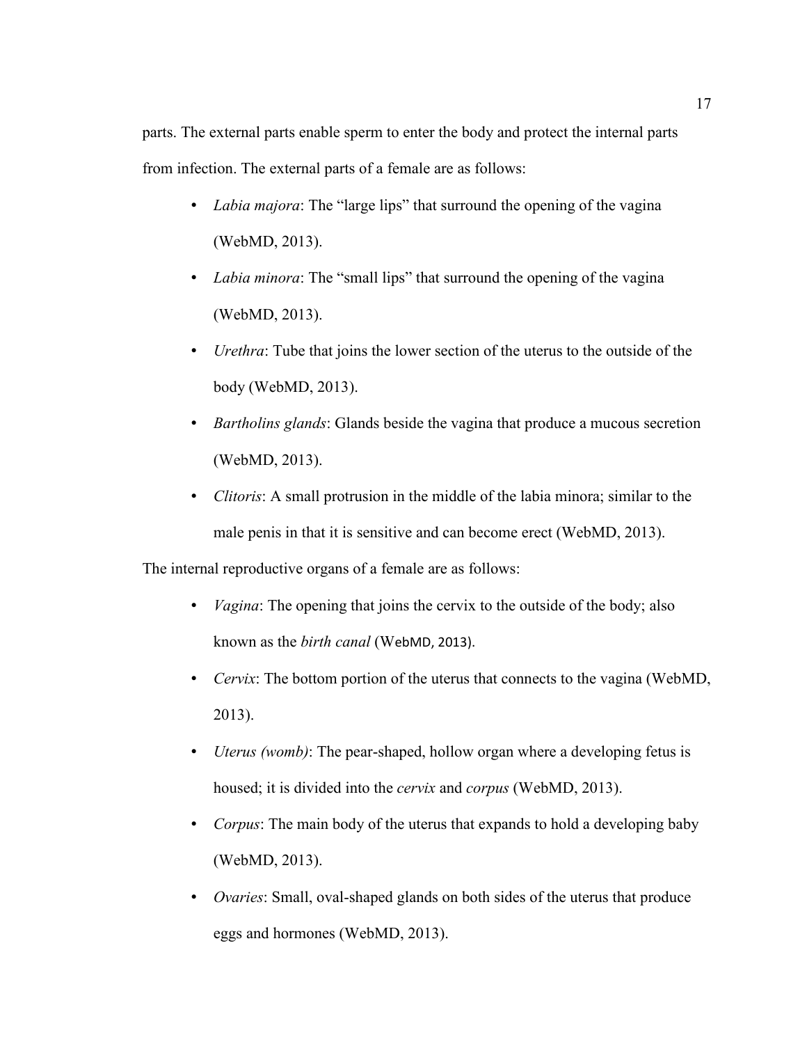parts. The external parts enable sperm to enter the body and protect the internal parts from infection. The external parts of a female are as follows:

- *Labia majora*: The "large lips" that surround the opening of the vagina (WebMD, 2013).
- *Labia minora*: The "small lips" that surround the opening of the vagina (WebMD, 2013).
- *Urethra*: Tube that joins the lower section of the uterus to the outside of the body (WebMD, 2013).
- *Bartholins glands*: Glands beside the vagina that produce a mucous secretion (WebMD, 2013).
- *Clitoris*: A small protrusion in the middle of the labia minora; similar to the male penis in that it is sensitive and can become erect (WebMD, 2013).

The internal reproductive organs of a female are as follows:

- *Vagina*: The opening that joins the cervix to the outside of the body; also known as the *birth canal* (WebMD, 2013).
- *Cervix*: The bottom portion of the uterus that connects to the vagina (WebMD, 2013).
- *Uterus (womb)*: The pear-shaped, hollow organ where a developing fetus is housed; it is divided into the *cervix* and *corpus* (WebMD, 2013).
- *Corpus*: The main body of the uterus that expands to hold a developing baby (WebMD, 2013).
- *Ovaries*: Small, oval-shaped glands on both sides of the uterus that produce eggs and hormones (WebMD, 2013).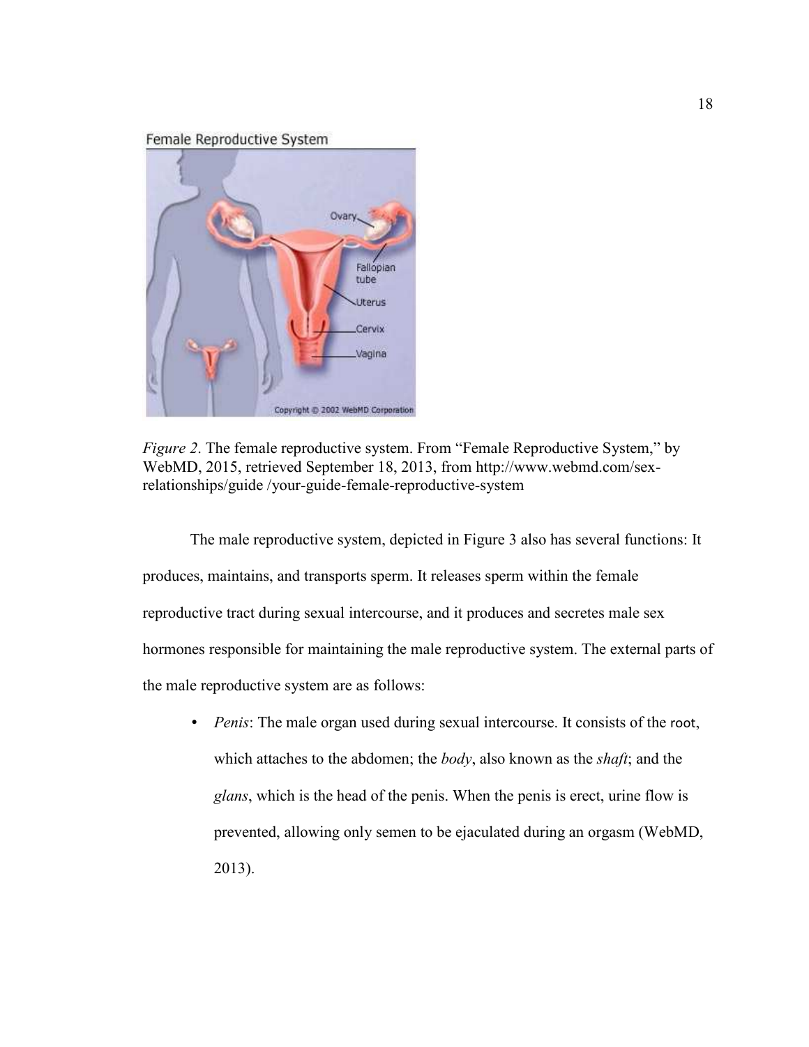*Figure 2*. The female reproductive system. From "Female Reproductive System," by WebMD, 2015, retrieved September 18, 2013, from http://www.webmd.com/sex-relationships/guide /your-guide-female-reproductive-system

The male reproductive system, depicted in Figure 3 also has several functions: It produces, maintains, and transports sperm. It releases sperm within the female reproductive tract during sexual intercourse, and it produces and secretes male sex hormones responsible for maintaining the male reproductive system. The external parts of the male reproductive system are as follows:

- *Penis*: The male organ used during sexual intercourse. It consists of the root, which attaches to the abdomen; the *body*, also known as the *shaft*; and the *glans*, which is the head of the penis. When the penis is erect, urine flow is prevented, allowing only semen to be ejaculated during an orgasm (WebMD, 2013).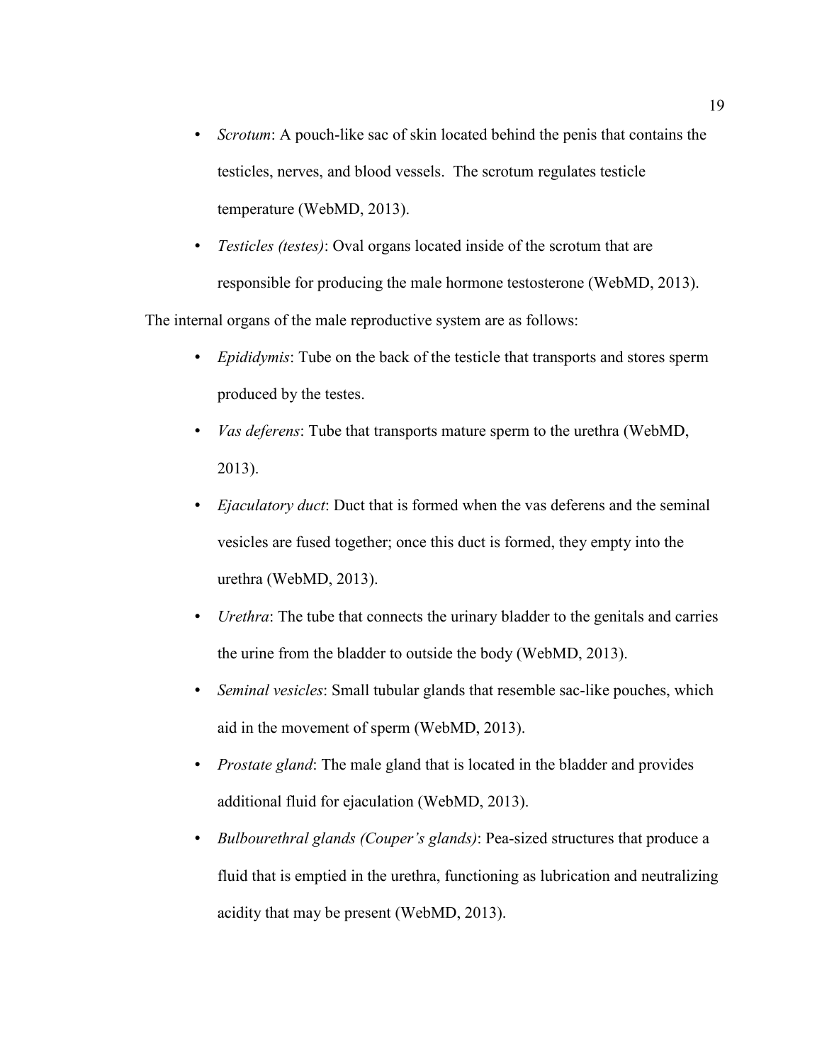- *Scrotum*: A pouch-like sac of skin located behind the penis that contains the testicles, nerves, and blood vessels. The scrotum regulates testicle temperature (WebMD, 2013).
- *Testicles (testes)*: Oval organs located inside of the scrotum that are responsible for producing the male hormone testosterone (WebMD, 2013).

The internal organs of the male reproductive system are as follows:

- *Epididymis*: Tube on the back of the testicle that transports and stores sperm produced by the testes.
- *Vas deferens*: Tube that transports mature sperm to the urethra (WebMD, 2013).
- *Ejaculatory duct*: Duct that is formed when the vas deferens and the seminal vesicles are fused together; once this duct is formed, they empty into the urethra (WebMD, 2013).
- *Urethra*: The tube that connects the urinary bladder to the genitals and carries the urine from the bladder to outside the body (WebMD, 2013).
- *Seminal vesicles*: Small tubular glands that resemble sac-like pouches, which aid in the movement of sperm (WebMD, 2013).
- *Prostate gland*: The male gland that is located in the bladder and provides additional fluid for ejaculation (WebMD, 2013).
- *Bulbourethral glands (Couper's glands)*: Pea-sized structures that produce a fluid that is emptied in the urethra, functioning as lubrication and neutralizing acidity that may be present (WebMD, 2013).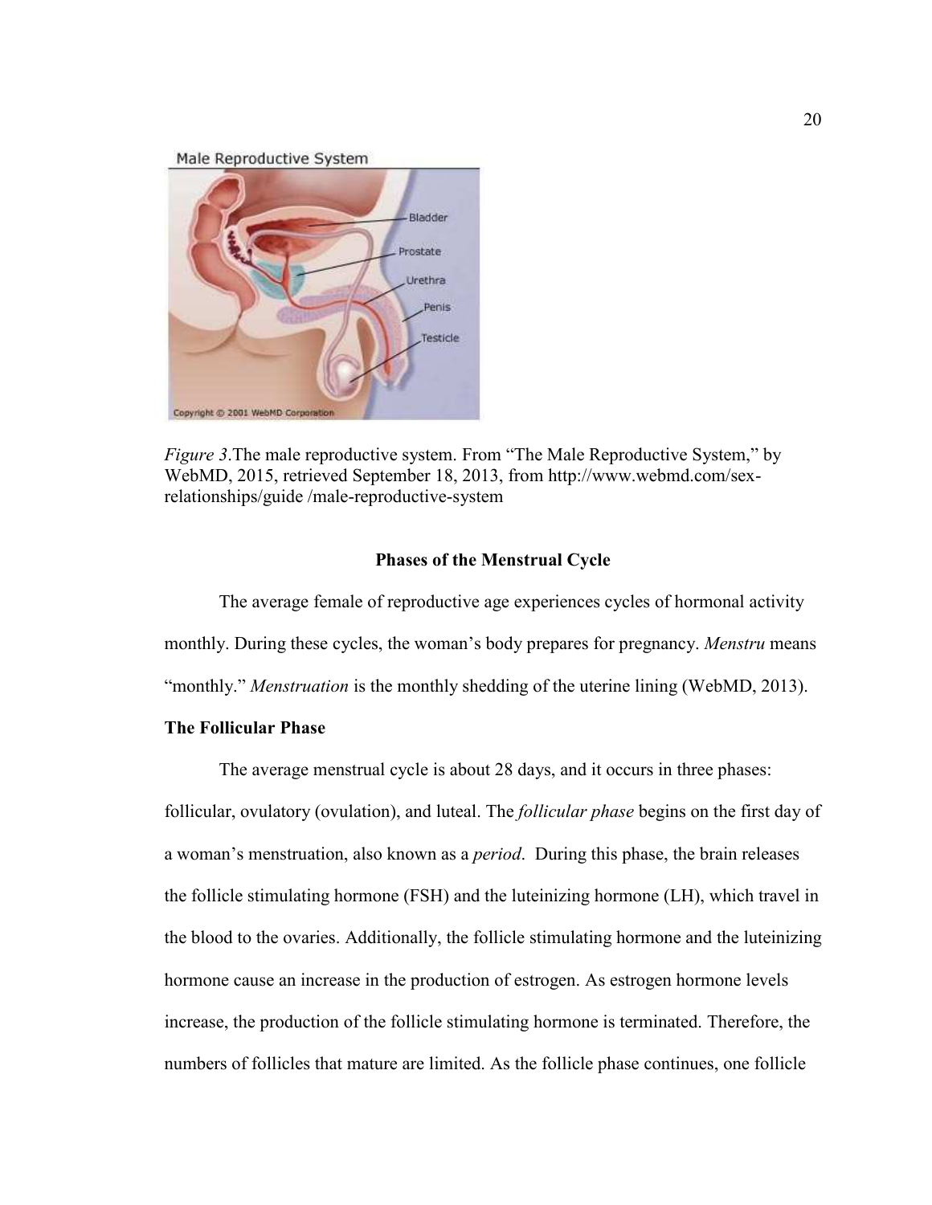*Figure 3*.The male reproductive system. From “The Male Reproductive System,” by WebMD, 2015, retrieved September 18, 2013, from http://www.webmd.com/sex-relationships/guide /male-reproductive-system

## Phases of the Menstrual Cycle

The average female of reproductive age experiences cycles of hormonal activity monthly. During these cycles, the woman’s body prepares for pregnancy. *Menstru* means “monthly.” *Menstruation* is the monthly shedding of the uterine lining (WebMD, 2013).

### The Follicular Phase

The average menstrual cycle is about 28 days, and it occurs in three phases: follicular, ovulatory (ovulation), and luteal. The *follicular phase* begins on the first day of a woman’s menstruation, also known as a *period*. During this phase, the brain releases the follicle stimulating hormone (FSH) and the luteinizing hormone (LH), which travel in the blood to the ovaries. Additionally, the follicle stimulating hormone and the luteinizing hormone cause an increase in the production of estrogen. As estrogen hormone levels increase, the production of the follicle stimulating hormone is terminated. Therefore, the numbers of follicles that mature are limited. As the follicle phase continues, one follicle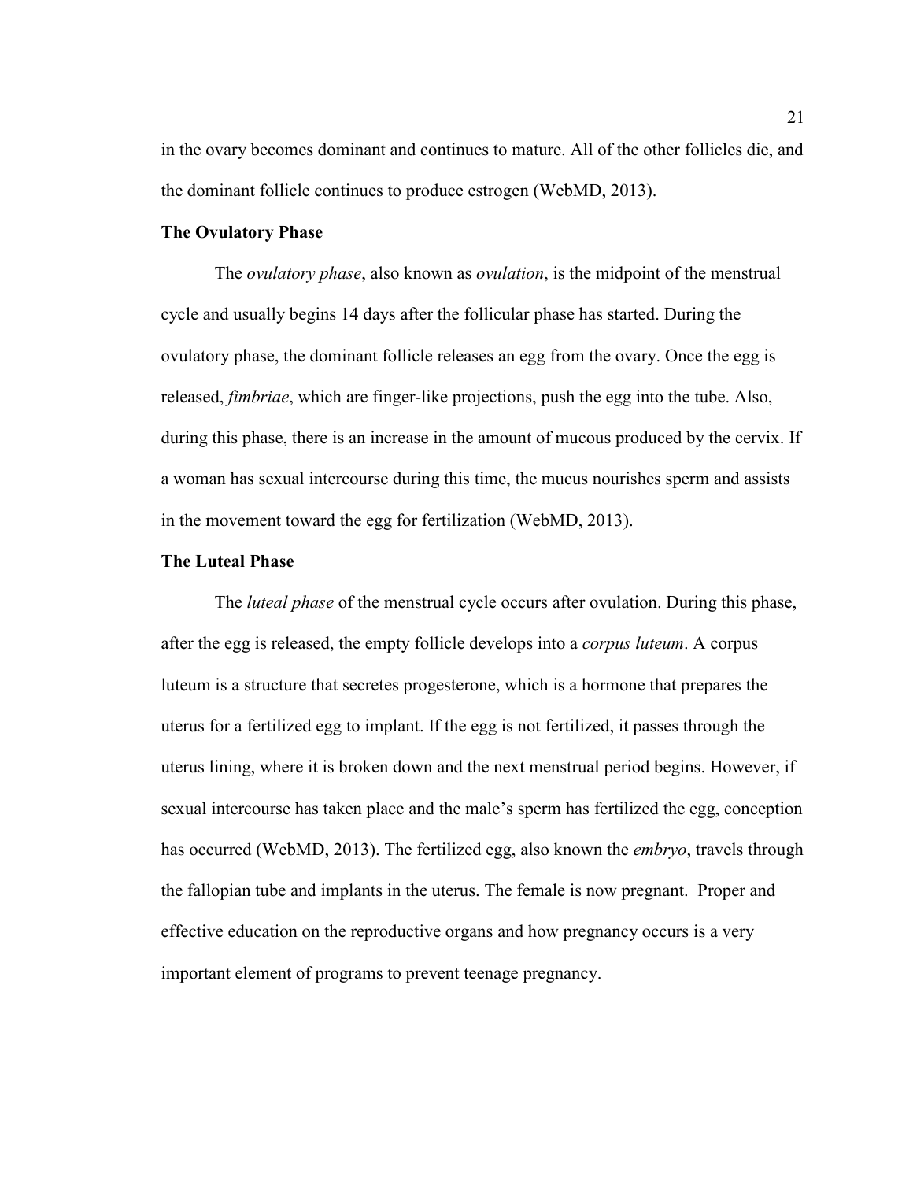in the ovary becomes dominant and continues to mature. All of the other follicles die, and the dominant follicle continues to produce estrogen (WebMD, 2013).

### The Ovulatory Phase

The *ovulatory phase*, also known as *ovulation*, is the midpoint of the menstrual cycle and usually begins 14 days after the follicular phase has started. During the ovulatory phase, the dominant follicle releases an egg from the ovary. Once the egg is released, *fimbriae*, which are finger-like projections, push the egg into the tube. Also, during this phase, there is an increase in the amount of mucous produced by the cervix. If a woman has sexual intercourse during this time, the mucus nourishes sperm and assists in the movement toward the egg for fertilization (WebMD, 2013).

### The Luteal Phase

The *luteal phase* of the menstrual cycle occurs after ovulation. During this phase, after the egg is released, the empty follicle develops into a *corpus luteum*. A corpus luteum is a structure that secretes progesterone, which is a hormone that prepares the uterus for a fertilized egg to implant. If the egg is not fertilized, it passes through the uterus lining, where it is broken down and the next menstrual period begins. However, if sexual intercourse has taken place and the male's sperm has fertilized the egg, conception has occurred (WebMD, 2013). The fertilized egg, also known the *embryo*, travels through the fallopian tube and implants in the uterus. The female is now pregnant. Proper and effective education on the reproductive organs and how pregnancy occurs is a very important element of programs to prevent teenage pregnancy.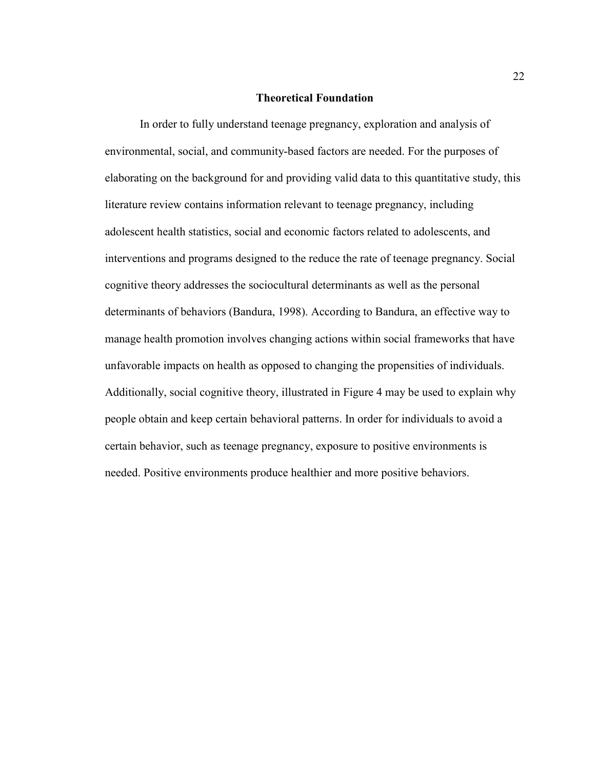## Theoretical Foundation

In order to fully understand teenage pregnancy, exploration and analysis of environmental, social, and community-based factors are needed. For the purposes of elaborating on the background for and providing valid data to this quantitative study, this literature review contains information relevant to teenage pregnancy, including adolescent health statistics, social and economic factors related to adolescents, and interventions and programs designed to the reduce the rate of teenage pregnancy. Social cognitive theory addresses the sociocultural determinants as well as the personal determinants of behaviors (Bandura, 1998). According to Bandura, an effective way to manage health promotion involves changing actions within social frameworks that have unfavorable impacts on health as opposed to changing the propensities of individuals. Additionally, social cognitive theory, illustrated in Figure 4 may be used to explain why people obtain and keep certain behavioral patterns. In order for individuals to avoid a certain behavior, such as teenage pregnancy, exposure to positive environments is needed. Positive environments produce healthier and more positive behaviors.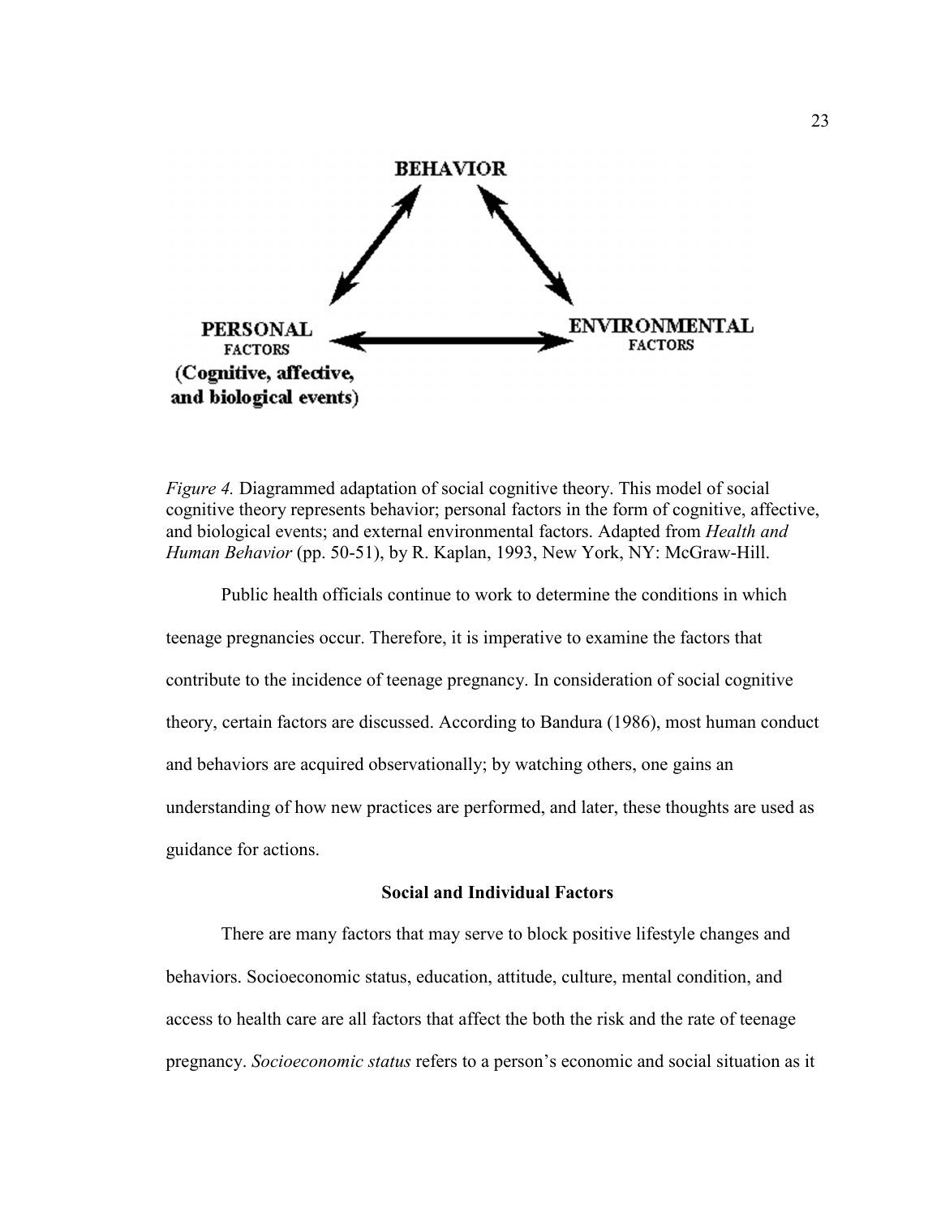BEHAVIOR

PERSONAL FACTORS (Cognitive, affective, and biological events)

ENVIRONMENTAL FACTORS

*Figure 4.* Diagrammed adaptation of social cognitive theory. This model of social cognitive theory represents behavior; personal factors in the form of cognitive, affective, and biological events; and external environmental factors. Adapted from *Health and Human Behavior* (pp. 50-51), by R. Kaplan, 1993, New York, NY: McGraw-Hill.

Public health officials continue to work to determine the conditions in which teenage pregnancies occur. Therefore, it is imperative to examine the factors that contribute to the incidence of teenage pregnancy. In consideration of social cognitive theory, certain factors are discussed. According to Bandura (1986), most human conduct and behaviors are acquired observationally; by watching others, one gains an understanding of how new practices are performed, and later, these thoughts are used as guidance for actions.

## Social and Individual Factors

There are many factors that may serve to block positive lifestyle changes and behaviors. Socioeconomic status, education, attitude, culture, mental condition, and access to health care are all factors that affect the both the risk and the rate of teenage pregnancy. *Socioeconomic status* refers to a person's economic and social situation as it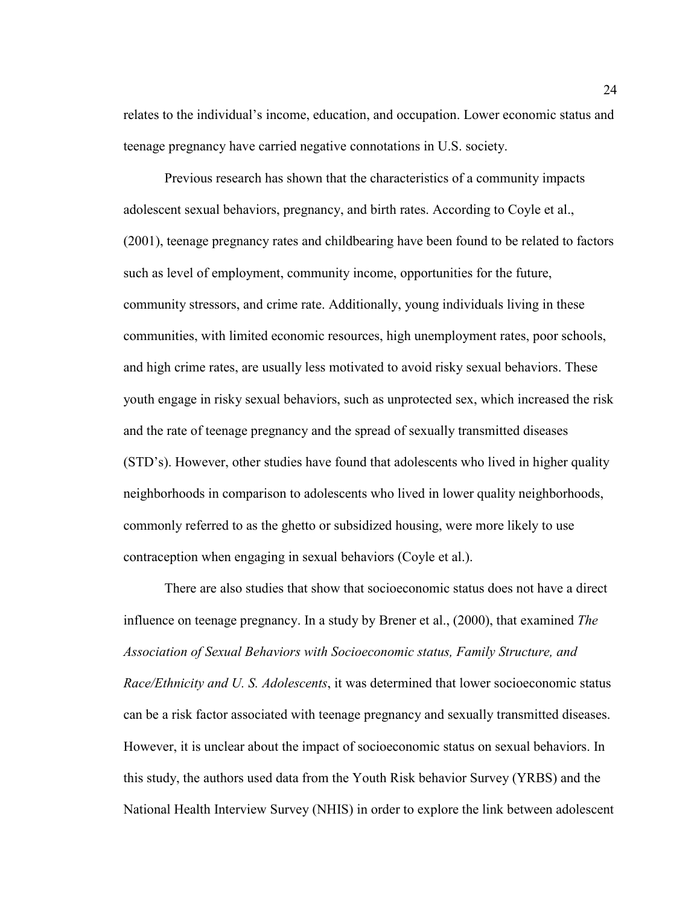relates to the individual's income, education, and occupation. Lower economic status and teenage pregnancy have carried negative connotations in U.S. society.

Previous research has shown that the characteristics of a community impacts adolescent sexual behaviors, pregnancy, and birth rates. According to Coyle et al., (2001), teenage pregnancy rates and childbearing have been found to be related to factors such as level of employment, community income, opportunities for the future, community stressors, and crime rate. Additionally, young individuals living in these communities, with limited economic resources, high unemployment rates, poor schools, and high crime rates, are usually less motivated to avoid risky sexual behaviors. These youth engage in risky sexual behaviors, such as unprotected sex, which increased the risk and the rate of teenage pregnancy and the spread of sexually transmitted diseases (STD's). However, other studies have found that adolescents who lived in higher quality neighborhoods in comparison to adolescents who lived in lower quality neighborhoods, commonly referred to as the ghetto or subsidized housing, were more likely to use contraception when engaging in sexual behaviors (Coyle et al.).

There are also studies that show that socioeconomic status does not have a direct influence on teenage pregnancy. In a study by Brener et al., (2000), that examined *The Association of Sexual Behaviors with Socioeconomic status, Family Structure, and Race/Ethnicity and U. S. Adolescents*, it was determined that lower socioeconomic status can be a risk factor associated with teenage pregnancy and sexually transmitted diseases. However, it is unclear about the impact of socioeconomic status on sexual behaviors. In this study, the authors used data from the Youth Risk behavior Survey (YRBS) and the National Health Interview Survey (NHIS) in order to explore the link between adolescent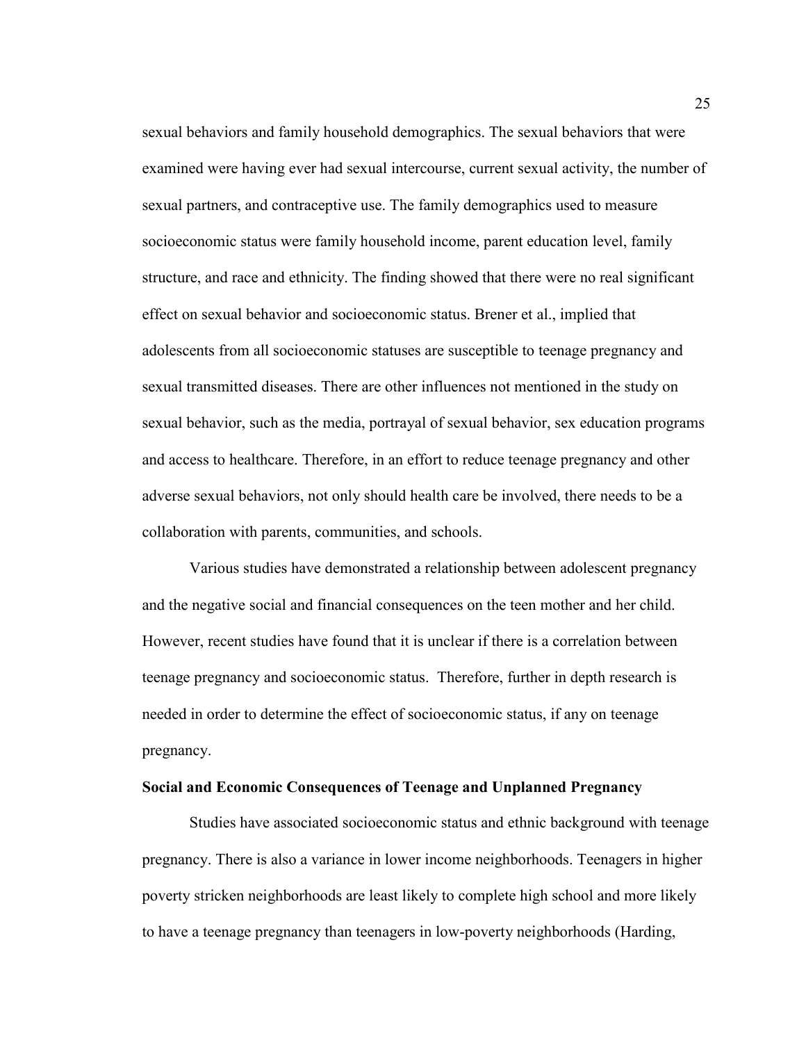sexual behaviors and family household demographics. The sexual behaviors that were examined were having ever had sexual intercourse, current sexual activity, the number of sexual partners, and contraceptive use. The family demographics used to measure socioeconomic status were family household income, parent education level, family structure, and race and ethnicity. The finding showed that there were no real significant effect on sexual behavior and socioeconomic status. Brener et al., implied that adolescents from all socioeconomic statuses are susceptible to teenage pregnancy and sexual transmitted diseases. There are other influences not mentioned in the study on sexual behavior, such as the media, portrayal of sexual behavior, sex education programs and access to healthcare. Therefore, in an effort to reduce teenage pregnancy and other adverse sexual behaviors, not only should health care be involved, there needs to be a collaboration with parents, communities, and schools.

Various studies have demonstrated a relationship between adolescent pregnancy and the negative social and financial consequences on the teen mother and her child. However, recent studies have found that it is unclear if there is a correlation between teenage pregnancy and socioeconomic status. Therefore, further in depth research is needed in order to determine the effect of socioeconomic status, if any on teenage pregnancy.

**Social and Economic Consequences of Teenage and Unplanned Pregnancy**

Studies have associated socioeconomic status and ethnic background with teenage pregnancy. There is also a variance in lower income neighborhoods. Teenagers in higher poverty stricken neighborhoods are least likely to complete high school and more likely to have a teenage pregnancy than teenagers in low-poverty neighborhoods (Harding,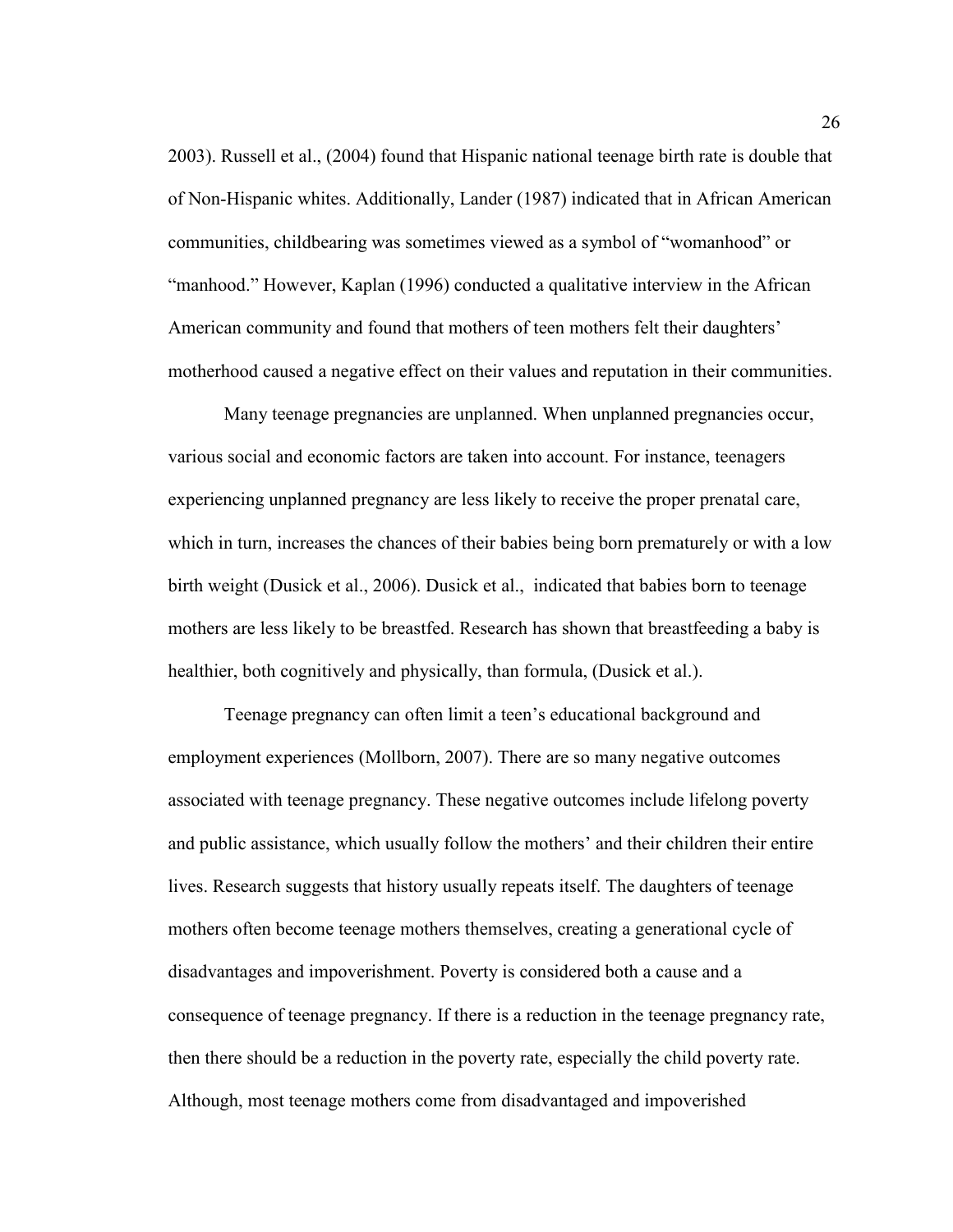2003). Russell et al., (2004) found that Hispanic national teenage birth rate is double that of Non-Hispanic whites. Additionally, Lander (1987) indicated that in African American communities, childbearing was sometimes viewed as a symbol of "womanhood" or "manhood." However, Kaplan (1996) conducted a qualitative interview in the African American community and found that mothers of teen mothers felt their daughters' motherhood caused a negative effect on their values and reputation in their communities.

Many teenage pregnancies are unplanned. When unplanned pregnancies occur, various social and economic factors are taken into account. For instance, teenagers experiencing unplanned pregnancy are less likely to receive the proper prenatal care, which in turn, increases the chances of their babies being born prematurely or with a low birth weight (Dusick et al., 2006). Dusick et al., indicated that babies born to teenage mothers are less likely to be breastfed. Research has shown that breastfeeding a baby is healthier, both cognitively and physically, than formula, (Dusick et al.).

Teenage pregnancy can often limit a teen's educational background and employment experiences (Mollborn, 2007). There are so many negative outcomes associated with teenage pregnancy. These negative outcomes include lifelong poverty and public assistance, which usually follow the mothers' and their children their entire lives. Research suggests that history usually repeats itself. The daughters of teenage mothers often become teenage mothers themselves, creating a generational cycle of disadvantages and impoverishment. Poverty is considered both a cause and a consequence of teenage pregnancy. If there is a reduction in the teenage pregnancy rate, then there should be a reduction in the poverty rate, especially the child poverty rate. Although, most teenage mothers come from disadvantaged and impoverished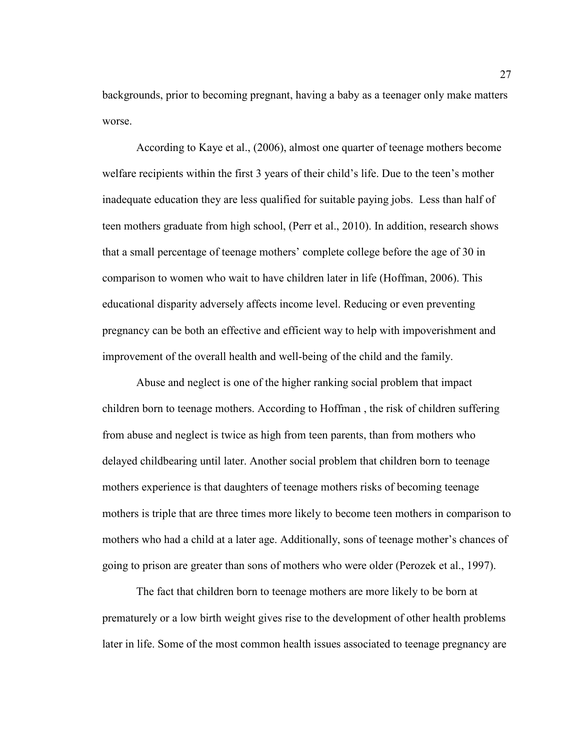backgrounds, prior to becoming pregnant, having a baby as a teenager only make matters worse.

According to Kaye et al., (2006), almost one quarter of teenage mothers become welfare recipients within the first 3 years of their child's life. Due to the teen's mother inadequate education they are less qualified for suitable paying jobs.  Less than half of teen mothers graduate from high school, (Perr et al., 2010). In addition, research shows that a small percentage of teenage mothers' complete college before the age of 30 in comparison to women who wait to have children later in life (Hoffman, 2006). This educational disparity adversely affects income level. Reducing or even preventing pregnancy can be both an effective and efficient way to help with impoverishment and improvement of the overall health and well-being of the child and the family.

Abuse and neglect is one of the higher ranking social problem that impact children born to teenage mothers. According to Hoffman , the risk of children suffering from abuse and neglect is twice as high from teen parents, than from mothers who delayed childbearing until later. Another social problem that children born to teenage mothers experience is that daughters of teenage mothers risks of becoming teenage mothers is triple that are three times more likely to become teen mothers in comparison to mothers who had a child at a later age. Additionally, sons of teenage mother's chances of going to prison are greater than sons of mothers who were older (Perozek et al., 1997).

The fact that children born to teenage mothers are more likely to be born at prematurely or a low birth weight gives rise to the development of other health problems later in life. Some of the most common health issues associated to teenage pregnancy are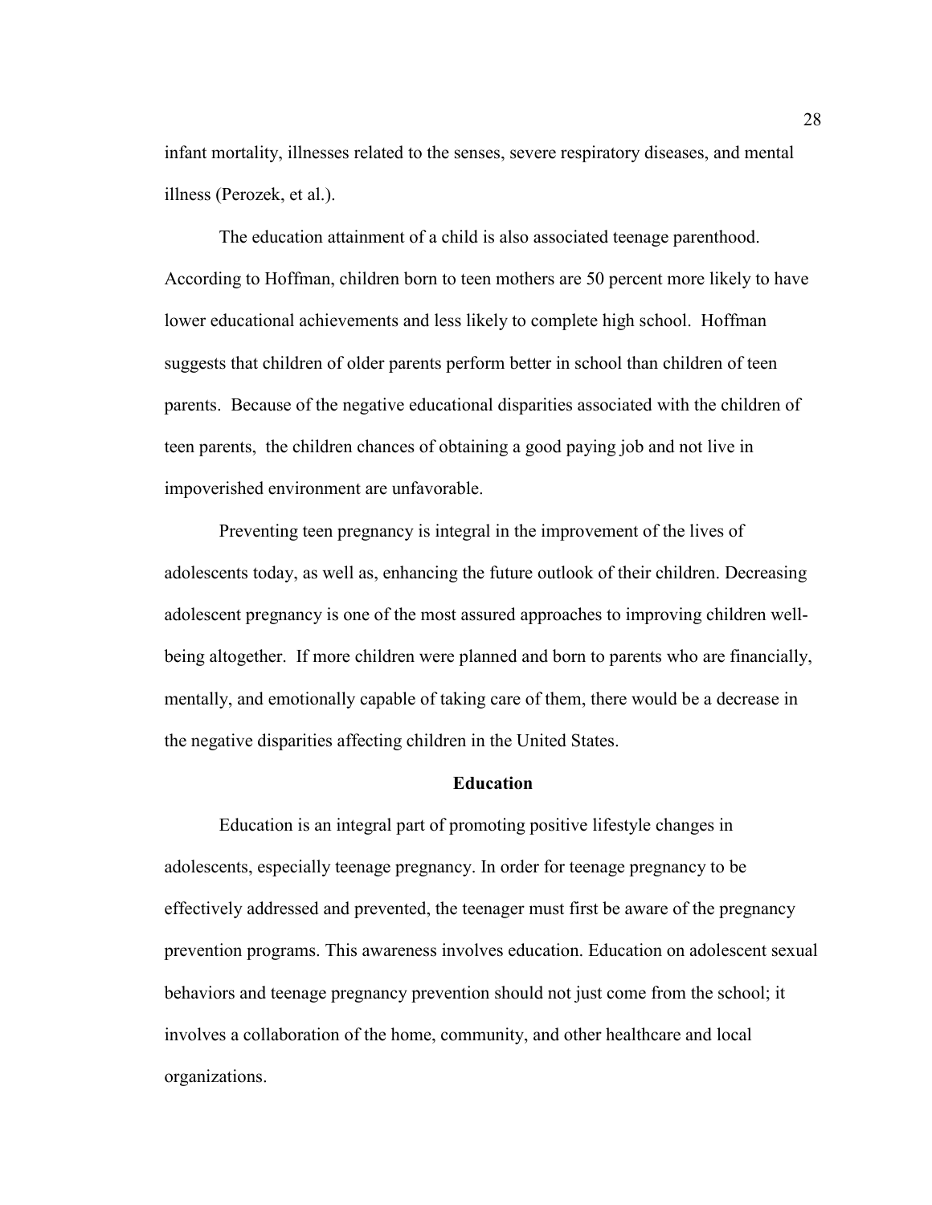infant mortality, illnesses related to the senses, severe respiratory diseases, and mental illness (Perozek, et al.).

The education attainment of a child is also associated teenage parenthood. According to Hoffman, children born to teen mothers are 50 percent more likely to have lower educational achievements and less likely to complete high school. Hoffman suggests that children of older parents perform better in school than children of teen parents. Because of the negative educational disparities associated with the children of teen parents, the children chances of obtaining a good paying job and not live in impoverished environment are unfavorable.

Preventing teen pregnancy is integral in the improvement of the lives of adolescents today, as well as, enhancing the future outlook of their children. Decreasing adolescent pregnancy is one of the most assured approaches to improving children well-being altogether. If more children were planned and born to parents who are financially, mentally, and emotionally capable of taking care of them, there would be a decrease in the negative disparities affecting children in the United States.

## Education

Education is an integral part of promoting positive lifestyle changes in adolescents, especially teenage pregnancy. In order for teenage pregnancy to be effectively addressed and prevented, the teenager must first be aware of the pregnancy prevention programs. This awareness involves education. Education on adolescent sexual behaviors and teenage pregnancy prevention should not just come from the school; it involves a collaboration of the home, community, and other healthcare and local organizations.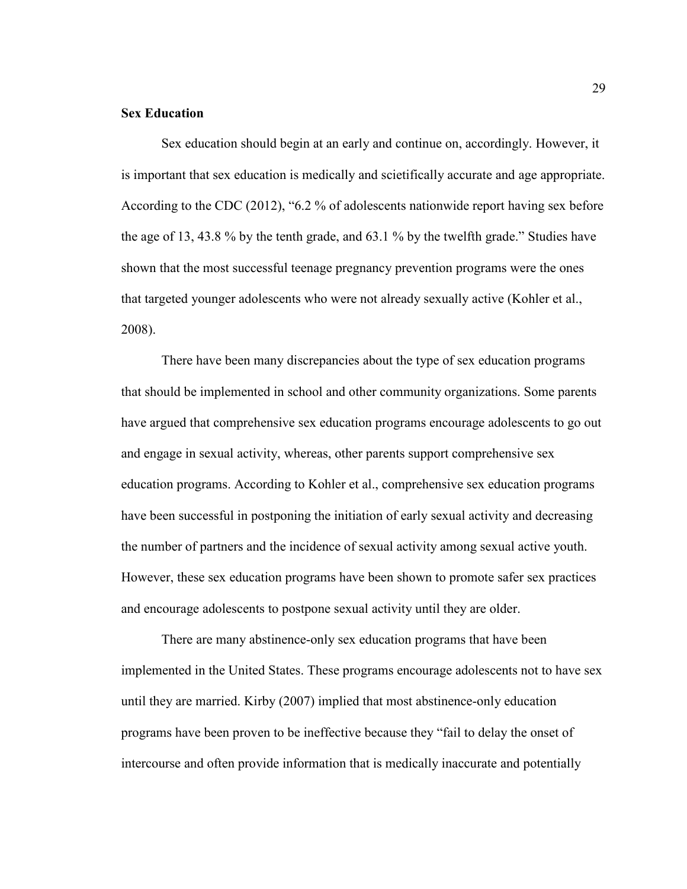**Sex Education**

Sex education should begin at an early and continue on, accordingly. However, it is important that sex education is medically and scietifically accurate and age appropriate. According to the CDC (2012), "6.2 % of adolescents nationwide report having sex before the age of 13, 43.8 % by the tenth grade, and 63.1 % by the twelfth grade." Studies have shown that the most successful teenage pregnancy prevention programs were the ones that targeted younger adolescents who were not already sexually active (Kohler et al., 2008).

There have been many discrepancies about the type of sex education programs that should be implemented in school and other community organizations. Some parents have argued that comprehensive sex education programs encourage adolescents to go out and engage in sexual activity, whereas, other parents support comprehensive sex education programs. According to Kohler et al., comprehensive sex education programs have been successful in postponing the initiation of early sexual activity and decreasing the number of partners and the incidence of sexual activity among sexual active youth. However, these sex education programs have been shown to promote safer sex practices and encourage adolescents to postpone sexual activity until they are older.

There are many abstinence-only sex education programs that have been implemented in the United States. These programs encourage adolescents not to have sex until they are married. Kirby (2007) implied that most abstinence-only education programs have been proven to be ineffective because they "fail to delay the onset of intercourse and often provide information that is medically inaccurate and potentially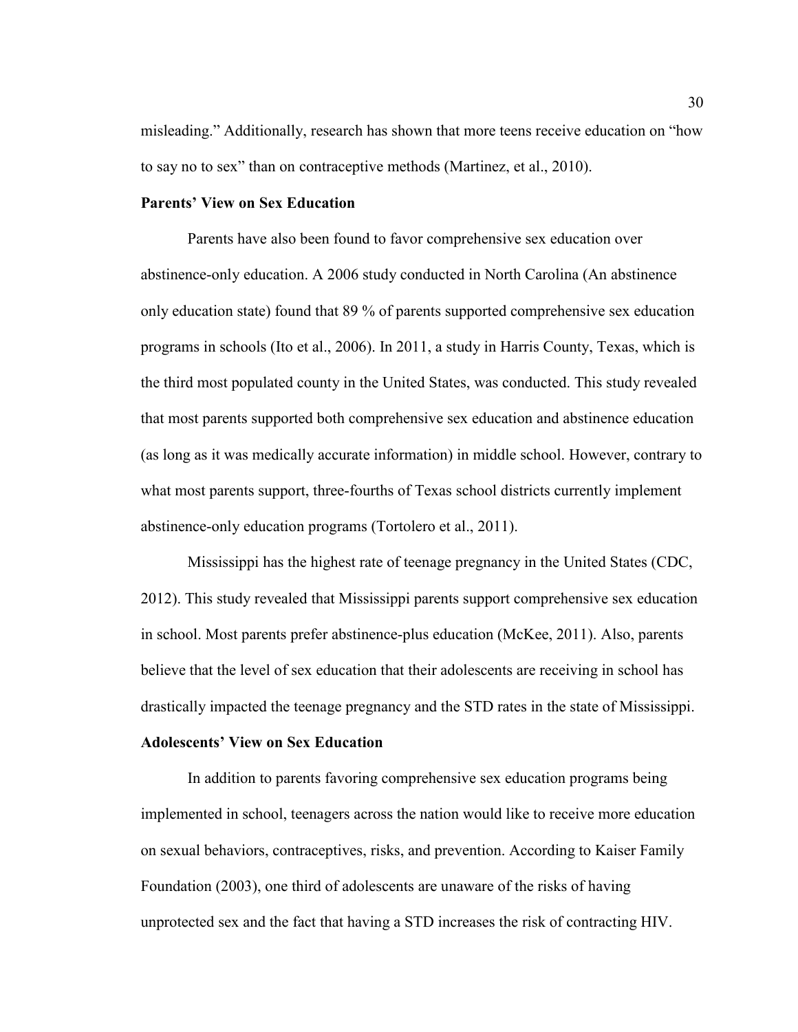misleading." Additionally, research has shown that more teens receive education on "how to say no to sex" than on contraceptive methods (Martinez, et al., 2010).

**Parents' View on Sex Education**

Parents have also been found to favor comprehensive sex education over abstinence-only education. A 2006 study conducted in North Carolina (An abstinence only education state) found that 89 % of parents supported comprehensive sex education programs in schools (Ito et al., 2006). In 2011, a study in Harris County, Texas, which is the third most populated county in the United States, was conducted. This study revealed that most parents supported both comprehensive sex education and abstinence education (as long as it was medically accurate information) in middle school. However, contrary to what most parents support, three-fourths of Texas school districts currently implement abstinence-only education programs (Tortolero et al., 2011).

Mississippi has the highest rate of teenage pregnancy in the United States (CDC, 2012). This study revealed that Mississippi parents support comprehensive sex education in school. Most parents prefer abstinence-plus education (McKee, 2011). Also, parents believe that the level of sex education that their adolescents are receiving in school has drastically impacted the teenage pregnancy and the STD rates in the state of Mississippi.

**Adolescents' View on Sex Education**

In addition to parents favoring comprehensive sex education programs being implemented in school, teenagers across the nation would like to receive more education on sexual behaviors, contraceptives, risks, and prevention. According to Kaiser Family Foundation (2003), one third of adolescents are unaware of the risks of having unprotected sex and the fact that having a STD increases the risk of contracting HIV.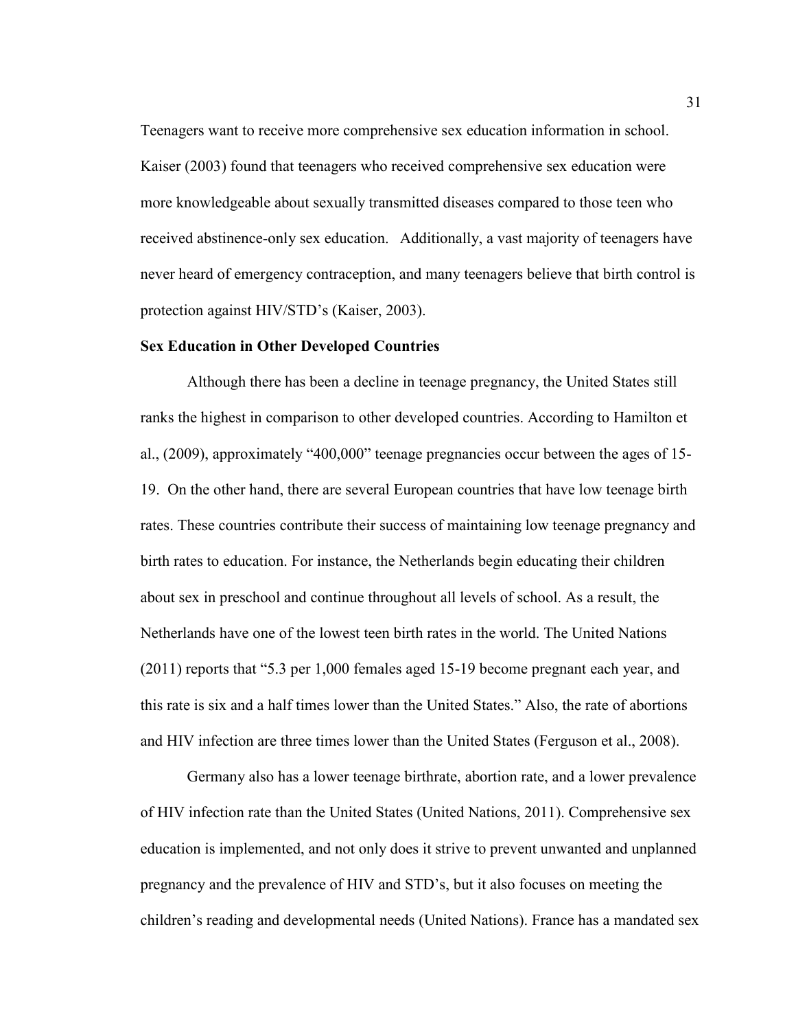Teenagers want to receive more comprehensive sex education information in school. Kaiser (2003) found that teenagers who received comprehensive sex education were more knowledgeable about sexually transmitted diseases compared to those teen who received abstinence-only sex education.   Additionally, a vast majority of teenagers have never heard of emergency contraception, and many teenagers believe that birth control is protection against HIV/STD's (Kaiser, 2003).

**Sex Education in Other Developed Countries**

Although there has been a decline in teenage pregnancy, the United States still ranks the highest in comparison to other developed countries. According to Hamilton et al., (2009), approximately "400,000" teenage pregnancies occur between the ages of 15-19.  On the other hand, there are several European countries that have low teenage birth rates. These countries contribute their success of maintaining low teenage pregnancy and birth rates to education. For instance, the Netherlands begin educating their children about sex in preschool and continue throughout all levels of school. As a result, the Netherlands have one of the lowest teen birth rates in the world. The United Nations (2011) reports that "5.3 per 1,000 females aged 15-19 become pregnant each year, and this rate is six and a half times lower than the United States." Also, the rate of abortions and HIV infection are three times lower than the United States (Ferguson et al., 2008).

Germany also has a lower teenage birthrate, abortion rate, and a lower prevalence of HIV infection rate than the United States (United Nations, 2011). Comprehensive sex education is implemented, and not only does it strive to prevent unwanted and unplanned pregnancy and the prevalence of HIV and STD's, but it also focuses on meeting the children's reading and developmental needs (United Nations). France has a mandated sex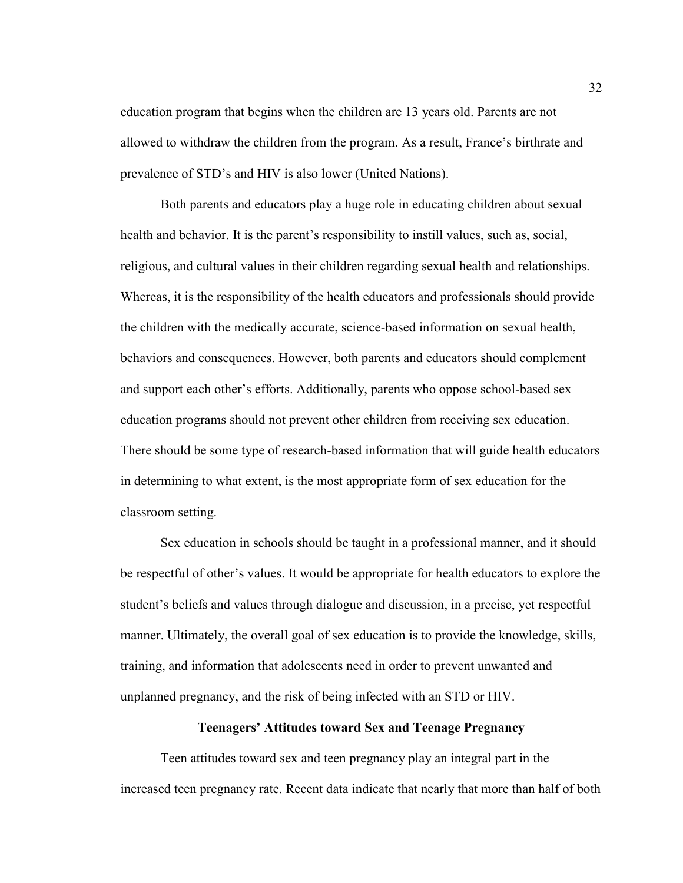education program that begins when the children are 13 years old. Parents are not allowed to withdraw the children from the program. As a result, France's birthrate and prevalence of STD's and HIV is also lower (United Nations).

Both parents and educators play a huge role in educating children about sexual health and behavior. It is the parent's responsibility to instill values, such as, social, religious, and cultural values in their children regarding sexual health and relationships. Whereas, it is the responsibility of the health educators and professionals should provide the children with the medically accurate, science-based information on sexual health, behaviors and consequences. However, both parents and educators should complement and support each other's efforts. Additionally, parents who oppose school-based sex education programs should not prevent other children from receiving sex education. There should be some type of research-based information that will guide health educators in determining to what extent, is the most appropriate form of sex education for the classroom setting.

Sex education in schools should be taught in a professional manner, and it should be respectful of other's values. It would be appropriate for health educators to explore the student's beliefs and values through dialogue and discussion, in a precise, yet respectful manner. Ultimately, the overall goal of sex education is to provide the knowledge, skills, training, and information that adolescents need in order to prevent unwanted and unplanned pregnancy, and the risk of being infected with an STD or HIV.

## Teenagers' Attitudes toward Sex and Teenage Pregnancy

Teen attitudes toward sex and teen pregnancy play an integral part in the increased teen pregnancy rate. Recent data indicate that nearly that more than half of both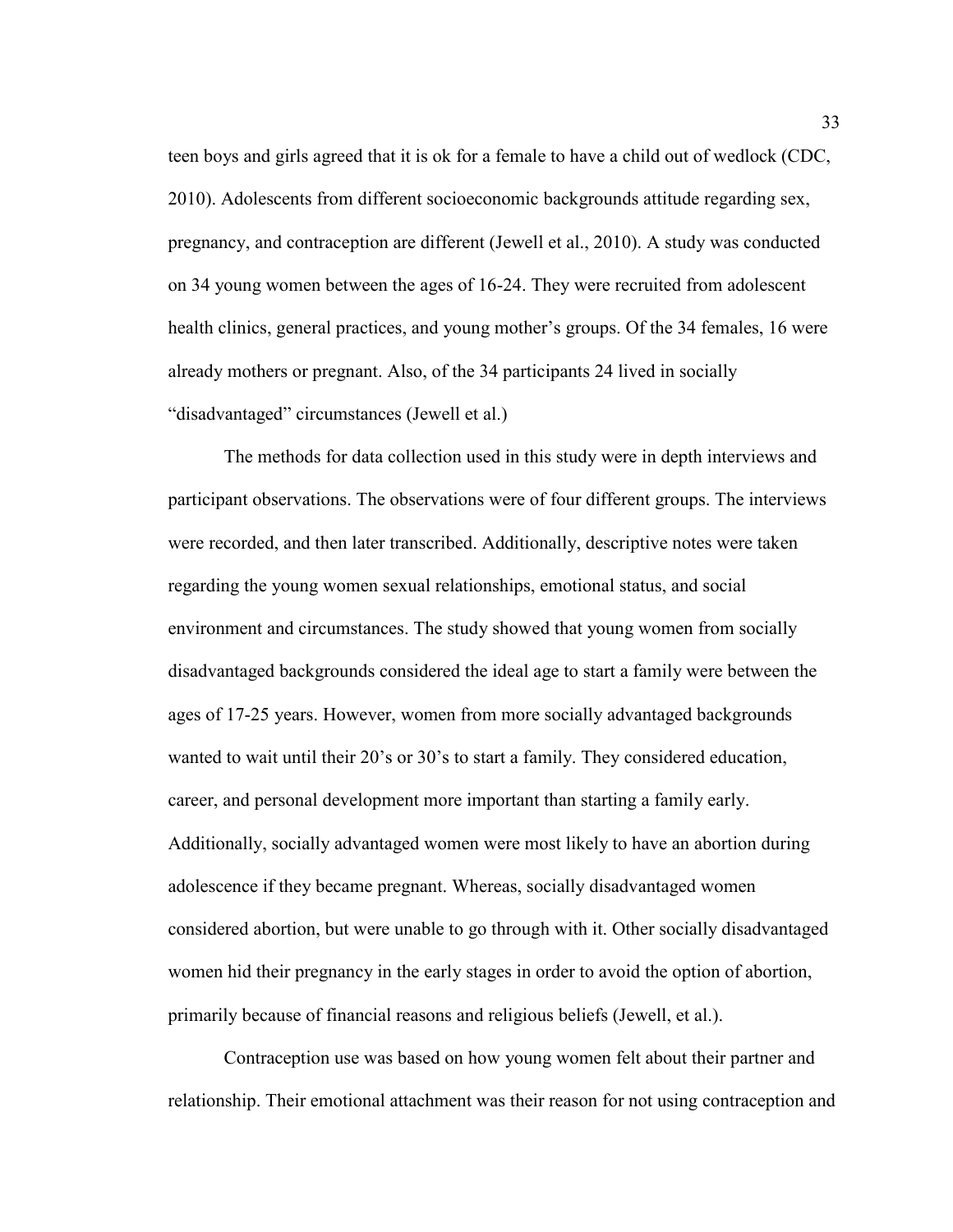teen boys and girls agreed that it is ok for a female to have a child out of wedlock (CDC, 2010). Adolescents from different socioeconomic backgrounds attitude regarding sex, pregnancy, and contraception are different (Jewell et al., 2010). A study was conducted on 34 young women between the ages of 16-24. They were recruited from adolescent health clinics, general practices, and young mother's groups. Of the 34 females, 16 were already mothers or pregnant. Also, of the 34 participants 24 lived in socially "disadvantaged" circumstances (Jewell et al.)

The methods for data collection used in this study were in depth interviews and participant observations. The observations were of four different groups. The interviews were recorded, and then later transcribed. Additionally, descriptive notes were taken regarding the young women sexual relationships, emotional status, and social environment and circumstances. The study showed that young women from socially disadvantaged backgrounds considered the ideal age to start a family were between the ages of 17-25 years. However, women from more socially advantaged backgrounds wanted to wait until their 20's or 30's to start a family. They considered education, career, and personal development more important than starting a family early. Additionally, socially advantaged women were most likely to have an abortion during adolescence if they became pregnant. Whereas, socially disadvantaged women considered abortion, but were unable to go through with it. Other socially disadvantaged women hid their pregnancy in the early stages in order to avoid the option of abortion, primarily because of financial reasons and religious beliefs (Jewell, et al.).

Contraception use was based on how young women felt about their partner and relationship. Their emotional attachment was their reason for not using contraception and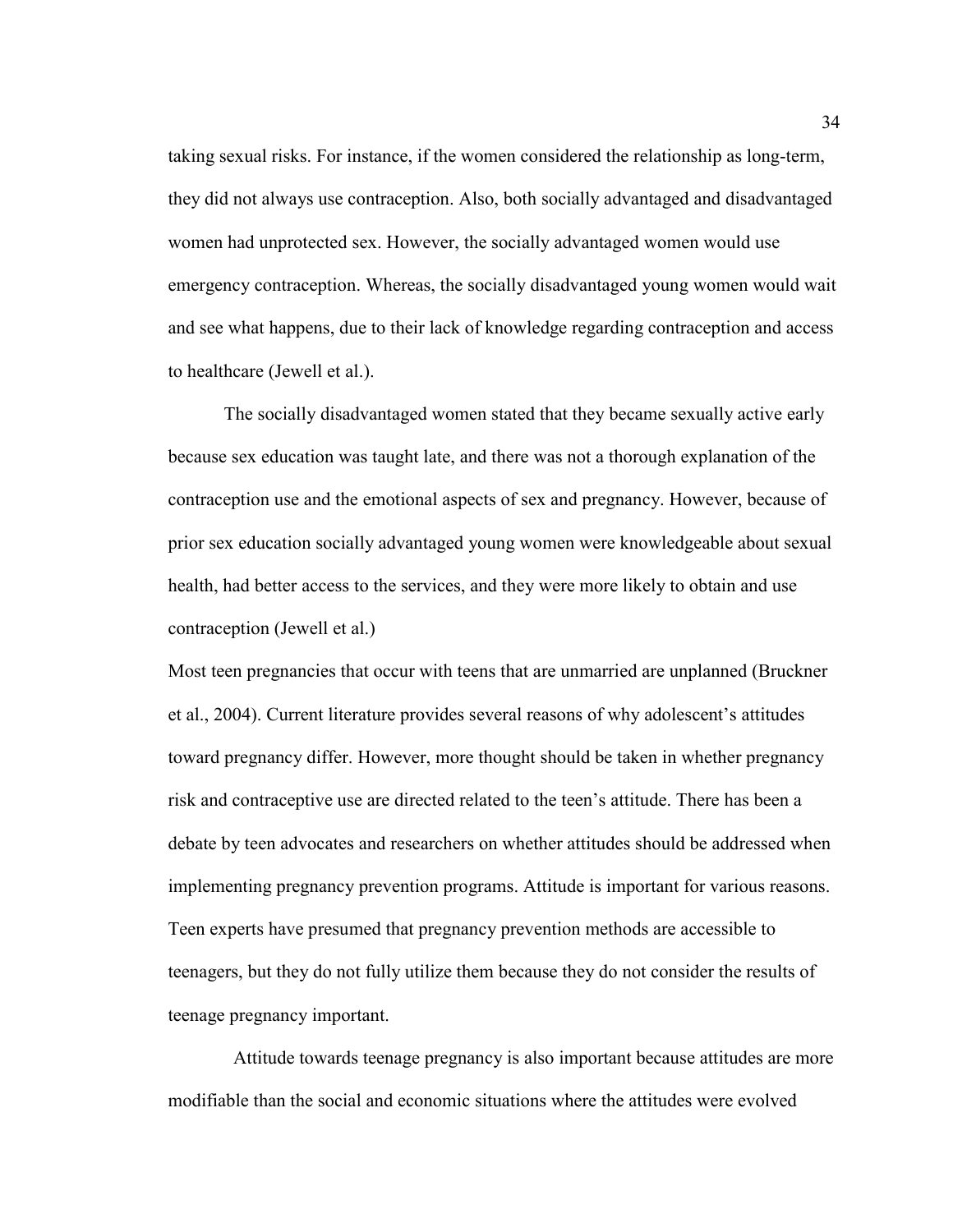taking sexual risks. For instance, if the women considered the relationship as long-term, they did not always use contraception. Also, both socially advantaged and disadvantaged women had unprotected sex. However, the socially advantaged women would use emergency contraception. Whereas, the socially disadvantaged young women would wait and see what happens, due to their lack of knowledge regarding contraception and access to healthcare (Jewell et al.).

The socially disadvantaged women stated that they became sexually active early because sex education was taught late, and there was not a thorough explanation of the contraception use and the emotional aspects of sex and pregnancy. However, because of prior sex education socially advantaged young women were knowledgeable about sexual health, had better access to the services, and they were more likely to obtain and use contraception (Jewell et al.)

Most teen pregnancies that occur with teens that are unmarried are unplanned (Bruckner et al., 2004). Current literature provides several reasons of why adolescent's attitudes toward pregnancy differ. However, more thought should be taken in whether pregnancy risk and contraceptive use are directed related to the teen's attitude. There has been a debate by teen advocates and researchers on whether attitudes should be addressed when implementing pregnancy prevention programs. Attitude is important for various reasons. Teen experts have presumed that pregnancy prevention methods are accessible to teenagers, but they do not fully utilize them because they do not consider the results of teenage pregnancy important.

Attitude towards teenage pregnancy is also important because attitudes are more modifiable than the social and economic situations where the attitudes were evolved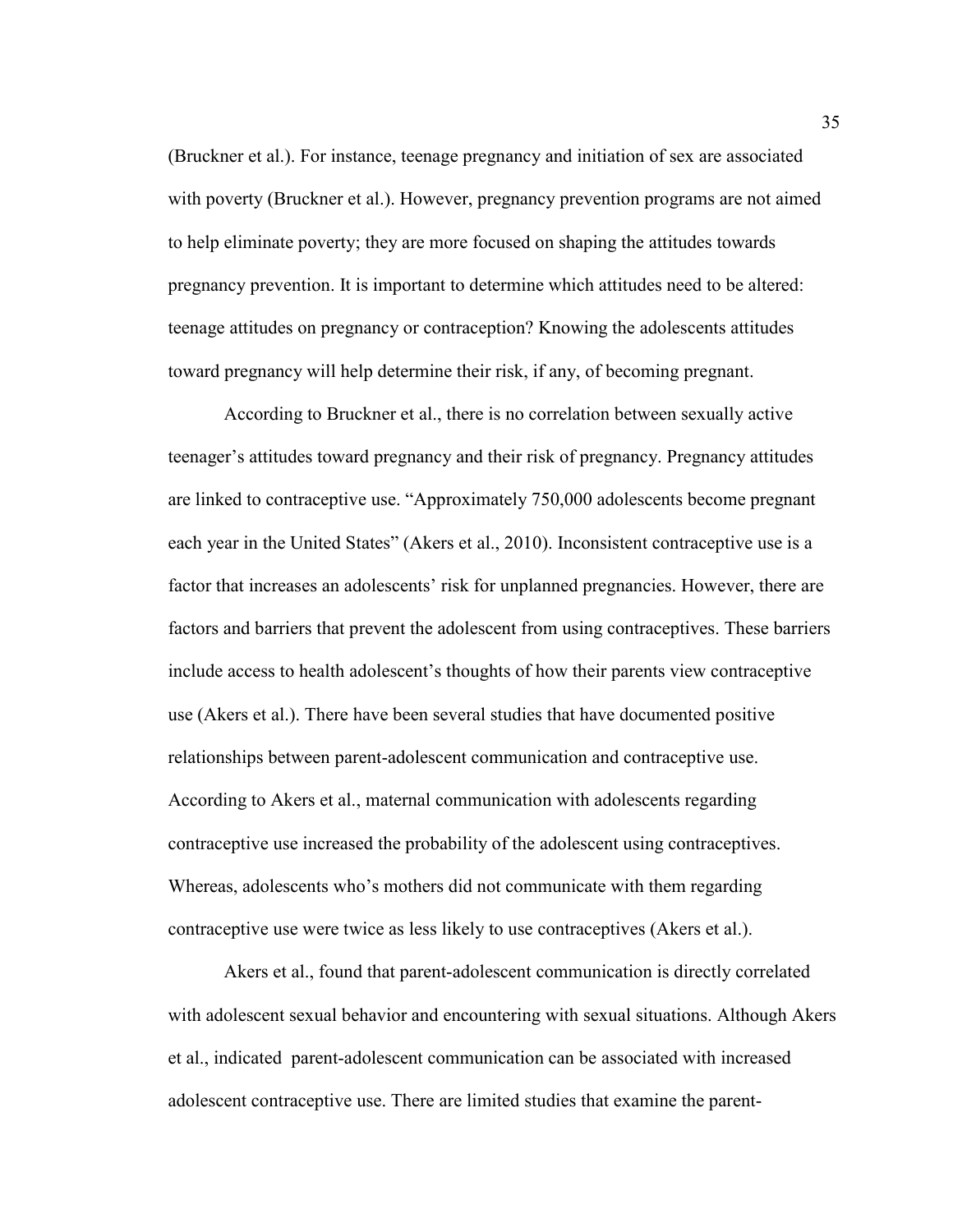(Bruckner et al.). For instance, teenage pregnancy and initiation of sex are associated with poverty (Bruckner et al.). However, pregnancy prevention programs are not aimed to help eliminate poverty; they are more focused on shaping the attitudes towards pregnancy prevention. It is important to determine which attitudes need to be altered: teenage attitudes on pregnancy or contraception? Knowing the adolescents attitudes toward pregnancy will help determine their risk, if any, of becoming pregnant.

According to Bruckner et al., there is no correlation between sexually active teenager's attitudes toward pregnancy and their risk of pregnancy. Pregnancy attitudes are linked to contraceptive use. "Approximately 750,000 adolescents become pregnant each year in the United States" (Akers et al., 2010). Inconsistent contraceptive use is a factor that increases an adolescents' risk for unplanned pregnancies. However, there are factors and barriers that prevent the adolescent from using contraceptives. These barriers include access to health adolescent's thoughts of how their parents view contraceptive use (Akers et al.). There have been several studies that have documented positive relationships between parent-adolescent communication and contraceptive use. According to Akers et al., maternal communication with adolescents regarding contraceptive use increased the probability of the adolescent using contraceptives. Whereas, adolescents who's mothers did not communicate with them regarding contraceptive use were twice as less likely to use contraceptives (Akers et al.).

Akers et al., found that parent-adolescent communication is directly correlated with adolescent sexual behavior and encountering with sexual situations. Although Akers et al., indicated parent-adolescent communication can be associated with increased adolescent contraceptive use. There are limited studies that examine the parent-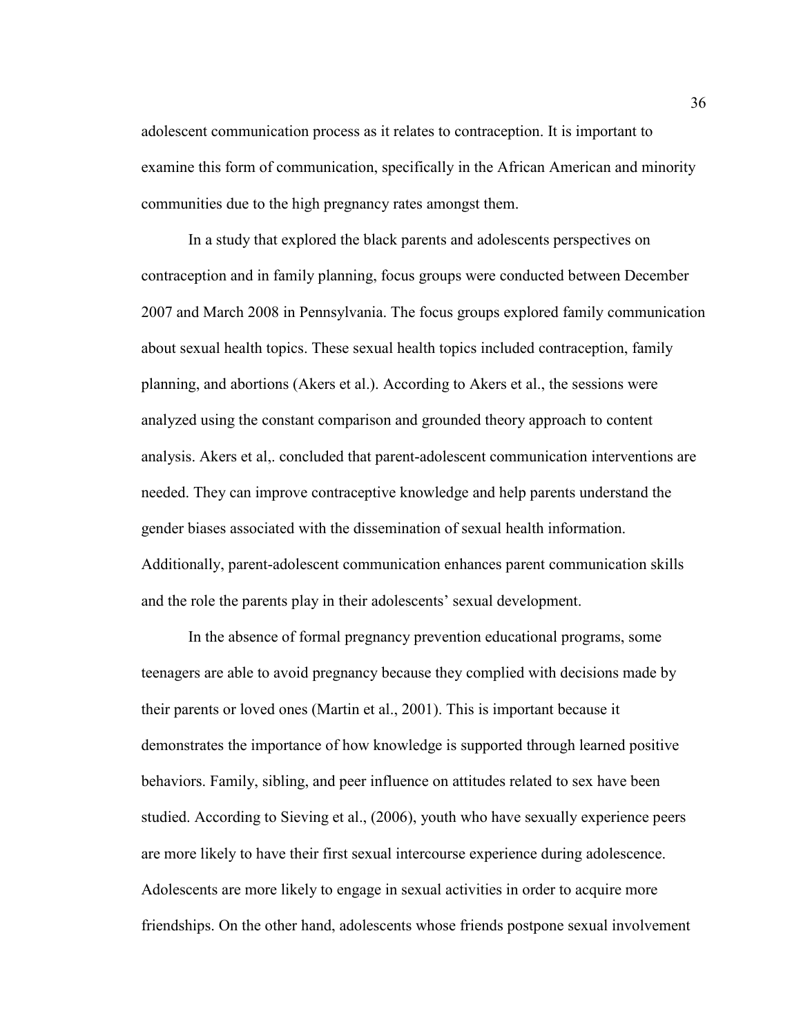adolescent communication process as it relates to contraception. It is important to examine this form of communication, specifically in the African American and minority communities due to the high pregnancy rates amongst them.

In a study that explored the black parents and adolescents perspectives on contraception and in family planning, focus groups were conducted between December 2007 and March 2008 in Pennsylvania. The focus groups explored family communication about sexual health topics. These sexual health topics included contraception, family planning, and abortions (Akers et al.). According to Akers et al., the sessions were analyzed using the constant comparison and grounded theory approach to content analysis. Akers et al,. concluded that parent-adolescent communication interventions are needed. They can improve contraceptive knowledge and help parents understand the gender biases associated with the dissemination of sexual health information. Additionally, parent-adolescent communication enhances parent communication skills and the role the parents play in their adolescents' sexual development.

In the absence of formal pregnancy prevention educational programs, some teenagers are able to avoid pregnancy because they complied with decisions made by their parents or loved ones (Martin et al., 2001). This is important because it demonstrates the importance of how knowledge is supported through learned positive behaviors. Family, sibling, and peer influence on attitudes related to sex have been studied. According to Sieving et al., (2006), youth who have sexually experience peers are more likely to have their first sexual intercourse experience during adolescence. Adolescents are more likely to engage in sexual activities in order to acquire more friendships. On the other hand, adolescents whose friends postpone sexual involvement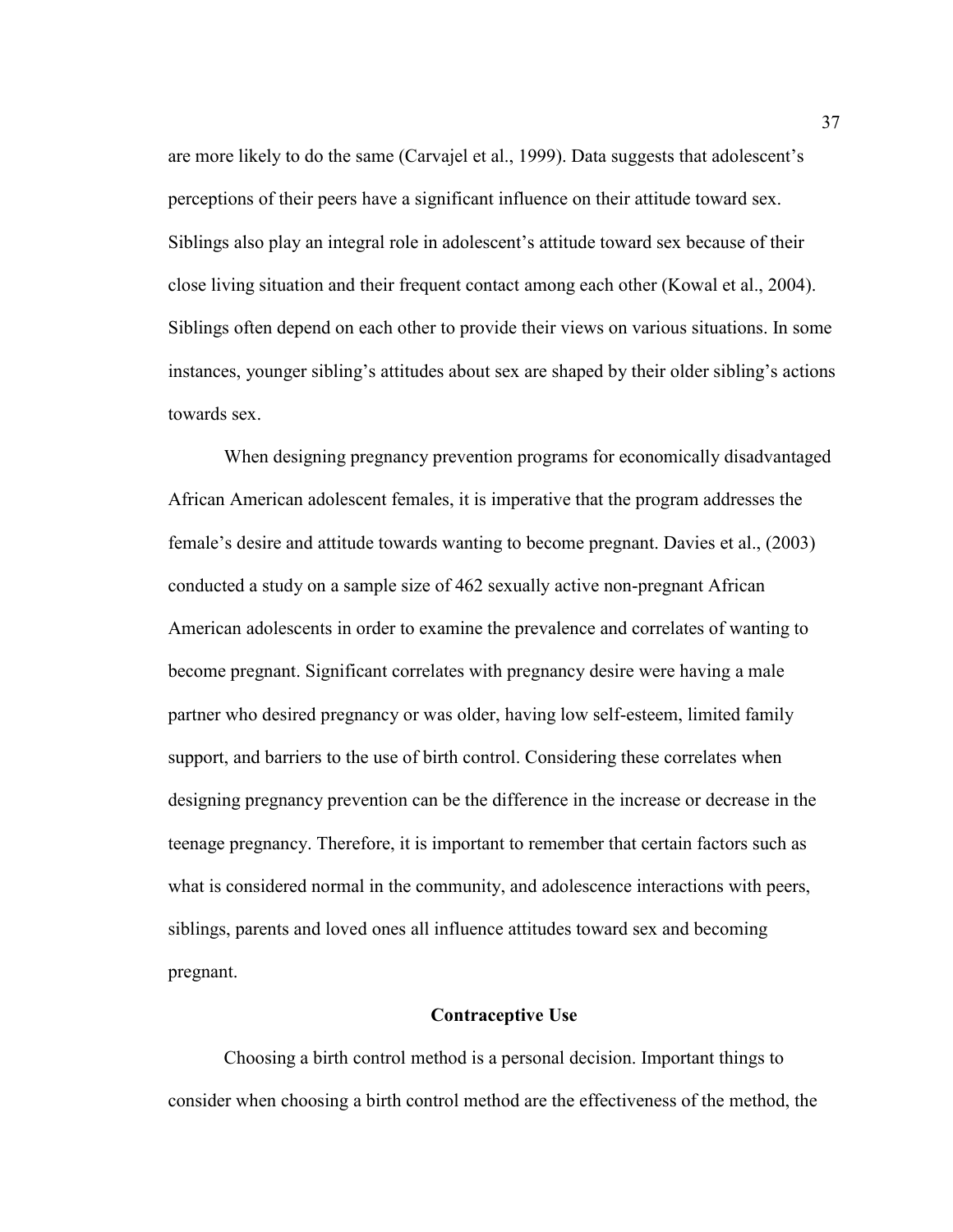are more likely to do the same (Carvajel et al., 1999). Data suggests that adolescent's perceptions of their peers have a significant influence on their attitude toward sex. Siblings also play an integral role in adolescent's attitude toward sex because of their close living situation and their frequent contact among each other (Kowal et al., 2004). Siblings often depend on each other to provide their views on various situations. In some instances, younger sibling's attitudes about sex are shaped by their older sibling's actions towards sex.

When designing pregnancy prevention programs for economically disadvantaged African American adolescent females, it is imperative that the program addresses the female's desire and attitude towards wanting to become pregnant. Davies et al., (2003) conducted a study on a sample size of 462 sexually active non-pregnant African American adolescents in order to examine the prevalence and correlates of wanting to become pregnant. Significant correlates with pregnancy desire were having a male partner who desired pregnancy or was older, having low self-esteem, limited family support, and barriers to the use of birth control. Considering these correlates when designing pregnancy prevention can be the difference in the increase or decrease in the teenage pregnancy. Therefore, it is important to remember that certain factors such as what is considered normal in the community, and adolescence interactions with peers, siblings, parents and loved ones all influence attitudes toward sex and becoming pregnant.

## Contraceptive Use

Choosing a birth control method is a personal decision. Important things to consider when choosing a birth control method are the effectiveness of the method, the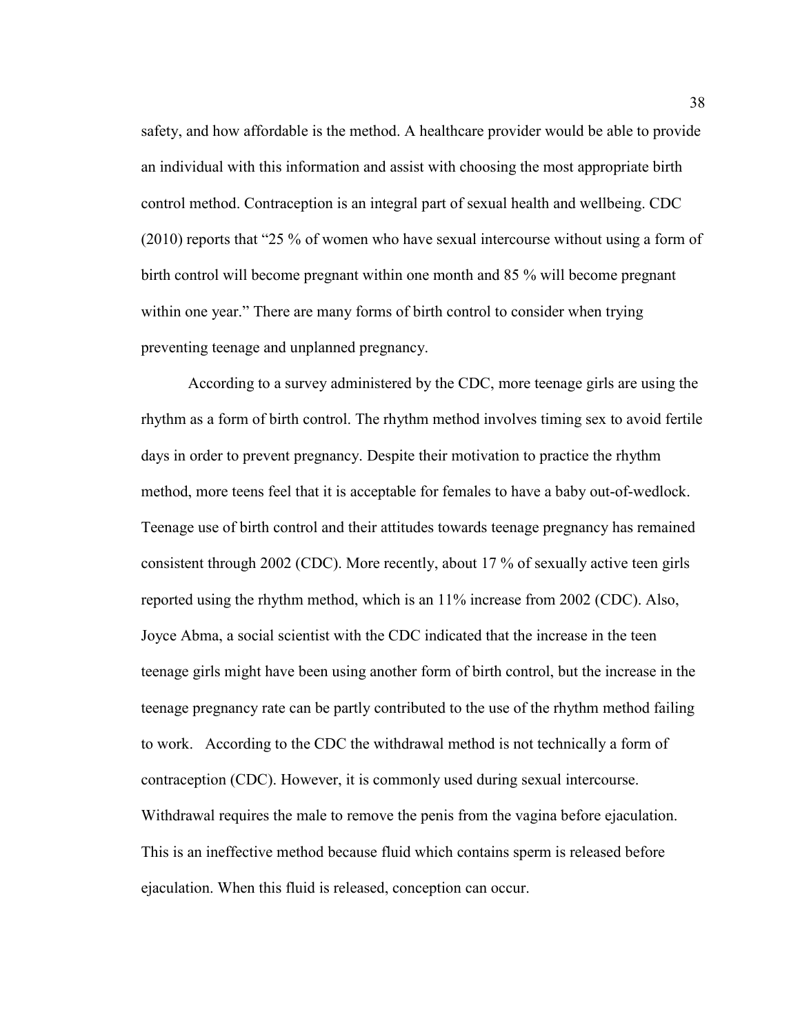safety, and how affordable is the method. A healthcare provider would be able to provide an individual with this information and assist with choosing the most appropriate birth control method. Contraception is an integral part of sexual health and wellbeing. CDC (2010) reports that "25 % of women who have sexual intercourse without using a form of birth control will become pregnant within one month and 85 % will become pregnant within one year." There are many forms of birth control to consider when trying preventing teenage and unplanned pregnancy.

According to a survey administered by the CDC, more teenage girls are using the rhythm as a form of birth control. The rhythm method involves timing sex to avoid fertile days in order to prevent pregnancy. Despite their motivation to practice the rhythm method, more teens feel that it is acceptable for females to have a baby out-of-wedlock. Teenage use of birth control and their attitudes towards teenage pregnancy has remained consistent through 2002 (CDC). More recently, about 17 % of sexually active teen girls reported using the rhythm method, which is an 11% increase from 2002 (CDC). Also, Joyce Abma, a social scientist with the CDC indicated that the increase in the teen teenage girls might have been using another form of birth control, but the increase in the teenage pregnancy rate can be partly contributed to the use of the rhythm method failing to work. According to the CDC the withdrawal method is not technically a form of contraception (CDC). However, it is commonly used during sexual intercourse. Withdrawal requires the male to remove the penis from the vagina before ejaculation. This is an ineffective method because fluid which contains sperm is released before ejaculation. When this fluid is released, conception can occur.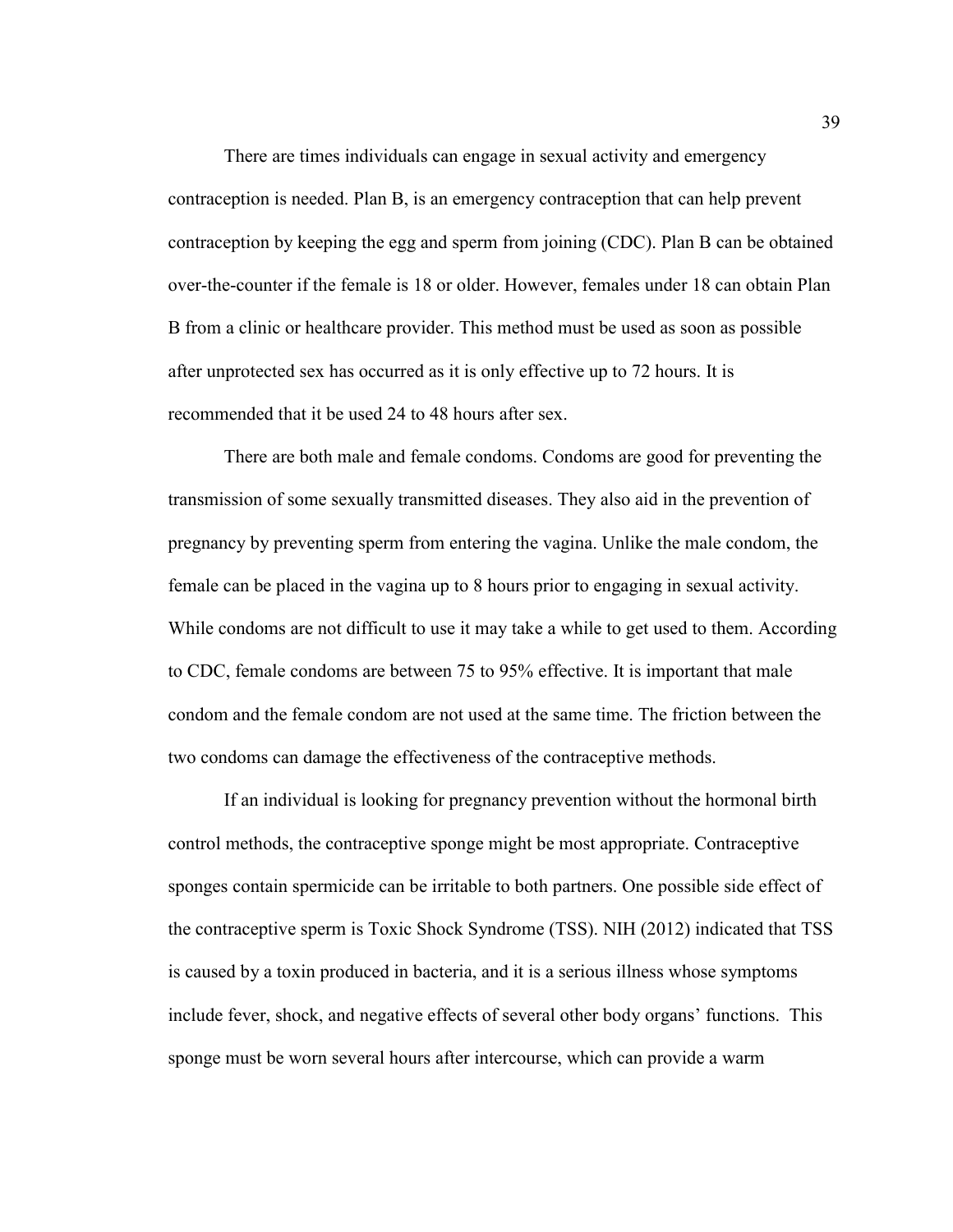There are times individuals can engage in sexual activity and emergency contraception is needed. Plan B, is an emergency contraception that can help prevent contraception by keeping the egg and sperm from joining (CDC). Plan B can be obtained over-the-counter if the female is 18 or older. However, females under 18 can obtain Plan B from a clinic or healthcare provider. This method must be used as soon as possible after unprotected sex has occurred as it is only effective up to 72 hours. It is recommended that it be used 24 to 48 hours after sex.

There are both male and female condoms. Condoms are good for preventing the transmission of some sexually transmitted diseases. They also aid in the prevention of pregnancy by preventing sperm from entering the vagina. Unlike the male condom, the female can be placed in the vagina up to 8 hours prior to engaging in sexual activity. While condoms are not difficult to use it may take a while to get used to them. According to CDC, female condoms are between 75 to 95% effective. It is important that male condom and the female condom are not used at the same time. The friction between the two condoms can damage the effectiveness of the contraceptive methods.

If an individual is looking for pregnancy prevention without the hormonal birth control methods, the contraceptive sponge might be most appropriate. Contraceptive sponges contain spermicide can be irritable to both partners. One possible side effect of the contraceptive sperm is Toxic Shock Syndrome (TSS). NIH (2012) indicated that TSS is caused by a toxin produced in bacteria, and it is a serious illness whose symptoms include fever, shock, and negative effects of several other body organs' functions. This sponge must be worn several hours after intercourse, which can provide a warm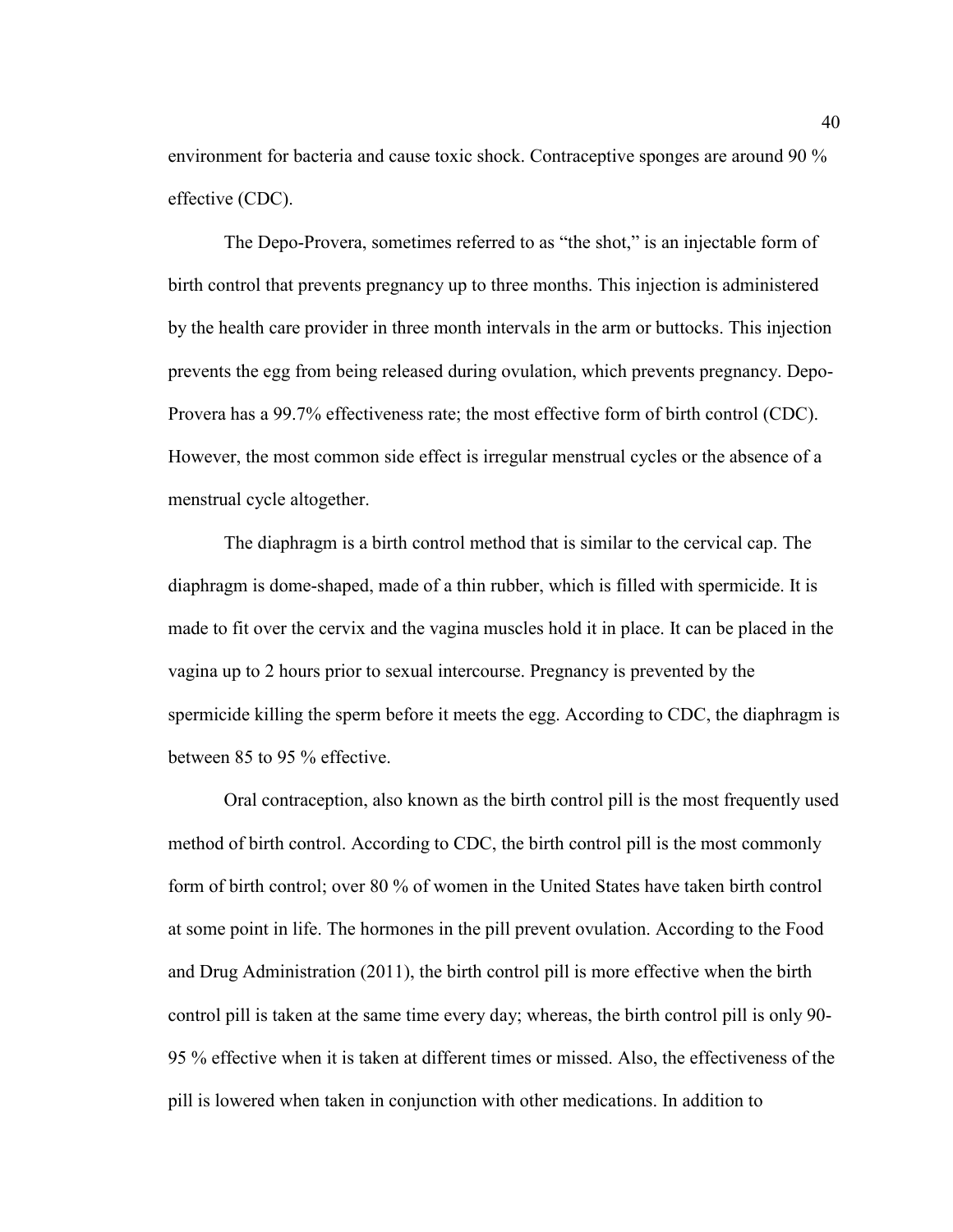environment for bacteria and cause toxic shock. Contraceptive sponges are around 90 % effective (CDC).

The Depo-Provera, sometimes referred to as "the shot," is an injectable form of birth control that prevents pregnancy up to three months. This injection is administered by the health care provider in three month intervals in the arm or buttocks. This injection prevents the egg from being released during ovulation, which prevents pregnancy. Depo-Provera has a 99.7% effectiveness rate; the most effective form of birth control (CDC). However, the most common side effect is irregular menstrual cycles or the absence of a menstrual cycle altogether.

The diaphragm is a birth control method that is similar to the cervical cap. The diaphragm is dome-shaped, made of a thin rubber, which is filled with spermicide. It is made to fit over the cervix and the vagina muscles hold it in place. It can be placed in the vagina up to 2 hours prior to sexual intercourse. Pregnancy is prevented by the spermicide killing the sperm before it meets the egg. According to CDC, the diaphragm is between 85 to 95 % effective.

Oral contraception, also known as the birth control pill is the most frequently used method of birth control. According to CDC, the birth control pill is the most commonly form of birth control; over 80 % of women in the United States have taken birth control at some point in life. The hormones in the pill prevent ovulation. According to the Food and Drug Administration (2011), the birth control pill is more effective when the birth control pill is taken at the same time every day; whereas, the birth control pill is only 90-95 % effective when it is taken at different times or missed. Also, the effectiveness of the pill is lowered when taken in conjunction with other medications. In addition to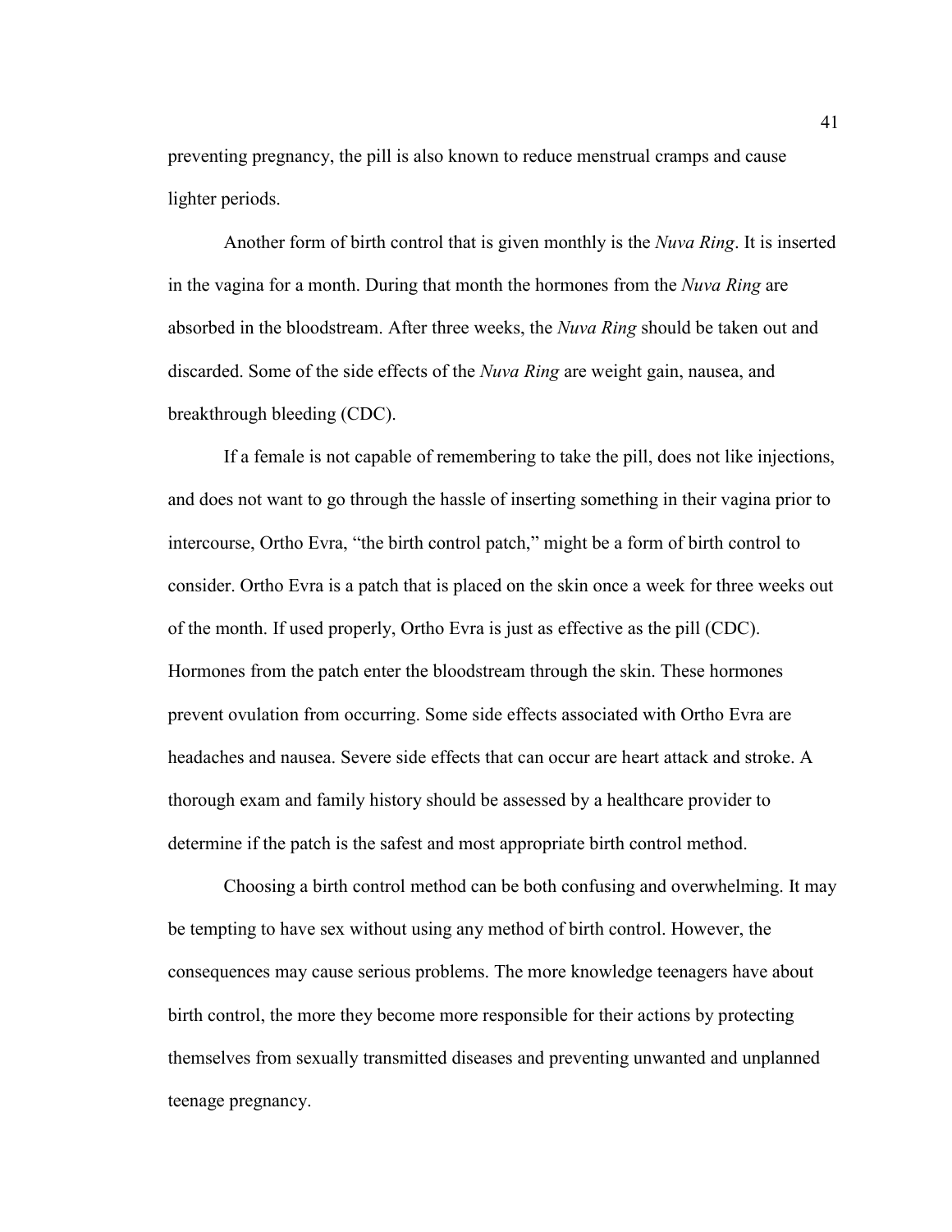preventing pregnancy, the pill is also known to reduce menstrual cramps and cause lighter periods.

Another form of birth control that is given monthly is the *Nuva Ring*. It is inserted in the vagina for a month. During that month the hormones from the *Nuva Ring* are absorbed in the bloodstream. After three weeks, the *Nuva Ring* should be taken out and discarded. Some of the side effects of the *Nuva Ring* are weight gain, nausea, and breakthrough bleeding (CDC).

If a female is not capable of remembering to take the pill, does not like injections, and does not want to go through the hassle of inserting something in their vagina prior to intercourse, Ortho Evra, "the birth control patch," might be a form of birth control to consider. Ortho Evra is a patch that is placed on the skin once a week for three weeks out of the month. If used properly, Ortho Evra is just as effective as the pill (CDC). Hormones from the patch enter the bloodstream through the skin. These hormones prevent ovulation from occurring. Some side effects associated with Ortho Evra are headaches and nausea. Severe side effects that can occur are heart attack and stroke. A thorough exam and family history should be assessed by a healthcare provider to determine if the patch is the safest and most appropriate birth control method.

Choosing a birth control method can be both confusing and overwhelming. It may be tempting to have sex without using any method of birth control. However, the consequences may cause serious problems. The more knowledge teenagers have about birth control, the more they become more responsible for their actions by protecting themselves from sexually transmitted diseases and preventing unwanted and unplanned teenage pregnancy.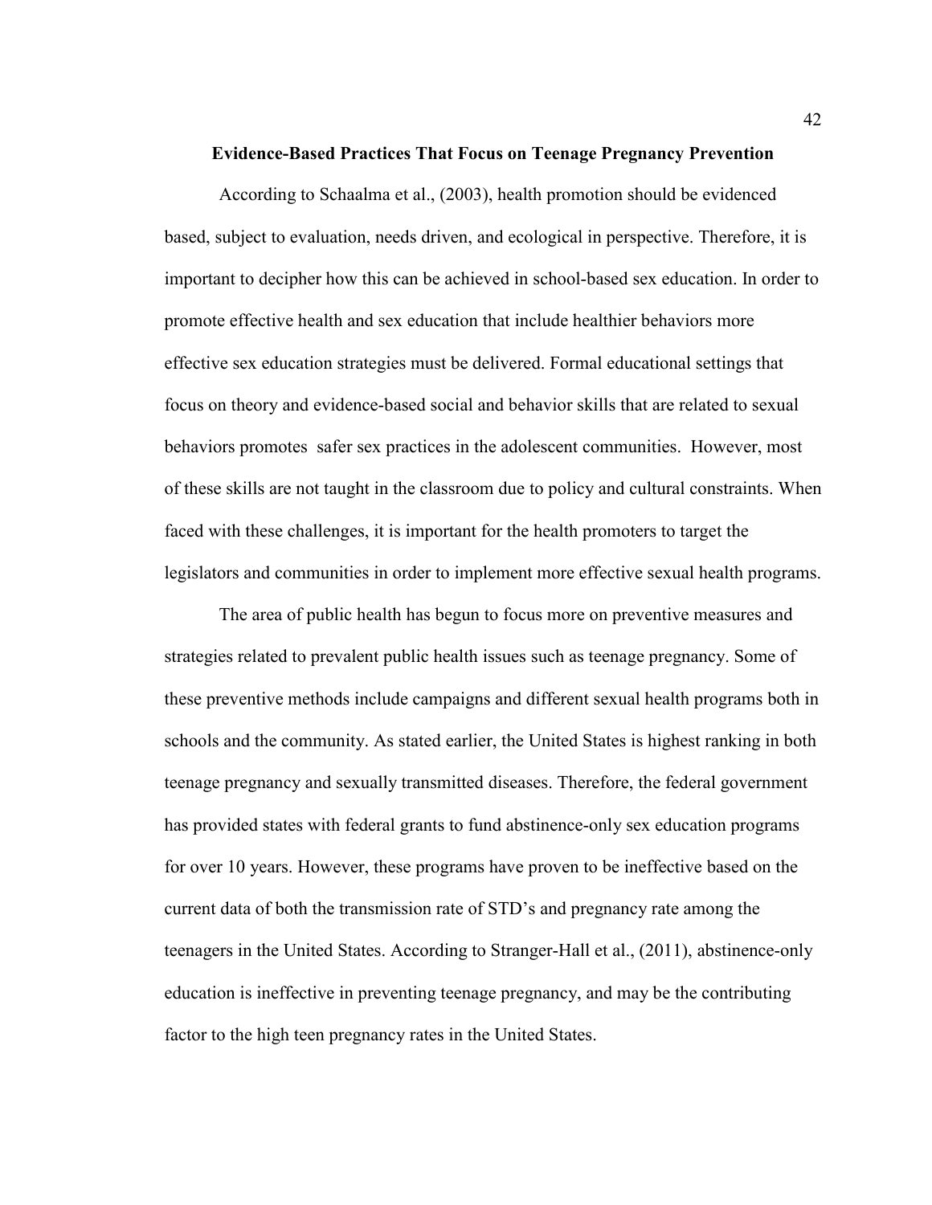## Evidence-Based Practices That Focus on Teenage Pregnancy Prevention

According to Schaalma et al., (2003), health promotion should be evidenced based, subject to evaluation, needs driven, and ecological in perspective. Therefore, it is important to decipher how this can be achieved in school-based sex education. In order to promote effective health and sex education that include healthier behaviors more effective sex education strategies must be delivered. Formal educational settings that focus on theory and evidence-based social and behavior skills that are related to sexual behaviors promotes safer sex practices in the adolescent communities. However, most of these skills are not taught in the classroom due to policy and cultural constraints. When faced with these challenges, it is important for the health promoters to target the legislators and communities in order to implement more effective sexual health programs.

The area of public health has begun to focus more on preventive measures and strategies related to prevalent public health issues such as teenage pregnancy. Some of these preventive methods include campaigns and different sexual health programs both in schools and the community. As stated earlier, the United States is highest ranking in both teenage pregnancy and sexually transmitted diseases. Therefore, the federal government has provided states with federal grants to fund abstinence-only sex education programs for over 10 years. However, these programs have proven to be ineffective based on the current data of both the transmission rate of STD's and pregnancy rate among the teenagers in the United States. According to Stranger-Hall et al., (2011), abstinence-only education is ineffective in preventing teenage pregnancy, and may be the contributing factor to the high teen pregnancy rates in the United States.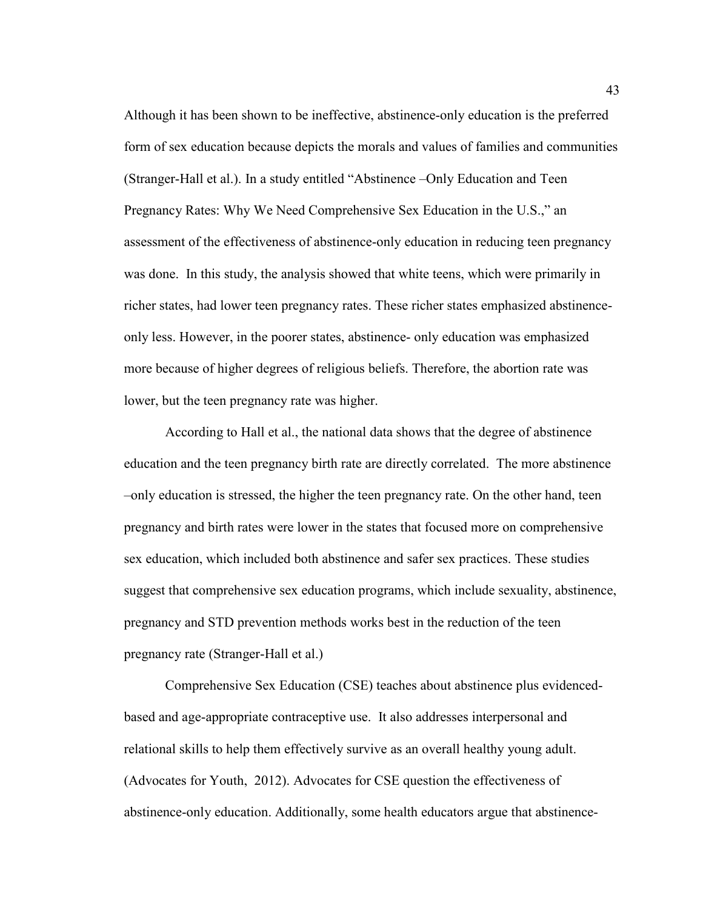Although it has been shown to be ineffective, abstinence-only education is the preferred form of sex education because depicts the morals and values of families and communities (Stranger-Hall et al.). In a study entitled "Abstinence –Only Education and Teen Pregnancy Rates: Why We Need Comprehensive Sex Education in the U.S.," an assessment of the effectiveness of abstinence-only education in reducing teen pregnancy was done. In this study, the analysis showed that white teens, which were primarily in richer states, had lower teen pregnancy rates. These richer states emphasized abstinence-only less. However, in the poorer states, abstinence- only education was emphasized more because of higher degrees of religious beliefs. Therefore, the abortion rate was lower, but the teen pregnancy rate was higher.

According to Hall et al., the national data shows that the degree of abstinence education and the teen pregnancy birth rate are directly correlated. The more abstinence –only education is stressed, the higher the teen pregnancy rate. On the other hand, teen pregnancy and birth rates were lower in the states that focused more on comprehensive sex education, which included both abstinence and safer sex practices. These studies suggest that comprehensive sex education programs, which include sexuality, abstinence, pregnancy and STD prevention methods works best in the reduction of the teen pregnancy rate (Stranger-Hall et al.)

Comprehensive Sex Education (CSE) teaches about abstinence plus evidenced-based and age-appropriate contraceptive use. It also addresses interpersonal and relational skills to help them effectively survive as an overall healthy young adult. (Advocates for Youth, 2012). Advocates for CSE question the effectiveness of abstinence-only education. Additionally, some health educators argue that abstinence-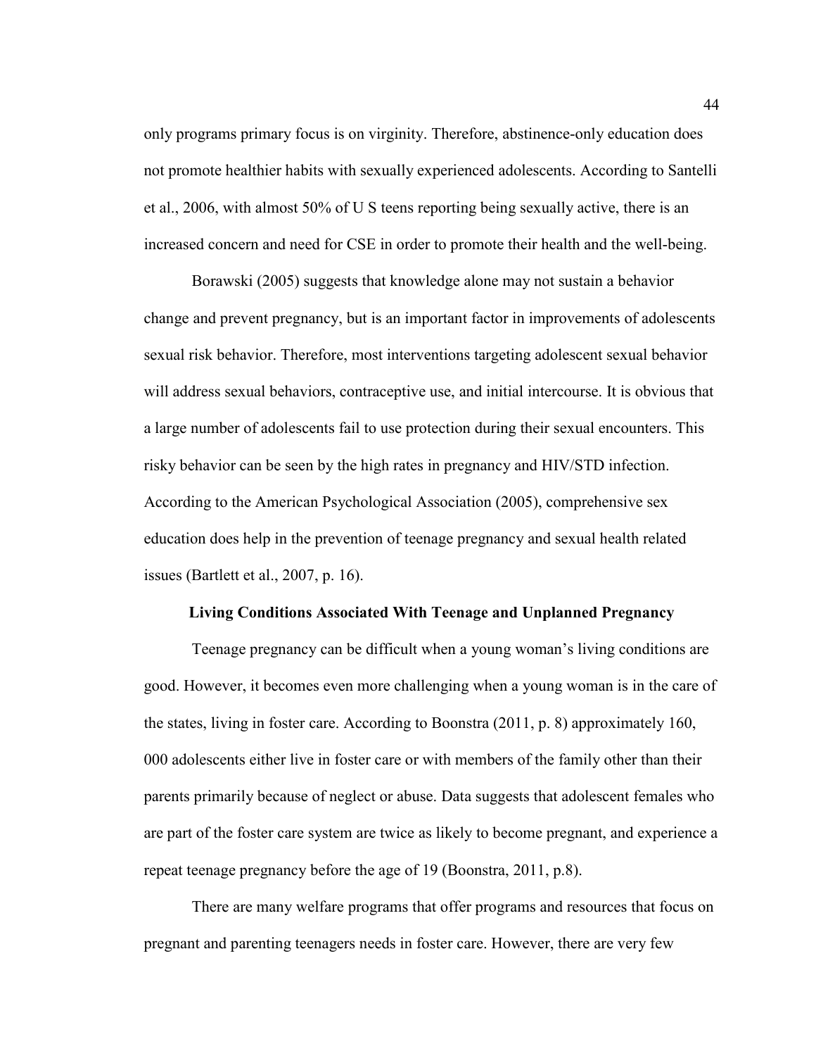only programs primary focus is on virginity. Therefore, abstinence-only education does not promote healthier habits with sexually experienced adolescents. According to Santelli et al., 2006, with almost 50% of U S teens reporting being sexually active, there is an increased concern and need for CSE in order to promote their health and the well-being.

Borawski (2005) suggests that knowledge alone may not sustain a behavior change and prevent pregnancy, but is an important factor in improvements of adolescents sexual risk behavior. Therefore, most interventions targeting adolescent sexual behavior will address sexual behaviors, contraceptive use, and initial intercourse. It is obvious that a large number of adolescents fail to use protection during their sexual encounters. This risky behavior can be seen by the high rates in pregnancy and HIV/STD infection. According to the American Psychological Association (2005), comprehensive sex education does help in the prevention of teenage pregnancy and sexual health related issues (Bartlett et al., 2007, p. 16).

## Living Conditions Associated With Teenage and Unplanned Pregnancy

Teenage pregnancy can be difficult when a young woman's living conditions are good. However, it becomes even more challenging when a young woman is in the care of the states, living in foster care. According to Boonstra (2011, p. 8) approximately 160, 000 adolescents either live in foster care or with members of the family other than their parents primarily because of neglect or abuse. Data suggests that adolescent females who are part of the foster care system are twice as likely to become pregnant, and experience a repeat teenage pregnancy before the age of 19 (Boonstra, 2011, p.8).

There are many welfare programs that offer programs and resources that focus on pregnant and parenting teenagers needs in foster care. However, there are very few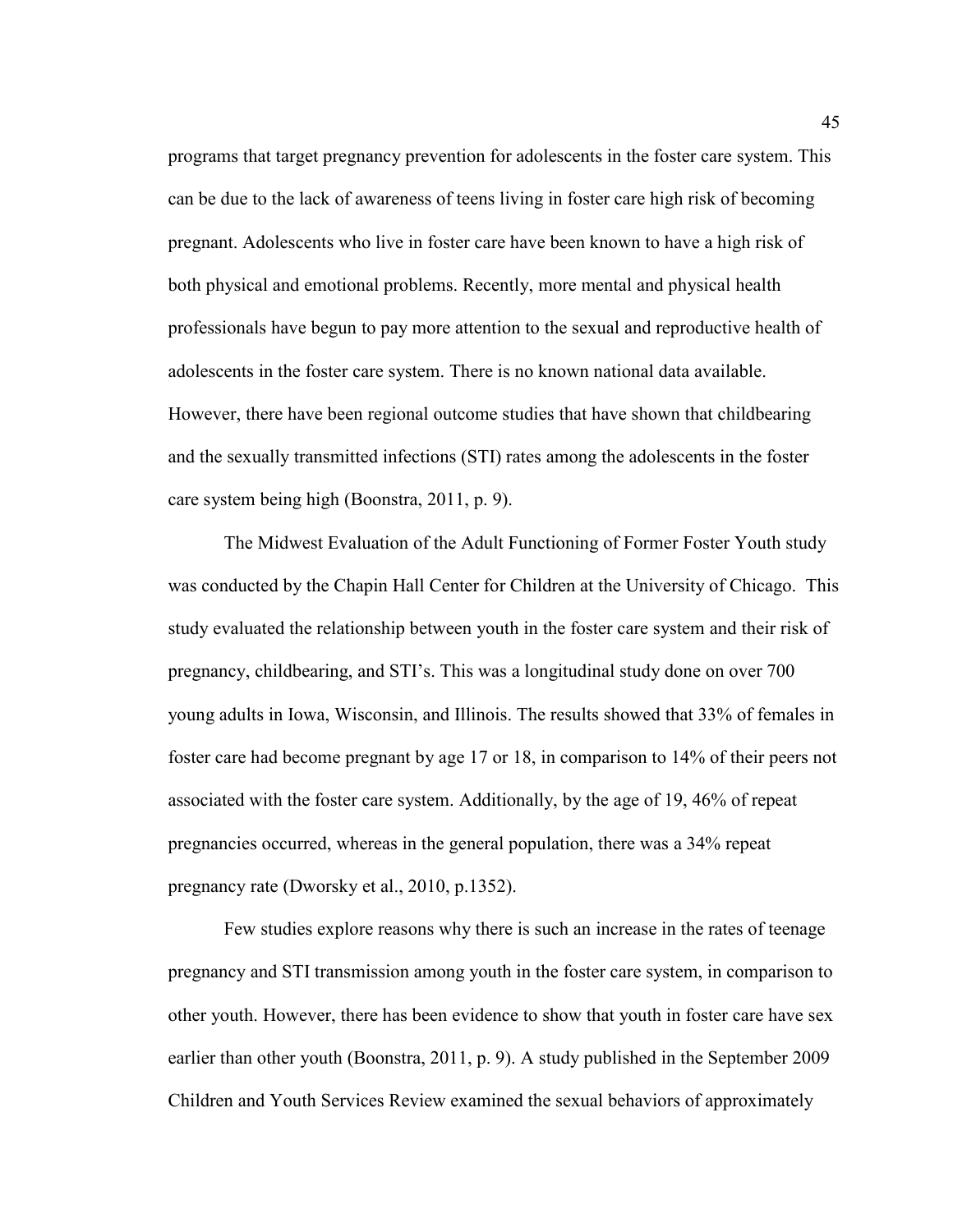programs that target pregnancy prevention for adolescents in the foster care system. This can be due to the lack of awareness of teens living in foster care high risk of becoming pregnant. Adolescents who live in foster care have been known to have a high risk of both physical and emotional problems. Recently, more mental and physical health professionals have begun to pay more attention to the sexual and reproductive health of adolescents in the foster care system. There is no known national data available. However, there have been regional outcome studies that have shown that childbearing and the sexually transmitted infections (STI) rates among the adolescents in the foster care system being high (Boonstra, 2011, p. 9).

The Midwest Evaluation of the Adult Functioning of Former Foster Youth study was conducted by the Chapin Hall Center for Children at the University of Chicago. This study evaluated the relationship between youth in the foster care system and their risk of pregnancy, childbearing, and STI's. This was a longitudinal study done on over 700 young adults in Iowa, Wisconsin, and Illinois. The results showed that 33% of females in foster care had become pregnant by age 17 or 18, in comparison to 14% of their peers not associated with the foster care system. Additionally, by the age of 19, 46% of repeat pregnancies occurred, whereas in the general population, there was a 34% repeat pregnancy rate (Dworsky et al., 2010, p.1352).

Few studies explore reasons why there is such an increase in the rates of teenage pregnancy and STI transmission among youth in the foster care system, in comparison to other youth. However, there has been evidence to show that youth in foster care have sex earlier than other youth (Boonstra, 2011, p. 9). A study published in the September 2009 Children and Youth Services Review examined the sexual behaviors of approximately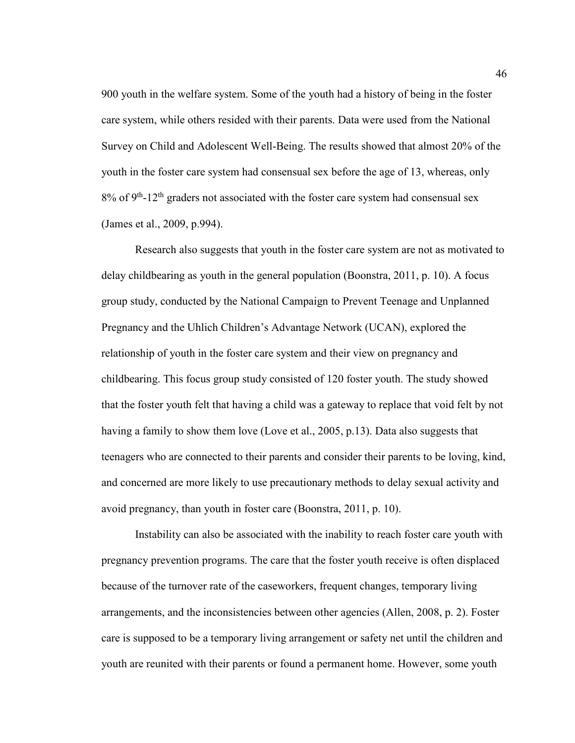900 youth in the welfare system. Some of the youth had a history of being in the foster care system, while others resided with their parents. Data were used from the National Survey on Child and Adolescent Well-Being. The results showed that almost 20% of the youth in the foster care system had consensual sex before the age of 13, whereas, only 8% of 9$^{th}$-12$^{th}$ graders not associated with the foster care system had consensual sex (James et al., 2009, p.994).

Research also suggests that youth in the foster care system are not as motivated to delay childbearing as youth in the general population (Boonstra, 2011, p. 10). A focus group study, conducted by the National Campaign to Prevent Teenage and Unplanned Pregnancy and the Uhlich Children's Advantage Network (UCAN), explored the relationship of youth in the foster care system and their view on pregnancy and childbearing. This focus group study consisted of 120 foster youth. The study showed that the foster youth felt that having a child was a gateway to replace that void felt by not having a family to show them love (Love et al., 2005, p.13). Data also suggests that teenagers who are connected to their parents and consider their parents to be loving, kind, and concerned are more likely to use precautionary methods to delay sexual activity and avoid pregnancy, than youth in foster care (Boonstra, 2011, p. 10).

Instability can also be associated with the inability to reach foster care youth with pregnancy prevention programs. The care that the foster youth receive is often displaced because of the turnover rate of the caseworkers, frequent changes, temporary living arrangements, and the inconsistencies between other agencies (Allen, 2008, p. 2). Foster care is supposed to be a temporary living arrangement or safety net until the children and youth are reunited with their parents or found a permanent home. However, some youth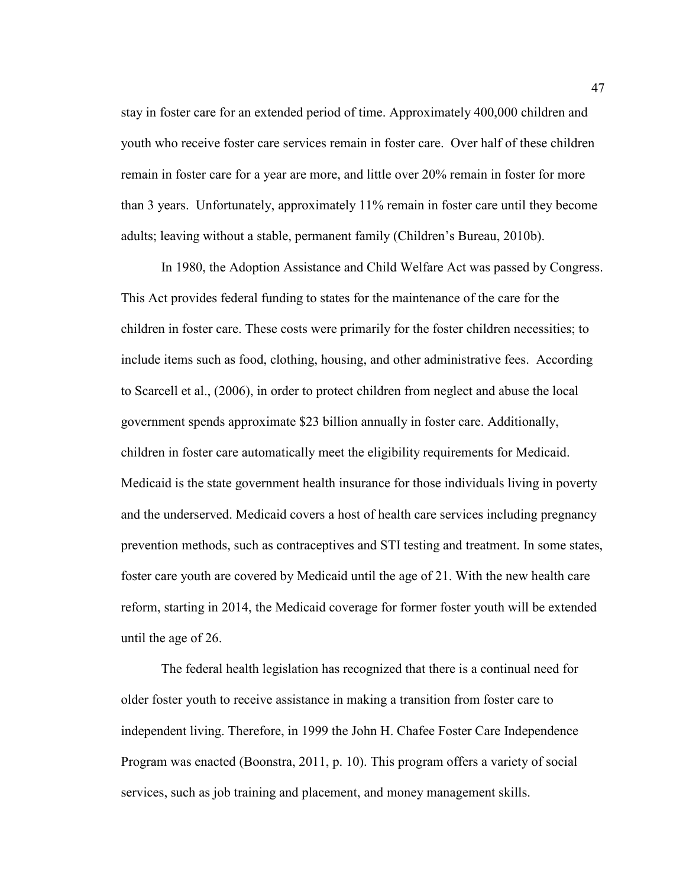stay in foster care for an extended period of time. Approximately 400,000 children and youth who receive foster care services remain in foster care. Over half of these children remain in foster care for a year are more, and little over 20% remain in foster for more than 3 years. Unfortunately, approximately 11% remain in foster care until they become adults; leaving without a stable, permanent family (Children's Bureau, 2010b).

In 1980, the Adoption Assistance and Child Welfare Act was passed by Congress. This Act provides federal funding to states for the maintenance of the care for the children in foster care. These costs were primarily for the foster children necessities; to include items such as food, clothing, housing, and other administrative fees. According to Scarcell et al., (2006), in order to protect children from neglect and abuse the local government spends approximate $23 billion annually in foster care. Additionally, children in foster care automatically meet the eligibility requirements for Medicaid. Medicaid is the state government health insurance for those individuals living in poverty and the underserved. Medicaid covers a host of health care services including pregnancy prevention methods, such as contraceptives and STI testing and treatment. In some states, foster care youth are covered by Medicaid until the age of 21. With the new health care reform, starting in 2014, the Medicaid coverage for former foster youth will be extended until the age of 26.

The federal health legislation has recognized that there is a continual need for older foster youth to receive assistance in making a transition from foster care to independent living. Therefore, in 1999 the John H. Chafee Foster Care Independence Program was enacted (Boonstra, 2011, p. 10). This program offers a variety of social services, such as job training and placement, and money management skills.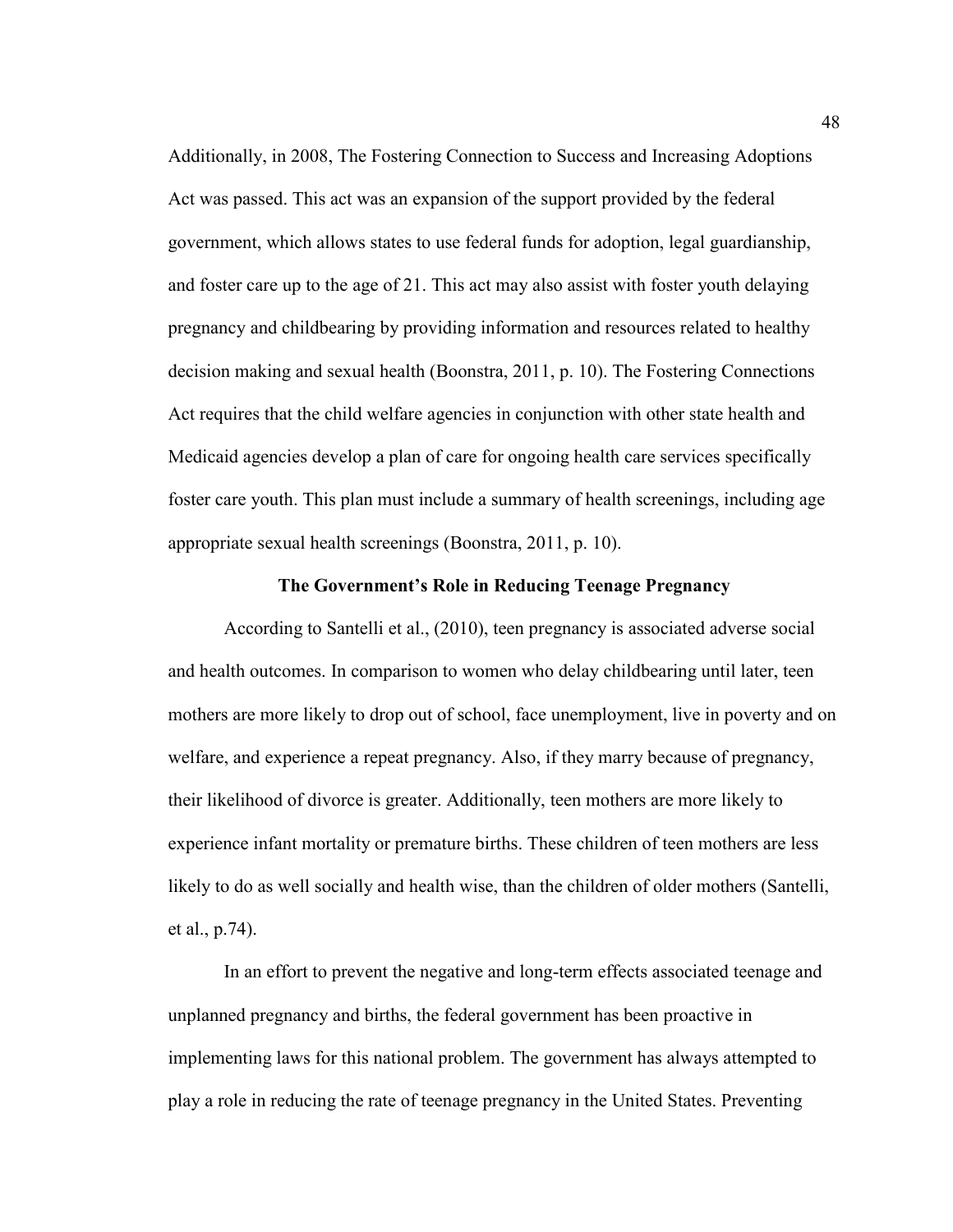Additionally, in 2008, The Fostering Connection to Success and Increasing Adoptions Act was passed. This act was an expansion of the support provided by the federal government, which allows states to use federal funds for adoption, legal guardianship, and foster care up to the age of 21. This act may also assist with foster youth delaying pregnancy and childbearing by providing information and resources related to healthy decision making and sexual health (Boonstra, 2011, p. 10). The Fostering Connections Act requires that the child welfare agencies in conjunction with other state health and Medicaid agencies develop a plan of care for ongoing health care services specifically foster care youth. This plan must include a summary of health screenings, including age appropriate sexual health screenings (Boonstra, 2011, p. 10).

## The Government's Role in Reducing Teenage Pregnancy

According to Santelli et al., (2010), teen pregnancy is associated adverse social and health outcomes. In comparison to women who delay childbearing until later, teen mothers are more likely to drop out of school, face unemployment, live in poverty and on welfare, and experience a repeat pregnancy. Also, if they marry because of pregnancy, their likelihood of divorce is greater. Additionally, teen mothers are more likely to experience infant mortality or premature births. These children of teen mothers are less likely to do as well socially and health wise, than the children of older mothers (Santelli, et al., p.74).

In an effort to prevent the negative and long-term effects associated teenage and unplanned pregnancy and births, the federal government has been proactive in implementing laws for this national problem. The government has always attempted to play a role in reducing the rate of teenage pregnancy in the United States. Preventing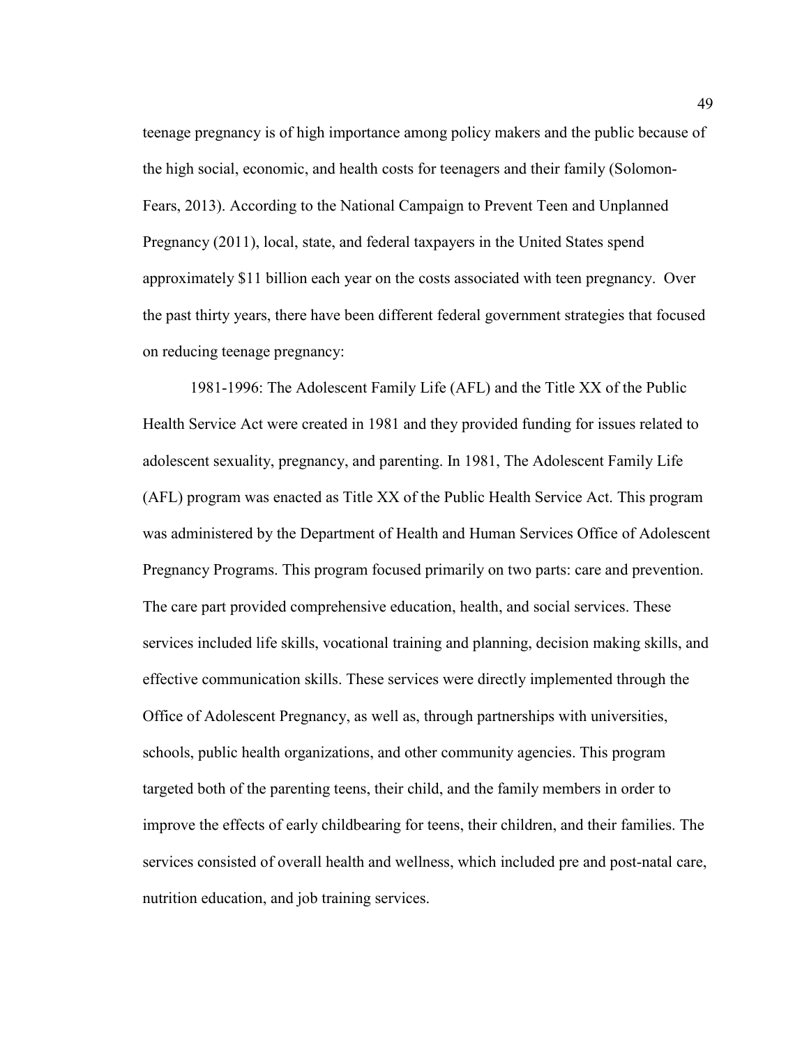teenage pregnancy is of high importance among policy makers and the public because of the high social, economic, and health costs for teenagers and their family (Solomon-Fears, 2013). According to the National Campaign to Prevent Teen and Unplanned Pregnancy (2011), local, state, and federal taxpayers in the United States spend approximately $11 billion each year on the costs associated with teen pregnancy. Over the past thirty years, there have been different federal government strategies that focused on reducing teenage pregnancy:

1981-1996: The Adolescent Family Life (AFL) and the Title XX of the Public Health Service Act were created in 1981 and they provided funding for issues related to adolescent sexuality, pregnancy, and parenting. In 1981, The Adolescent Family Life (AFL) program was enacted as Title XX of the Public Health Service Act. This program was administered by the Department of Health and Human Services Office of Adolescent Pregnancy Programs. This program focused primarily on two parts: care and prevention. The care part provided comprehensive education, health, and social services. These services included life skills, vocational training and planning, decision making skills, and effective communication skills. These services were directly implemented through the Office of Adolescent Pregnancy, as well as, through partnerships with universities, schools, public health organizations, and other community agencies. This program targeted both of the parenting teens, their child, and the family members in order to improve the effects of early childbearing for teens, their children, and their families. The services consisted of overall health and wellness, which included pre and post-natal care, nutrition education, and job training services.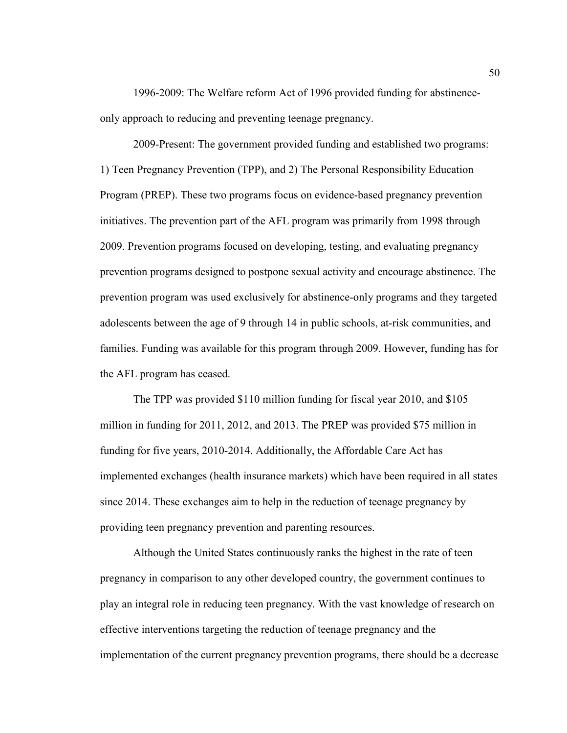1996-2009: The Welfare reform Act of 1996 provided funding for abstinence-only approach to reducing and preventing teenage pregnancy.

2009-Present: The government provided funding and established two programs: 1) Teen Pregnancy Prevention (TPP), and 2) The Personal Responsibility Education Program (PREP). These two programs focus on evidence-based pregnancy prevention initiatives. The prevention part of the AFL program was primarily from 1998 through 2009. Prevention programs focused on developing, testing, and evaluating pregnancy prevention programs designed to postpone sexual activity and encourage abstinence. The prevention program was used exclusively for abstinence-only programs and they targeted adolescents between the age of 9 through 14 in public schools, at-risk communities, and families. Funding was available for this program through 2009. However, funding has for the AFL program has ceased.

The TPP was provided $110 million funding for fiscal year 2010, and $105 million in funding for 2011, 2012, and 2013. The PREP was provided $75 million in funding for five years, 2010-2014. Additionally, the Affordable Care Act has implemented exchanges (health insurance markets) which have been required in all states since 2014. These exchanges aim to help in the reduction of teenage pregnancy by providing teen pregnancy prevention and parenting resources.

Although the United States continuously ranks the highest in the rate of teen pregnancy in comparison to any other developed country, the government continues to play an integral role in reducing teen pregnancy. With the vast knowledge of research on effective interventions targeting the reduction of teenage pregnancy and the implementation of the current pregnancy prevention programs, there should be a decrease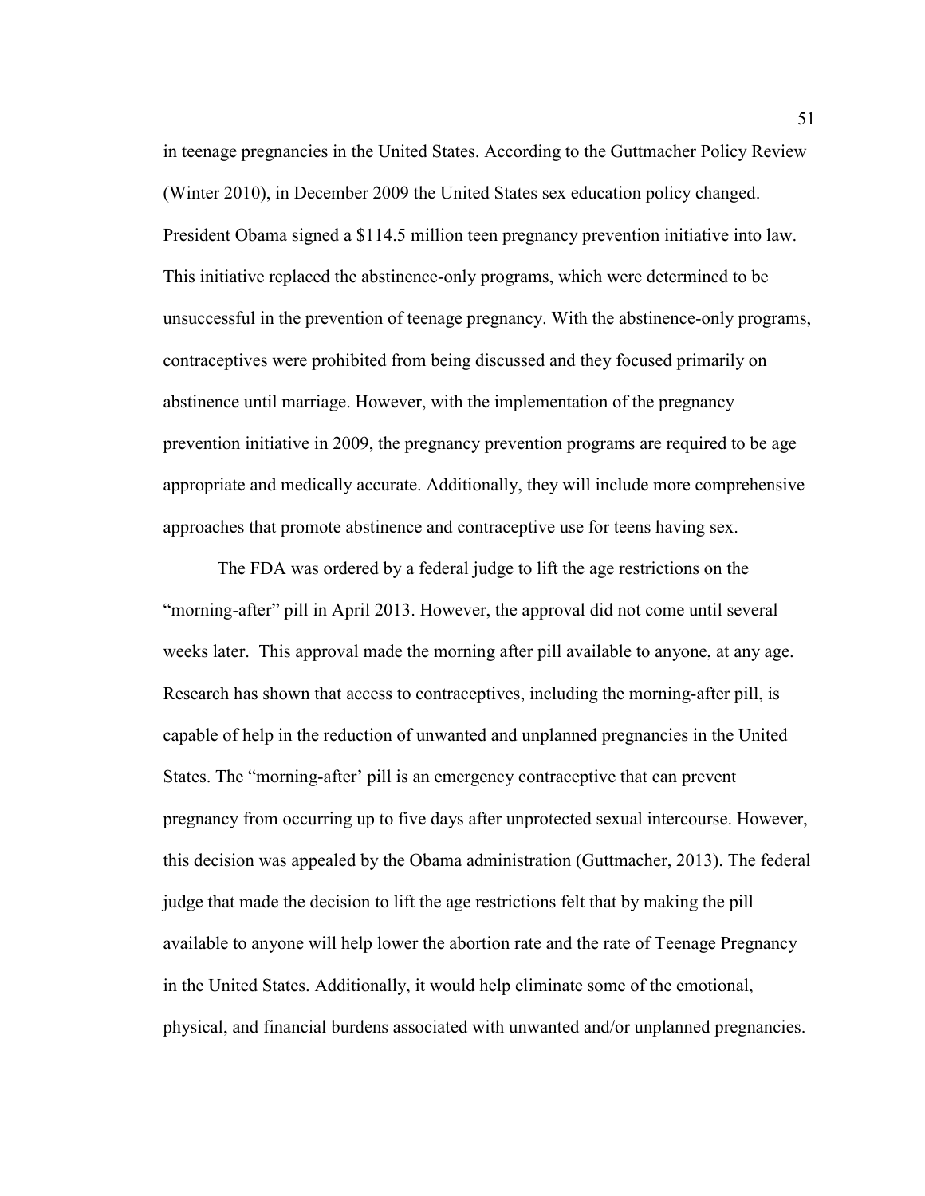in teenage pregnancies in the United States. According to the Guttmacher Policy Review (Winter 2010), in December 2009 the United States sex education policy changed. President Obama signed a $114.5 million teen pregnancy prevention initiative into law. This initiative replaced the abstinence-only programs, which were determined to be unsuccessful in the prevention of teenage pregnancy. With the abstinence-only programs, contraceptives were prohibited from being discussed and they focused primarily on abstinence until marriage. However, with the implementation of the pregnancy prevention initiative in 2009, the pregnancy prevention programs are required to be age appropriate and medically accurate. Additionally, they will include more comprehensive approaches that promote abstinence and contraceptive use for teens having sex.

The FDA was ordered by a federal judge to lift the age restrictions on the "morning-after" pill in April 2013. However, the approval did not come until several weeks later. This approval made the morning after pill available to anyone, at any age. Research has shown that access to contraceptives, including the morning-after pill, is capable of help in the reduction of unwanted and unplanned pregnancies in the United States. The "morning-after' pill is an emergency contraceptive that can prevent pregnancy from occurring up to five days after unprotected sexual intercourse. However, this decision was appealed by the Obama administration (Guttmacher, 2013). The federal judge that made the decision to lift the age restrictions felt that by making the pill available to anyone will help lower the abortion rate and the rate of Teenage Pregnancy in the United States. Additionally, it would help eliminate some of the emotional, physical, and financial burdens associated with unwanted and/or unplanned pregnancies.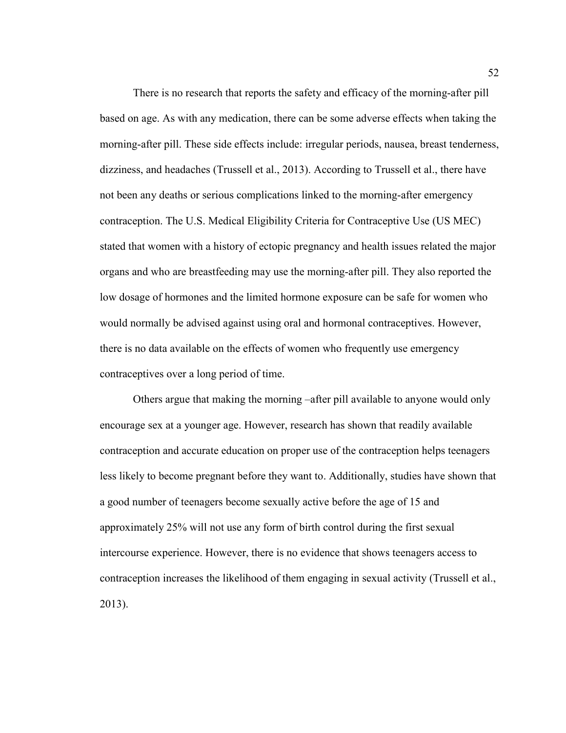There is no research that reports the safety and efficacy of the morning-after pill based on age. As with any medication, there can be some adverse effects when taking the morning-after pill. These side effects include: irregular periods, nausea, breast tenderness, dizziness, and headaches (Trussell et al., 2013). According to Trussell et al., there have not been any deaths or serious complications linked to the morning-after emergency contraception. The U.S. Medical Eligibility Criteria for Contraceptive Use (US MEC) stated that women with a history of ectopic pregnancy and health issues related the major organs and who are breastfeeding may use the morning-after pill. They also reported the low dosage of hormones and the limited hormone exposure can be safe for women who would normally be advised against using oral and hormonal contraceptives. However, there is no data available on the effects of women who frequently use emergency contraceptives over a long period of time.

Others argue that making the morning –after pill available to anyone would only encourage sex at a younger age. However, research has shown that readily available contraception and accurate education on proper use of the contraception helps teenagers less likely to become pregnant before they want to. Additionally, studies have shown that a good number of teenagers become sexually active before the age of 15 and approximately 25% will not use any form of birth control during the first sexual intercourse experience. However, there is no evidence that shows teenagers access to contraception increases the likelihood of them engaging in sexual activity (Trussell et al., 2013).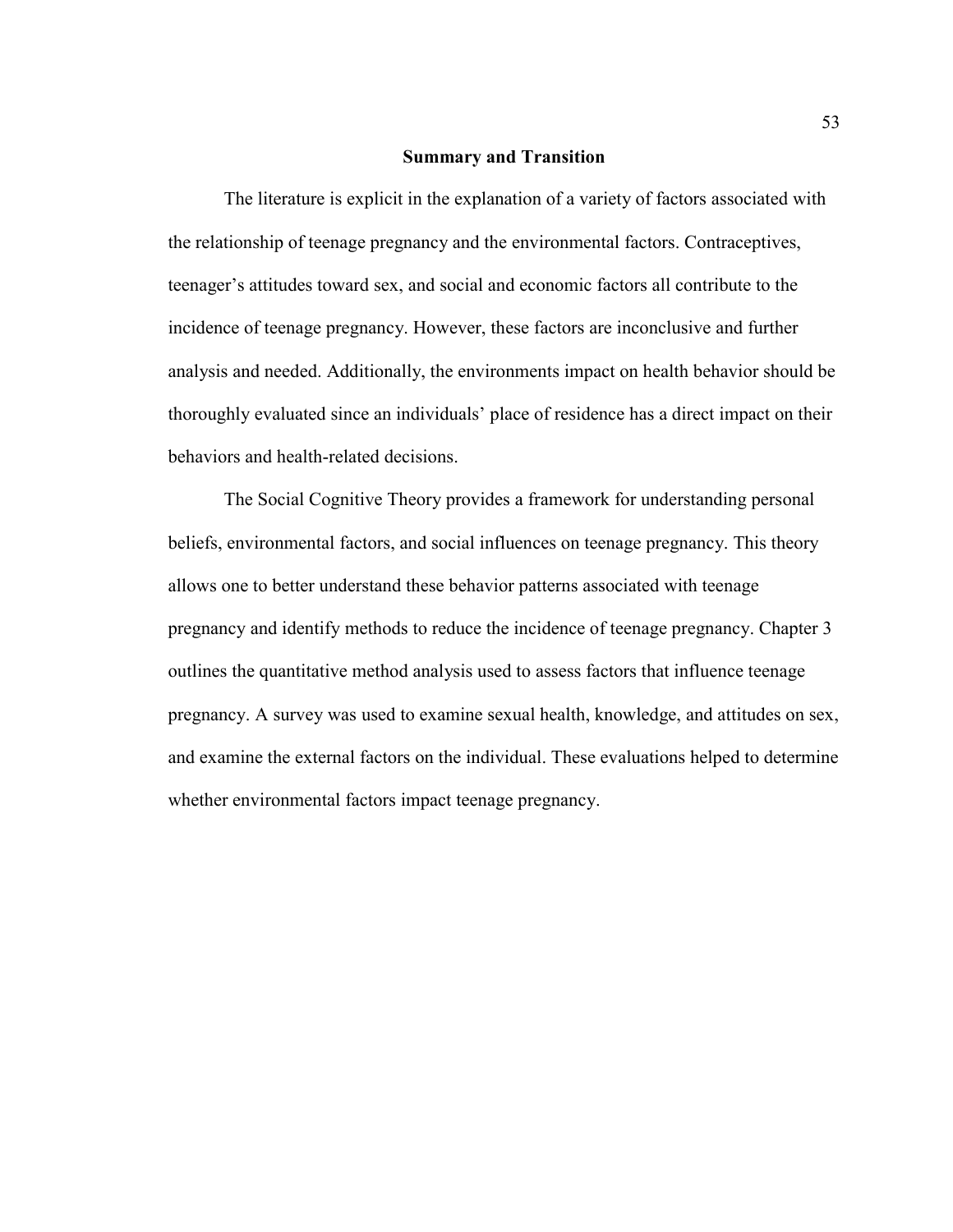## Summary and Transition

The literature is explicit in the explanation of a variety of factors associated with the relationship of teenage pregnancy and the environmental factors. Contraceptives, teenager's attitudes toward sex, and social and economic factors all contribute to the incidence of teenage pregnancy. However, these factors are inconclusive and further analysis and needed. Additionally, the environments impact on health behavior should be thoroughly evaluated since an individuals' place of residence has a direct impact on their behaviors and health-related decisions.

The Social Cognitive Theory provides a framework for understanding personal beliefs, environmental factors, and social influences on teenage pregnancy. This theory allows one to better understand these behavior patterns associated with teenage pregnancy and identify methods to reduce the incidence of teenage pregnancy. Chapter 3 outlines the quantitative method analysis used to assess factors that influence teenage pregnancy. A survey was used to examine sexual health, knowledge, and attitudes on sex, and examine the external factors on the individual. These evaluations helped to determine whether environmental factors impact teenage pregnancy.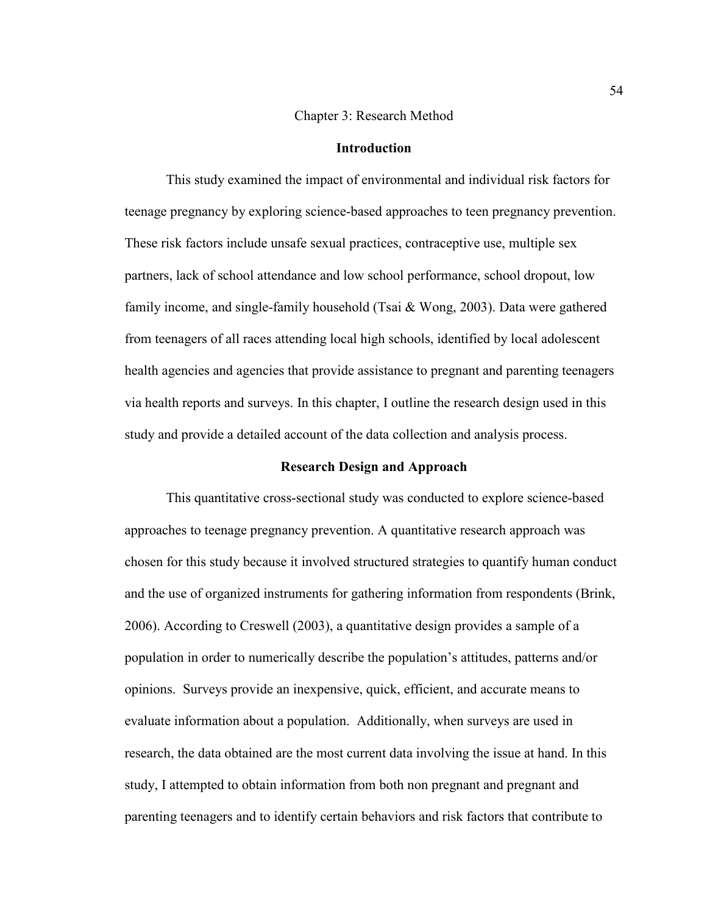# Chapter 3: Research Method

## Introduction

This study examined the impact of environmental and individual risk factors for teenage pregnancy by exploring science-based approaches to teen pregnancy prevention. These risk factors include unsafe sexual practices, contraceptive use, multiple sex partners, lack of school attendance and low school performance, school dropout, low family income, and single-family household (Tsai & Wong, 2003). Data were gathered from teenagers of all races attending local high schools, identified by local adolescent health agencies and agencies that provide assistance to pregnant and parenting teenagers via health reports and surveys. In this chapter, I outline the research design used in this study and provide a detailed account of the data collection and analysis process.

## Research Design and Approach

This quantitative cross-sectional study was conducted to explore science-based approaches to teenage pregnancy prevention. A quantitative research approach was chosen for this study because it involved structured strategies to quantify human conduct and the use of organized instruments for gathering information from respondents (Brink, 2006). According to Creswell (2003), a quantitative design provides a sample of a population in order to numerically describe the population's attitudes, patterns and/or opinions. Surveys provide an inexpensive, quick, efficient, and accurate means to evaluate information about a population. Additionally, when surveys are used in research, the data obtained are the most current data involving the issue at hand. In this study, I attempted to obtain information from both non pregnant and pregnant and parenting teenagers and to identify certain behaviors and risk factors that contribute to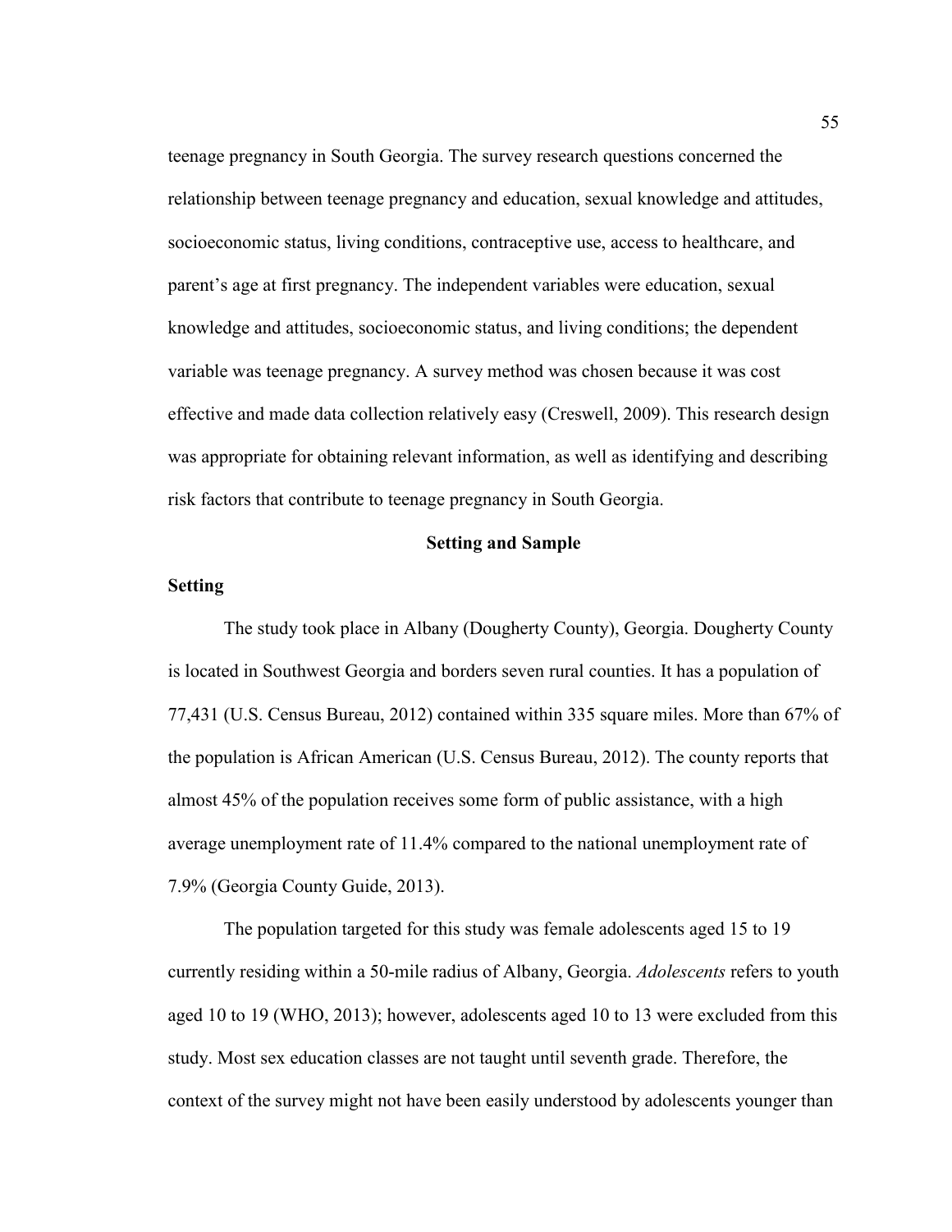teenage pregnancy in South Georgia. The survey research questions concerned the relationship between teenage pregnancy and education, sexual knowledge and attitudes, socioeconomic status, living conditions, contraceptive use, access to healthcare, and parent's age at first pregnancy. The independent variables were education, sexual knowledge and attitudes, socioeconomic status, and living conditions; the dependent variable was teenage pregnancy. A survey method was chosen because it was cost effective and made data collection relatively easy (Creswell, 2009). This research design was appropriate for obtaining relevant information, as well as identifying and describing risk factors that contribute to teenage pregnancy in South Georgia.

## Setting and Sample

### Setting

The study took place in Albany (Dougherty County), Georgia. Dougherty County is located in Southwest Georgia and borders seven rural counties. It has a population of 77,431 (U.S. Census Bureau, 2012) contained within 335 square miles. More than 67% of the population is African American (U.S. Census Bureau, 2012). The county reports that almost 45% of the population receives some form of public assistance, with a high average unemployment rate of 11.4% compared to the national unemployment rate of 7.9% (Georgia County Guide, 2013).

The population targeted for this study was female adolescents aged 15 to 19 currently residing within a 50-mile radius of Albany, Georgia. *Adolescents* refers to youth aged 10 to 19 (WHO, 2013); however, adolescents aged 10 to 13 were excluded from this study. Most sex education classes are not taught until seventh grade. Therefore, the context of the survey might not have been easily understood by adolescents younger than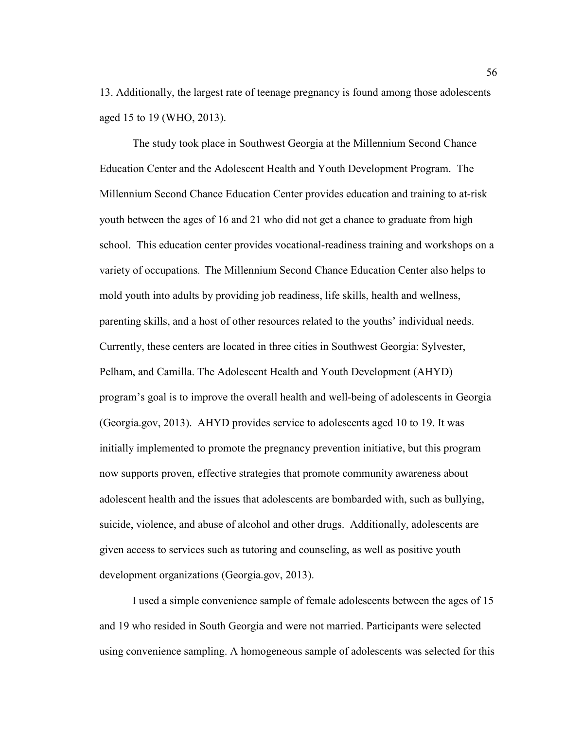13. Additionally, the largest rate of teenage pregnancy is found among those adolescents aged 15 to 19 (WHO, 2013).

The study took place in Southwest Georgia at the Millennium Second Chance Education Center and the Adolescent Health and Youth Development Program. The Millennium Second Chance Education Center provides education and training to at-risk youth between the ages of 16 and 21 who did not get a chance to graduate from high school. This education center provides vocational-readiness training and workshops on a variety of occupations. The Millennium Second Chance Education Center also helps to mold youth into adults by providing job readiness, life skills, health and wellness, parenting skills, and a host of other resources related to the youths' individual needs. Currently, these centers are located in three cities in Southwest Georgia: Sylvester, Pelham, and Camilla. The Adolescent Health and Youth Development (AHYD) program's goal is to improve the overall health and well-being of adolescents in Georgia (Georgia.gov, 2013). AHYD provides service to adolescents aged 10 to 19. It was initially implemented to promote the pregnancy prevention initiative, but this program now supports proven, effective strategies that promote community awareness about adolescent health and the issues that adolescents are bombarded with, such as bullying, suicide, violence, and abuse of alcohol and other drugs. Additionally, adolescents are given access to services such as tutoring and counseling, as well as positive youth development organizations (Georgia.gov, 2013).

I used a simple convenience sample of female adolescents between the ages of 15 and 19 who resided in South Georgia and were not married. Participants were selected using convenience sampling. A homogeneous sample of adolescents was selected for this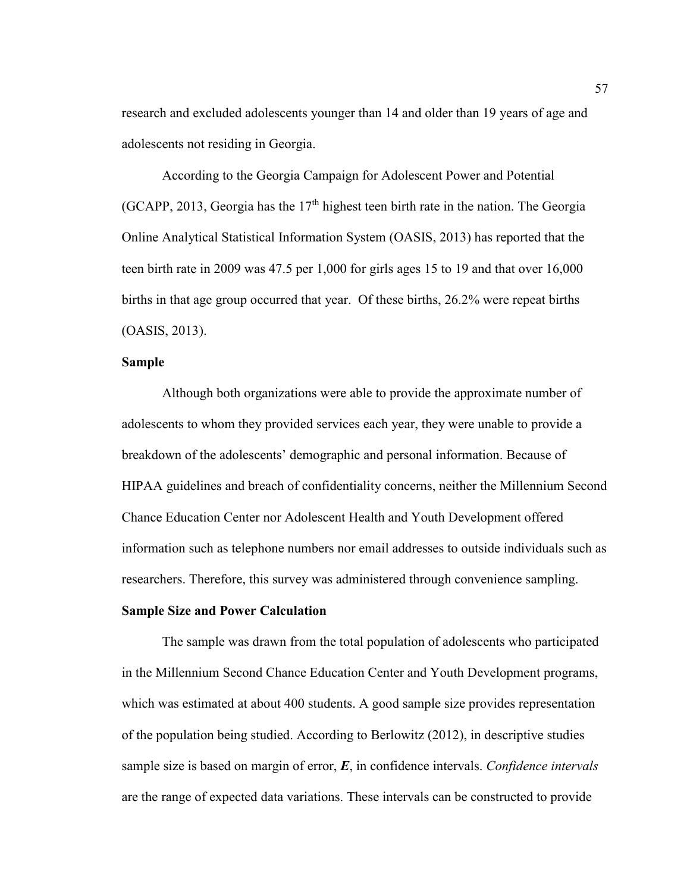research and excluded adolescents younger than 14 and older than 19 years of age and adolescents not residing in Georgia.

According to the Georgia Campaign for Adolescent Power and Potential (GCAPP, 2013, Georgia has the 17th highest teen birth rate in the nation. The Georgia Online Analytical Statistical Information System (OASIS, 2013) has reported that the teen birth rate in 2009 was 47.5 per 1,000 for girls ages 15 to 19 and that over 16,000 births in that age group occurred that year. Of these births, 26.2% were repeat births (OASIS, 2013).

**Sample**

Although both organizations were able to provide the approximate number of adolescents to whom they provided services each year, they were unable to provide a breakdown of the adolescents' demographic and personal information. Because of HIPAA guidelines and breach of confidentiality concerns, neither the Millennium Second Chance Education Center nor Adolescent Health and Youth Development offered information such as telephone numbers nor email addresses to outside individuals such as researchers. Therefore, this survey was administered through convenience sampling.

**Sample Size and Power Calculation**

The sample was drawn from the total population of adolescents who participated in the Millennium Second Chance Education Center and Youth Development programs, which was estimated at about 400 students. A good sample size provides representation of the population being studied. According to Berlowitz (2012), in descriptive studies sample size is based on margin of error, ***E***, in confidence intervals. *Confidence intervals* are the range of expected data variations. These intervals can be constructed to provide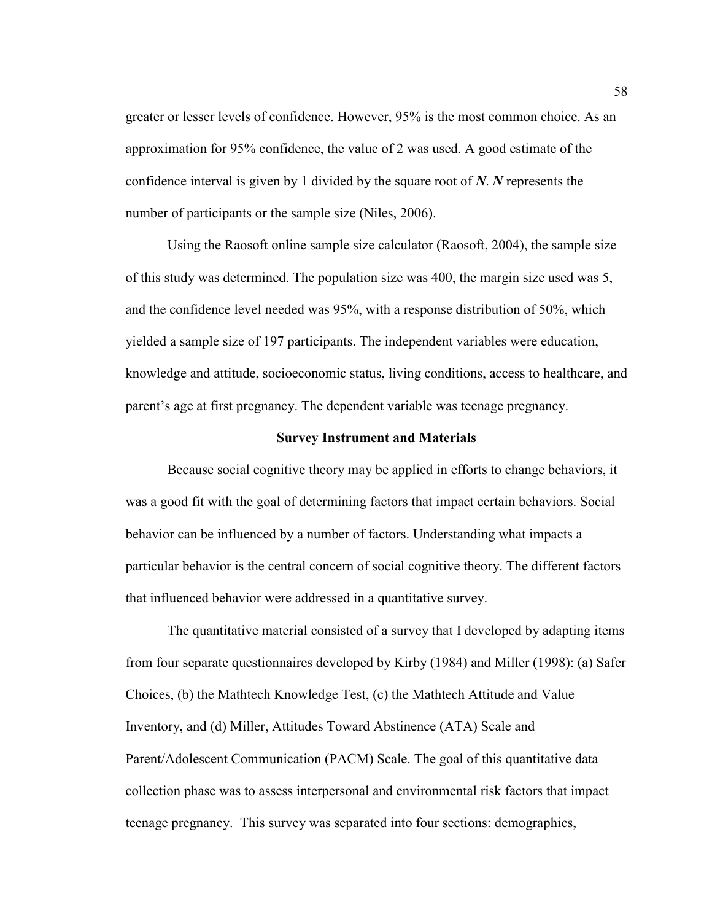greater or lesser levels of confidence. However, 95% is the most common choice. As an approximation for 95% confidence, the value of 2 was used. A good estimate of the confidence interval is given by 1 divided by the square root of ***N***. ***N*** represents the number of participants or the sample size (Niles, 2006).

Using the Raosoft online sample size calculator (Raosoft, 2004), the sample size of this study was determined. The population size was 400, the margin size used was 5, and the confidence level needed was 95%, with a response distribution of 50%, which yielded a sample size of 197 participants. The independent variables were education, knowledge and attitude, socioeconomic status, living conditions, access to healthcare, and parent's age at first pregnancy. The dependent variable was teenage pregnancy.

## Survey Instrument and Materials

Because social cognitive theory may be applied in efforts to change behaviors, it was a good fit with the goal of determining factors that impact certain behaviors. Social behavior can be influenced by a number of factors. Understanding what impacts a particular behavior is the central concern of social cognitive theory. The different factors that influenced behavior were addressed in a quantitative survey.

The quantitative material consisted of a survey that I developed by adapting items from four separate questionnaires developed by Kirby (1984) and Miller (1998): (a) Safer Choices, (b) the Mathtech Knowledge Test, (c) the Mathtech Attitude and Value Inventory, and (d) Miller, Attitudes Toward Abstinence (ATA) Scale and Parent/Adolescent Communication (PACM) Scale. The goal of this quantitative data collection phase was to assess interpersonal and environmental risk factors that impact teenage pregnancy. This survey was separated into four sections: demographics,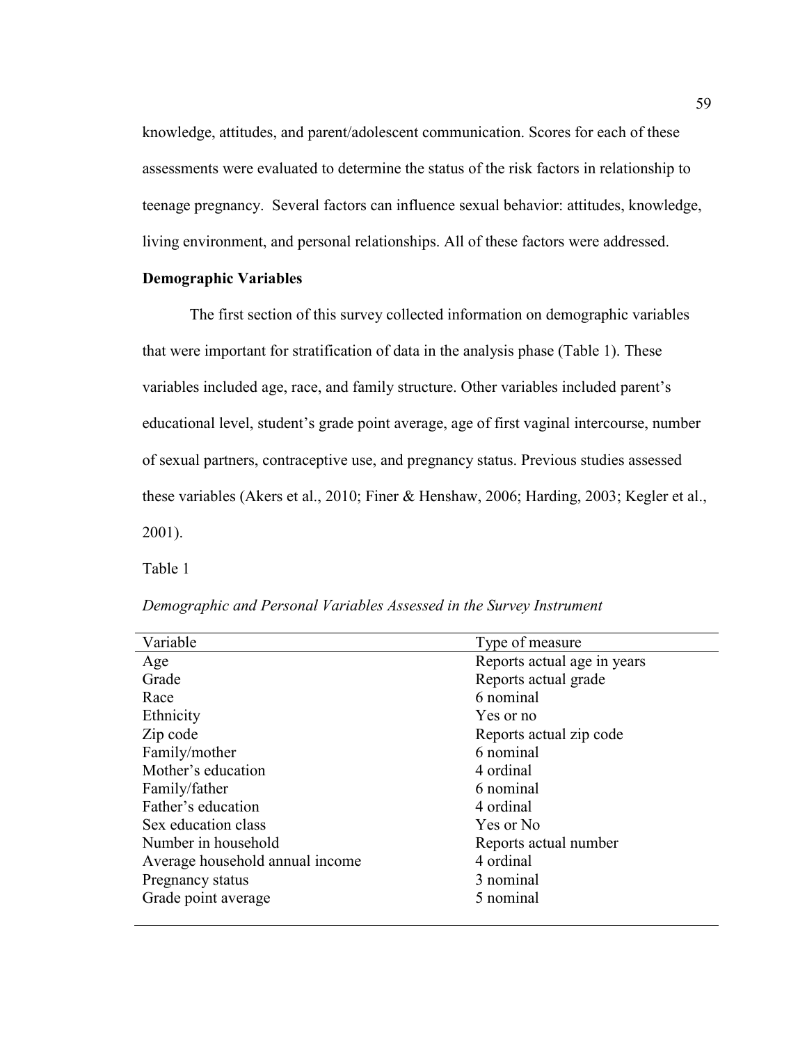knowledge, attitudes, and parent/adolescent communication. Scores for each of these assessments were evaluated to determine the status of the risk factors in relationship to teenage pregnancy. Several factors can influence sexual behavior: attitudes, knowledge, living environment, and personal relationships. All of these factors were addressed.

**Demographic Variables**

The first section of this survey collected information on demographic variables that were important for stratification of data in the analysis phase (Table 1). These variables included age, race, and family structure. Other variables included parent's educational level, student's grade point average, age of first vaginal intercourse, number of sexual partners, contraceptive use, and pregnancy status. Previous studies assessed these variables (Akers et al., 2010; Finer & Henshaw, 2006; Harding, 2003; Kegler et al., 2001).

Table 1

*Demographic and Personal Variables Assessed in the Survey Instrument*

| Variable | Type of measure |
|---|---|
| Age | Reports actual age in years |
| Grade | Reports actual grade |
| Race | 6 nominal |
| Ethnicity | Yes or no |
| Zip code | Reports actual zip code |
| Family/mother | 6 nominal |
| Mother's education | 4 ordinal |
| Family/father | 6 nominal |
| Father's education | 4 ordinal |
| Sex education class | Yes or No |
| Number in household | Reports actual number |
| Average household annual income | 4 ordinal |
| Pregnancy status | 3 nominal |
| Grade point average | 5 nominal |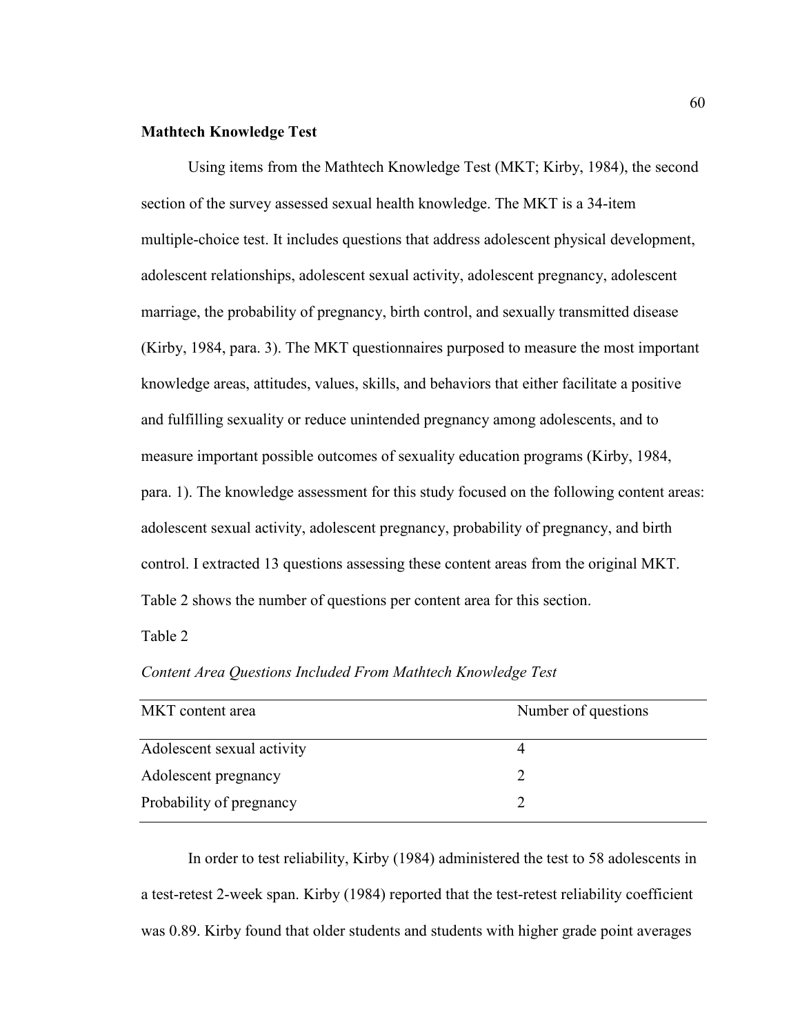**Mathtech Knowledge Test**

Using items from the Mathtech Knowledge Test (MKT; Kirby, 1984), the second section of the survey assessed sexual health knowledge. The MKT is a 34-item multiple-choice test. It includes questions that address adolescent physical development, adolescent relationships, adolescent sexual activity, adolescent pregnancy, adolescent marriage, the probability of pregnancy, birth control, and sexually transmitted disease (Kirby, 1984, para. 3). The MKT questionnaires purposed to measure the most important knowledge areas, attitudes, values, skills, and behaviors that either facilitate a positive and fulfilling sexuality or reduce unintended pregnancy among adolescents, and to measure important possible outcomes of sexuality education programs (Kirby, 1984, para. 1). The knowledge assessment for this study focused on the following content areas: adolescent sexual activity, adolescent pregnancy, probability of pregnancy, and birth control. I extracted 13 questions assessing these content areas from the original MKT. Table 2 shows the number of questions per content area for this section.

Table 2

*Content Area Questions Included From Mathtech Knowledge Test*

| MKT content area | Number of questions |
|---|---|
| Adolescent sexual activity | 4 |
| Adolescent pregnancy | 2 |
| Probability of pregnancy | 2 |

In order to test reliability, Kirby (1984) administered the test to 58 adolescents in a test-retest 2-week span. Kirby (1984) reported that the test-retest reliability coefficient was 0.89. Kirby found that older students and students with higher grade point averages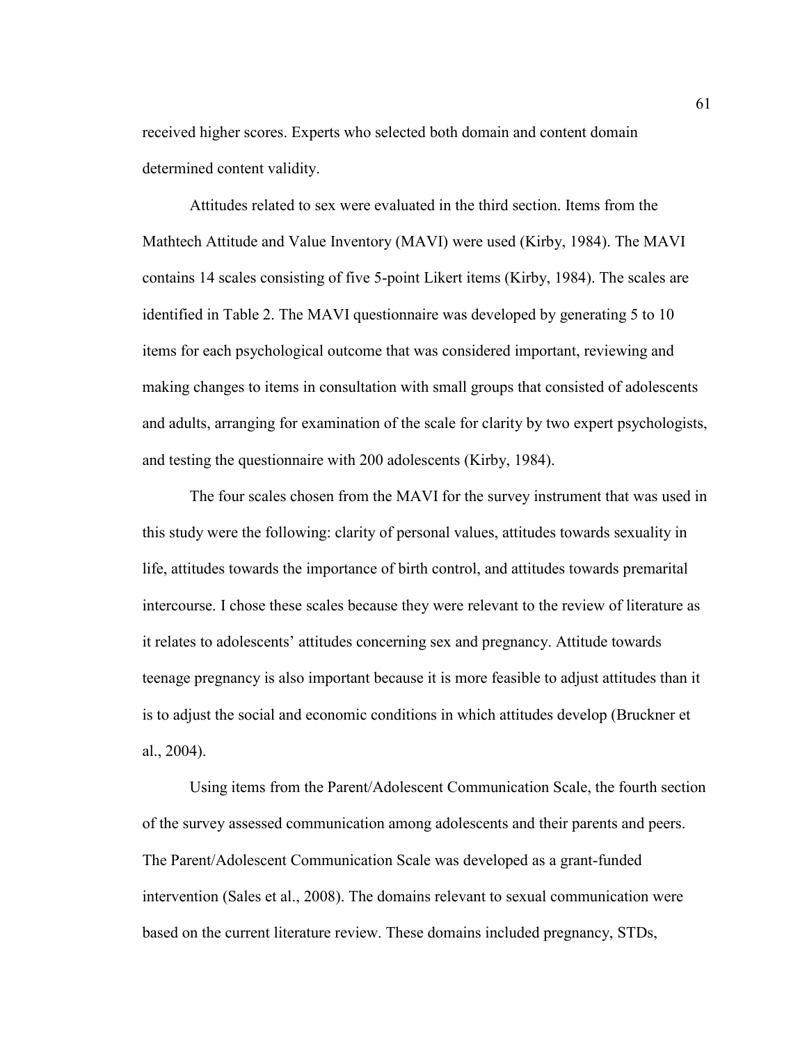received higher scores. Experts who selected both domain and content domain determined content validity.

Attitudes related to sex were evaluated in the third section. Items from the Mathtech Attitude and Value Inventory (MAVI) were used (Kirby, 1984). The MAVI contains 14 scales consisting of five 5-point Likert items (Kirby, 1984). The scales are identified in Table 2. The MAVI questionnaire was developed by generating 5 to 10 items for each psychological outcome that was considered important, reviewing and making changes to items in consultation with small groups that consisted of adolescents and adults, arranging for examination of the scale for clarity by two expert psychologists, and testing the questionnaire with 200 adolescents (Kirby, 1984).

The four scales chosen from the MAVI for the survey instrument that was used in this study were the following: clarity of personal values, attitudes towards sexuality in life, attitudes towards the importance of birth control, and attitudes towards premarital intercourse. I chose these scales because they were relevant to the review of literature as it relates to adolescents' attitudes concerning sex and pregnancy. Attitude towards teenage pregnancy is also important because it is more feasible to adjust attitudes than it is to adjust the social and economic conditions in which attitudes develop (Bruckner et al., 2004).

Using items from the Parent/Adolescent Communication Scale, the fourth section of the survey assessed communication among adolescents and their parents and peers. The Parent/Adolescent Communication Scale was developed as a grant-funded intervention (Sales et al., 2008). The domains relevant to sexual communication were based on the current literature review. These domains included pregnancy, STDs,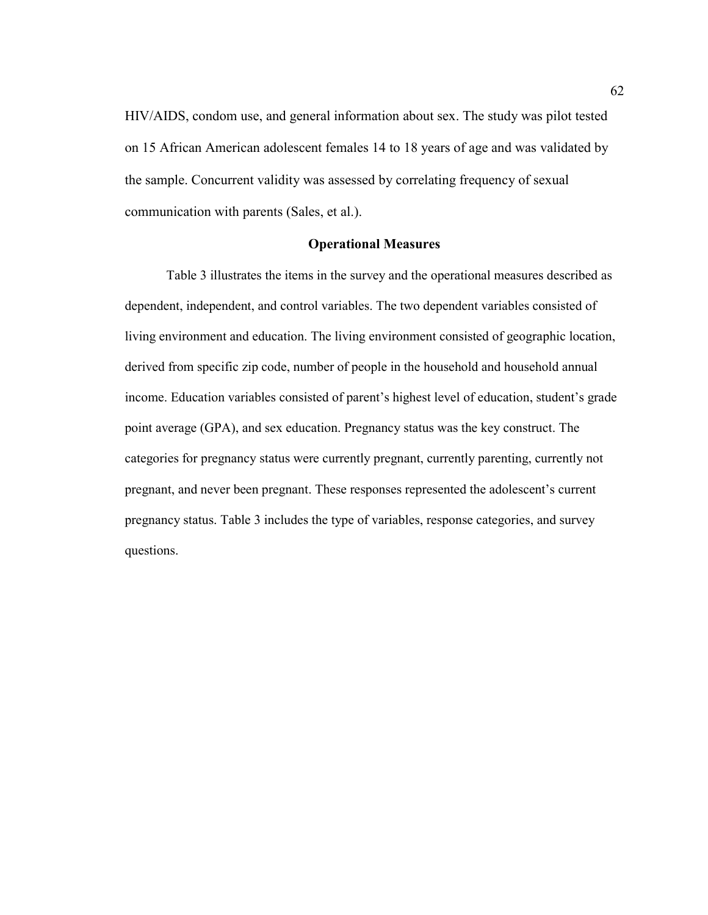HIV/AIDS, condom use, and general information about sex. The study was pilot tested on 15 African American adolescent females 14 to 18 years of age and was validated by the sample. Concurrent validity was assessed by correlating frequency of sexual communication with parents (Sales, et al.).

## Operational Measures

Table 3 illustrates the items in the survey and the operational measures described as dependent, independent, and control variables. The two dependent variables consisted of living environment and education. The living environment consisted of geographic location, derived from specific zip code, number of people in the household and household annual income. Education variables consisted of parent's highest level of education, student's grade point average (GPA), and sex education. Pregnancy status was the key construct. The categories for pregnancy status were currently pregnant, currently parenting, currently not pregnant, and never been pregnant. These responses represented the adolescent's current pregnancy status. Table 3 includes the type of variables, response categories, and survey questions.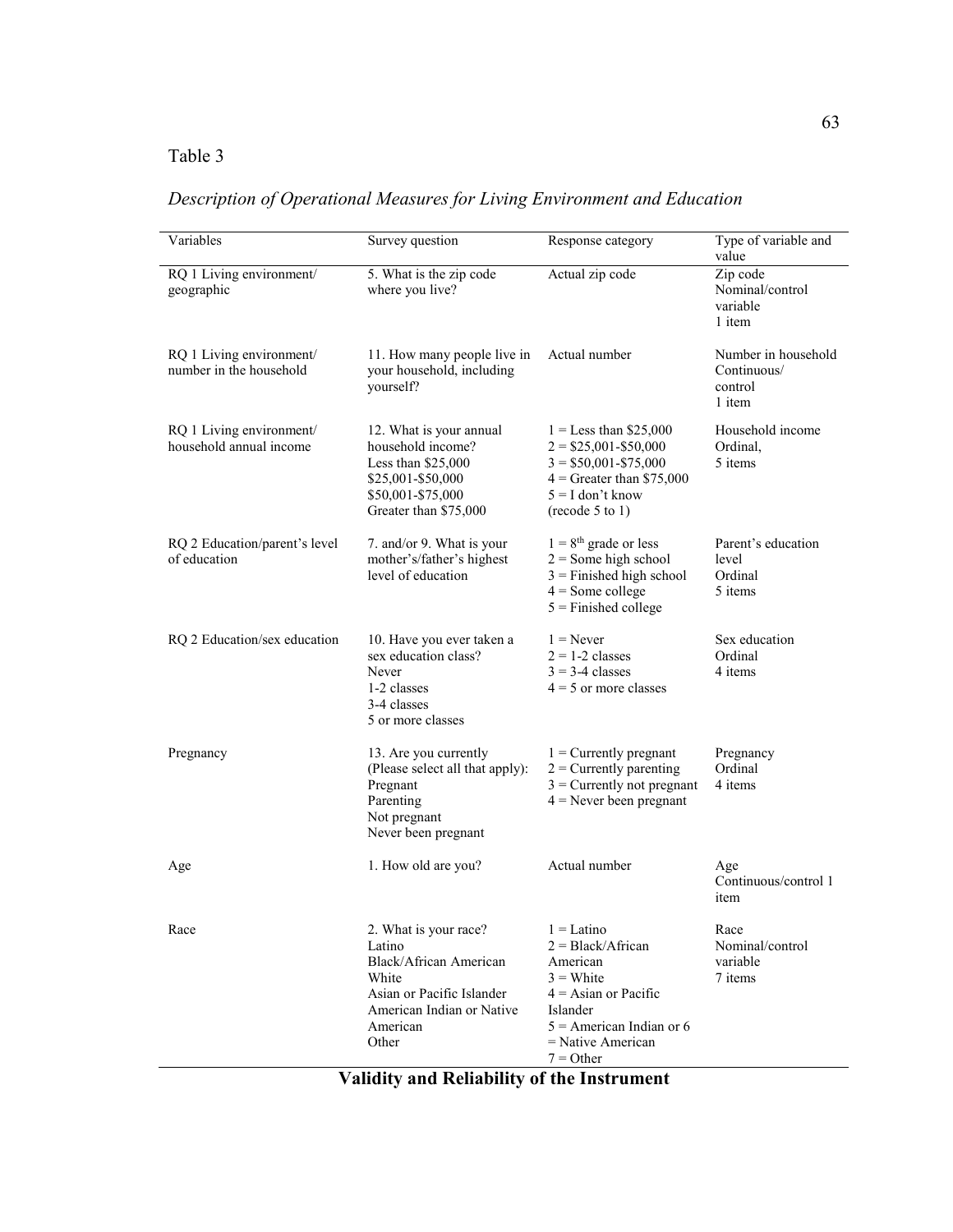Table 3

*Description of Operational Measures for Living Environment and Education*

| Variables | Survey question | Response category | Type of variable and value |
|---|---|---|---|
| RQ 1 Living environment/ geographic | 5. What is the zip code where you live? | Actual zip code | Zip code Nominal/control variable 1 item |
| RQ 1 Living environment/ number in the household | 11. How many people live in your household, including yourself? | Actual number | Number in household Continuous/ control 1 item |
| RQ 1 Living environment/ household annual income | 12. What is your annual household income? Less than $25,000 $25,001-$50,000 $50,001-$75,000 Greater than $75,000 | 1 = Less than $25,000 2 = $25,001-$50,000 3 = $50,001-$75,000 4 = Greater than $75,000 5 = I don't know (recode 5 to 1) | Household income Ordinal, 5 items |
| RQ 2 Education/parent's level of education | 7. and/or 9. What is your mother's/father's highest level of education | 1 = 8th grade or less 2 = Some high school 3 = Finished high school 4 = Some college 5 = Finished college | Parent's education level Ordinal 5 items |
| RQ 2 Education/sex education | 10. Have you ever taken a sex education class? Never 1-2 classes 3-4 classes 5 or more classes | 1 = Never 2 = 1-2 classes 3 = 3-4 classes 4 = 5 or more classes | Sex education Ordinal 4 items |
| Pregnancy | 13. Are you currently (Please select all that apply): Pregnant Parenting Not pregnant Never been pregnant | 1 = Currently pregnant 2 = Currently parenting 3 = Currently not pregnant 4 = Never been pregnant | Pregnancy Ordinal 4 items |
| Age | 1. How old are you? | Actual number | Age Continuous/control 1 item |
| Race | 2. What is your race? Latino Black/African American White Asian or Pacific Islander American Indian or Native American Other | 1 = Latino 2 = Black/African American 3 = White 4 = Asian or Pacific Islander 5 = American Indian or 6 = Native American 7 = Other | Race Nominal/control variable 7 items |

## Validity and Reliability of the Instrument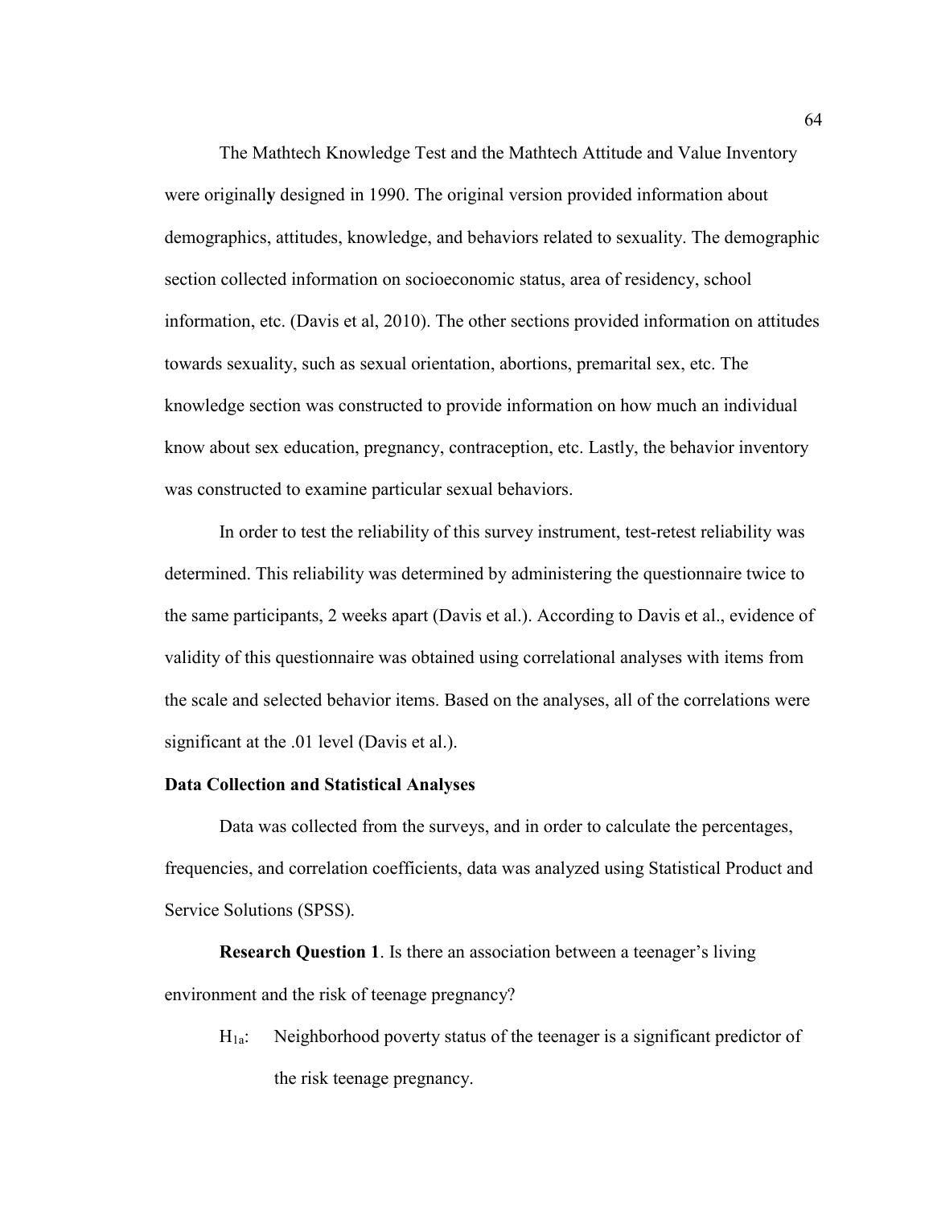The Mathtech Knowledge Test and the Mathtech Attitude and Value Inventory were originally designed in 1990. The original version provided information about demographics, attitudes, knowledge, and behaviors related to sexuality. The demographic section collected information on socioeconomic status, area of residency, school information, etc. (Davis et al, 2010). The other sections provided information on attitudes towards sexuality, such as sexual orientation, abortions, premarital sex, etc. The knowledge section was constructed to provide information on how much an individual know about sex education, pregnancy, contraception, etc. Lastly, the behavior inventory was constructed to examine particular sexual behaviors.

In order to test the reliability of this survey instrument, test-retest reliability was determined. This reliability was determined by administering the questionnaire twice to the same participants, 2 weeks apart (Davis et al.). According to Davis et al., evidence of validity of this questionnaire was obtained using correlational analyses with items from the scale and selected behavior items. Based on the analyses, all of the correlations were significant at the .01 level (Davis et al.).

**Data Collection and Statistical Analyses**

Data was collected from the surveys, and in order to calculate the percentages, frequencies, and correlation coefficients, data was analyzed using Statistical Product and Service Solutions (SPSS).

**Research Question 1**. Is there an association between a teenager's living environment and the risk of teenage pregnancy?

$H_{1a}$: Neighborhood poverty status of the teenager is a significant predictor of the risk teenage pregnancy.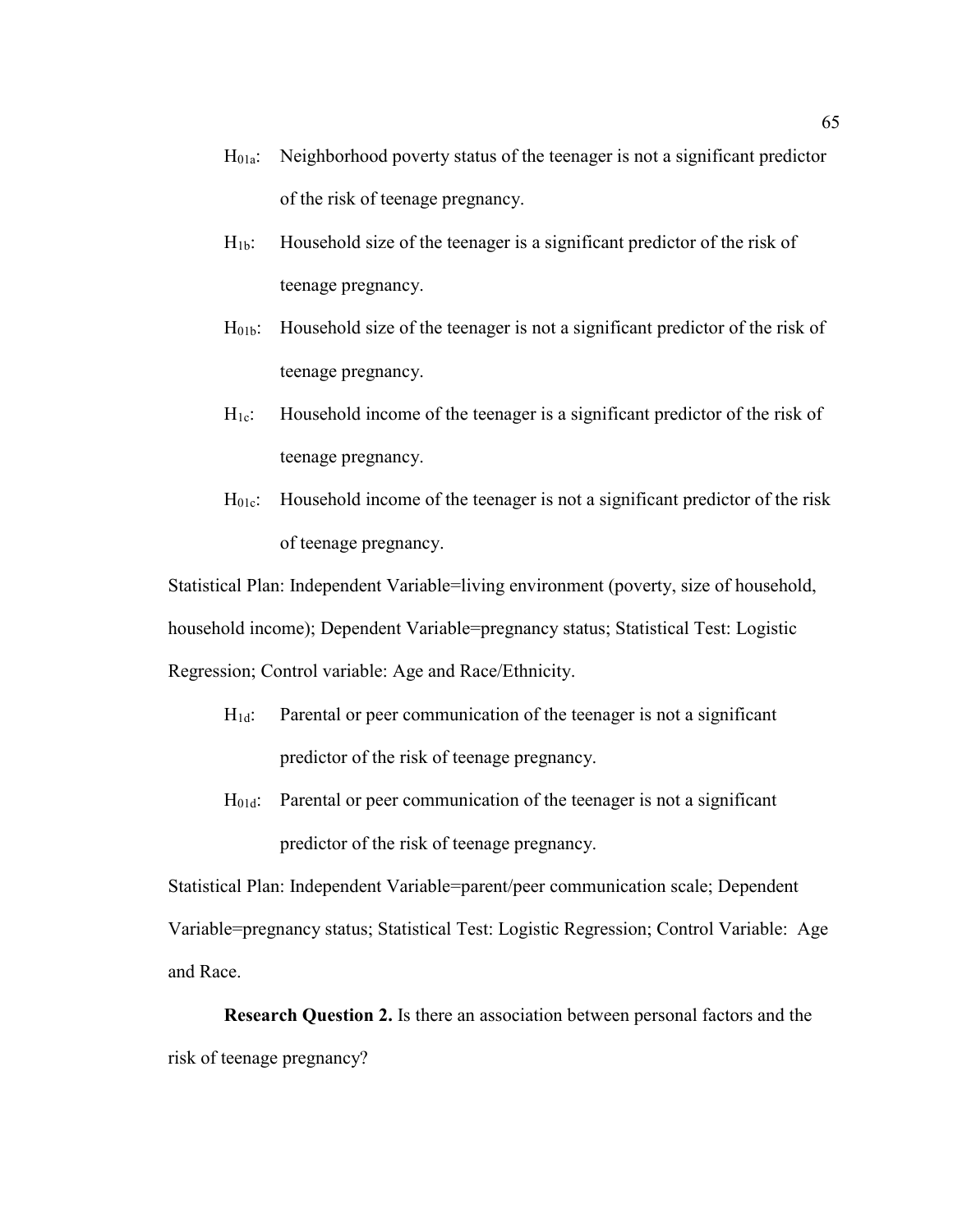$H_{01a}$: Neighborhood poverty status of the teenager is not a significant predictor of the risk of teenage pregnancy.

$H_{1b}$: Household size of the teenager is a significant predictor of the risk of teenage pregnancy.

$H_{01b}$: Household size of the teenager is not a significant predictor of the risk of teenage pregnancy.

$H_{1c}$: Household income of the teenager is a significant predictor of the risk of teenage pregnancy.

$H_{01c}$: Household income of the teenager is not a significant predictor of the risk of teenage pregnancy.

Statistical Plan: Independent Variable=living environment (poverty, size of household, household income); Dependent Variable=pregnancy status; Statistical Test: Logistic Regression; Control variable: Age and Race/Ethnicity.

$H_{1d}$: Parental or peer communication of the teenager is not a significant predictor of the risk of teenage pregnancy.

$H_{01d}$: Parental or peer communication of the teenager is not a significant predictor of the risk of teenage pregnancy.

Statistical Plan: Independent Variable=parent/peer communication scale; Dependent Variable=pregnancy status; Statistical Test: Logistic Regression; Control Variable: Age and Race.

**Research Question 2.** Is there an association between personal factors and the risk of teenage pregnancy?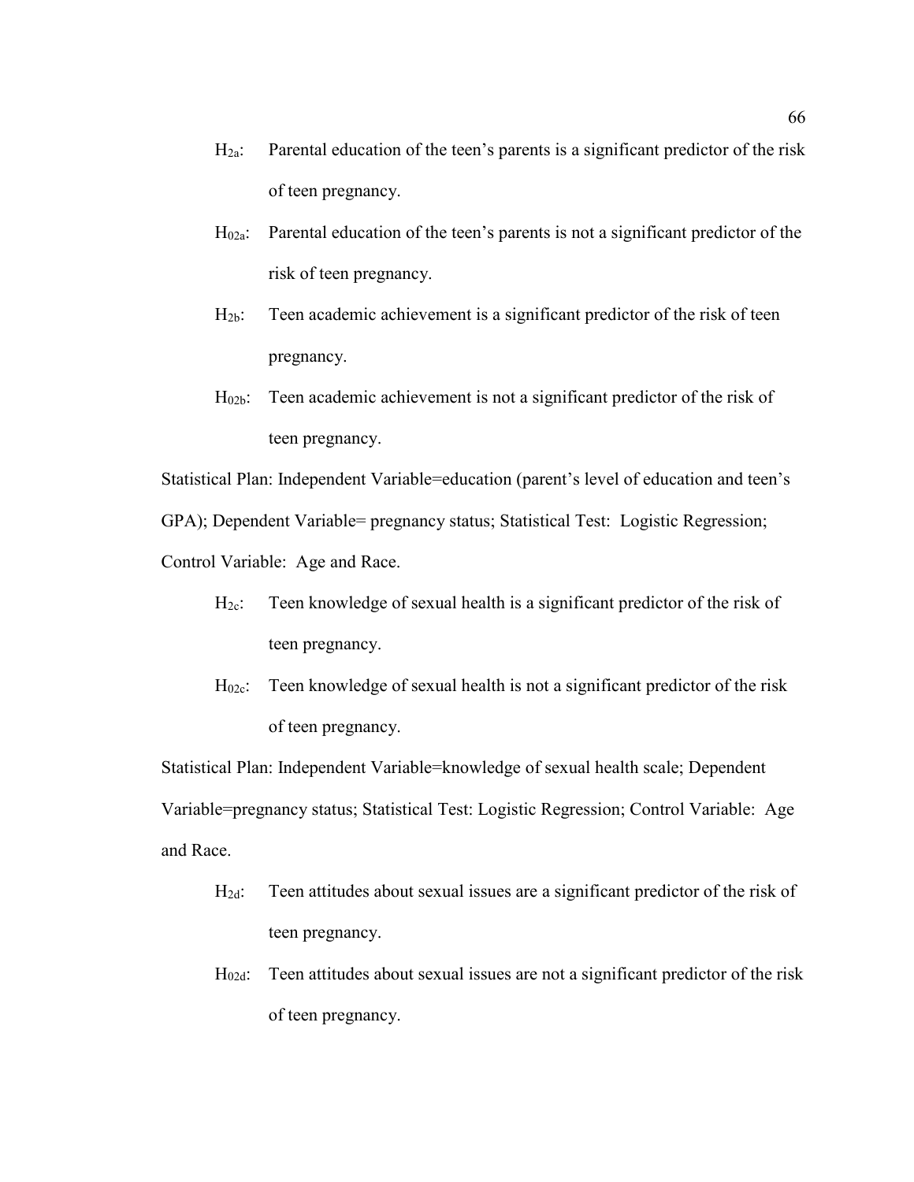$H_{2a}$: Parental education of the teen's parents is a significant predictor of the risk of teen pregnancy.

$H_{02a}$: Parental education of the teen's parents is not a significant predictor of the risk of teen pregnancy.

$H_{2b}$: Teen academic achievement is a significant predictor of the risk of teen pregnancy.

$H_{02b}$: Teen academic achievement is not a significant predictor of the risk of teen pregnancy.

Statistical Plan: Independent Variable=education (parent's level of education and teen's GPA); Dependent Variable= pregnancy status; Statistical Test: Logistic Regression; Control Variable: Age and Race.

$H_{2c}$: Teen knowledge of sexual health is a significant predictor of the risk of teen pregnancy.

$H_{02c}$: Teen knowledge of sexual health is not a significant predictor of the risk of teen pregnancy.

Statistical Plan: Independent Variable=knowledge of sexual health scale; Dependent Variable=pregnancy status; Statistical Test: Logistic Regression; Control Variable: Age and Race.

$H_{2d}$: Teen attitudes about sexual issues are a significant predictor of the risk of teen pregnancy.

$H_{02d}$: Teen attitudes about sexual issues are not a significant predictor of the risk of teen pregnancy.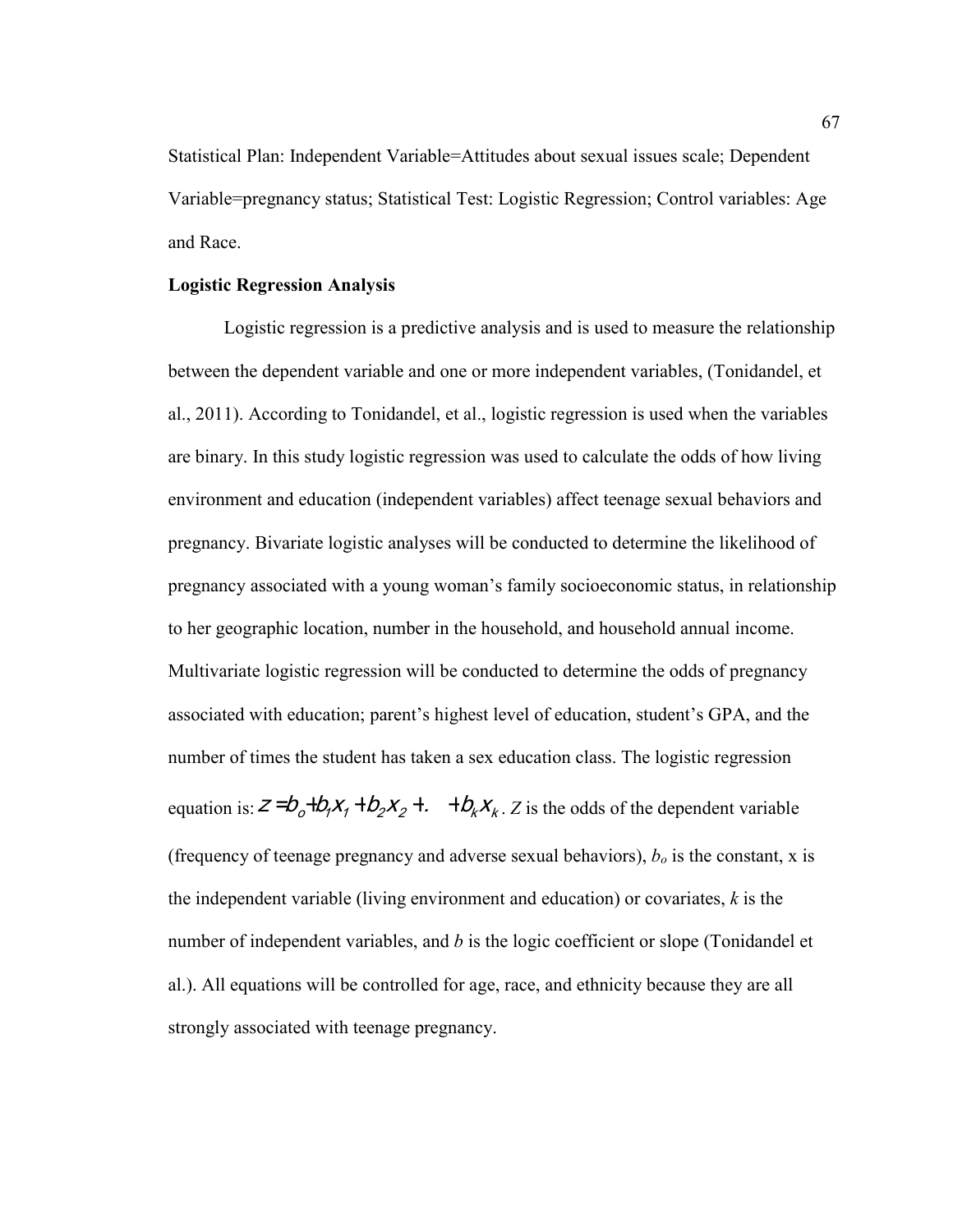Statistical Plan: Independent Variable=Attitudes about sexual issues scale; Dependent Variable=pregnancy status; Statistical Test: Logistic Regression; Control variables: Age and Race.

**Logistic Regression Analysis**

Logistic regression is a predictive analysis and is used to measure the relationship between the dependent variable and one or more independent variables, (Tonidandel, et al., 2011). According to Tonidandel, et al., logistic regression is used when the variables are binary. In this study logistic regression was used to calculate the odds of how living environment and education (independent variables) affect teenage sexual behaviors and pregnancy. Bivariate logistic analyses will be conducted to determine the likelihood of pregnancy associated with a young woman's family socioeconomic status, in relationship to her geographic location, number in the household, and household annual income. Multivariate logistic regression will be conducted to determine the odds of pregnancy associated with education; parent's highest level of education, student's GPA, and the number of times the student has taken a sex education class. The logistic regression equation is: $Z = b_o + b_1 x_1 + b_2 x_2 + . \quad + b_k x_k$. *Z* is the odds of the dependent variable (frequency of teenage pregnancy and adverse sexual behaviors), $b_o$ is the constant, x is the independent variable (living environment and education) or covariates, *k* is the number of independent variables, and *b* is the logic coefficient or slope (Tonidandel et al.). All equations will be controlled for age, race, and ethnicity because they are all strongly associated with teenage pregnancy.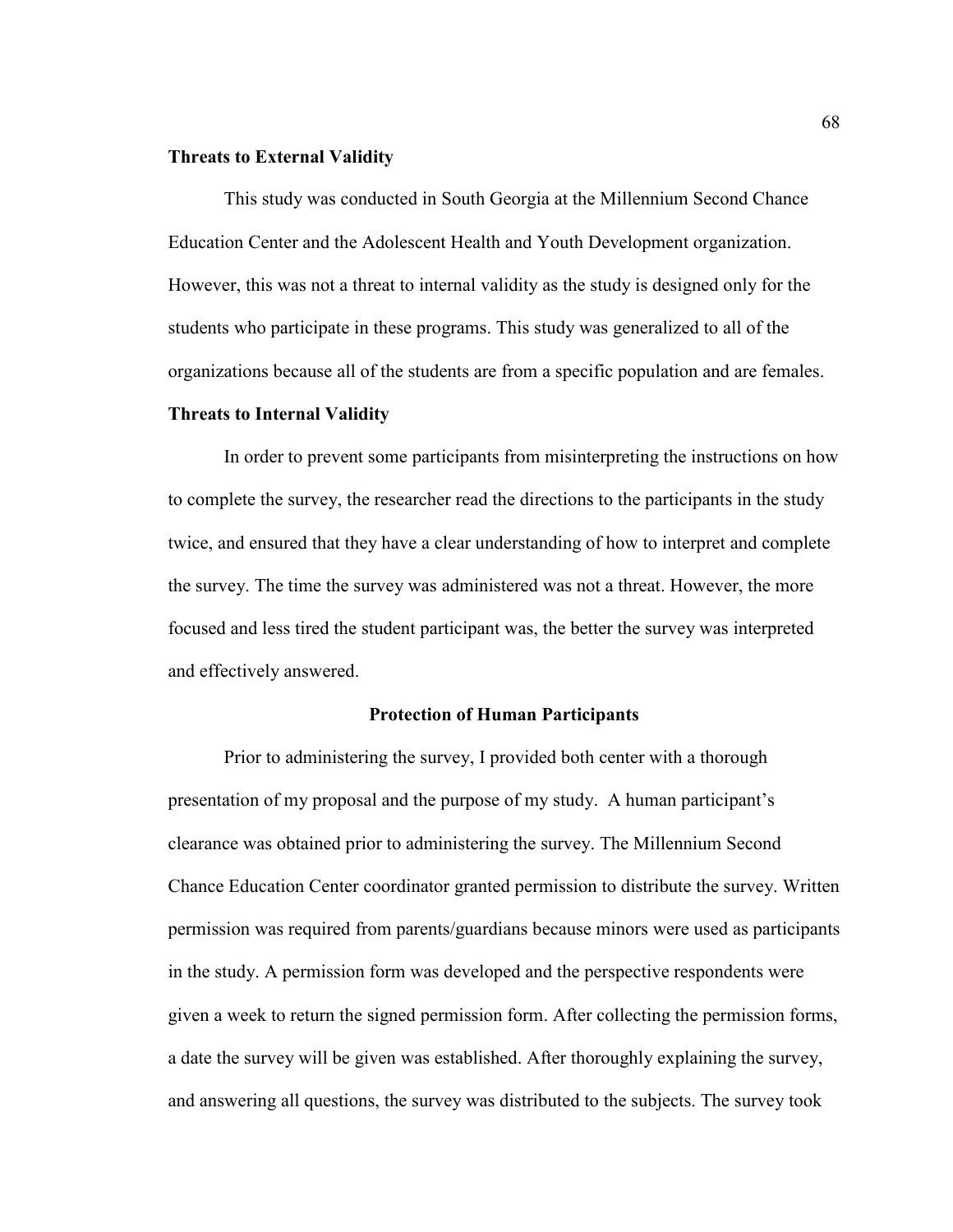**Threats to External Validity**

This study was conducted in South Georgia at the Millennium Second Chance Education Center and the Adolescent Health and Youth Development organization. However, this was not a threat to internal validity as the study is designed only for the students who participate in these programs. This study was generalized to all of the organizations because all of the students are from a specific population and are females.

**Threats to Internal Validity**

In order to prevent some participants from misinterpreting the instructions on how to complete the survey, the researcher read the directions to the participants in the study twice, and ensured that they have a clear understanding of how to interpret and complete the survey. The time the survey was administered was not a threat. However, the more focused and less tired the student participant was, the better the survey was interpreted and effectively answered.

## Protection of Human Participants

Prior to administering the survey, I provided both center with a thorough presentation of my proposal and the purpose of my study. A human participant's clearance was obtained prior to administering the survey. The Millennium Second Chance Education Center coordinator granted permission to distribute the survey. Written permission was required from parents/guardians because minors were used as participants in the study. A permission form was developed and the perspective respondents were given a week to return the signed permission form. After collecting the permission forms, a date the survey will be given was established. After thoroughly explaining the survey, and answering all questions, the survey was distributed to the subjects. The survey took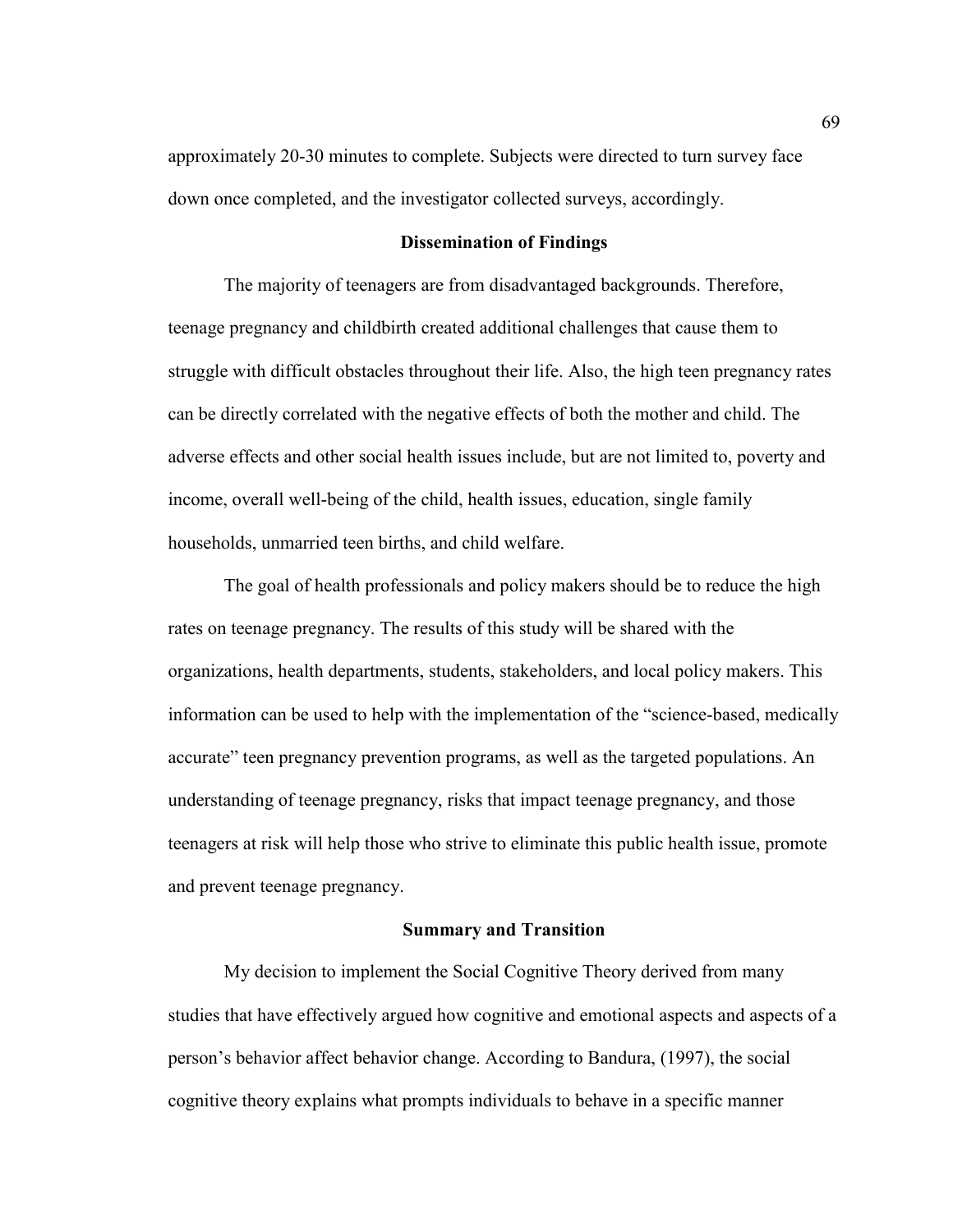approximately 20-30 minutes to complete. Subjects were directed to turn survey face down once completed, and the investigator collected surveys, accordingly.

## Dissemination of Findings

The majority of teenagers are from disadvantaged backgrounds. Therefore, teenage pregnancy and childbirth created additional challenges that cause them to struggle with difficult obstacles throughout their life. Also, the high teen pregnancy rates can be directly correlated with the negative effects of both the mother and child. The adverse effects and other social health issues include, but are not limited to, poverty and income, overall well-being of the child, health issues, education, single family households, unmarried teen births, and child welfare.

The goal of health professionals and policy makers should be to reduce the high rates on teenage pregnancy. The results of this study will be shared with the organizations, health departments, students, stakeholders, and local policy makers. This information can be used to help with the implementation of the "science-based, medically accurate" teen pregnancy prevention programs, as well as the targeted populations. An understanding of teenage pregnancy, risks that impact teenage pregnancy, and those teenagers at risk will help those who strive to eliminate this public health issue, promote and prevent teenage pregnancy.

## Summary and Transition

My decision to implement the Social Cognitive Theory derived from many studies that have effectively argued how cognitive and emotional aspects and aspects of a person's behavior affect behavior change. According to Bandura, (1997), the social cognitive theory explains what prompts individuals to behave in a specific manner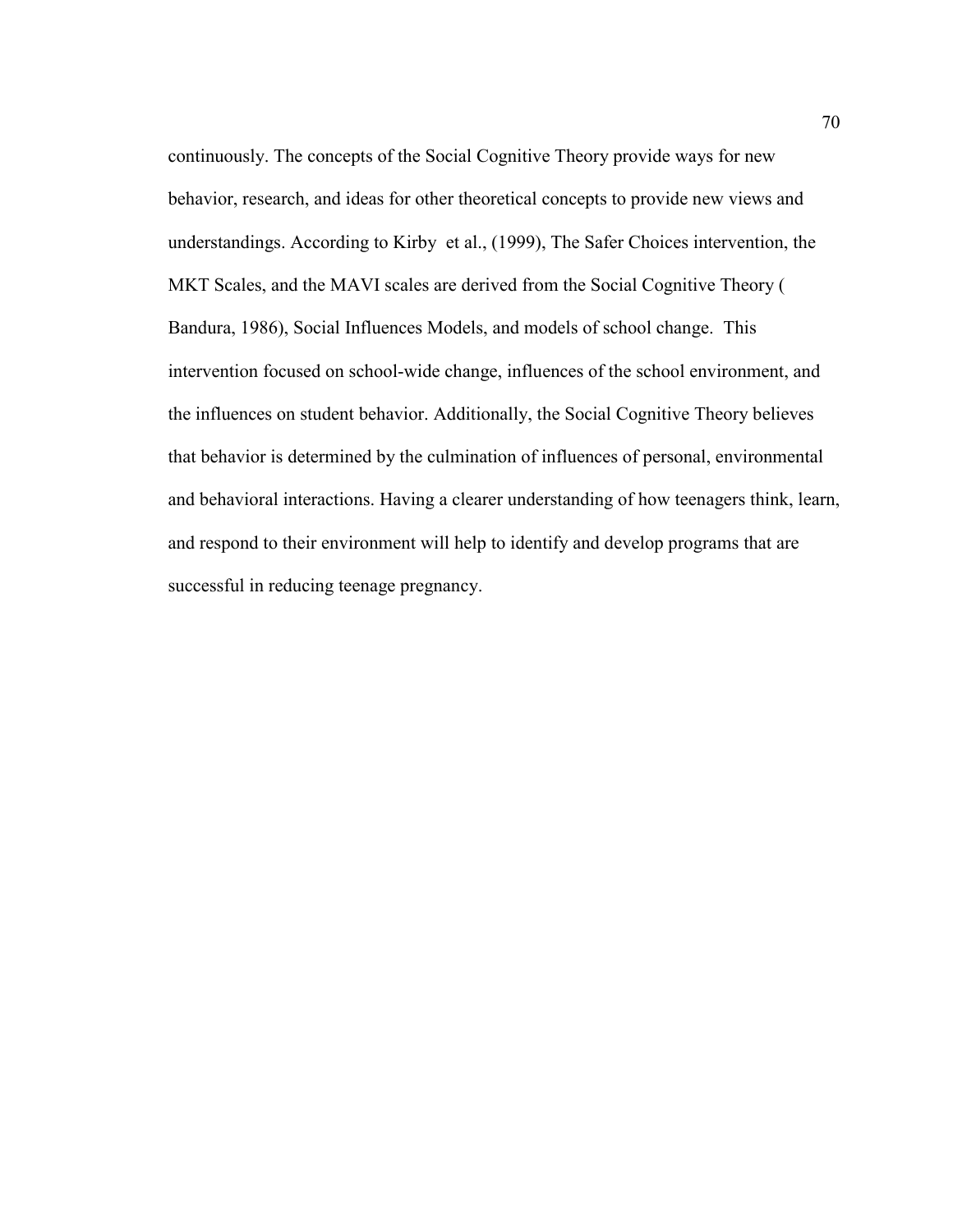continuously. The concepts of the Social Cognitive Theory provide ways for new behavior, research, and ideas for other theoretical concepts to provide new views and understandings. According to Kirby et al., (1999), The Safer Choices intervention, the MKT Scales, and the MAVI scales are derived from the Social Cognitive Theory ( Bandura, 1986), Social Influences Models, and models of school change. This intervention focused on school-wide change, influences of the school environment, and the influences on student behavior. Additionally, the Social Cognitive Theory believes that behavior is determined by the culmination of influences of personal, environmental and behavioral interactions. Having a clearer understanding of how teenagers think, learn, and respond to their environment will help to identify and develop programs that are successful in reducing teenage pregnancy.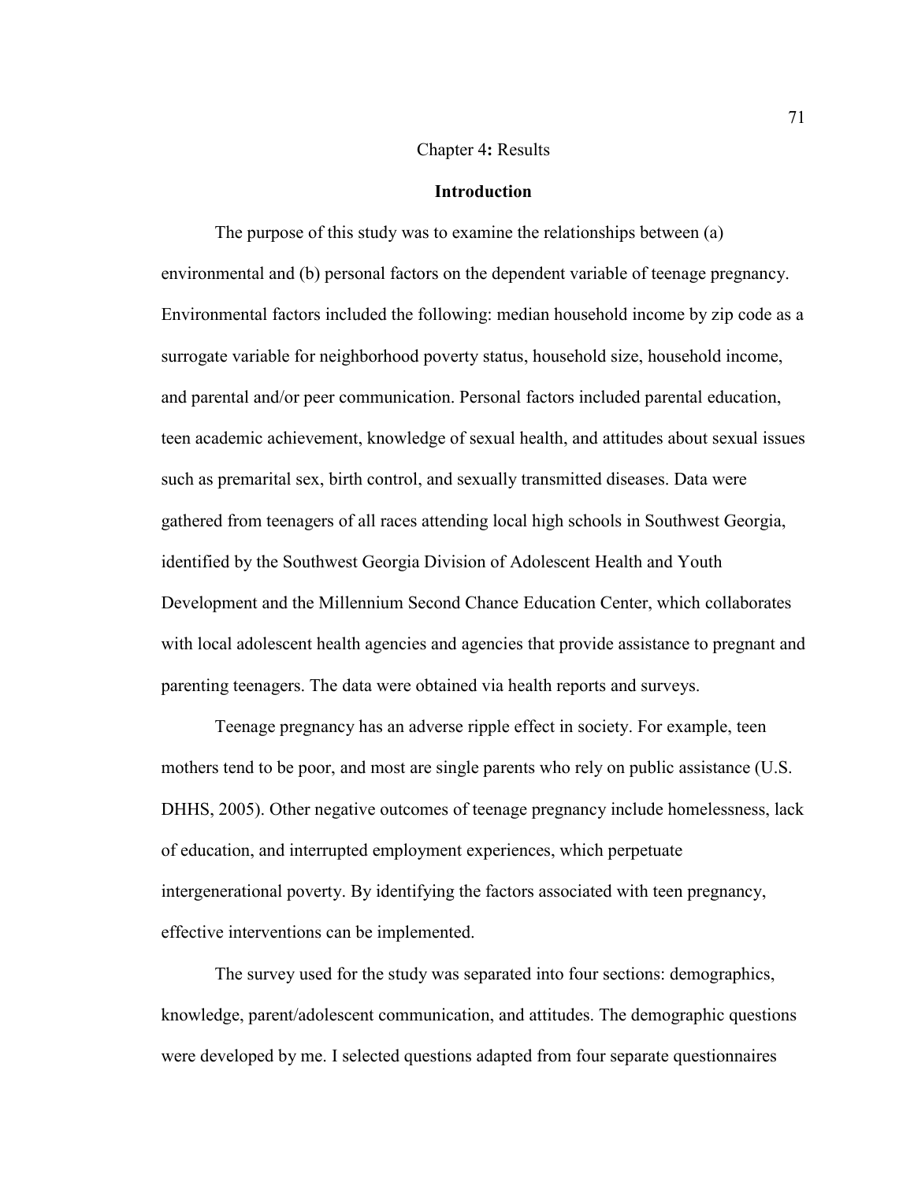# Chapter 4**:** Results

## Introduction

The purpose of this study was to examine the relationships between (a) environmental and (b) personal factors on the dependent variable of teenage pregnancy. Environmental factors included the following: median household income by zip code as a surrogate variable for neighborhood poverty status, household size, household income, and parental and/or peer communication. Personal factors included parental education, teen academic achievement, knowledge of sexual health, and attitudes about sexual issues such as premarital sex, birth control, and sexually transmitted diseases. Data were gathered from teenagers of all races attending local high schools in Southwest Georgia, identified by the Southwest Georgia Division of Adolescent Health and Youth Development and the Millennium Second Chance Education Center, which collaborates with local adolescent health agencies and agencies that provide assistance to pregnant and parenting teenagers. The data were obtained via health reports and surveys.

Teenage pregnancy has an adverse ripple effect in society. For example, teen mothers tend to be poor, and most are single parents who rely on public assistance (U.S. DHHS, 2005). Other negative outcomes of teenage pregnancy include homelessness, lack of education, and interrupted employment experiences, which perpetuate intergenerational poverty. By identifying the factors associated with teen pregnancy, effective interventions can be implemented.

The survey used for the study was separated into four sections: demographics, knowledge, parent/adolescent communication, and attitudes. The demographic questions were developed by me. I selected questions adapted from four separate questionnaires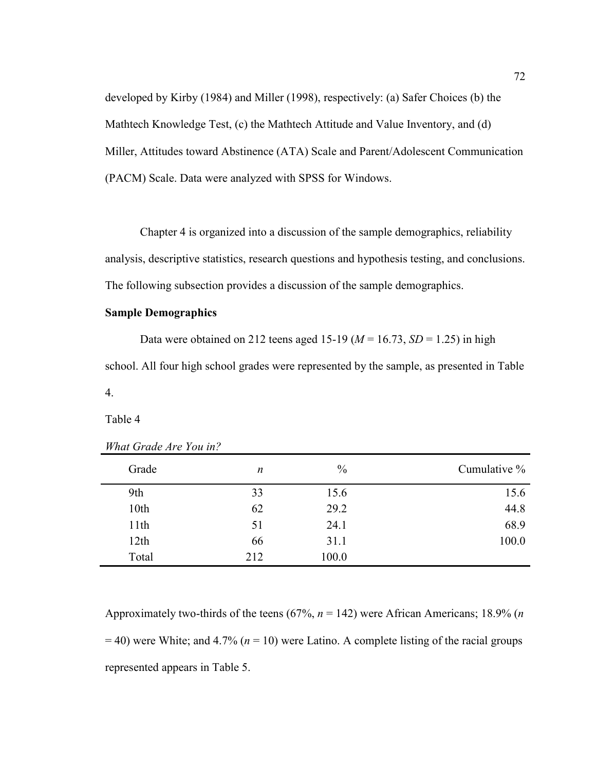developed by Kirby (1984) and Miller (1998), respectively: (a) Safer Choices (b) the Mathtech Knowledge Test, (c) the Mathtech Attitude and Value Inventory, and (d) Miller, Attitudes toward Abstinence (ATA) Scale and Parent/Adolescent Communication (PACM) Scale. Data were analyzed with SPSS for Windows.

Chapter 4 is organized into a discussion of the sample demographics, reliability analysis, descriptive statistics, research questions and hypothesis testing, and conclusions. The following subsection provides a discussion of the sample demographics.

## Sample Demographics

Data were obtained on 212 teens aged 15-19 ($M$ = 16.73, $SD$ = 1.25) in high school. All four high school grades were represented by the sample, as presented in Table 4.

Table 4

*What Grade Are You in?*

| Grade | $n$ | % | Cumulative % |
|---|---|---|---|
| 9th | 33 | 15.6 | 15.6 |
| 10th | 62 | 29.2 | 44.8 |
| 11th | 51 | 24.1 | 68.9 |
| 12th | 66 | 31.1 | 100.0 |
| Total | 212 | 100.0 | |

Approximately two-thirds of the teens (67%, $n$ = 142) were African Americans; 18.9% ($n$ = 40) were White; and 4.7% ($n$ = 10) were Latino. A complete listing of the racial groups represented appears in Table 5.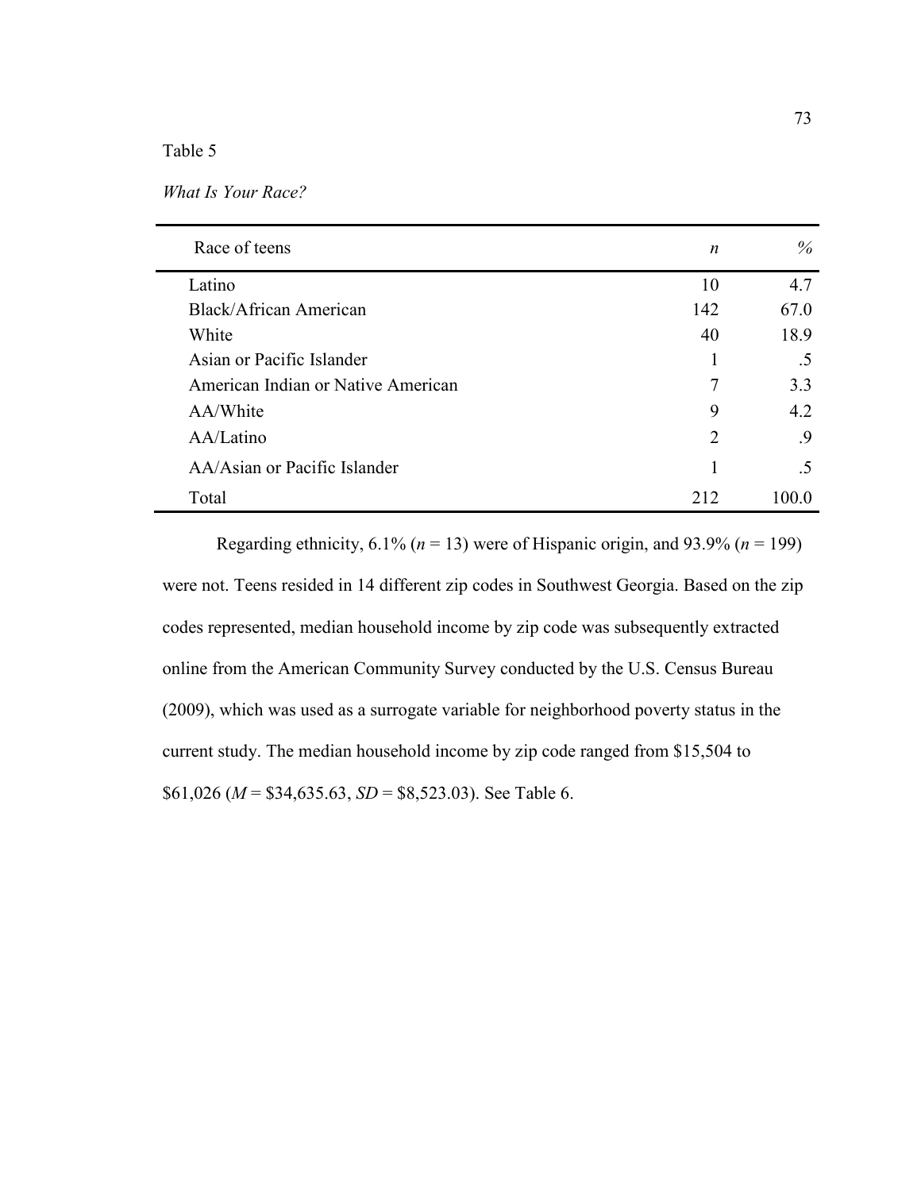Table 5

*What Is Your Race?*

| Race of teens | *n* | % |
|---|---|---|
| Latino | 10 | 4.7 |
| Black/African American | 142 | 67.0 |
| White | 40 | 18.9 |
| Asian or Pacific Islander | 1 | .5 |
| American Indian or Native American | 7 | 3.3 |
| AA/White | 9 | 4.2 |
| AA/Latino | 2 | .9 |
| AA/Asian or Pacific Islander | 1 | .5 |
| Total | 212 | 100.0 |

Regarding ethnicity, 6.1% ($n$ = 13) were of Hispanic origin, and 93.9% ($n$ = 199) were not. Teens resided in 14 different zip codes in Southwest Georgia. Based on the zip codes represented, median household income by zip code was subsequently extracted online from the American Community Survey conducted by the U.S. Census Bureau (2009), which was used as a surrogate variable for neighborhood poverty status in the current study. The median household income by zip code ranged from \$15,504 to \$61,026 ($M$ = \$34,635.63, $SD$ = \$8,523.03). See Table 6.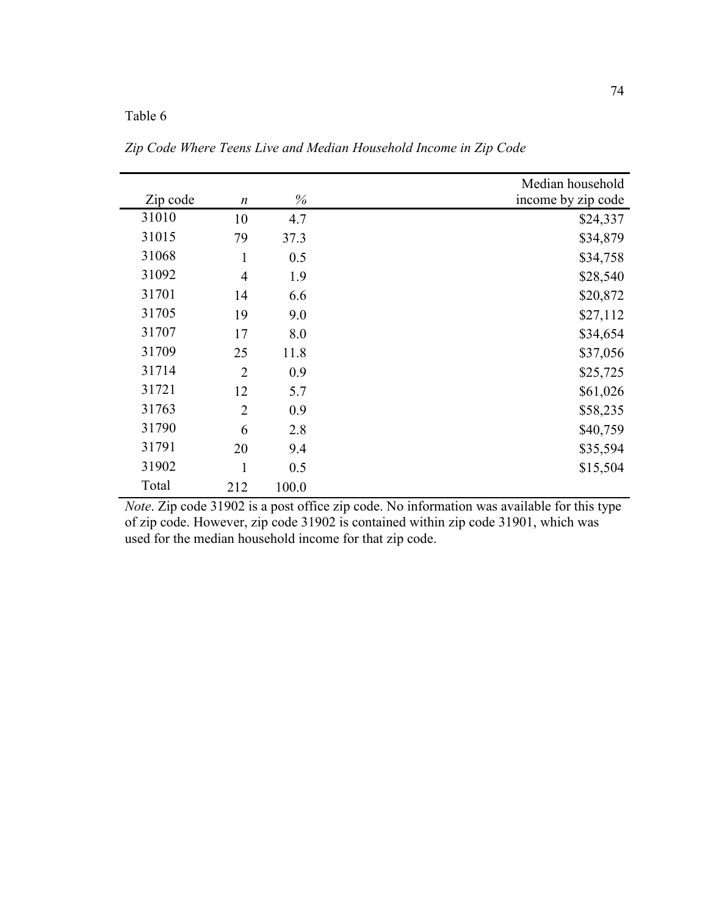Table 6

*Zip Code Where Teens Live and Median Household Income in Zip Code*

| Zip code | *n* | % | Median household income by zip code |
|---|---|---|---|
| 31010 | 10 | 4.7 | $24,337 |
| 31015 | 79 | 37.3 | $34,879 |
| 31068 | 1 | 0.5 | $34,758 |
| 31092 | 4 | 1.9 | $28,540 |
| 31701 | 14 | 6.6 | $20,872 |
| 31705 | 19 | 9.0 | $27,112 |
| 31707 | 17 | 8.0 | $34,654 |
| 31709 | 25 | 11.8 | $37,056 |
| 31714 | 2 | 0.9 | $25,725 |
| 31721 | 12 | 5.7 | $61,026 |
| 31763 | 2 | 0.9 | $58,235 |
| 31790 | 6 | 2.8 | $40,759 |
| 31791 | 20 | 9.4 | $35,594 |
| 31902 | 1 | 0.5 | $15,504 |
| Total | 212 | 100.0 | |

*Note*. Zip code 31902 is a post office zip code. No information was available for this type of zip code. However, zip code 31902 is contained within zip code 31901, which was used for the median household income for that zip code.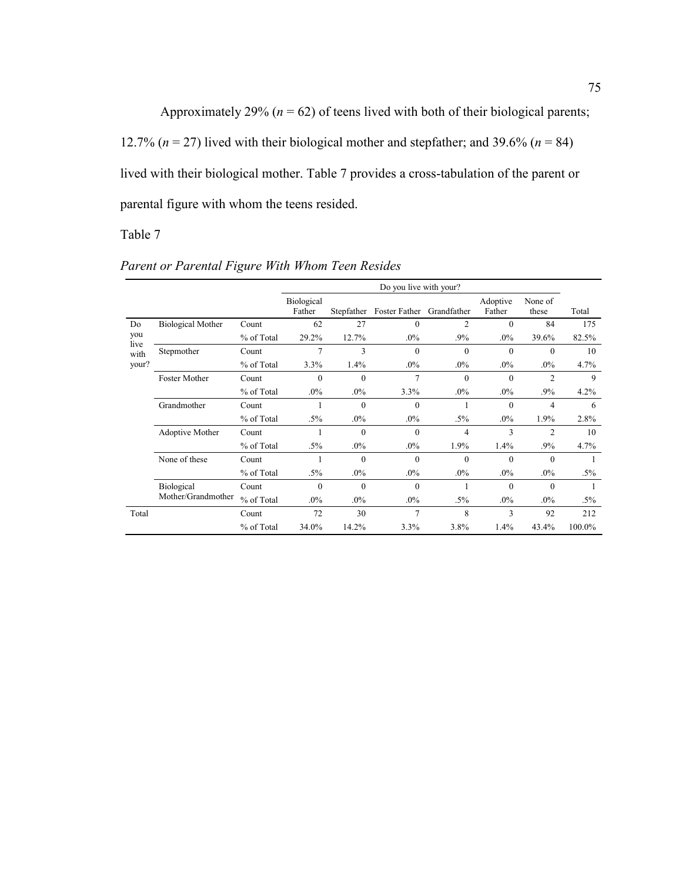Approximately 29% ($n$ = 62) of teens lived with both of their biological parents; 12.7% ($n$ = 27) lived with their biological mother and stepfather; and 39.6% ($n$ = 84) lived with their biological mother. Table 7 provides a cross-tabulation of the parent or parental figure with whom the teens resided.

Table 7

*Parent or Parental Figure With Whom Teen Resides*

| | | | Do you live with your? | | | | | | |
|---|---|---|---|---|---|---|---|---|---|
| | | | Biological Father | Stepfather | Foster Father | Grandfather | Adoptive Father | None of these | Total |
| Do you live with your? | Biological Mother | Count | 62 | 27 | 0 | 2 | 0 | 84 | 175 |
| | | % of Total | 29.2% | 12.7% | .0% | .9% | .0% | 39.6% | 82.5% |
| | Stepmother | Count | 7 | 3 | 0 | 0 | 0 | 0 | 10 |
| | | % of Total | 3.3% | 1.4% | .0% | .0% | .0% | .0% | 4.7% |
| | Foster Mother | Count | 0 | 0 | 7 | 0 | 0 | 2 | 9 |
| | | % of Total | .0% | .0% | 3.3% | .0% | .0% | .9% | 4.2% |
| | Grandmother | Count | 1 | 0 | 0 | 1 | 0 | 4 | 6 |
| | | % of Total | .5% | .0% | .0% | .5% | .0% | 1.9% | 2.8% |
| | Adoptive Mother | Count | 1 | 0 | 0 | 4 | 3 | 2 | 10 |
| | | % of Total | .5% | .0% | .0% | 1.9% | 1.4% | .9% | 4.7% |
| | None of these | Count | 1 | 0 | 0 | 0 | 0 | 0 | 1 |
| | | % of Total | .5% | .0% | .0% | .0% | .0% | .0% | .5% |
| | Biological Mother/Grandmother | Count | 0 | 0 | 0 | 1 | 0 | 0 | 1 |
| | | % of Total | .0% | .0% | .0% | .5% | .0% | .0% | .5% |
| Total | | Count | 72 | 30 | 7 | 8 | 3 | 92 | 212 |
| | | % of Total | 34.0% | 14.2% | 3.3% | 3.8% | 1.4% | 43.4% | 100.0% |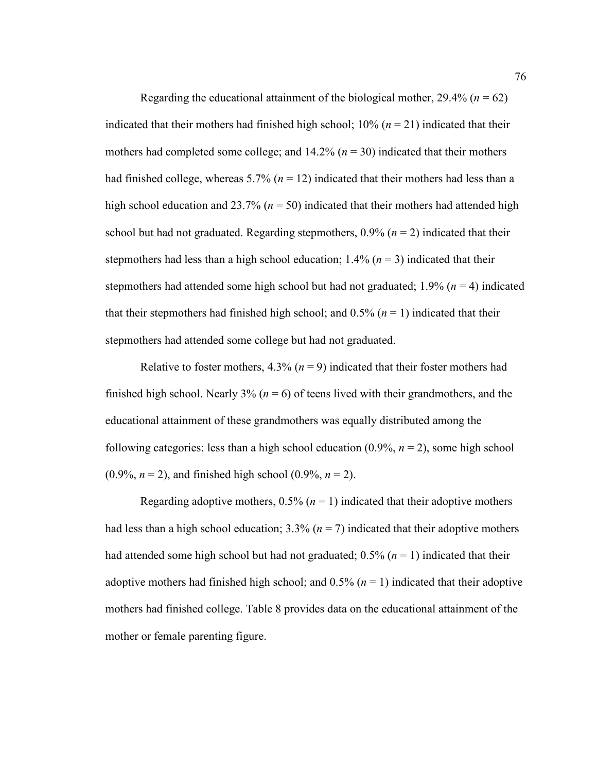Regarding the educational attainment of the biological mother, 29.4% (*n* = 62) indicated that their mothers had finished high school; 10% (*n* = 21) indicated that their mothers had completed some college; and 14.2% (*n* = 30) indicated that their mothers had finished college, whereas 5.7% (*n* = 12) indicated that their mothers had less than a high school education and 23.7% (*n* = 50) indicated that their mothers had attended high school but had not graduated. Regarding stepmothers, 0.9% (*n* = 2) indicated that their stepmothers had less than a high school education; 1.4% (*n* = 3) indicated that their stepmothers had attended some high school but had not graduated; 1.9% (*n* = 4) indicated that their stepmothers had finished high school; and 0.5% (*n* = 1) indicated that their stepmothers had attended some college but had not graduated.

Relative to foster mothers, 4.3% (*n* = 9) indicated that their foster mothers had finished high school. Nearly 3% (*n* = 6) of teens lived with their grandmothers, and the educational attainment of these grandmothers was equally distributed among the following categories: less than a high school education (0.9%, *n* = 2), some high school (0.9%, *n* = 2), and finished high school (0.9%, *n* = 2).

Regarding adoptive mothers, 0.5% (*n* = 1) indicated that their adoptive mothers had less than a high school education; 3.3% (*n* = 7) indicated that their adoptive mothers had attended some high school but had not graduated; 0.5% (*n* = 1) indicated that their adoptive mothers had finished high school; and 0.5% (*n* = 1) indicated that their adoptive mothers had finished college. Table 8 provides data on the educational attainment of the mother or female parenting figure.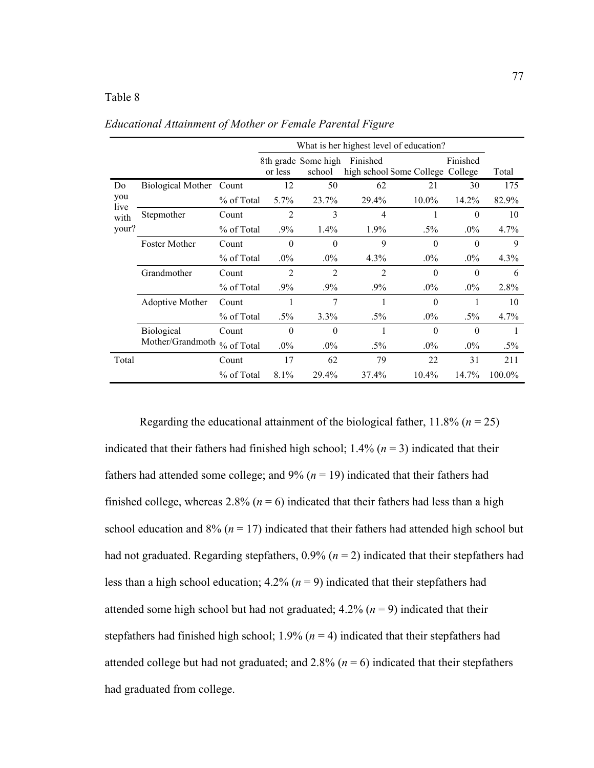Table 8

*Educational Attainment of Mother or Female Parental Figure*

| | | | What is her highest level of education? | | | | | |
|---|---|---|---|---|---|---|---|---|
| | | | 8th grade or less | Some high school | Finished high school | Some College | Finished College | Total |
| Do you live with your? | Biological Mother | Count | 12 | 50 | 62 | 21 | 30 | 175 |
| | | % of Total | 5.7% | 23.7% | 29.4% | 10.0% | 14.2% | 82.9% |
| | Stepmother | Count | 2 | 3 | 4 | 1 | 0 | 10 |
| | | % of Total | .9% | 1.4% | 1.9% | .5% | .0% | 4.7% |
| | Foster Mother | Count | 0 | 0 | 9 | 0 | 0 | 9 |
| | | % of Total | .0% | .0% | 4.3% | .0% | .0% | 4.3% |
| | Grandmother | Count | 2 | 2 | 2 | 0 | 0 | 6 |
| | | % of Total | .9% | .9% | .9% | .0% | .0% | 2.8% |
| | Adoptive Mother | Count | 1 | 7 | 1 | 0 | 1 | 10 |
| | | % of Total | .5% | 3.3% | .5% | .0% | .5% | 4.7% |
| | Biological Mother/Grandmoth | Count | 0 | 0 | 1 | 0 | 0 | 1 |
| | | % of Total | .0% | .0% | .5% | .0% | .0% | .5% |
| Total | | Count | 17 | 62 | 79 | 22 | 31 | 211 |
| | | % of Total | 8.1% | 29.4% | 37.4% | 10.4% | 14.7% | 100.0% |

Regarding the educational attainment of the biological father, 11.8% (*n* = 25) indicated that their fathers had finished high school; 1.4% (*n* = 3) indicated that their fathers had attended some college; and 9% (*n* = 19) indicated that their fathers had finished college, whereas 2.8% (*n* = 6) indicated that their fathers had less than a high school education and 8% (*n* = 17) indicated that their fathers had attended high school but had not graduated. Regarding stepfathers, 0.9% (*n* = 2) indicated that their stepfathers had less than a high school education; 4.2% (*n* = 9) indicated that their stepfathers had attended some high school but had not graduated; 4.2% (*n* = 9) indicated that their stepfathers had finished high school; 1.9% (*n* = 4) indicated that their stepfathers had attended college but had not graduated; and 2.8% (*n* = 6) indicated that their stepfathers had graduated from college.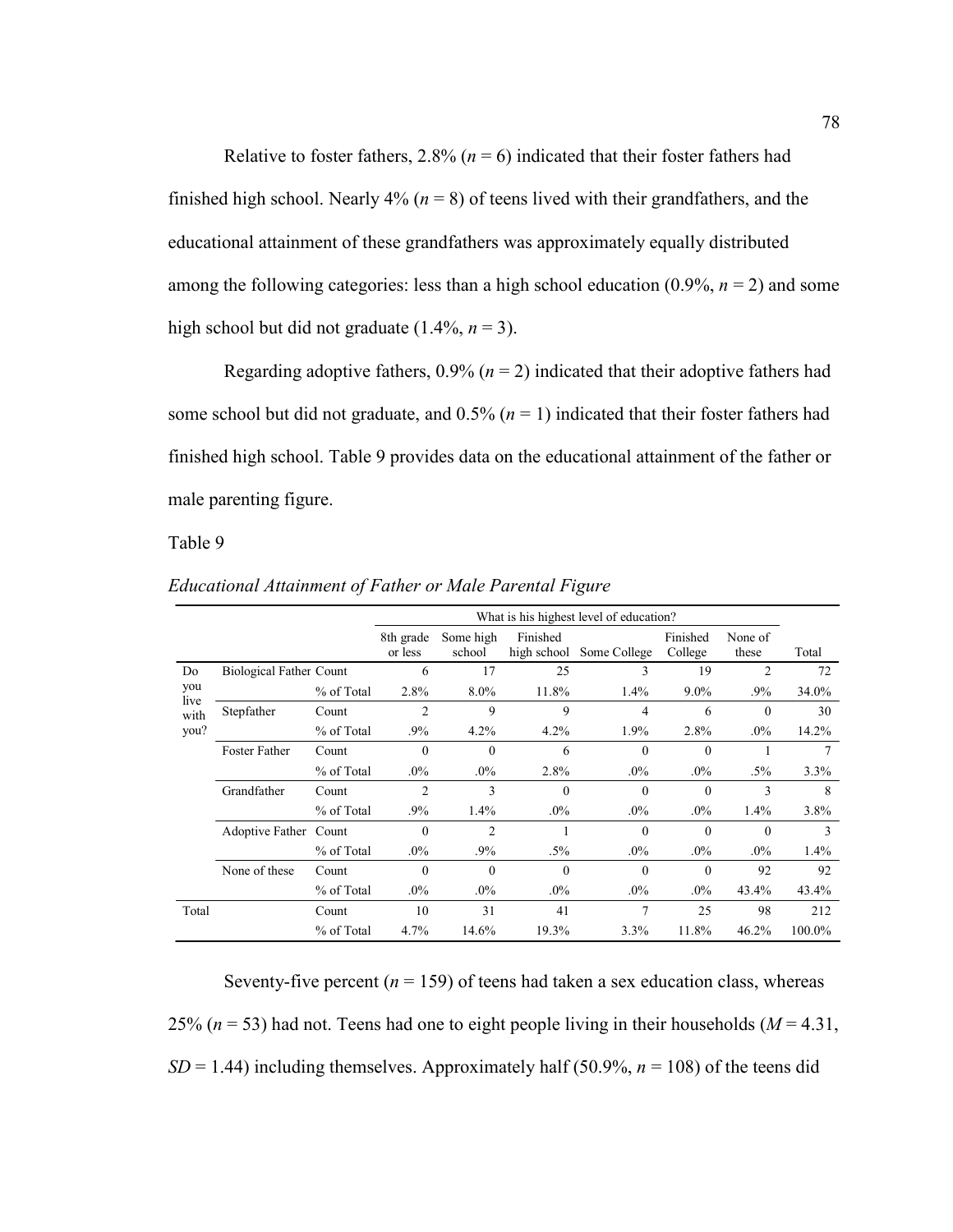Relative to foster fathers, 2.8% (*n* = 6) indicated that their foster fathers had finished high school. Nearly 4% (*n* = 8) of teens lived with their grandfathers, and the educational attainment of these grandfathers was approximately equally distributed among the following categories: less than a high school education (0.9%, *n* = 2) and some high school but did not graduate (1.4%, *n* = 3).

Regarding adoptive fathers, 0.9% (*n* = 2) indicated that their adoptive fathers had some school but did not graduate, and 0.5% (*n* = 1) indicated that their foster fathers had finished high school. Table 9 provides data on the educational attainment of the father or male parenting figure.

Table 9

*Educational Attainment of Father or Male Parental Figure*

| | | | What is his highest level of education? | | | | | | |
|---|---|---|---|---|---|---|---|---|---|
| | | | 8th grade or less | Some high school | Finished high school | Some College | Finished College | None of these | Total |
| Do you live with you? | Biological Father | Count | 6 | 17 | 25 | 3 | 19 | 2 | 72 |
| | | % of Total | 2.8% | 8.0% | 11.8% | 1.4% | 9.0% | .9% | 34.0% |
| | Stepfather | Count | 2 | 9 | 9 | 4 | 6 | 0 | 30 |
| | | % of Total | .9% | 4.2% | 4.2% | 1.9% | 2.8% | .0% | 14.2% |
| | Foster Father | Count | 0 | 0 | 6 | 0 | 0 | 1 | 7 |
| | | % of Total | .0% | .0% | 2.8% | .0% | .0% | .5% | 3.3% |
| | Grandfather | Count | 2 | 3 | 0 | 0 | 0 | 3 | 8 |
| | | % of Total | .9% | 1.4% | .0% | .0% | .0% | 1.4% | 3.8% |
| | Adoptive Father | Count | 0 | 2 | 1 | 0 | 0 | 0 | 3 |
| | | % of Total | .0% | .9% | .5% | .0% | .0% | .0% | 1.4% |
| | None of these | Count | 0 | 0 | 0 | 0 | 0 | 92 | 92 |
| | | % of Total | .0% | .0% | .0% | .0% | .0% | 43.4% | 43.4% |
| Total | | Count | 10 | 31 | 41 | 7 | 25 | 98 | 212 |
| | | % of Total | 4.7% | 14.6% | 19.3% | 3.3% | 11.8% | 46.2% | 100.0% |

Seventy-five percent (*n* = 159) of teens had taken a sex education class, whereas 25% (*n* = 53) had not. Teens had one to eight people living in their households ($M = 4.31$, $SD = 1.44$) including themselves. Approximately half (50.9%, *n* = 108) of the teens did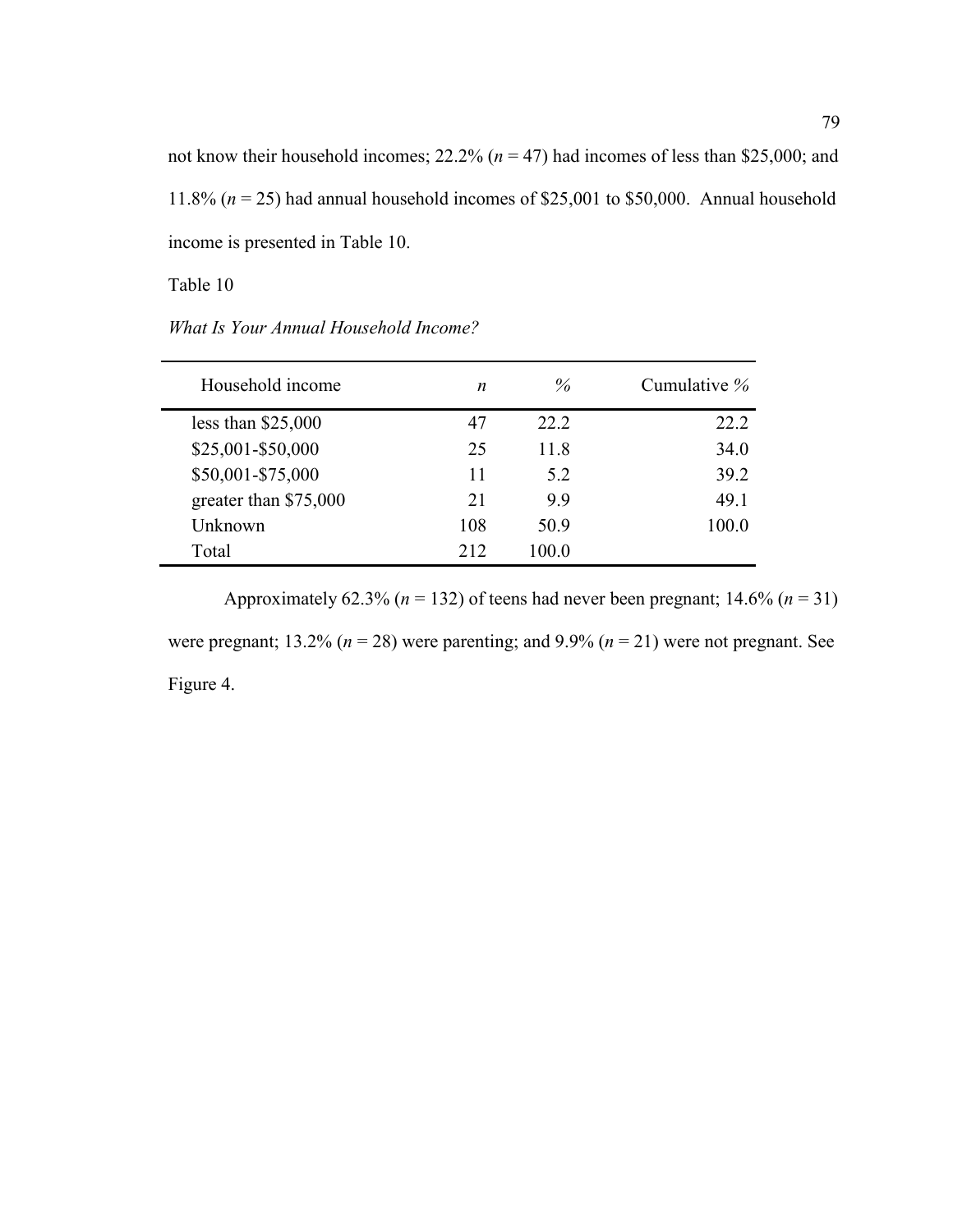not know their household incomes; 22.2% (*n* = 47) had incomes of less than $25,000; and 11.8% (*n* = 25) had annual household incomes of $25,001 to $50,000. Annual household income is presented in Table 10.

Table 10

*What Is Your Annual Household Income?*

| Household income | *n* | % | Cumulative % |
|---|---|---|---|
| less than $25,000 | 47 | 22.2 | 22.2 |
| $25,001-$50,000 | 25 | 11.8 | 34.0 |
| $50,001-$75,000 | 11 | 5.2 | 39.2 |
| greater than $75,000 | 21 | 9.9 | 49.1 |
| Unknown | 108 | 50.9 | 100.0 |
| Total | 212 | 100.0 | |

Approximately 62.3% (*n* = 132) of teens had never been pregnant; 14.6% (*n* = 31) were pregnant; 13.2% (*n* = 28) were parenting; and 9.9% (*n* = 21) were not pregnant. See Figure 4.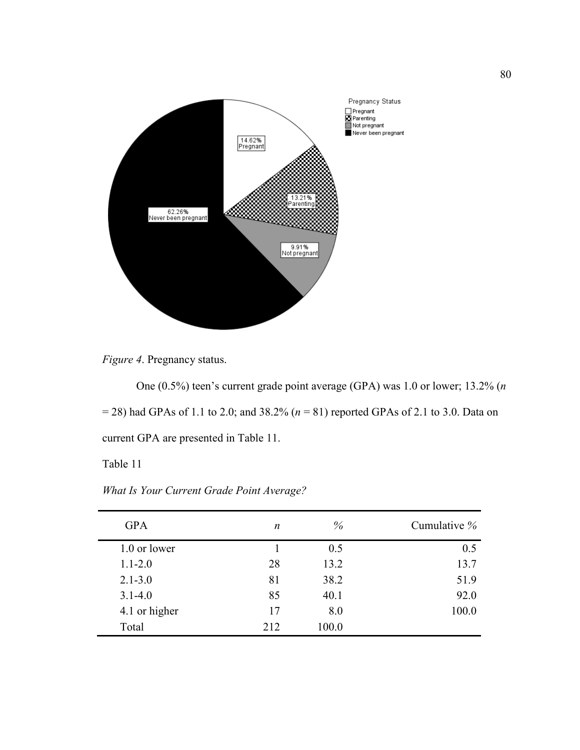*Figure 4*. Pregnancy status.

One (0.5%) teen's current grade point average (GPA) was 1.0 or lower; 13.2% (*n* = 28) had GPAs of 1.1 to 2.0; and 38.2% (*n* = 81) reported GPAs of 2.1 to 3.0. Data on current GPA are presented in Table 11.

Table 11

*What Is Your Current Grade Point Average?*

| GPA | *n* | % | Cumulative % |
|---|---|---|---|
| 1.0 or lower | 1 | 0.5 | 0.5 |
| 1.1-2.0 | 28 | 13.2 | 13.7 |
| 2.1-3.0 | 81 | 38.2 | 51.9 |
| 3.1-4.0 | 85 | 40.1 | 92.0 |
| 4.1 or higher | 17 | 8.0 | 100.0 |
| Total | 212 | 100.0 | |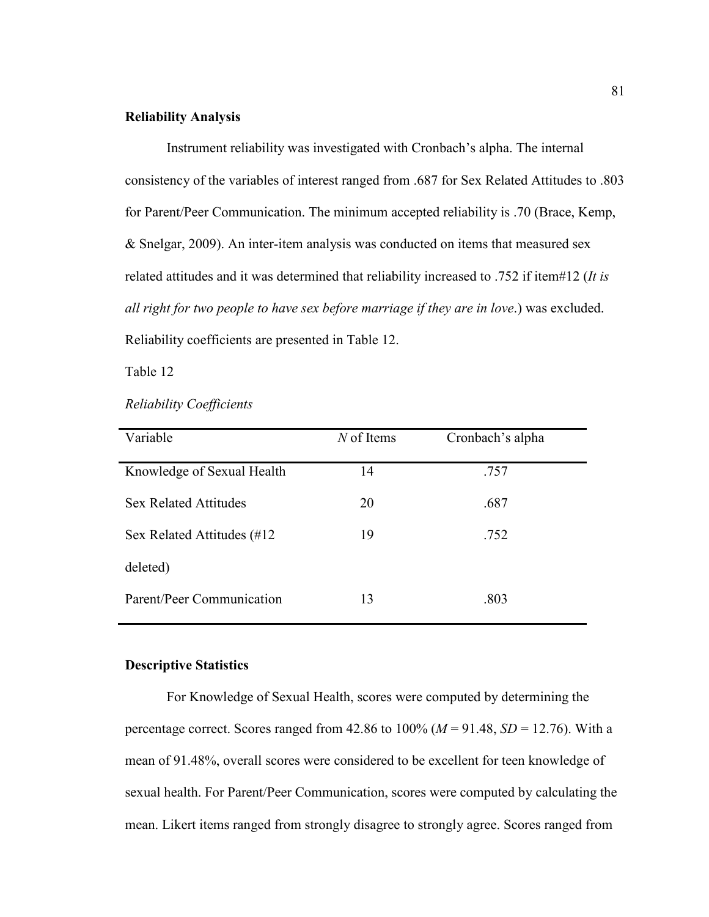**Reliability Analysis**

Instrument reliability was investigated with Cronbach's alpha. The internal consistency of the variables of interest ranged from .687 for Sex Related Attitudes to .803 for Parent/Peer Communication. The minimum accepted reliability is .70 (Brace, Kemp, & Snelgar, 2009). An inter-item analysis was conducted on items that measured sex related attitudes and it was determined that reliability increased to .752 if item#12 (*It is all right for two people to have sex before marriage if they are in love*.) was excluded. Reliability coefficients are presented in Table 12.

Table 12

*Reliability Coefficients*

| Variable | *N* of Items | Cronbach's alpha |
| --- | --- | --- |
| Knowledge of Sexual Health | 14 | .757 |
| Sex Related Attitudes | 20 | .687 |
| Sex Related Attitudes (#12 deleted) | 19 | .752 |
| Parent/Peer Communication | 13 | .803 |

**Descriptive Statistics**

For Knowledge of Sexual Health, scores were computed by determining the percentage correct. Scores ranged from 42.86 to 100% ($M$ = 91.48, $SD$ = 12.76). With a mean of 91.48%, overall scores were considered to be excellent for teen knowledge of sexual health. For Parent/Peer Communication, scores were computed by calculating the mean. Likert items ranged from strongly disagree to strongly agree. Scores ranged from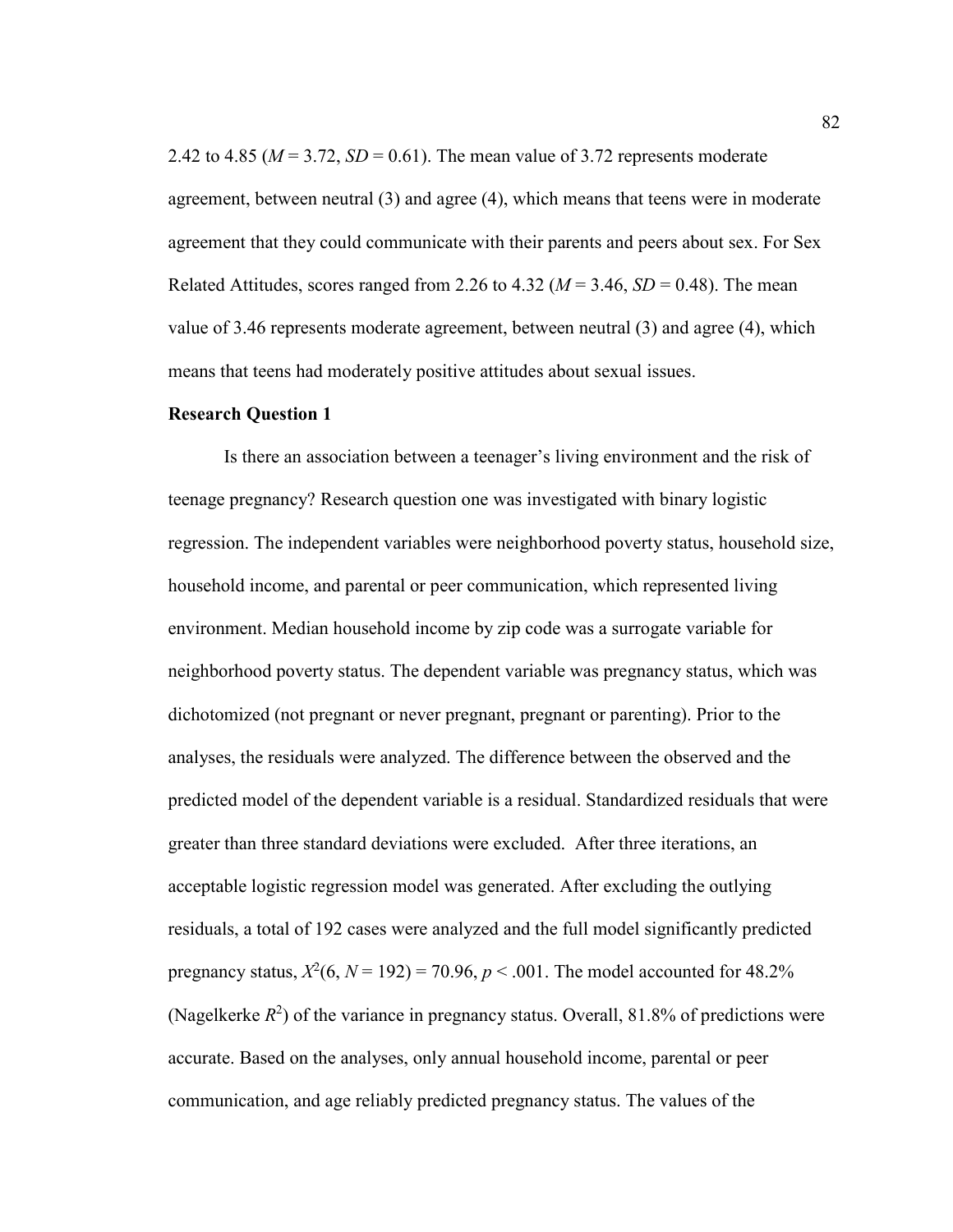2.42 to 4.85 ($M$ = 3.72, $SD$ = 0.61). The mean value of 3.72 represents moderate agreement, between neutral (3) and agree (4), which means that teens were in moderate agreement that they could communicate with their parents and peers about sex. For Sex Related Attitudes, scores ranged from 2.26 to 4.32 ($M$ = 3.46, $SD$ = 0.48). The mean value of 3.46 represents moderate agreement, between neutral (3) and agree (4), which means that teens had moderately positive attitudes about sexual issues.

**Research Question 1**

Is there an association between a teenager's living environment and the risk of teenage pregnancy? Research question one was investigated with binary logistic regression. The independent variables were neighborhood poverty status, household size, household income, and parental or peer communication, which represented living environment. Median household income by zip code was a surrogate variable for neighborhood poverty status. The dependent variable was pregnancy status, which was dichotomized (not pregnant or never pregnant, pregnant or parenting). Prior to the analyses, the residuals were analyzed. The difference between the observed and the predicted model of the dependent variable is a residual. Standardized residuals that were greater than three standard deviations were excluded. After three iterations, an acceptable logistic regression model was generated. After excluding the outlying residuals, a total of 192 cases were analyzed and the full model significantly predicted pregnancy status, $X^2(6, N = 192) = 70.96, p < .001$. The model accounted for 48.2% (Nagelkerke $R^2$) of the variance in pregnancy status. Overall, 81.8% of predictions were accurate. Based on the analyses, only annual household income, parental or peer communication, and age reliably predicted pregnancy status. The values of the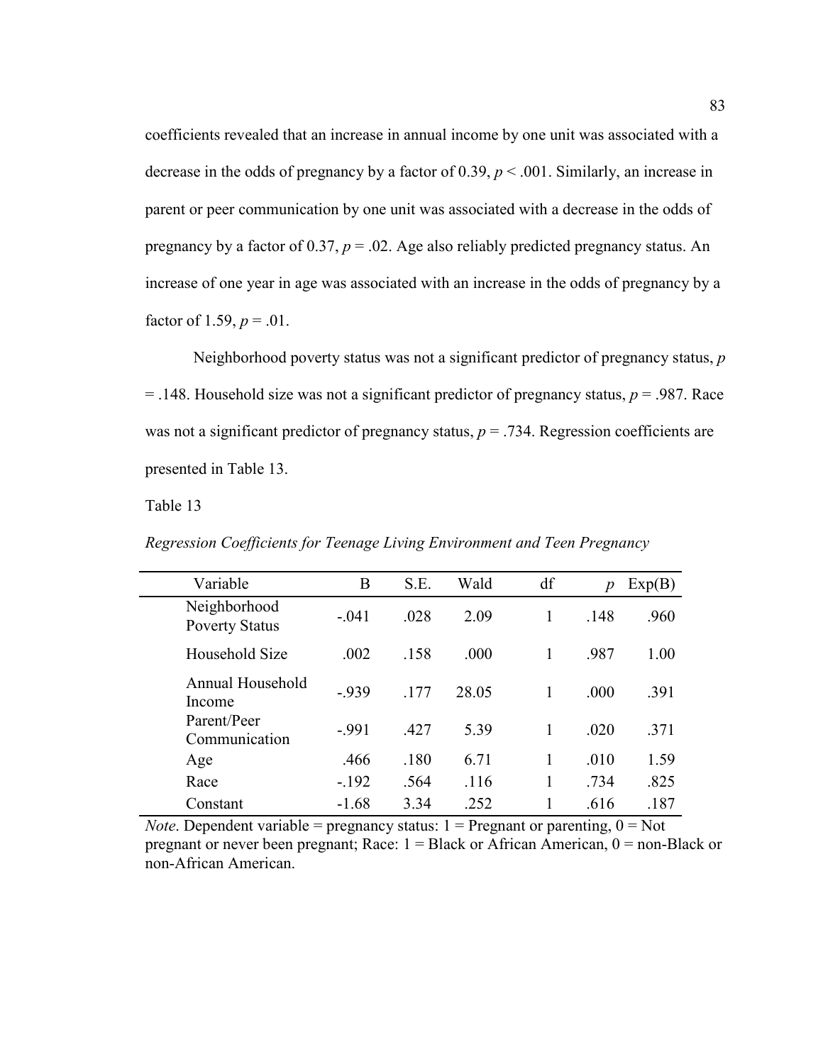coefficients revealed that an increase in annual income by one unit was associated with a decrease in the odds of pregnancy by a factor of 0.39, $p < .001$. Similarly, an increase in parent or peer communication by one unit was associated with a decrease in the odds of pregnancy by a factor of 0.37, $p = .02$. Age also reliably predicted pregnancy status. An increase of one year in age was associated with an increase in the odds of pregnancy by a factor of 1.59, $p = .01$.

Neighborhood poverty status was not a significant predictor of pregnancy status, $p = .148$. Household size was not a significant predictor of pregnancy status, $p = .987$. Race was not a significant predictor of pregnancy status, $p = .734$. Regression coefficients are presented in Table 13.

Table 13

*Regression Coefficients for Teenage Living Environment and Teen Pregnancy*

| Variable | B | S.E. | Wald | df | *p* | Exp(B) |
|---|---|---|---|---|---|---|
| Neighborhood Poverty Status | -.041 | .028 | 2.09 | 1 | .148 | .960 |
| Household Size | .002 | .158 | .000 | 1 | .987 | 1.00 |
| Annual Household Income | -.939 | .177 | 28.05 | 1 | .000 | .391 |
| Parent/Peer Communication | -.991 | .427 | 5.39 | 1 | .020 | .371 |
| Age | .466 | .180 | 6.71 | 1 | .010 | 1.59 |
| Race | -.192 | .564 | .116 | 1 | .734 | .825 |
| Constant | -1.68 | 3.34 | .252 | 1 | .616 | .187 |

*Note*. Dependent variable = pregnancy status: 1 = Pregnant or parenting, 0 = Not pregnant or never been pregnant; Race: 1 = Black or African American, 0 = non-Black or non-African American.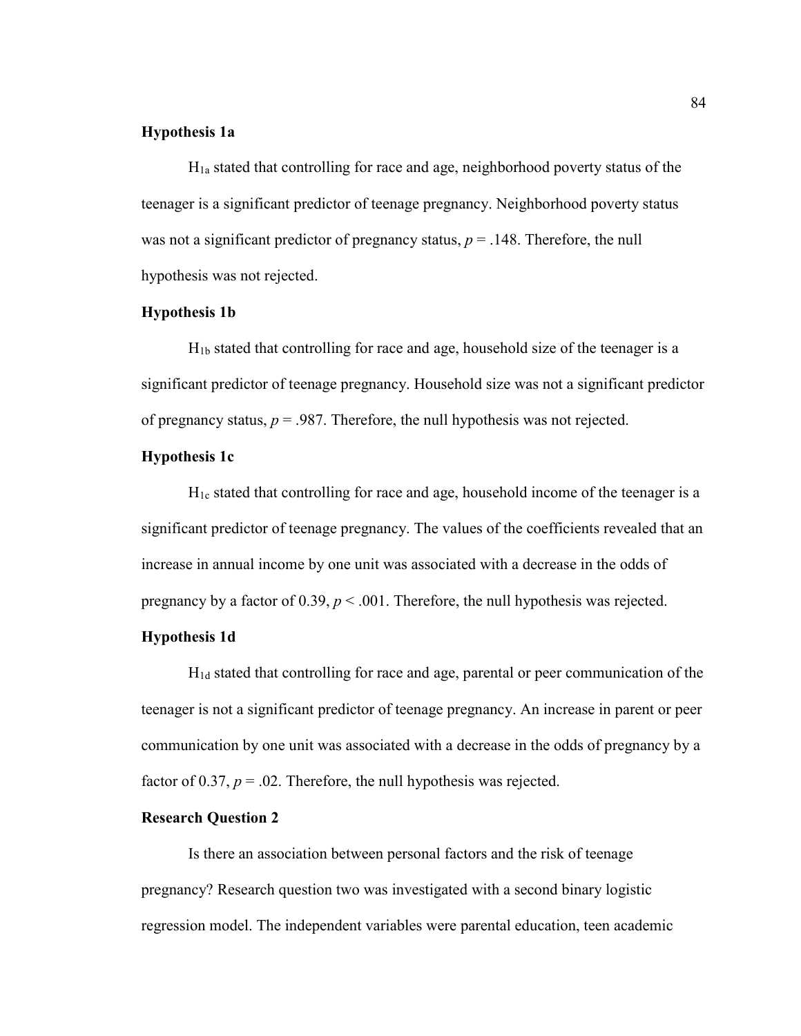### Hypothesis 1a

$H_{1a}$ stated that controlling for race and age, neighborhood poverty status of the teenager is a significant predictor of teenage pregnancy. Neighborhood poverty status was not a significant predictor of pregnancy status, $p = .148$. Therefore, the null hypothesis was not rejected.

### Hypothesis 1b

$H_{1b}$ stated that controlling for race and age, household size of the teenager is a significant predictor of teenage pregnancy. Household size was not a significant predictor of pregnancy status, $p = .987$. Therefore, the null hypothesis was not rejected.

### Hypothesis 1c

$H_{1c}$ stated that controlling for race and age, household income of the teenager is a significant predictor of teenage pregnancy. The values of the coefficients revealed that an increase in annual income by one unit was associated with a decrease in the odds of pregnancy by a factor of 0.39, $p < .001$. Therefore, the null hypothesis was rejected.

### Hypothesis 1d

$H_{1d}$ stated that controlling for race and age, parental or peer communication of the teenager is not a significant predictor of teenage pregnancy. An increase in parent or peer communication by one unit was associated with a decrease in the odds of pregnancy by a factor of 0.37, $p = .02$. Therefore, the null hypothesis was rejected.

### Research Question 2

Is there an association between personal factors and the risk of teenage pregnancy? Research question two was investigated with a second binary logistic regression model. The independent variables were parental education, teen academic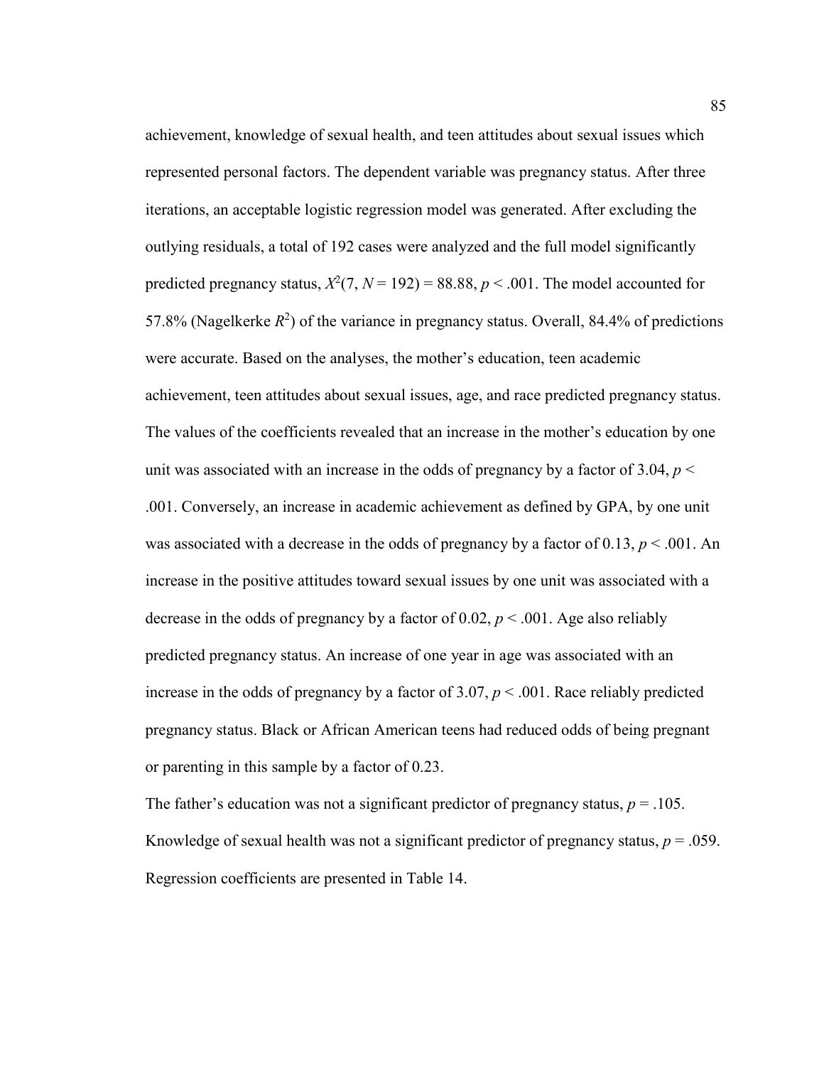achievement, knowledge of sexual health, and teen attitudes about sexual issues which represented personal factors. The dependent variable was pregnancy status. After three iterations, an acceptable logistic regression model was generated. After excluding the outlying residuals, a total of 192 cases were analyzed and the full model significantly predicted pregnancy status, $X^2(7, N = 192) = 88.88$, $p < .001$. The model accounted for 57.8% (Nagelkerke $R^2$) of the variance in pregnancy status. Overall, 84.4% of predictions were accurate. Based on the analyses, the mother's education, teen academic achievement, teen attitudes about sexual issues, age, and race predicted pregnancy status. The values of the coefficients revealed that an increase in the mother's education by one unit was associated with an increase in the odds of pregnancy by a factor of 3.04, $p < .001$. Conversely, an increase in academic achievement as defined by GPA, by one unit was associated with a decrease in the odds of pregnancy by a factor of 0.13, $p < .001$. An increase in the positive attitudes toward sexual issues by one unit was associated with a decrease in the odds of pregnancy by a factor of 0.02, $p < .001$. Age also reliably predicted pregnancy status. An increase of one year in age was associated with an increase in the odds of pregnancy by a factor of 3.07, $p < .001$. Race reliably predicted pregnancy status. Black or African American teens had reduced odds of being pregnant or parenting in this sample by a factor of 0.23.

The father's education was not a significant predictor of pregnancy status, $p = .105$. Knowledge of sexual health was not a significant predictor of pregnancy status, $p = .059$. Regression coefficients are presented in Table 14.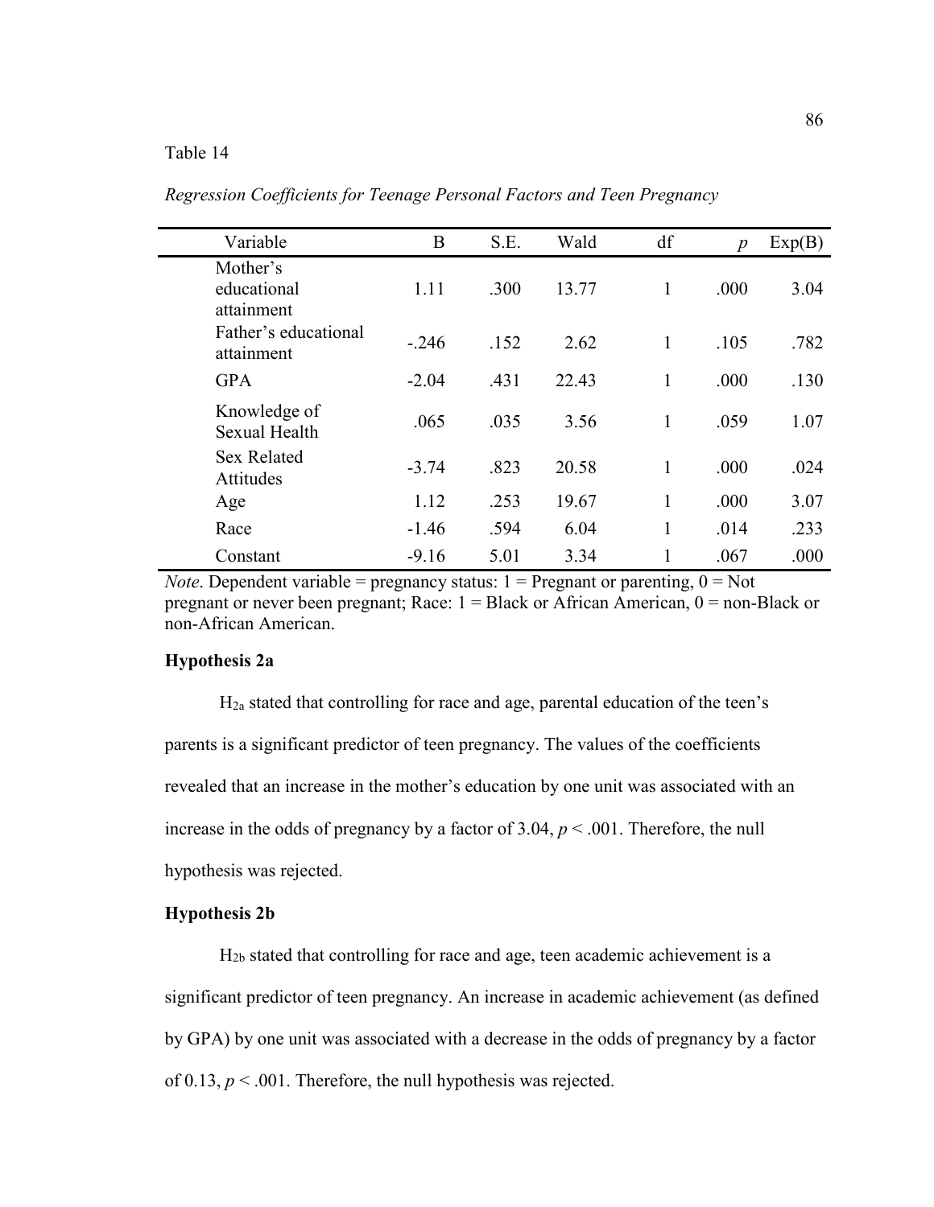Table 14

*Regression Coefficients for Teenage Personal Factors and Teen Pregnancy*

| Variable | B | S.E. | Wald | df | *p* | Exp(B) |
|---|---|---|---|---|---|---|
| Mother's educational attainment | 1.11 | .300 | 13.77 | 1 | .000 | 3.04 |
| Father's educational attainment | -.246 | .152 | 2.62 | 1 | .105 | .782 |
| GPA | -2.04 | .431 | 22.43 | 1 | .000 | .130 |
| Knowledge of Sexual Health | .065 | .035 | 3.56 | 1 | .059 | 1.07 |
| Sex Related Attitudes | -3.74 | .823 | 20.58 | 1 | .000 | .024 |
| Age | 1.12 | .253 | 19.67 | 1 | .000 | 3.07 |
| Race | -1.46 | .594 | 6.04 | 1 | .014 | .233 |
| Constant | -9.16 | 5.01 | 3.34 | 1 | .067 | .000 |

*Note*. Dependent variable = pregnancy status: 1 = Pregnant or parenting, 0 = Not pregnant or never been pregnant; Race: 1 = Black or African American, 0 = non-Black or non-African American.

**Hypothesis 2a**

$H_{2a}$ stated that controlling for race and age, parental education of the teen's parents is a significant predictor of teen pregnancy. The values of the coefficients revealed that an increase in the mother's education by one unit was associated with an increase in the odds of pregnancy by a factor of 3.04, $p < .001$. Therefore, the null hypothesis was rejected.

**Hypothesis 2b**

$H_{2b}$ stated that controlling for race and age, teen academic achievement is a significant predictor of teen pregnancy. An increase in academic achievement (as defined by GPA) by one unit was associated with a decrease in the odds of pregnancy by a factor of 0.13, $p < .001$. Therefore, the null hypothesis was rejected.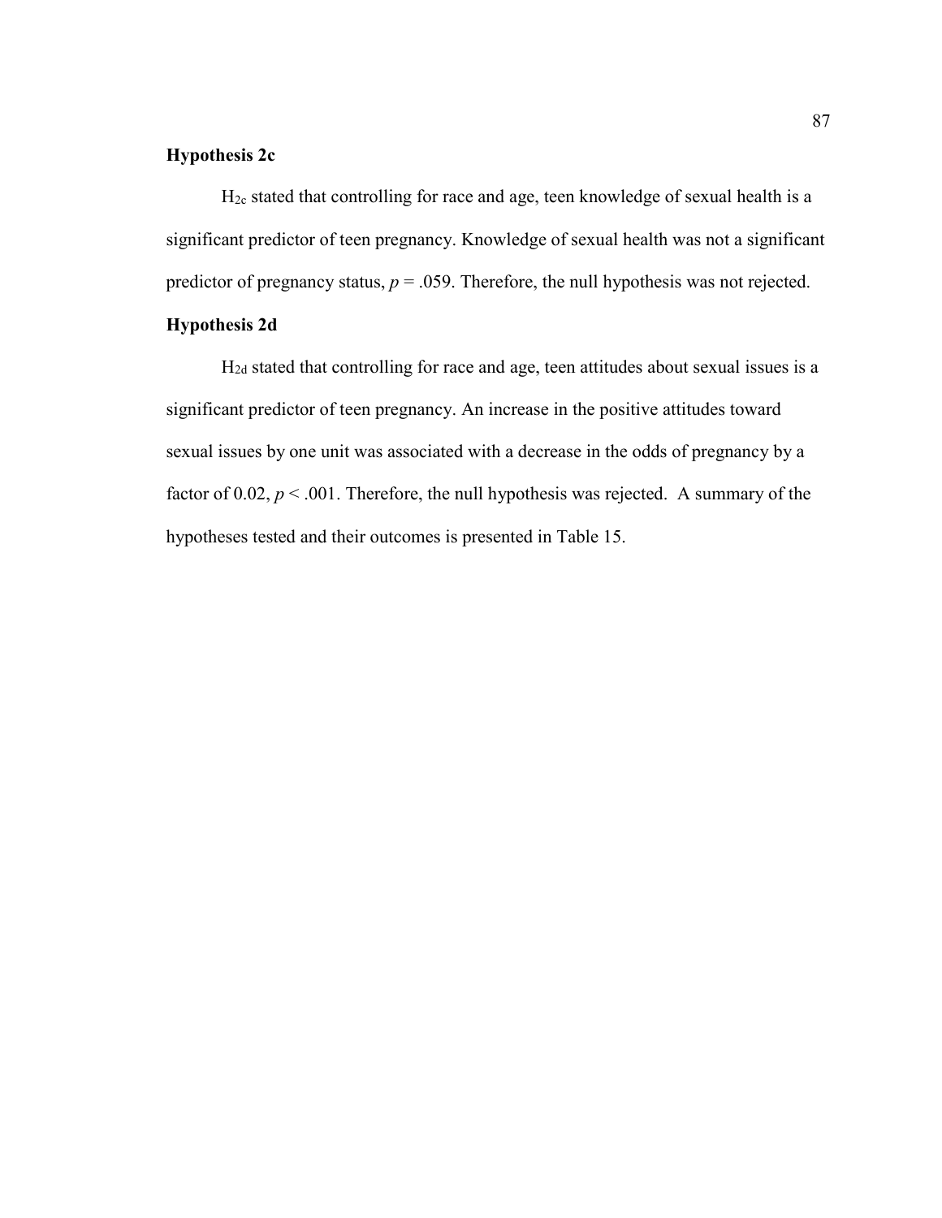### Hypothesis 2c

$H_{2c}$ stated that controlling for race and age, teen knowledge of sexual health is a significant predictor of teen pregnancy. Knowledge of sexual health was not a significant predictor of pregnancy status, $p = .059$. Therefore, the null hypothesis was not rejected.

### Hypothesis 2d

$H_{2d}$ stated that controlling for race and age, teen attitudes about sexual issues is a significant predictor of teen pregnancy. An increase in the positive attitudes toward sexual issues by one unit was associated with a decrease in the odds of pregnancy by a factor of 0.02, $p < .001$. Therefore, the null hypothesis was rejected. A summary of the hypotheses tested and their outcomes is presented in Table 15.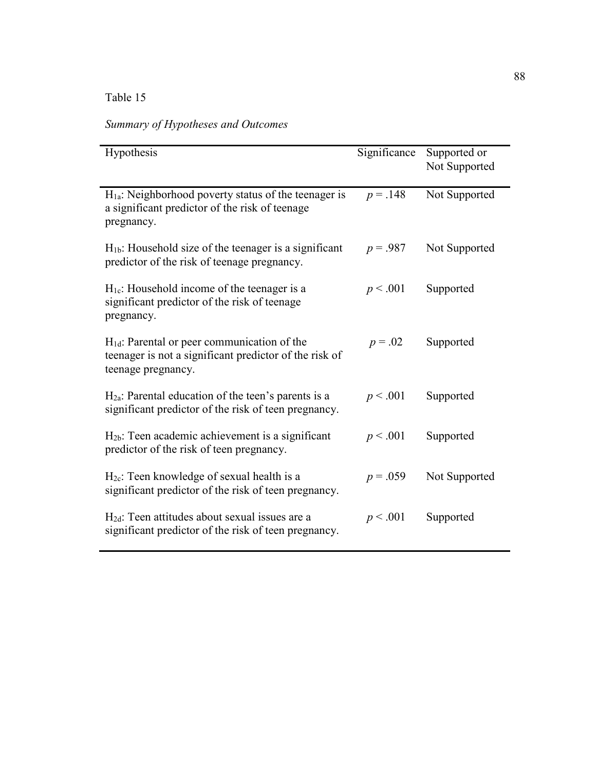Table 15

*Summary of Hypotheses and Outcomes*

| Hypothesis | Significance | Supported or Not Supported |
|---|---|---|
| $H_{1a}$: Neighborhood poverty status of the teenager is a significant predictor of the risk of teenage pregnancy. | $p = .148$ | Not Supported |
| $H_{1b}$: Household size of the teenager is a significant predictor of the risk of teenage pregnancy. | $p = .987$ | Not Supported |
| $H_{1c}$: Household income of the teenager is a significant predictor of the risk of teenage pregnancy. | $p < .001$ | Supported |
| $H_{1d}$: Parental or peer communication of the teenager is not a significant predictor of the risk of teenage pregnancy. | $p = .02$ | Supported |
| $H_{2a}$: Parental education of the teen's parents is a significant predictor of the risk of teen pregnancy. | $p < .001$ | Supported |
| $H_{2b}$: Teen academic achievement is a significant predictor of the risk of teen pregnancy. | $p < .001$ | Supported |
| $H_{2c}$: Teen knowledge of sexual health is a significant predictor of the risk of teen pregnancy. | $p = .059$ | Not Supported |
| $H_{2d}$: Teen attitudes about sexual issues are a significant predictor of the risk of teen pregnancy. | $p < .001$ | Supported |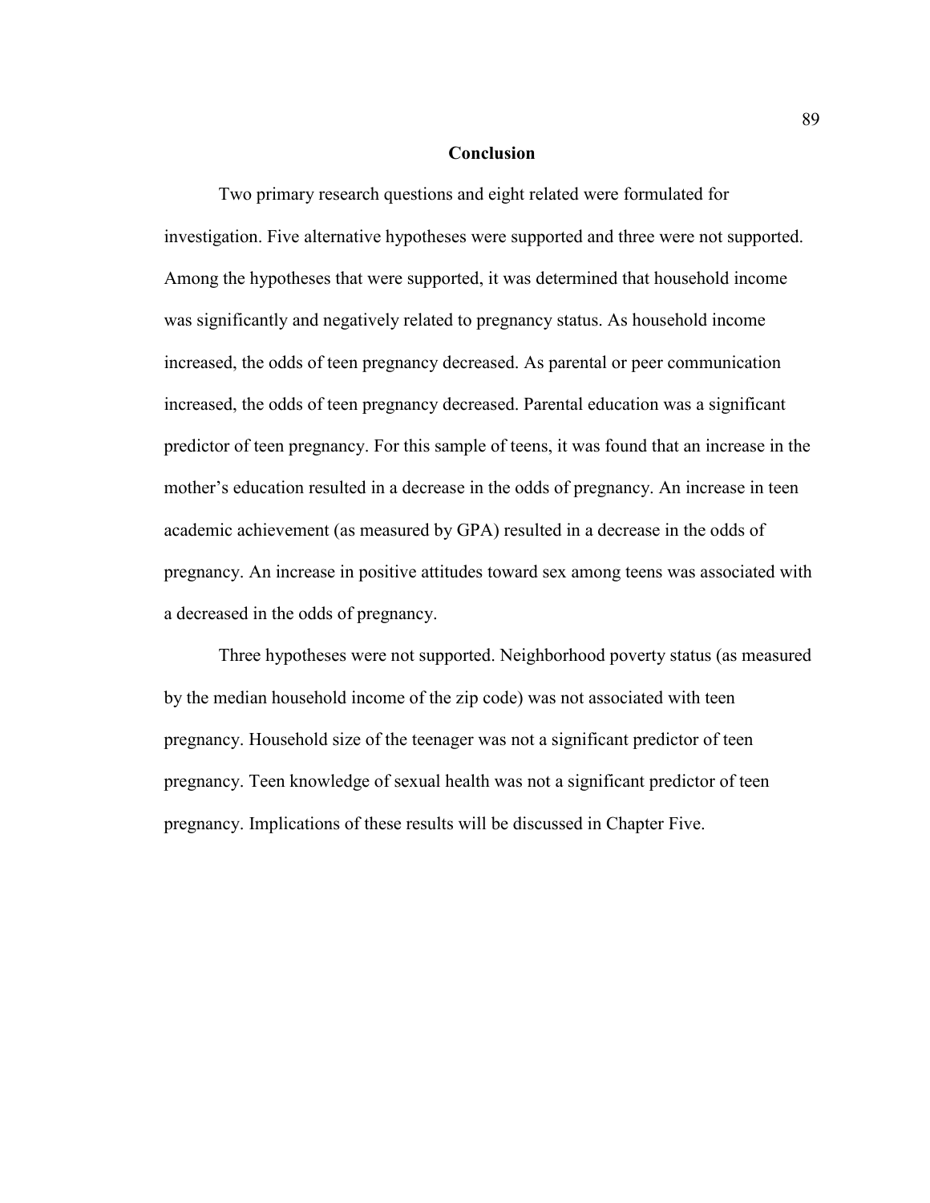## Conclusion

Two primary research questions and eight related were formulated for investigation. Five alternative hypotheses were supported and three were not supported. Among the hypotheses that were supported, it was determined that household income was significantly and negatively related to pregnancy status. As household income increased, the odds of teen pregnancy decreased. As parental or peer communication increased, the odds of teen pregnancy decreased. Parental education was a significant predictor of teen pregnancy. For this sample of teens, it was found that an increase in the mother's education resulted in a decrease in the odds of pregnancy. An increase in teen academic achievement (as measured by GPA) resulted in a decrease in the odds of pregnancy. An increase in positive attitudes toward sex among teens was associated with a decreased in the odds of pregnancy.

Three hypotheses were not supported. Neighborhood poverty status (as measured by the median household income of the zip code) was not associated with teen pregnancy. Household size of the teenager was not a significant predictor of teen pregnancy. Teen knowledge of sexual health was not a significant predictor of teen pregnancy. Implications of these results will be discussed in Chapter Five.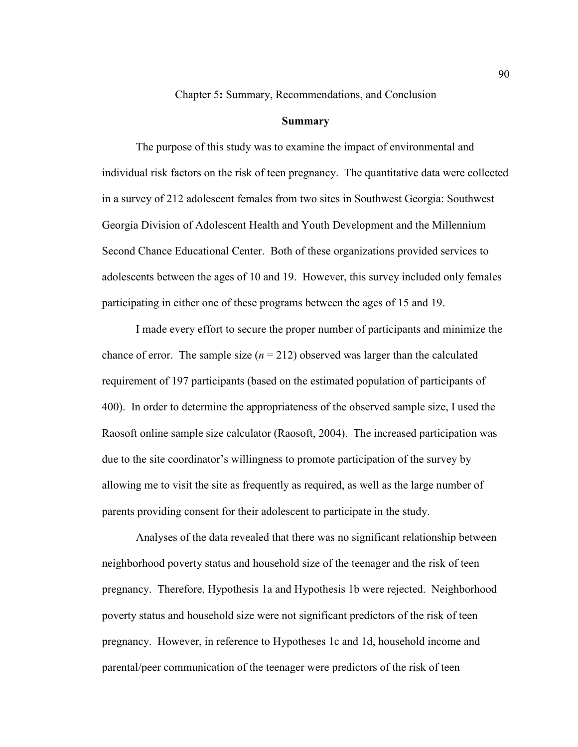# Chapter 5: Summary, Recommendations, and Conclusion

## Summary

The purpose of this study was to examine the impact of environmental and individual risk factors on the risk of teen pregnancy. The quantitative data were collected in a survey of 212 adolescent females from two sites in Southwest Georgia: Southwest Georgia Division of Adolescent Health and Youth Development and the Millennium Second Chance Educational Center. Both of these organizations provided services to adolescents between the ages of 10 and 19. However, this survey included only females participating in either one of these programs between the ages of 15 and 19.

I made every effort to secure the proper number of participants and minimize the chance of error. The sample size ($n$ = 212) observed was larger than the calculated requirement of 197 participants (based on the estimated population of participants of 400). In order to determine the appropriateness of the observed sample size, I used the Raosoft online sample size calculator (Raosoft, 2004). The increased participation was due to the site coordinator's willingness to promote participation of the survey by allowing me to visit the site as frequently as required, as well as the large number of parents providing consent for their adolescent to participate in the study.

Analyses of the data revealed that there was no significant relationship between neighborhood poverty status and household size of the teenager and the risk of teen pregnancy. Therefore, Hypothesis 1a and Hypothesis 1b were rejected. Neighborhood poverty status and household size were not significant predictors of the risk of teen pregnancy. However, in reference to Hypotheses 1c and 1d, household income and parental/peer communication of the teenager were predictors of the risk of teen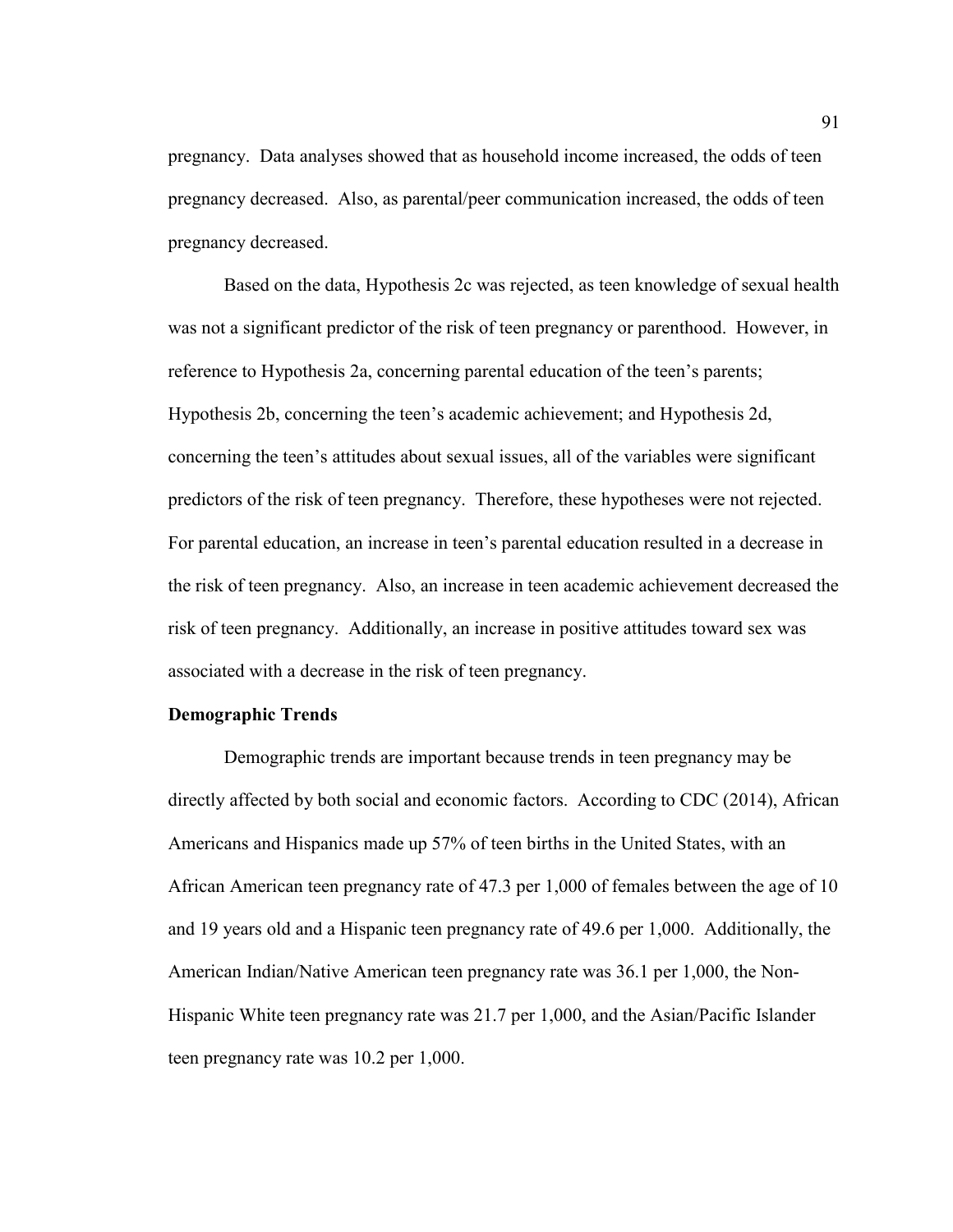pregnancy. Data analyses showed that as household income increased, the odds of teen pregnancy decreased. Also, as parental/peer communication increased, the odds of teen pregnancy decreased.

Based on the data, Hypothesis 2c was rejected, as teen knowledge of sexual health was not a significant predictor of the risk of teen pregnancy or parenthood. However, in reference to Hypothesis 2a, concerning parental education of the teen's parents; Hypothesis 2b, concerning the teen's academic achievement; and Hypothesis 2d, concerning the teen's attitudes about sexual issues, all of the variables were significant predictors of the risk of teen pregnancy. Therefore, these hypotheses were not rejected. For parental education, an increase in teen's parental education resulted in a decrease in the risk of teen pregnancy. Also, an increase in teen academic achievement decreased the risk of teen pregnancy. Additionally, an increase in positive attitudes toward sex was associated with a decrease in the risk of teen pregnancy.

**Demographic Trends**

Demographic trends are important because trends in teen pregnancy may be directly affected by both social and economic factors. According to CDC (2014), African Americans and Hispanics made up 57% of teen births in the United States, with an African American teen pregnancy rate of 47.3 per 1,000 of females between the age of 10 and 19 years old and a Hispanic teen pregnancy rate of 49.6 per 1,000. Additionally, the American Indian/Native American teen pregnancy rate was 36.1 per 1,000, the Non-Hispanic White teen pregnancy rate was 21.7 per 1,000, and the Asian/Pacific Islander teen pregnancy rate was 10.2 per 1,000.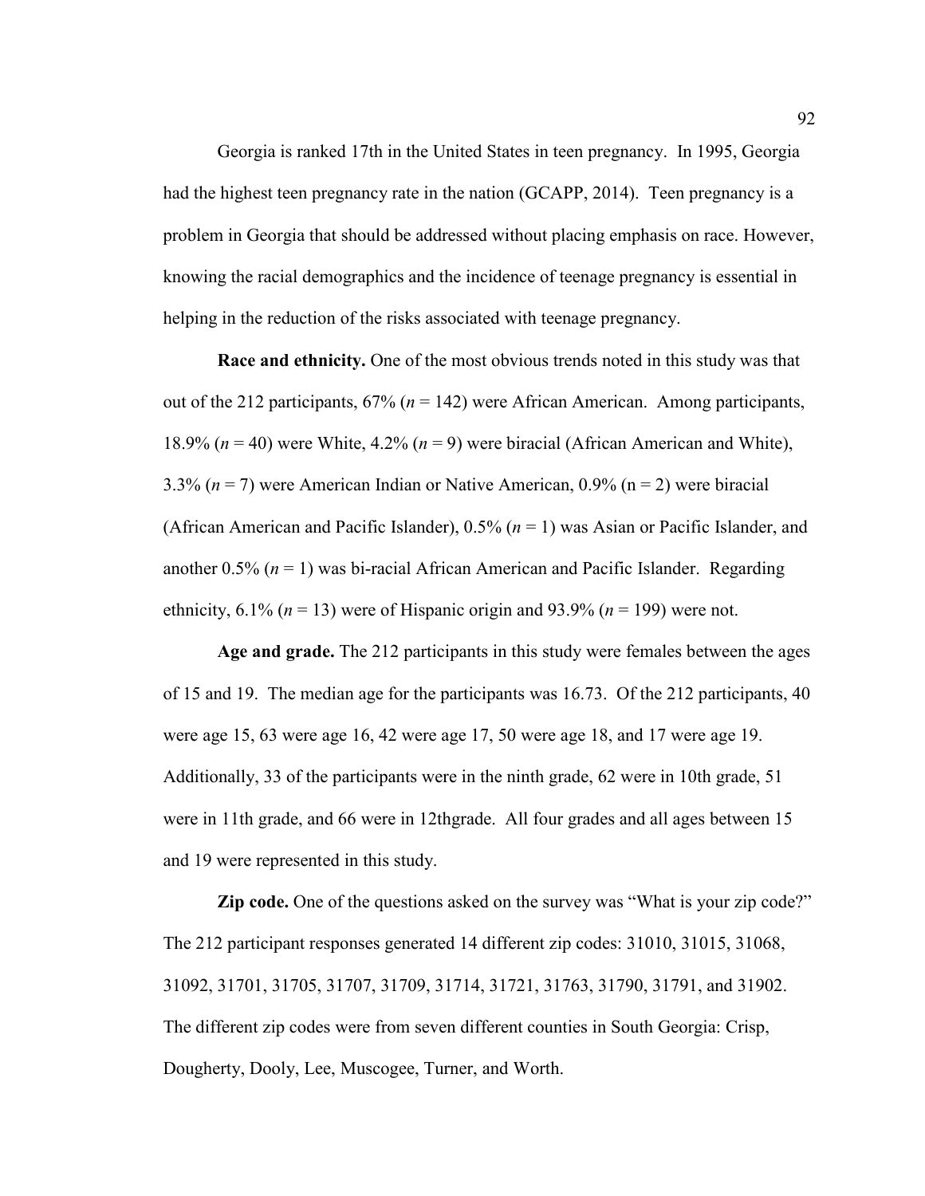Georgia is ranked 17th in the United States in teen pregnancy. In 1995, Georgia had the highest teen pregnancy rate in the nation (GCAPP, 2014). Teen pregnancy is a problem in Georgia that should be addressed without placing emphasis on race. However, knowing the racial demographics and the incidence of teenage pregnancy is essential in helping in the reduction of the risks associated with teenage pregnancy.

**Race and ethnicity.** One of the most obvious trends noted in this study was that out of the 212 participants, 67% (*n* = 142) were African American. Among participants, 18.9% (*n* = 40) were White, 4.2% (*n* = 9) were biracial (African American and White), 3.3% (*n* = 7) were American Indian or Native American, 0.9% (n = 2) were biracial (African American and Pacific Islander), 0.5% (*n* = 1) was Asian or Pacific Islander, and another 0.5% (*n* = 1) was bi-racial African American and Pacific Islander. Regarding ethnicity, 6.1% (*n* = 13) were of Hispanic origin and 93.9% (*n* = 199) were not.

**Age and grade.** The 212 participants in this study were females between the ages of 15 and 19. The median age for the participants was 16.73. Of the 212 participants, 40 were age 15, 63 were age 16, 42 were age 17, 50 were age 18, and 17 were age 19. Additionally, 33 of the participants were in the ninth grade, 62 were in 10th grade, 51 were in 11th grade, and 66 were in 12thgrade. All four grades and all ages between 15 and 19 were represented in this study.

**Zip code.** One of the questions asked on the survey was "What is your zip code?" The 212 participant responses generated 14 different zip codes: 31010, 31015, 31068, 31092, 31701, 31705, 31707, 31709, 31714, 31721, 31763, 31790, 31791, and 31902. The different zip codes were from seven different counties in South Georgia: Crisp, Dougherty, Dooly, Lee, Muscogee, Turner, and Worth.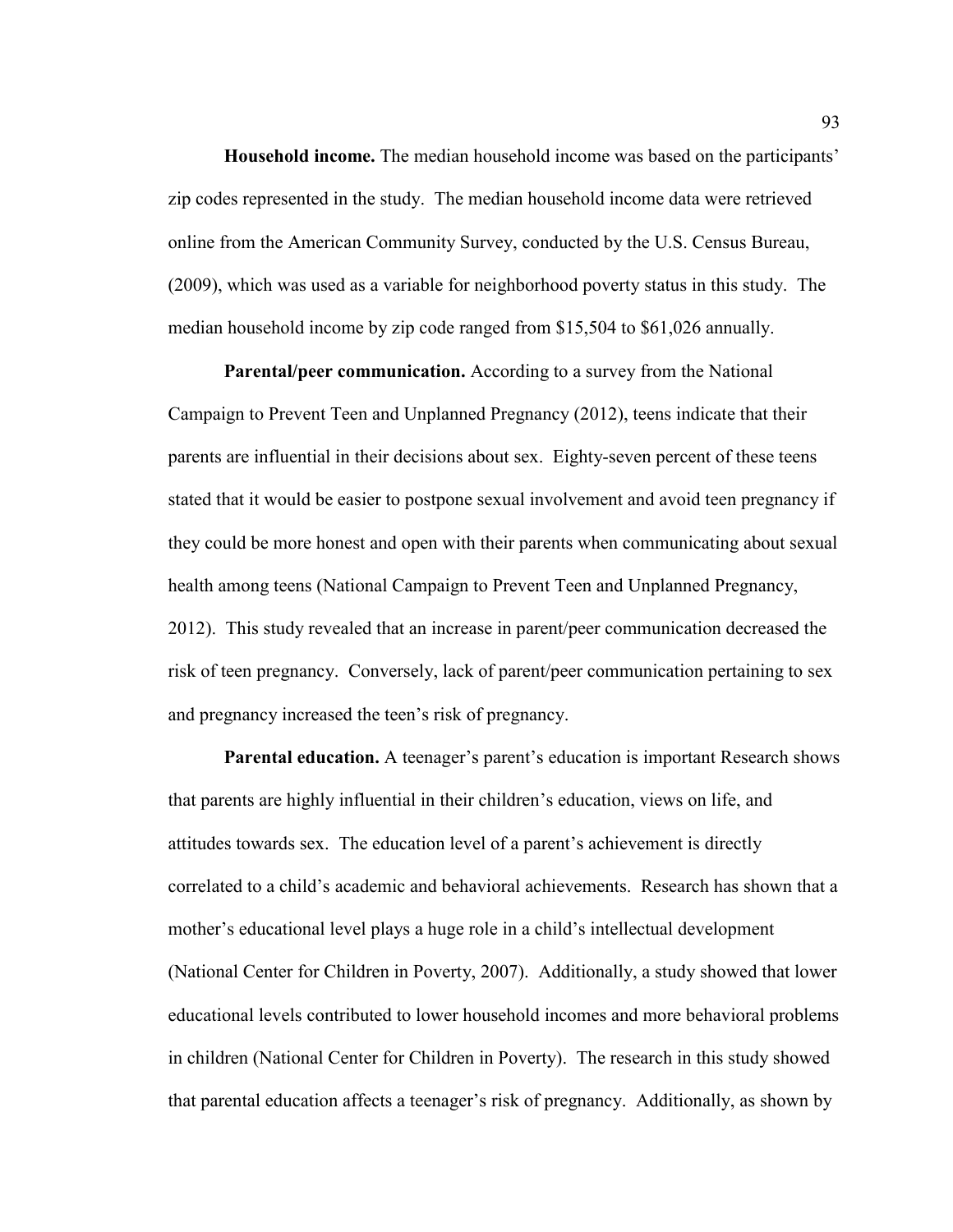**Household income.** The median household income was based on the participants' zip codes represented in the study. The median household income data were retrieved online from the American Community Survey, conducted by the U.S. Census Bureau, (2009), which was used as a variable for neighborhood poverty status in this study. The median household income by zip code ranged from $15,504 to $61,026 annually.

**Parental/peer communication.** According to a survey from the National Campaign to Prevent Teen and Unplanned Pregnancy (2012), teens indicate that their parents are influential in their decisions about sex. Eighty-seven percent of these teens stated that it would be easier to postpone sexual involvement and avoid teen pregnancy if they could be more honest and open with their parents when communicating about sexual health among teens (National Campaign to Prevent Teen and Unplanned Pregnancy, 2012). This study revealed that an increase in parent/peer communication decreased the risk of teen pregnancy. Conversely, lack of parent/peer communication pertaining to sex and pregnancy increased the teen's risk of pregnancy.

**Parental education.** A teenager's parent's education is important Research shows that parents are highly influential in their children's education, views on life, and attitudes towards sex. The education level of a parent's achievement is directly correlated to a child's academic and behavioral achievements. Research has shown that a mother's educational level plays a huge role in a child's intellectual development (National Center for Children in Poverty, 2007). Additionally, a study showed that lower educational levels contributed to lower household incomes and more behavioral problems in children (National Center for Children in Poverty). The research in this study showed that parental education affects a teenager's risk of pregnancy. Additionally, as shown by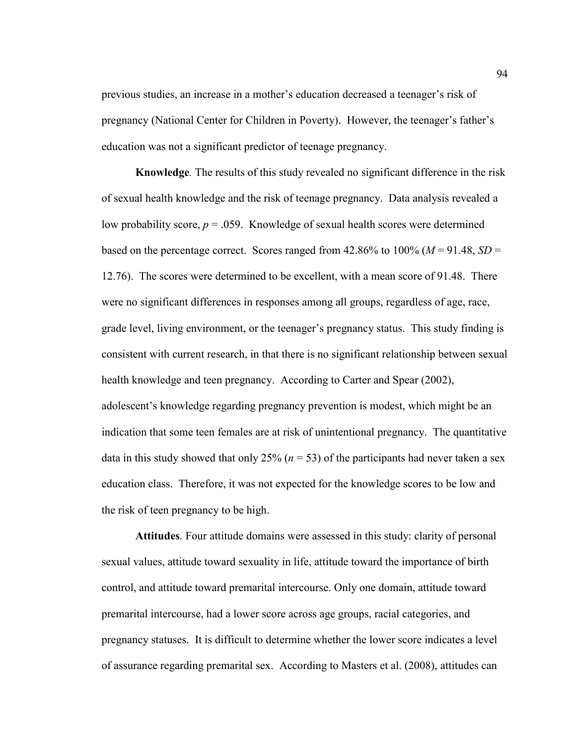previous studies, an increase in a mother's education decreased a teenager's risk of pregnancy (National Center for Children in Poverty). However, the teenager's father's education was not a significant predictor of teenage pregnancy.

**Knowledge***.* The results of this study revealed no significant difference in the risk of sexual health knowledge and the risk of teenage pregnancy. Data analysis revealed a low probability score, $p = .059$. Knowledge of sexual health scores were determined based on the percentage correct. Scores ranged from 42.86% to 100% ($M = 91.48$, $SD = 12.76$). The scores were determined to be excellent, with a mean score of 91.48. There were no significant differences in responses among all groups, regardless of age, race, grade level, living environment, or the teenager's pregnancy status. This study finding is consistent with current research, in that there is no significant relationship between sexual health knowledge and teen pregnancy. According to Carter and Spear (2002), adolescent's knowledge regarding pregnancy prevention is modest, which might be an indication that some teen females are at risk of unintentional pregnancy. The quantitative data in this study showed that only 25% ($n = 53$) of the participants had never taken a sex education class. Therefore, it was not expected for the knowledge scores to be low and the risk of teen pregnancy to be high.

**Attitudes***.* Four attitude domains were assessed in this study: clarity of personal sexual values, attitude toward sexuality in life, attitude toward the importance of birth control, and attitude toward premarital intercourse. Only one domain, attitude toward premarital intercourse, had a lower score across age groups, racial categories, and pregnancy statuses. It is difficult to determine whether the lower score indicates a level of assurance regarding premarital sex. According to Masters et al. (2008), attitudes can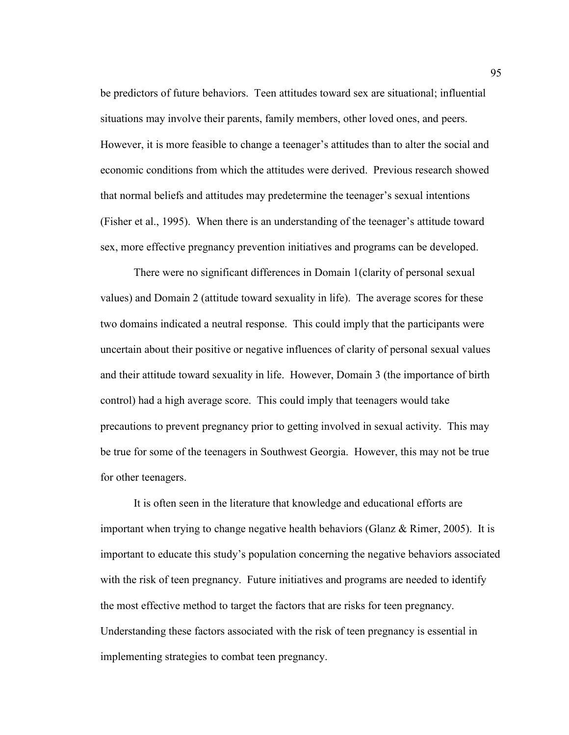be predictors of future behaviors. Teen attitudes toward sex are situational; influential situations may involve their parents, family members, other loved ones, and peers. However, it is more feasible to change a teenager's attitudes than to alter the social and economic conditions from which the attitudes were derived. Previous research showed that normal beliefs and attitudes may predetermine the teenager's sexual intentions (Fisher et al., 1995). When there is an understanding of the teenager's attitude toward sex, more effective pregnancy prevention initiatives and programs can be developed.

There were no significant differences in Domain 1(clarity of personal sexual values) and Domain 2 (attitude toward sexuality in life). The average scores for these two domains indicated a neutral response. This could imply that the participants were uncertain about their positive or negative influences of clarity of personal sexual values and their attitude toward sexuality in life. However, Domain 3 (the importance of birth control) had a high average score. This could imply that teenagers would take precautions to prevent pregnancy prior to getting involved in sexual activity. This may be true for some of the teenagers in Southwest Georgia. However, this may not be true for other teenagers.

It is often seen in the literature that knowledge and educational efforts are important when trying to change negative health behaviors (Glanz & Rimer, 2005). It is important to educate this study's population concerning the negative behaviors associated with the risk of teen pregnancy. Future initiatives and programs are needed to identify the most effective method to target the factors that are risks for teen pregnancy. Understanding these factors associated with the risk of teen pregnancy is essential in implementing strategies to combat teen pregnancy.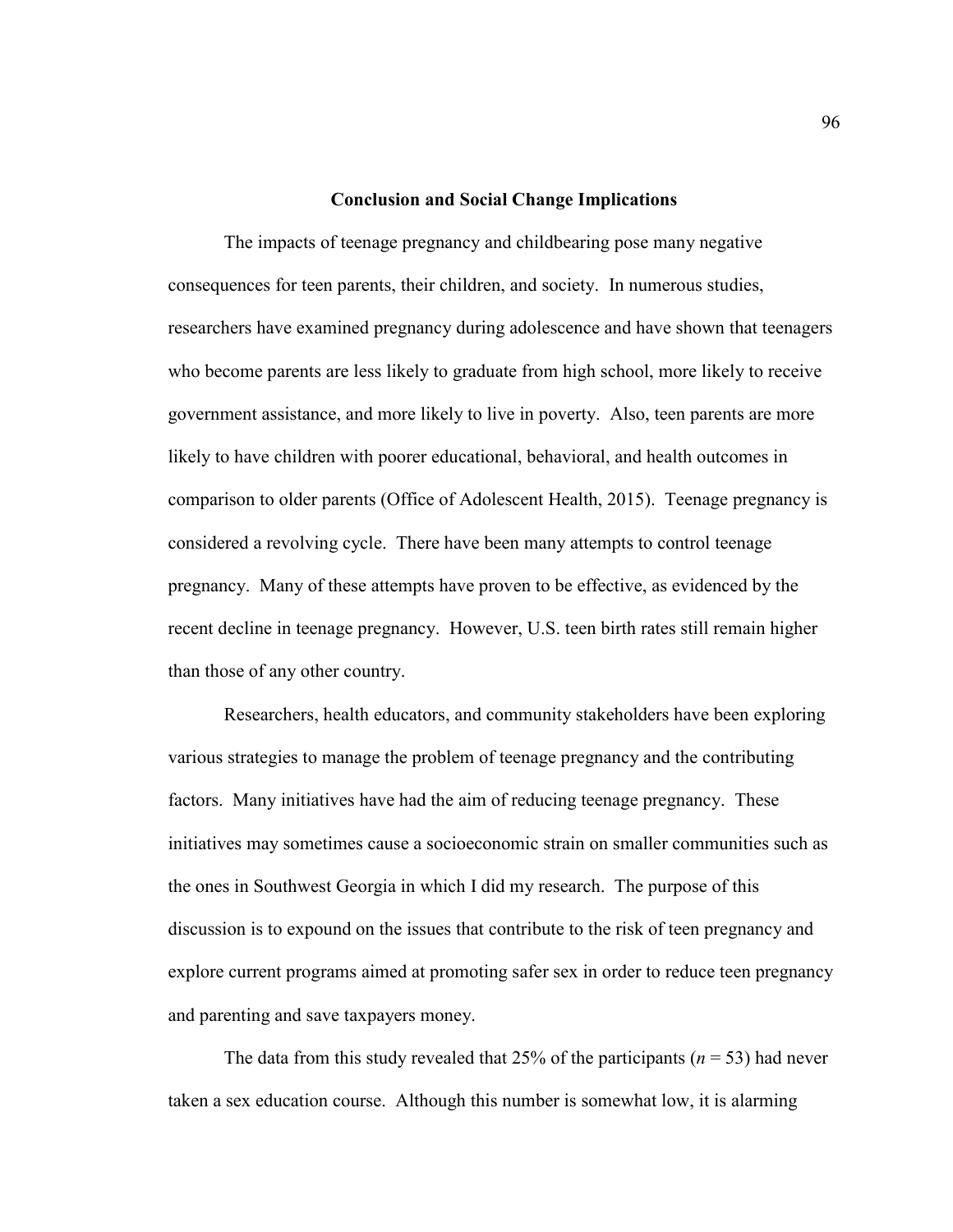## Conclusion and Social Change Implications

The impacts of teenage pregnancy and childbearing pose many negative consequences for teen parents, their children, and society. In numerous studies, researchers have examined pregnancy during adolescence and have shown that teenagers who become parents are less likely to graduate from high school, more likely to receive government assistance, and more likely to live in poverty. Also, teen parents are more likely to have children with poorer educational, behavioral, and health outcomes in comparison to older parents (Office of Adolescent Health, 2015). Teenage pregnancy is considered a revolving cycle. There have been many attempts to control teenage pregnancy. Many of these attempts have proven to be effective, as evidenced by the recent decline in teenage pregnancy. However, U.S. teen birth rates still remain higher than those of any other country.

Researchers, health educators, and community stakeholders have been exploring various strategies to manage the problem of teenage pregnancy and the contributing factors. Many initiatives have had the aim of reducing teenage pregnancy. These initiatives may sometimes cause a socioeconomic strain on smaller communities such as the ones in Southwest Georgia in which I did my research. The purpose of this discussion is to expound on the issues that contribute to the risk of teen pregnancy and explore current programs aimed at promoting safer sex in order to reduce teen pregnancy and parenting and save taxpayers money.

The data from this study revealed that 25% of the participants ($n = 53$) had never taken a sex education course. Although this number is somewhat low, it is alarming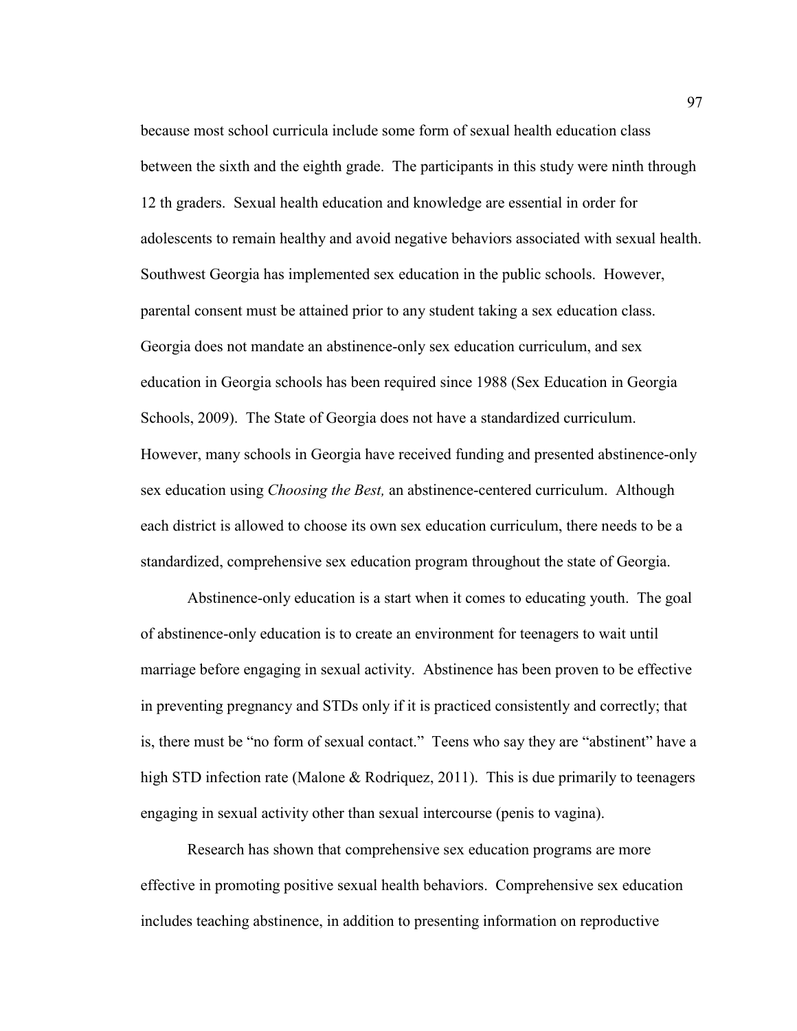because most school curricula include some form of sexual health education class between the sixth and the eighth grade. The participants in this study were ninth through 12 th graders. Sexual health education and knowledge are essential in order for adolescents to remain healthy and avoid negative behaviors associated with sexual health. Southwest Georgia has implemented sex education in the public schools. However, parental consent must be attained prior to any student taking a sex education class. Georgia does not mandate an abstinence-only sex education curriculum, and sex education in Georgia schools has been required since 1988 (Sex Education in Georgia Schools, 2009). The State of Georgia does not have a standardized curriculum. However, many schools in Georgia have received funding and presented abstinence-only sex education using *Choosing the Best,* an abstinence-centered curriculum. Although each district is allowed to choose its own sex education curriculum, there needs to be a standardized, comprehensive sex education program throughout the state of Georgia.

Abstinence-only education is a start when it comes to educating youth. The goal of abstinence-only education is to create an environment for teenagers to wait until marriage before engaging in sexual activity. Abstinence has been proven to be effective in preventing pregnancy and STDs only if it is practiced consistently and correctly; that is, there must be "no form of sexual contact." Teens who say they are "abstinent" have a high STD infection rate (Malone & Rodriquez, 2011). This is due primarily to teenagers engaging in sexual activity other than sexual intercourse (penis to vagina).

Research has shown that comprehensive sex education programs are more effective in promoting positive sexual health behaviors. Comprehensive sex education includes teaching abstinence, in addition to presenting information on reproductive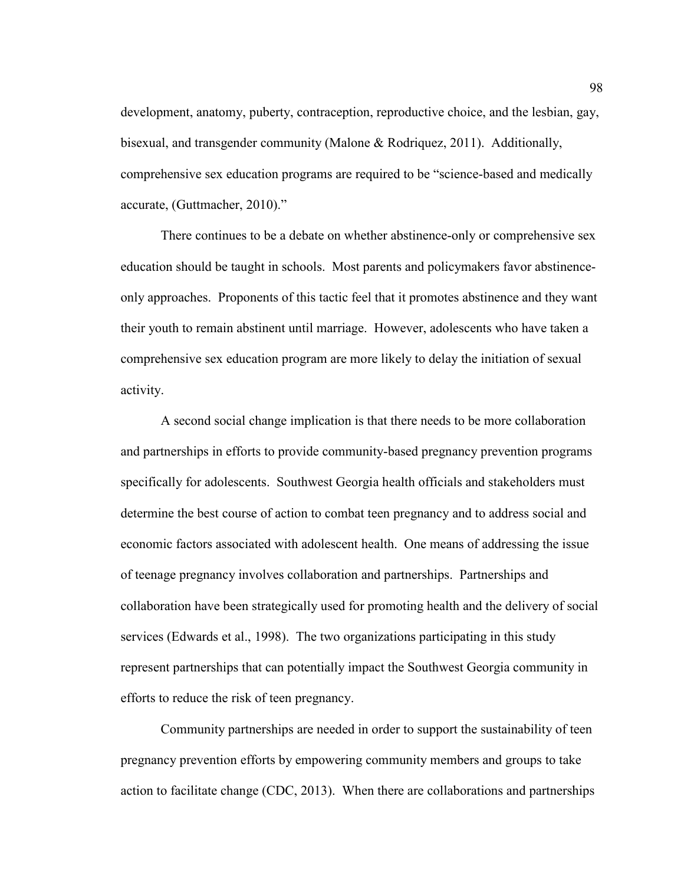development, anatomy, puberty, contraception, reproductive choice, and the lesbian, gay, bisexual, and transgender community (Malone & Rodriquez, 2011). Additionally, comprehensive sex education programs are required to be "science-based and medically accurate, (Guttmacher, 2010)."

There continues to be a debate on whether abstinence-only or comprehensive sex education should be taught in schools. Most parents and policymakers favor abstinence-only approaches. Proponents of this tactic feel that it promotes abstinence and they want their youth to remain abstinent until marriage. However, adolescents who have taken a comprehensive sex education program are more likely to delay the initiation of sexual activity.

A second social change implication is that there needs to be more collaboration and partnerships in efforts to provide community-based pregnancy prevention programs specifically for adolescents. Southwest Georgia health officials and stakeholders must determine the best course of action to combat teen pregnancy and to address social and economic factors associated with adolescent health. One means of addressing the issue of teenage pregnancy involves collaboration and partnerships. Partnerships and collaboration have been strategically used for promoting health and the delivery of social services (Edwards et al., 1998). The two organizations participating in this study represent partnerships that can potentially impact the Southwest Georgia community in efforts to reduce the risk of teen pregnancy.

Community partnerships are needed in order to support the sustainability of teen pregnancy prevention efforts by empowering community members and groups to take action to facilitate change (CDC, 2013). When there are collaborations and partnerships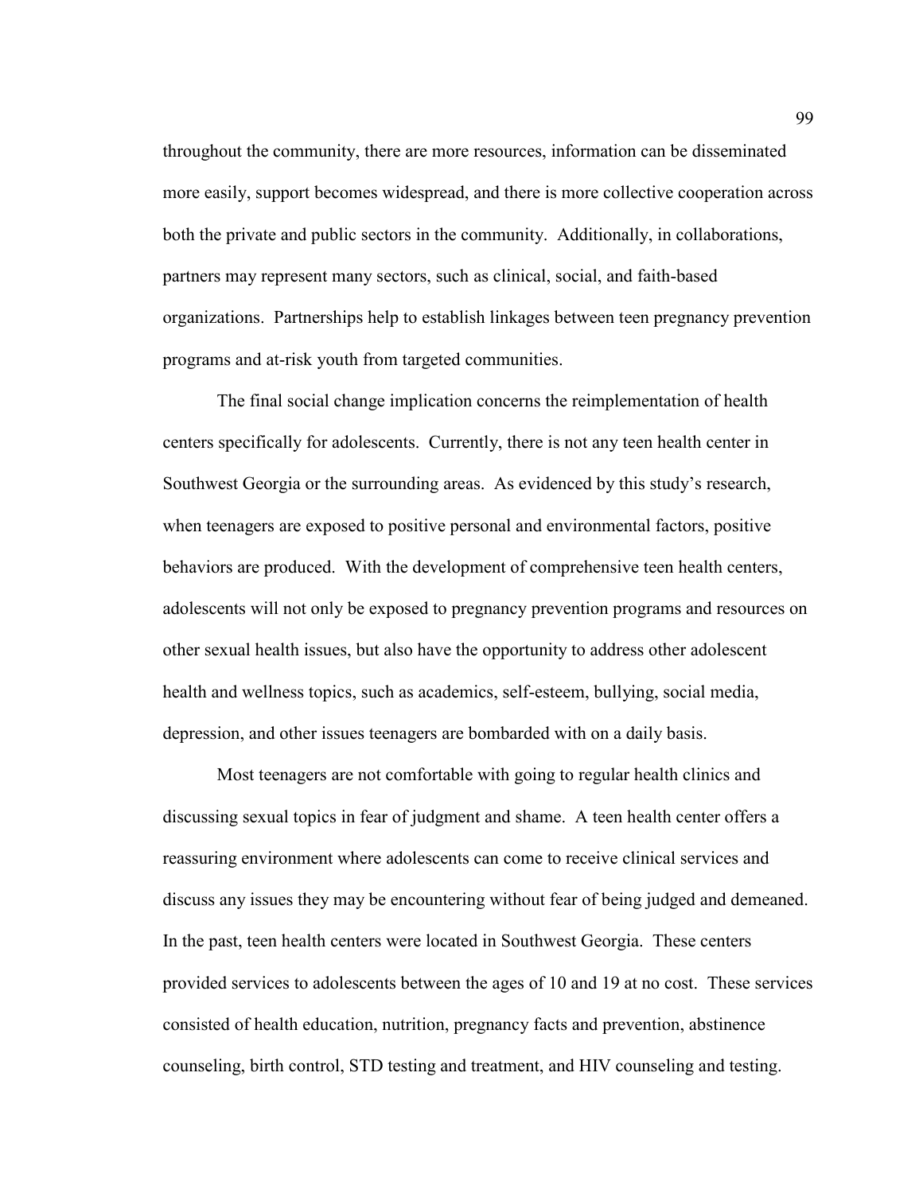throughout the community, there are more resources, information can be disseminated more easily, support becomes widespread, and there is more collective cooperation across both the private and public sectors in the community. Additionally, in collaborations, partners may represent many sectors, such as clinical, social, and faith-based organizations. Partnerships help to establish linkages between teen pregnancy prevention programs and at-risk youth from targeted communities.

The final social change implication concerns the reimplementation of health centers specifically for adolescents. Currently, there is not any teen health center in Southwest Georgia or the surrounding areas. As evidenced by this study's research, when teenagers are exposed to positive personal and environmental factors, positive behaviors are produced. With the development of comprehensive teen health centers, adolescents will not only be exposed to pregnancy prevention programs and resources on other sexual health issues, but also have the opportunity to address other adolescent health and wellness topics, such as academics, self-esteem, bullying, social media, depression, and other issues teenagers are bombarded with on a daily basis.

Most teenagers are not comfortable with going to regular health clinics and discussing sexual topics in fear of judgment and shame. A teen health center offers a reassuring environment where adolescents can come to receive clinical services and discuss any issues they may be encountering without fear of being judged and demeaned. In the past, teen health centers were located in Southwest Georgia. These centers provided services to adolescents between the ages of 10 and 19 at no cost. These services consisted of health education, nutrition, pregnancy facts and prevention, abstinence counseling, birth control, STD testing and treatment, and HIV counseling and testing.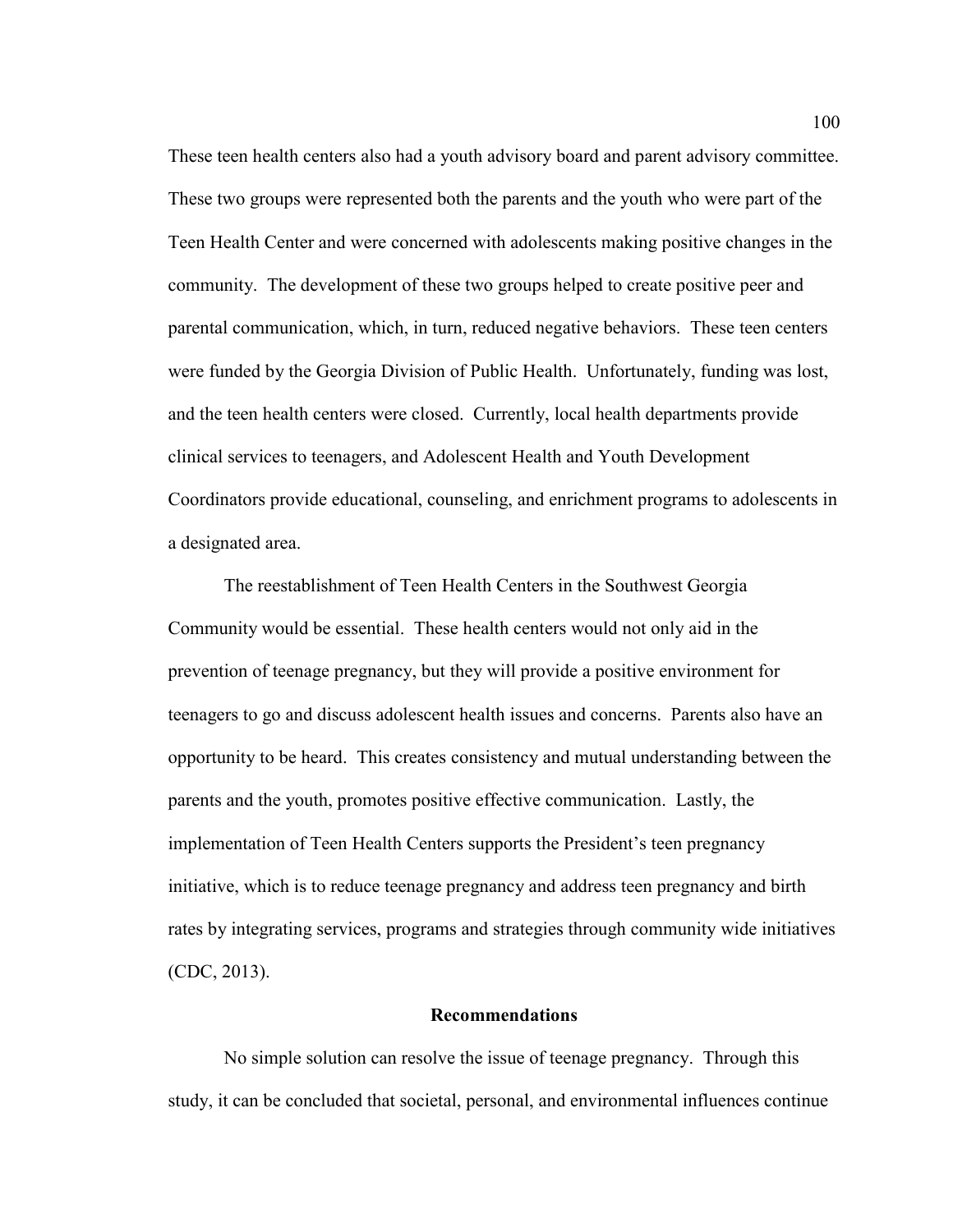These teen health centers also had a youth advisory board and parent advisory committee. These two groups were represented both the parents and the youth who were part of the Teen Health Center and were concerned with adolescents making positive changes in the community. The development of these two groups helped to create positive peer and parental communication, which, in turn, reduced negative behaviors. These teen centers were funded by the Georgia Division of Public Health. Unfortunately, funding was lost, and the teen health centers were closed. Currently, local health departments provide clinical services to teenagers, and Adolescent Health and Youth Development Coordinators provide educational, counseling, and enrichment programs to adolescents in a designated area.

The reestablishment of Teen Health Centers in the Southwest Georgia Community would be essential. These health centers would not only aid in the prevention of teenage pregnancy, but they will provide a positive environment for teenagers to go and discuss adolescent health issues and concerns. Parents also have an opportunity to be heard. This creates consistency and mutual understanding between the parents and the youth, promotes positive effective communication. Lastly, the implementation of Teen Health Centers supports the President's teen pregnancy initiative, which is to reduce teenage pregnancy and address teen pregnancy and birth rates by integrating services, programs and strategies through community wide initiatives (CDC, 2013).

## Recommendations

No simple solution can resolve the issue of teenage pregnancy. Through this study, it can be concluded that societal, personal, and environmental influences continue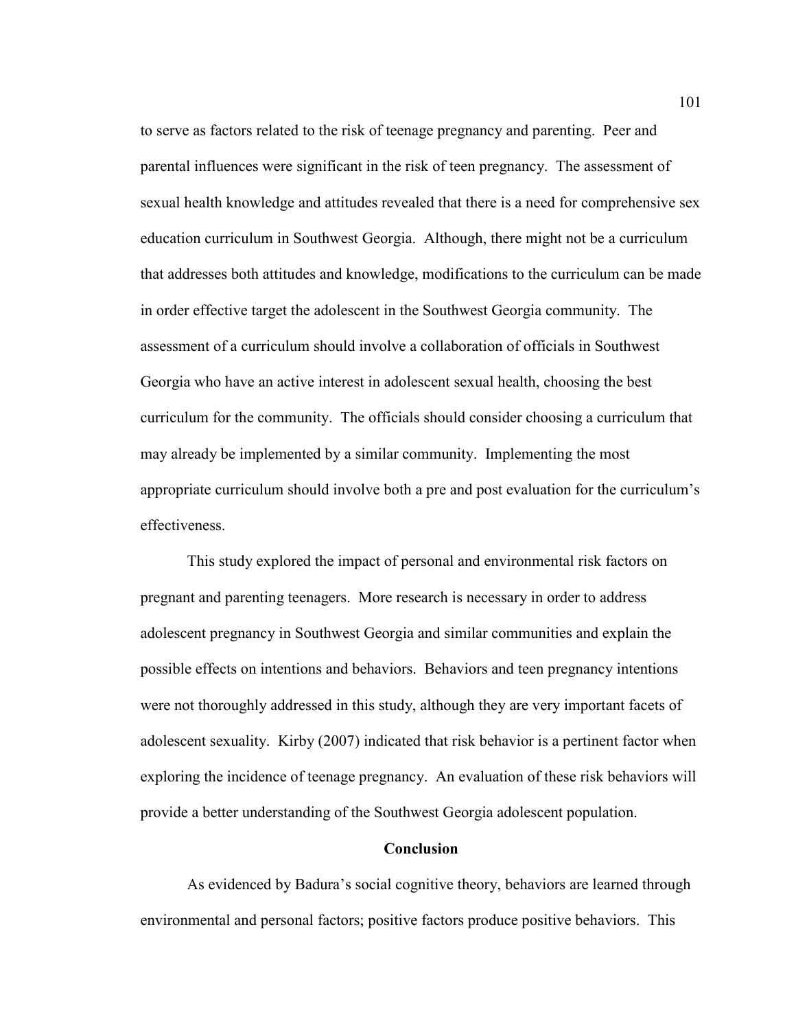to serve as factors related to the risk of teenage pregnancy and parenting. Peer and parental influences were significant in the risk of teen pregnancy. The assessment of sexual health knowledge and attitudes revealed that there is a need for comprehensive sex education curriculum in Southwest Georgia. Although, there might not be a curriculum that addresses both attitudes and knowledge, modifications to the curriculum can be made in order effective target the adolescent in the Southwest Georgia community. The assessment of a curriculum should involve a collaboration of officials in Southwest Georgia who have an active interest in adolescent sexual health, choosing the best curriculum for the community. The officials should consider choosing a curriculum that may already be implemented by a similar community. Implementing the most appropriate curriculum should involve both a pre and post evaluation for the curriculum's effectiveness.

This study explored the impact of personal and environmental risk factors on pregnant and parenting teenagers. More research is necessary in order to address adolescent pregnancy in Southwest Georgia and similar communities and explain the possible effects on intentions and behaviors. Behaviors and teen pregnancy intentions were not thoroughly addressed in this study, although they are very important facets of adolescent sexuality. Kirby (2007) indicated that risk behavior is a pertinent factor when exploring the incidence of teenage pregnancy. An evaluation of these risk behaviors will provide a better understanding of the Southwest Georgia adolescent population.

## Conclusion

As evidenced by Badura's social cognitive theory, behaviors are learned through environmental and personal factors; positive factors produce positive behaviors. This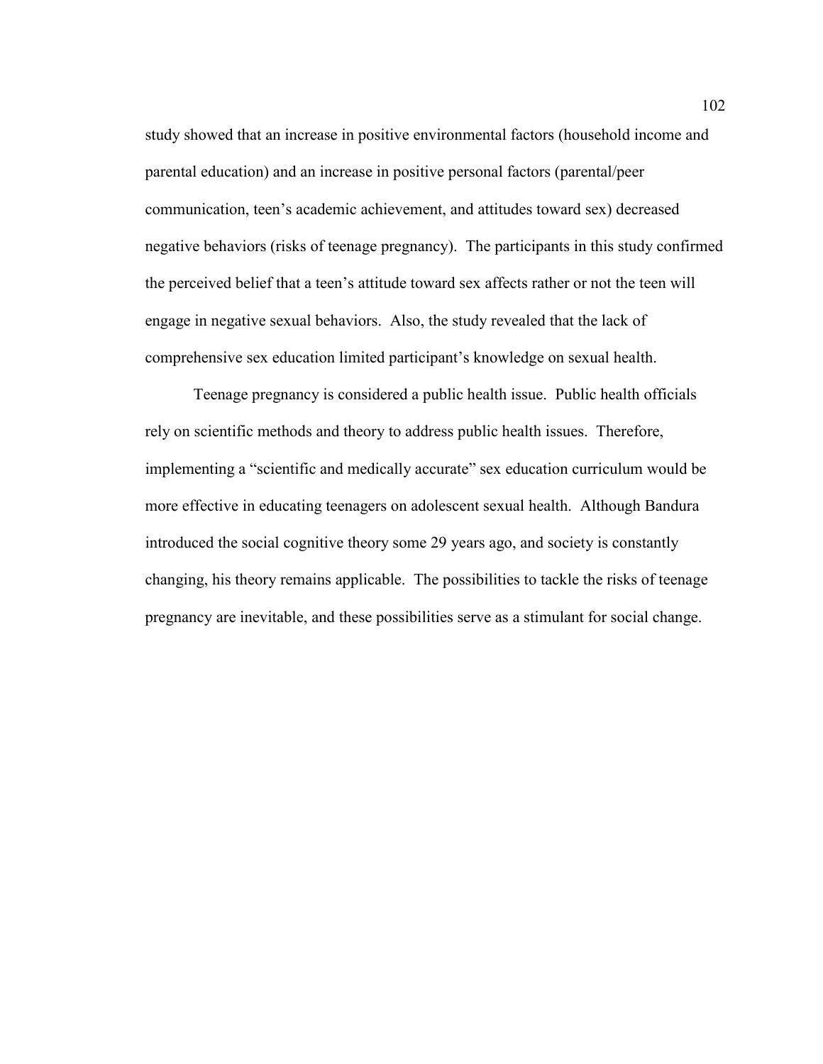study showed that an increase in positive environmental factors (household income and parental education) and an increase in positive personal factors (parental/peer communication, teen's academic achievement, and attitudes toward sex) decreased negative behaviors (risks of teenage pregnancy). The participants in this study confirmed the perceived belief that a teen's attitude toward sex affects rather or not the teen will engage in negative sexual behaviors. Also, the study revealed that the lack of comprehensive sex education limited participant's knowledge on sexual health.

Teenage pregnancy is considered a public health issue. Public health officials rely on scientific methods and theory to address public health issues. Therefore, implementing a "scientific and medically accurate" sex education curriculum would be more effective in educating teenagers on adolescent sexual health. Although Bandura introduced the social cognitive theory some 29 years ago, and society is constantly changing, his theory remains applicable. The possibilities to tackle the risks of teenage pregnancy are inevitable, and these possibilities serve as a stimulant for social change.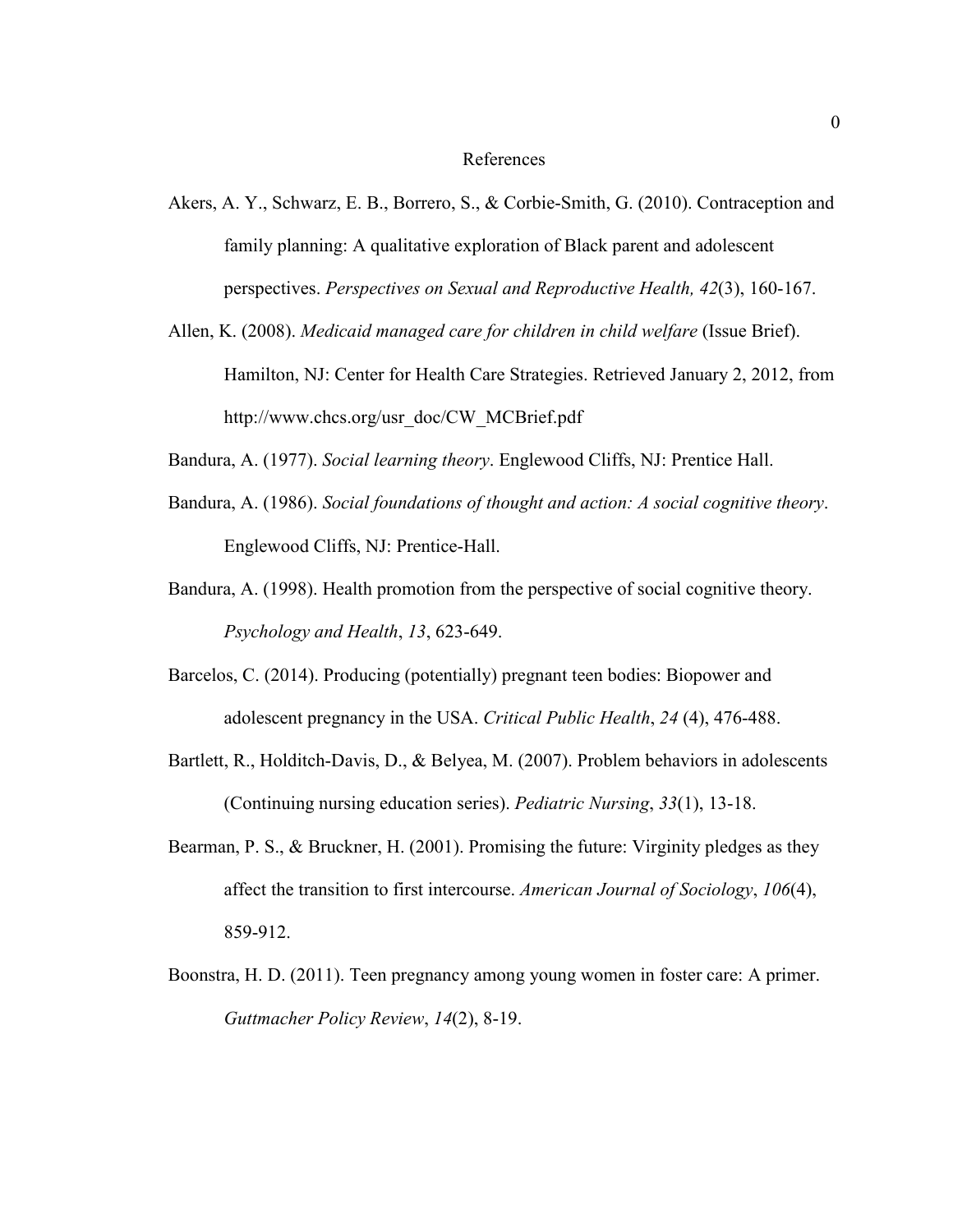# References

Akers, A. Y., Schwarz, E. B., Borrero, S., & Corbie-Smith, G. (2010). Contraception and family planning: A qualitative exploration of Black parent and adolescent perspectives. *Perspectives on Sexual and Reproductive Health, 42*(3), 160-167.

Allen, K. (2008). *Medicaid managed care for children in child welfare* (Issue Brief). Hamilton, NJ: Center for Health Care Strategies. Retrieved January 2, 2012, from http://www.chcs.org/usr_doc/CW_MCBrief.pdf

Bandura, A. (1977). *Social learning theory*. Englewood Cliffs, NJ: Prentice Hall.

Bandura, A. (1986). *Social foundations of thought and action: A social cognitive theory*. Englewood Cliffs, NJ: Prentice-Hall.

Bandura, A. (1998). Health promotion from the perspective of social cognitive theory. *Psychology and Health*, *13*, 623-649.

Barcelos, C. (2014). Producing (potentially) pregnant teen bodies: Biopower and adolescent pregnancy in the USA. *Critical Public Health*, *24* (4), 476-488.

Bartlett, R., Holditch-Davis, D., & Belyea, M. (2007). Problem behaviors in adolescents (Continuing nursing education series). *Pediatric Nursing*, *33*(1), 13-18.

Bearman, P. S., & Bruckner, H. (2001). Promising the future: Virginity pledges as they affect the transition to first intercourse. *American Journal of Sociology*, *106*(4), 859-912.

Boonstra, H. D. (2011). Teen pregnancy among young women in foster care: A primer. *Guttmacher Policy Review*, *14*(2), 8-19.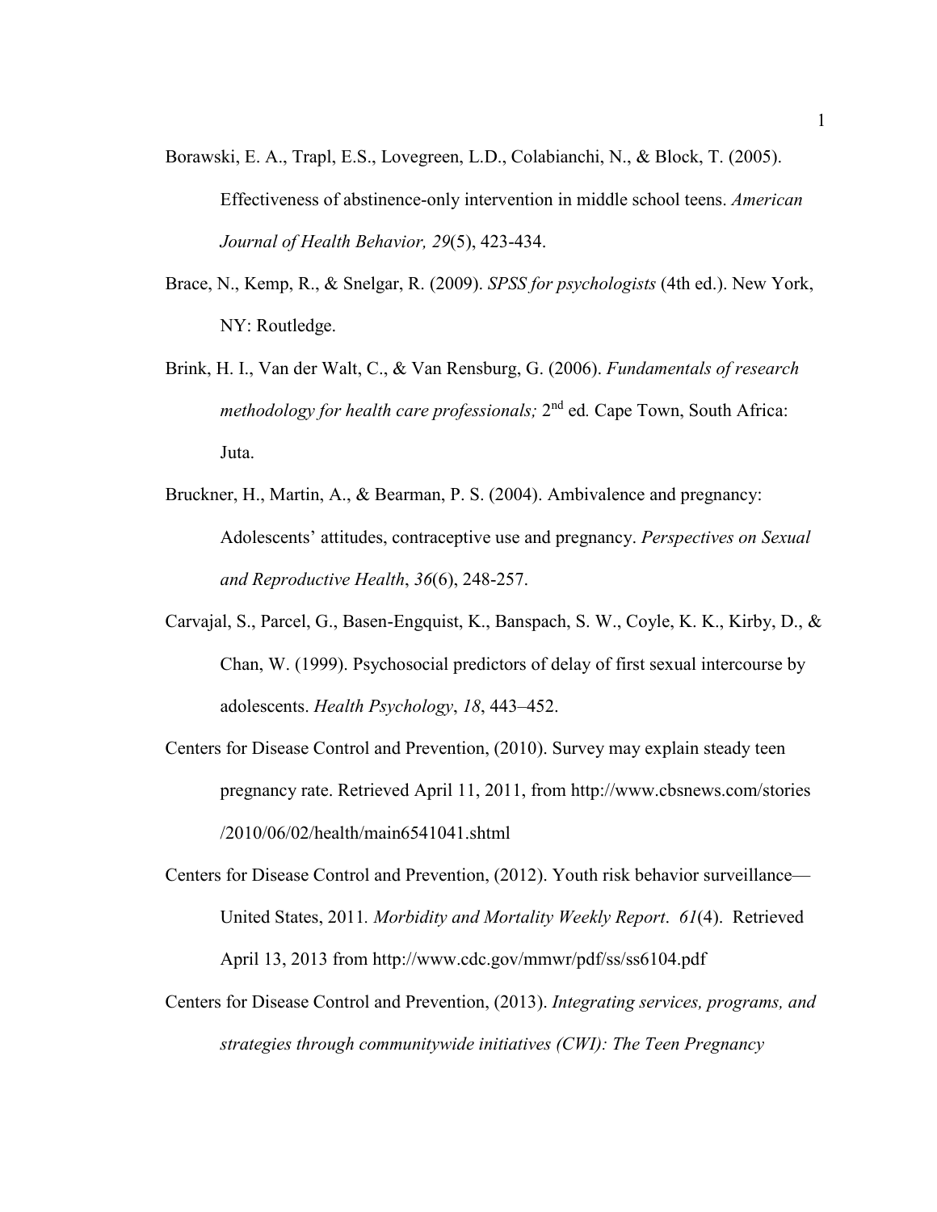Borawski, E. A., Trapl, E.S., Lovegreen, L.D., Colabianchi, N., & Block, T. (2005). Effectiveness of abstinence-only intervention in middle school teens. *American Journal of Health Behavior, 29*(5), 423-434.

Brace, N., Kemp, R., & Snelgar, R. (2009). *SPSS for psychologists* (4th ed.). New York, NY: Routledge.

Brink, H. I., Van der Walt, C., & Van Rensburg, G. (2006). *Fundamentals of research methodology for health care professionals;* 2nd ed*.* Cape Town, South Africa: Juta.

Bruckner, H., Martin, A., & Bearman, P. S. (2004). Ambivalence and pregnancy: Adolescents' attitudes, contraceptive use and pregnancy. *Perspectives on Sexual and Reproductive Health*, *36*(6), 248-257.

Carvajal, S., Parcel, G., Basen-Engquist, K., Banspach, S. W., Coyle, K. K., Kirby, D., & Chan, W. (1999). Psychosocial predictors of delay of first sexual intercourse by adolescents. *Health Psychology*, *18*, 443–452.

Centers for Disease Control and Prevention, (2010). Survey may explain steady teen pregnancy rate. Retrieved April 11, 2011, from http://www.cbsnews.com/stories /2010/06/02/health/main6541041.shtml

Centers for Disease Control and Prevention, (2012). Youth risk behavior surveillance—United States, 2011*. Morbidity and Mortality Weekly Report*. *61*(4). Retrieved April 13, 2013 from http://www.cdc.gov/mmwr/pdf/ss/ss6104.pdf

Centers for Disease Control and Prevention, (2013). *Integrating services, programs, and strategies through communitywide initiatives (CWI): The Teen Pregnancy*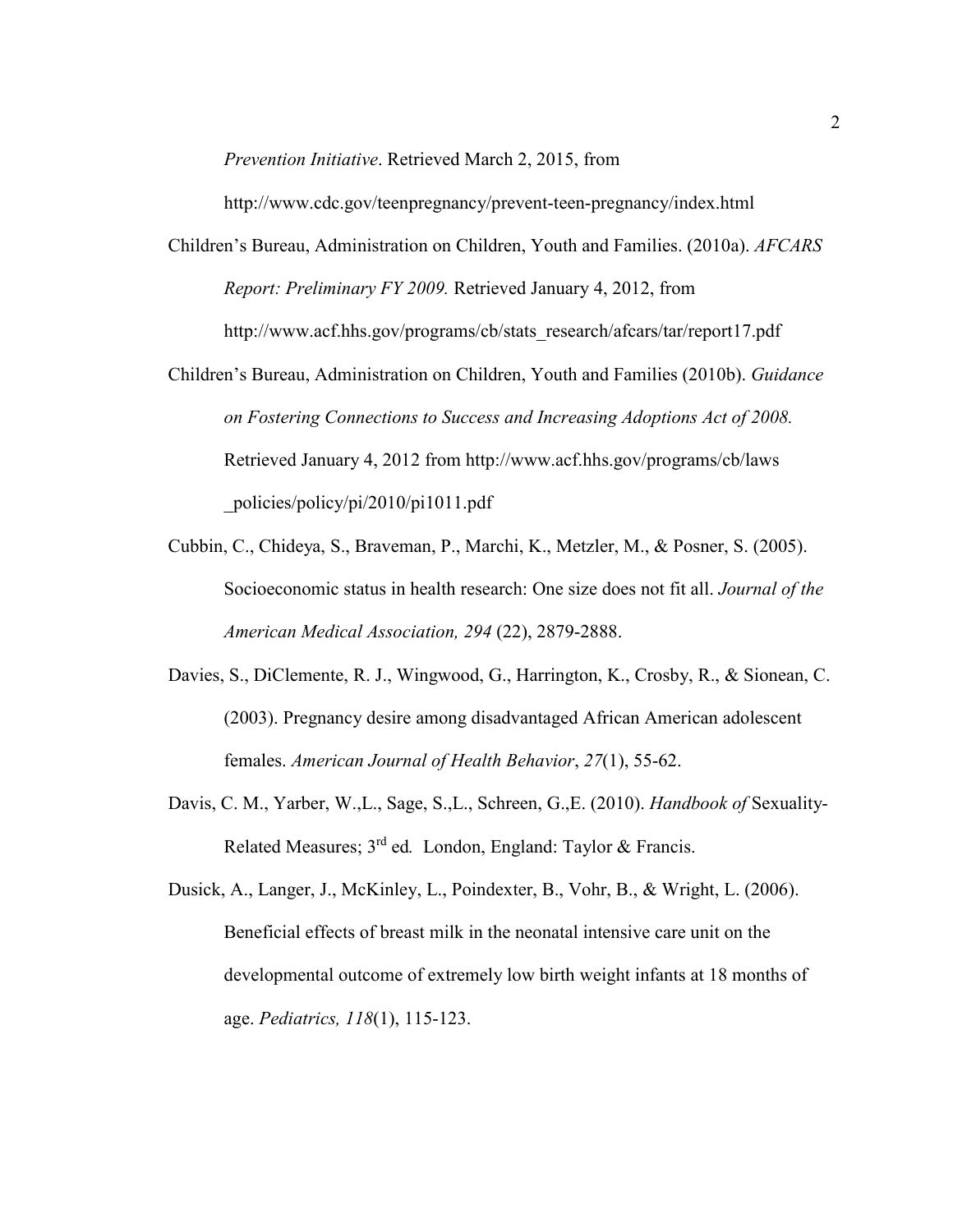*Prevention Initiative*. Retrieved March 2, 2015, from http://www.cdc.gov/teenpregnancy/prevent-teen-pregnancy/index.html

Children's Bureau, Administration on Children, Youth and Families. (2010a). *AFCARS Report: Preliminary FY 2009.* Retrieved January 4, 2012, from http://www.acf.hhs.gov/programs/cb/stats_research/afcars/tar/report17.pdf

Children's Bureau, Administration on Children, Youth and Families (2010b). *Guidance on Fostering Connections to Success and Increasing Adoptions Act of 2008.* Retrieved January 4, 2012 from http://www.acf.hhs.gov/programs/cb/laws _policies/policy/pi/2010/pi1011.pdf

Cubbin, C., Chideya, S., Braveman, P., Marchi, K., Metzler, M., & Posner, S. (2005). Socioeconomic status in health research: One size does not fit all. *Journal of the American Medical Association, 294* (22), 2879-2888.

Davies, S., DiClemente, R. J., Wingwood, G., Harrington, K., Crosby, R., & Sionean, C. (2003). Pregnancy desire among disadvantaged African American adolescent females. *American Journal of Health Behavior*, *27*(1), 55-62.

Davis, C. M., Yarber, W.,L., Sage, S.,L., Schreen, G.,E. (2010). *Handbook of* Sexuality-Related Measures; 3rd ed*.* London, England: Taylor & Francis.

Dusick, A., Langer, J., McKinley, L., Poindexter, B., Vohr, B., & Wright, L. (2006). Beneficial effects of breast milk in the neonatal intensive care unit on the developmental outcome of extremely low birth weight infants at 18 months of age. *Pediatrics, 118*(1), 115-123.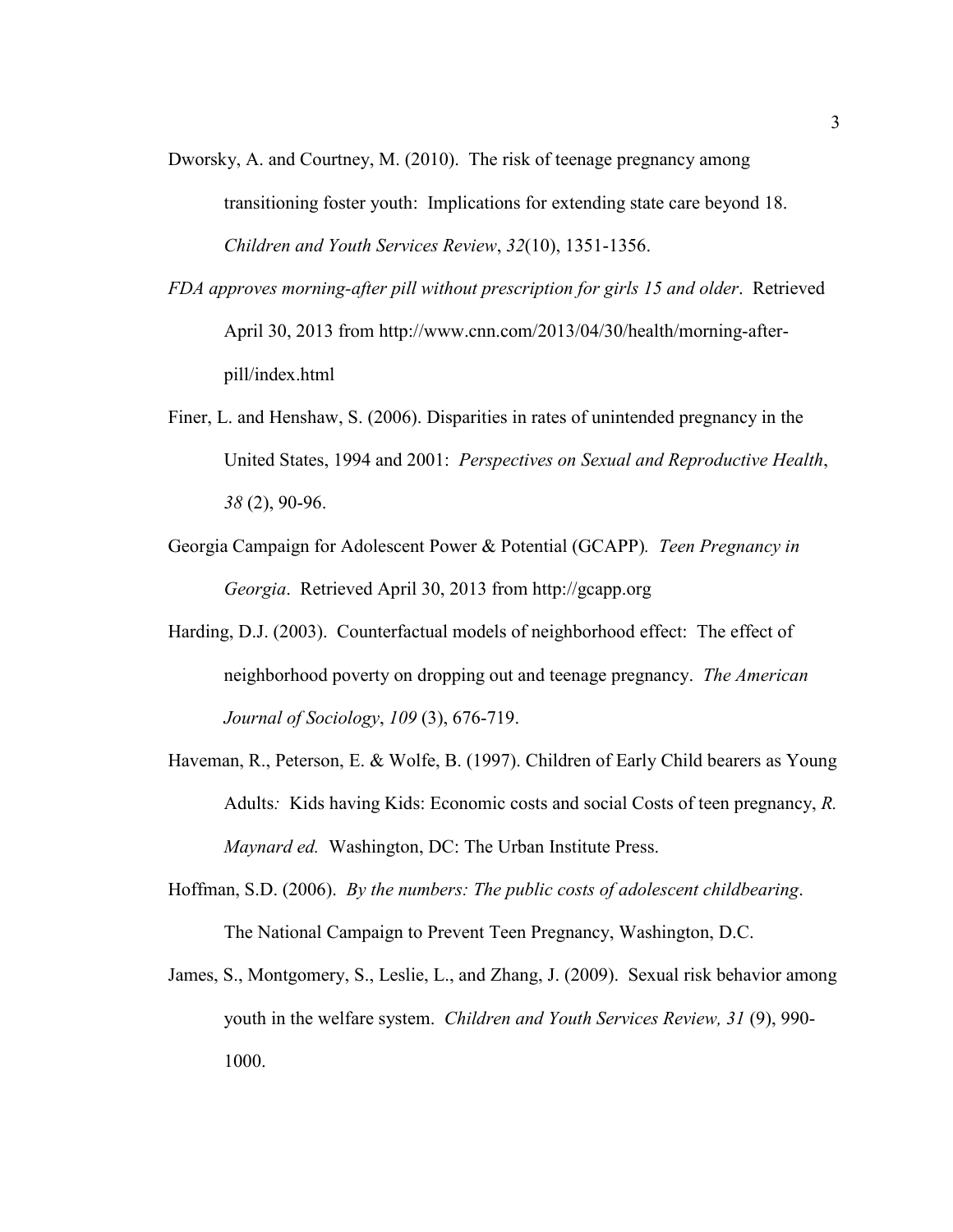Dworsky, A. and Courtney, M. (2010). The risk of teenage pregnancy among transitioning foster youth: Implications for extending state care beyond 18. *Children and Youth Services Review*, *32*(10), 1351-1356.

*FDA approves morning-after pill without prescription for girls 15 and older*. Retrieved April 30, 2013 from http://www.cnn.com/2013/04/30/health/morning-after-pill/index.html

Finer, L. and Henshaw, S. (2006). Disparities in rates of unintended pregnancy in the United States, 1994 and 2001: *Perspectives on Sexual and Reproductive Health*, *38* (2), 90-96.

Georgia Campaign for Adolescent Power & Potential (GCAPP). *Teen Pregnancy in Georgia*. Retrieved April 30, 2013 from http://gcapp.org

Harding, D.J. (2003). Counterfactual models of neighborhood effect: The effect of neighborhood poverty on dropping out and teenage pregnancy. *The American Journal of Sociology*, *109* (3), 676-719.

Haveman, R., Peterson, E. & Wolfe, B. (1997). Children of Early Child bearers as Young Adults*:* Kids having Kids: Economic costs and social Costs of teen pregnancy, *R. Maynard ed.* Washington, DC: The Urban Institute Press.

Hoffman, S.D. (2006). *By the numbers: The public costs of adolescent childbearing*. The National Campaign to Prevent Teen Pregnancy, Washington, D.C.

James, S., Montgomery, S., Leslie, L., and Zhang, J. (2009). Sexual risk behavior among youth in the welfare system. *Children and Youth Services Review, 31* (9), 990-1000.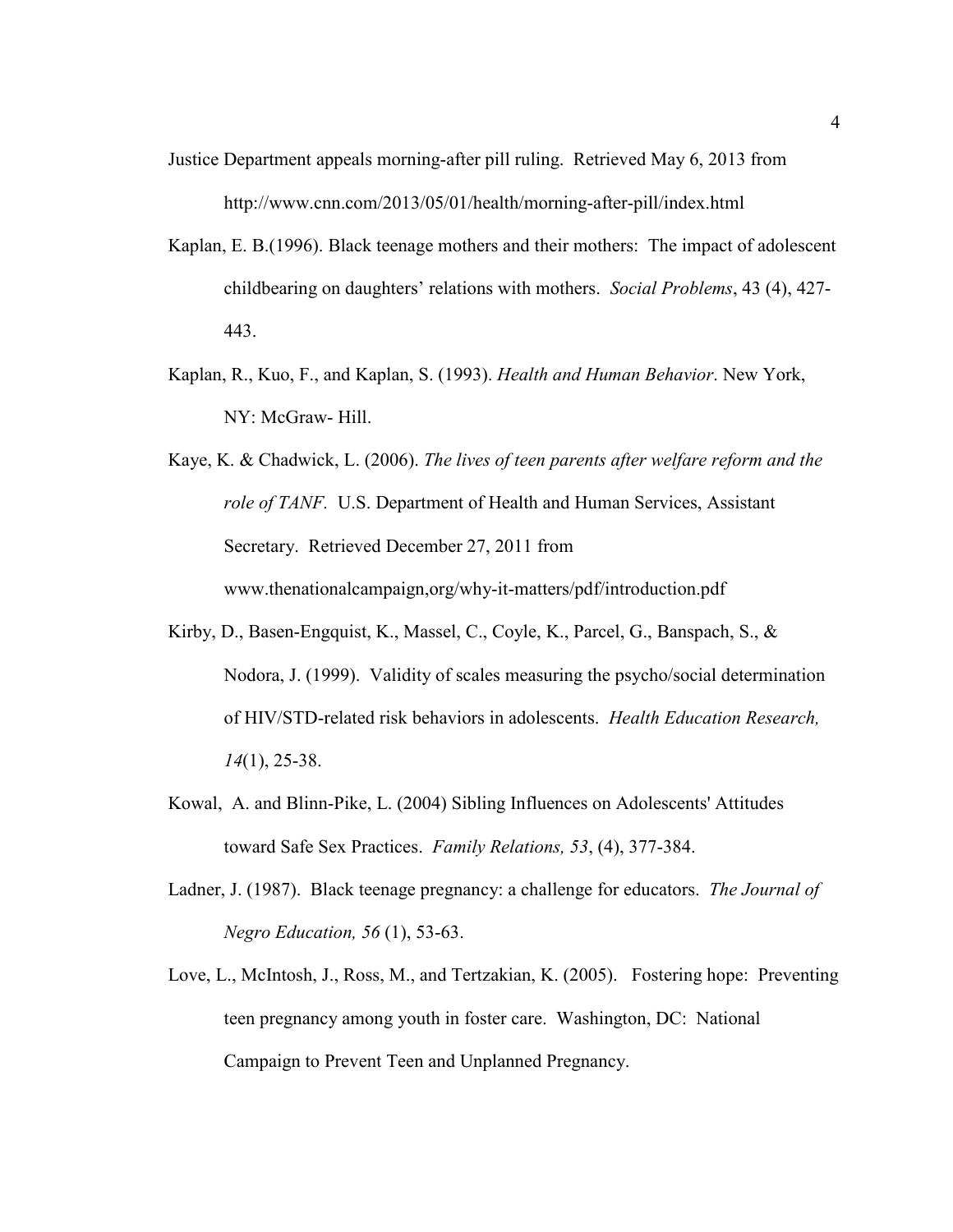Justice Department appeals morning-after pill ruling. Retrieved May 6, 2013 from http://www.cnn.com/2013/05/01/health/morning-after-pill/index.html

Kaplan, E. B.(1996). Black teenage mothers and their mothers: The impact of adolescent childbearing on daughters' relations with mothers. *Social Problems*, 43 (4), 427-443.

Kaplan, R., Kuo, F., and Kaplan, S. (1993). *Health and Human Behavior*. New York, NY: McGraw- Hill.

Kaye, K. & Chadwick, L. (2006). *The lives of teen parents after welfare reform and the role of TANF.* U.S. Department of Health and Human Services, Assistant Secretary. Retrieved December 27, 2011 from www.thenationalcampaign,org/why-it-matters/pdf/introduction.pdf

Kirby, D., Basen-Engquist, K., Massel, C., Coyle, K., Parcel, G., Banspach, S., & Nodora, J. (1999). Validity of scales measuring the psycho/social determination of HIV/STD-related risk behaviors in adolescents. *Health Education Research, 14*(1), 25-38.

Kowal, A. and Blinn-Pike, L. (2004) Sibling Influences on Adolescents' Attitudes toward Safe Sex Practices. *Family Relations, 53*, (4), 377-384.

Ladner, J. (1987). Black teenage pregnancy: a challenge for educators. *The Journal of Negro Education, 56* (1), 53-63.

Love, L., McIntosh, J., Ross, M., and Tertzakian, K. (2005). Fostering hope: Preventing teen pregnancy among youth in foster care. Washington, DC: National Campaign to Prevent Teen and Unplanned Pregnancy.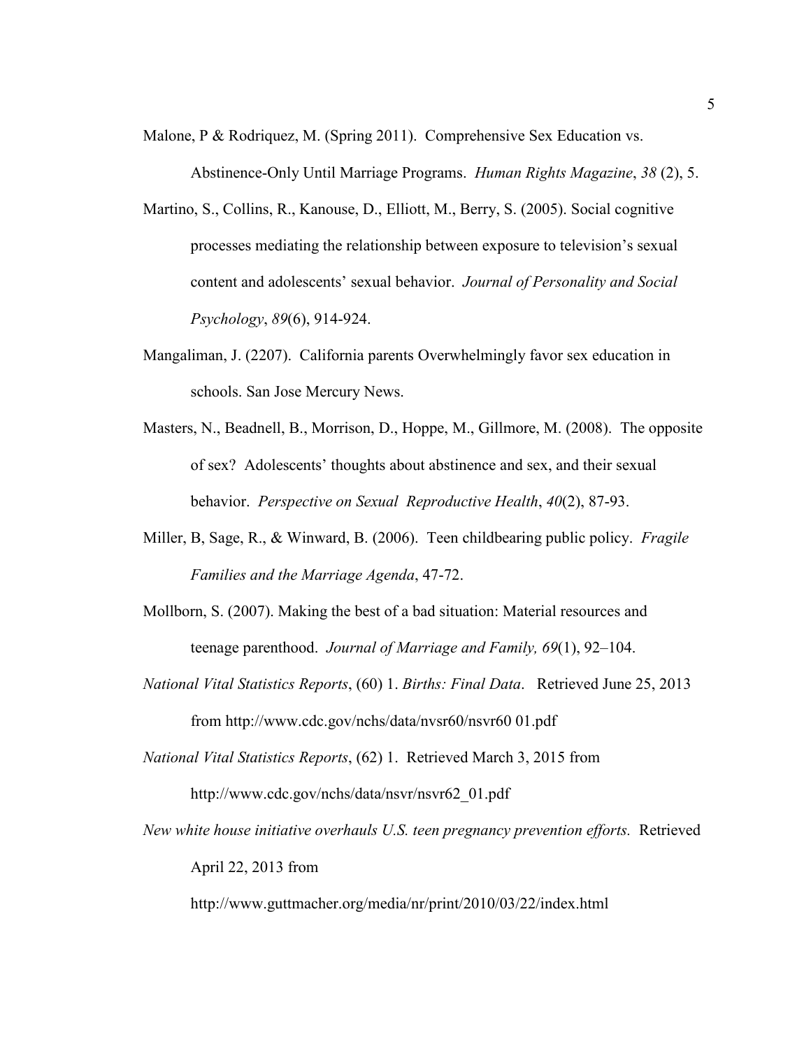Malone, P & Rodriquez, M. (Spring 2011). Comprehensive Sex Education vs. Abstinence-Only Until Marriage Programs. *Human Rights Magazine*, *38* (2), 5.

Martino, S., Collins, R., Kanouse, D., Elliott, M., Berry, S. (2005). Social cognitive processes mediating the relationship between exposure to television's sexual content and adolescents' sexual behavior. *Journal of Personality and Social Psychology*, *89*(6), 914-924.

Mangaliman, J. (2207). California parents Overwhelmingly favor sex education in schools. San Jose Mercury News.

Masters, N., Beadnell, B., Morrison, D., Hoppe, M., Gillmore, M. (2008). The opposite of sex? Adolescents' thoughts about abstinence and sex, and their sexual behavior. *Perspective on Sexual Reproductive Health*, *40*(2), 87-93.

Miller, B, Sage, R., & Winward, B. (2006). Teen childbearing public policy. *Fragile Families and the Marriage Agenda*, 47-72.

Mollborn, S. (2007). Making the best of a bad situation: Material resources and teenage parenthood. *Journal of Marriage and Family, 69*(1), 92–104.

*National Vital Statistics Reports*, (60) 1. *Births: Final Data*. Retrieved June 25, 2013 from http://www.cdc.gov/nchs/data/nvsr60/nsvr60 01.pdf

*National Vital Statistics Reports*, (62) 1. Retrieved March 3, 2015 from http://www.cdc.gov/nchs/data/nsvr/nsvr62_01.pdf

*New white house initiative overhauls U.S. teen pregnancy prevention efforts.* Retrieved April 22, 2013 from

http://www.guttmacher.org/media/nr/print/2010/03/22/index.html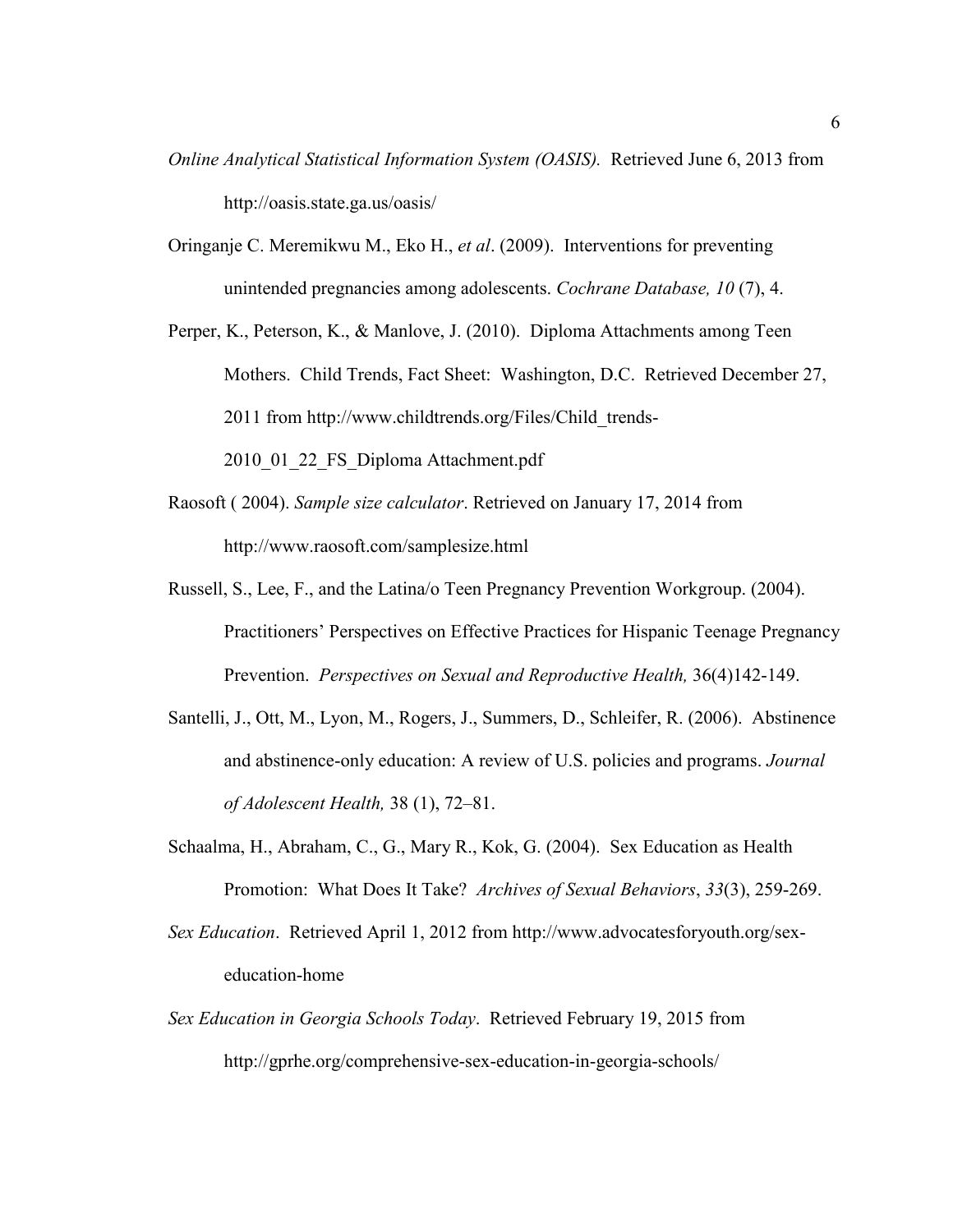*Online Analytical Statistical Information System (OASIS).* Retrieved June 6, 2013 from http://oasis.state.ga.us/oasis/

Oringanje C. Meremikwu M., Eko H., *et al*. (2009). Interventions for preventing unintended pregnancies among adolescents. *Cochrane Database, 10* (7), 4.

Perper, K., Peterson, K., & Manlove, J. (2010). Diploma Attachments among Teen Mothers. Child Trends, Fact Sheet: Washington, D.C. Retrieved December 27, 2011 from http://www.childtrends.org/Files/Child_trends-2010_01_22_FS_Diploma Attachment.pdf

Raosoft ( 2004). *Sample size calculator*. Retrieved on January 17, 2014 from http://www.raosoft.com/samplesize.html

Russell, S., Lee, F., and the Latina/o Teen Pregnancy Prevention Workgroup. (2004). Practitioners' Perspectives on Effective Practices for Hispanic Teenage Pregnancy Prevention. *Perspectives on Sexual and Reproductive Health,* 36(4)142-149.

Santelli, J., Ott, M., Lyon, M., Rogers, J., Summers, D., Schleifer, R. (2006). Abstinence and abstinence-only education: A review of U.S. policies and programs. *Journal of Adolescent Health,* 38 (1), 72–81.

Schaalma, H., Abraham, C., G., Mary R., Kok, G. (2004). Sex Education as Health Promotion: What Does It Take? *Archives of Sexual Behaviors*, *33*(3), 259-269.

*Sex Education*. Retrieved April 1, 2012 from http://www.advocatesforyouth.org/sex-education-home

*Sex Education in Georgia Schools Today*. Retrieved February 19, 2015 from http://gprhe.org/comprehensive-sex-education-in-georgia-schools/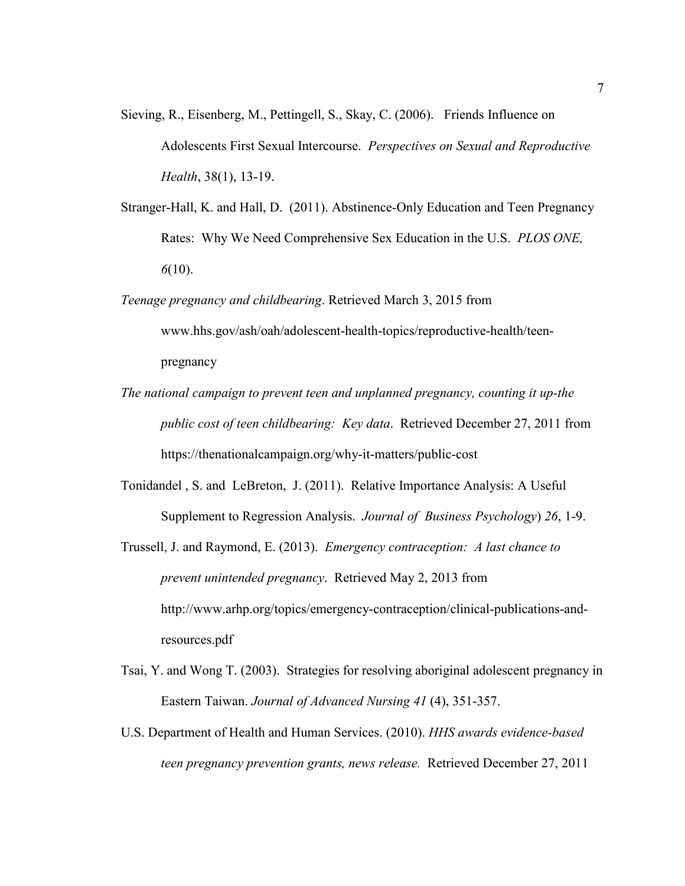Sieving, R., Eisenberg, M., Pettingell, S., Skay, C. (2006). Friends Influence on Adolescents First Sexual Intercourse. *Perspectives on Sexual and Reproductive Health*, 38(1), 13-19.

Stranger-Hall, K. and Hall, D. (2011). Abstinence-Only Education and Teen Pregnancy Rates: Why We Need Comprehensive Sex Education in the U.S. *PLOS ONE, 6*(10).

*Teenage pregnancy and childbearing*. Retrieved March 3, 2015 from www.hhs.gov/ash/oah/adolescent-health-topics/reproductive-health/teen-pregnancy

*The national campaign to prevent teen and unplanned pregnancy, counting it up-the public cost of teen childbearing: Key data*. Retrieved December 27, 2011 from https://thenationalcampaign.org/why-it-matters/public-cost

Tonidandel , S. and LeBreton, J. (2011). Relative Importance Analysis: A Useful Supplement to Regression Analysis. *Journal of Business Psychology*) *26*, 1-9.

Trussell, J. and Raymond, E. (2013). *Emergency contraception: A last chance to prevent unintended pregnancy*. Retrieved May 2, 2013 from http://www.arhp.org/topics/emergency-contraception/clinical-publications-and-resources.pdf

Tsai, Y. and Wong T. (2003). Strategies for resolving aboriginal adolescent pregnancy in Eastern Taiwan. *Journal of Advanced Nursing 41* (4), 351-357.

U.S. Department of Health and Human Services. (2010). *HHS awards evidence-based teen pregnancy prevention grants, news release.* Retrieved December 27, 2011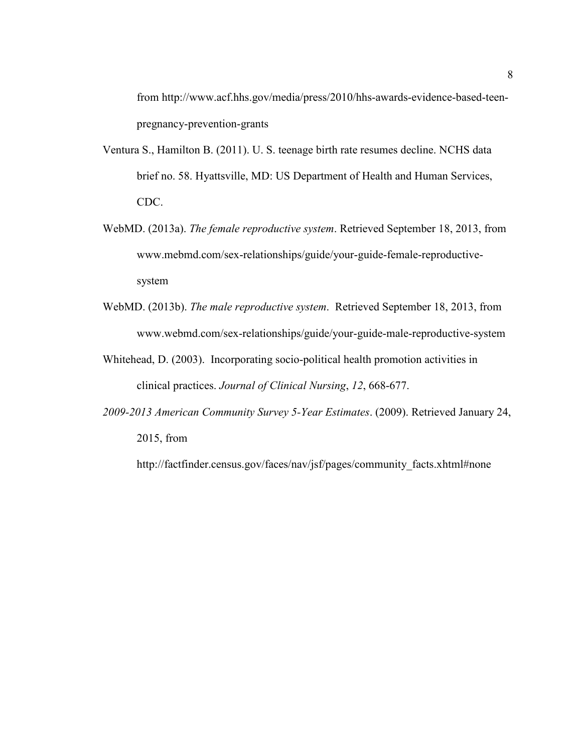from http://www.acf.hhs.gov/media/press/2010/hhs-awards-evidence-based-teen-pregnancy-prevention-grants

Ventura S., Hamilton B. (2011). U. S. teenage birth rate resumes decline. NCHS data brief no. 58. Hyattsville, MD: US Department of Health and Human Services, CDC.

WebMD. (2013a). *The female reproductive system*. Retrieved September 18, 2013, from www.mebmd.com/sex-relationships/guide/your-guide-female-reproductive-system

WebMD. (2013b). *The male reproductive system*. Retrieved September 18, 2013, from www.webmd.com/sex-relationships/guide/your-guide-male-reproductive-system

Whitehead, D. (2003). Incorporating socio-political health promotion activities in clinical practices. *Journal of Clinical Nursing*, *12*, 668-677.

*2009-2013 American Community Survey 5-Year Estimates*. (2009). Retrieved January 24, 2015, from http://factfinder.census.gov/faces/nav/jsf/pages/community_facts.xhtml#none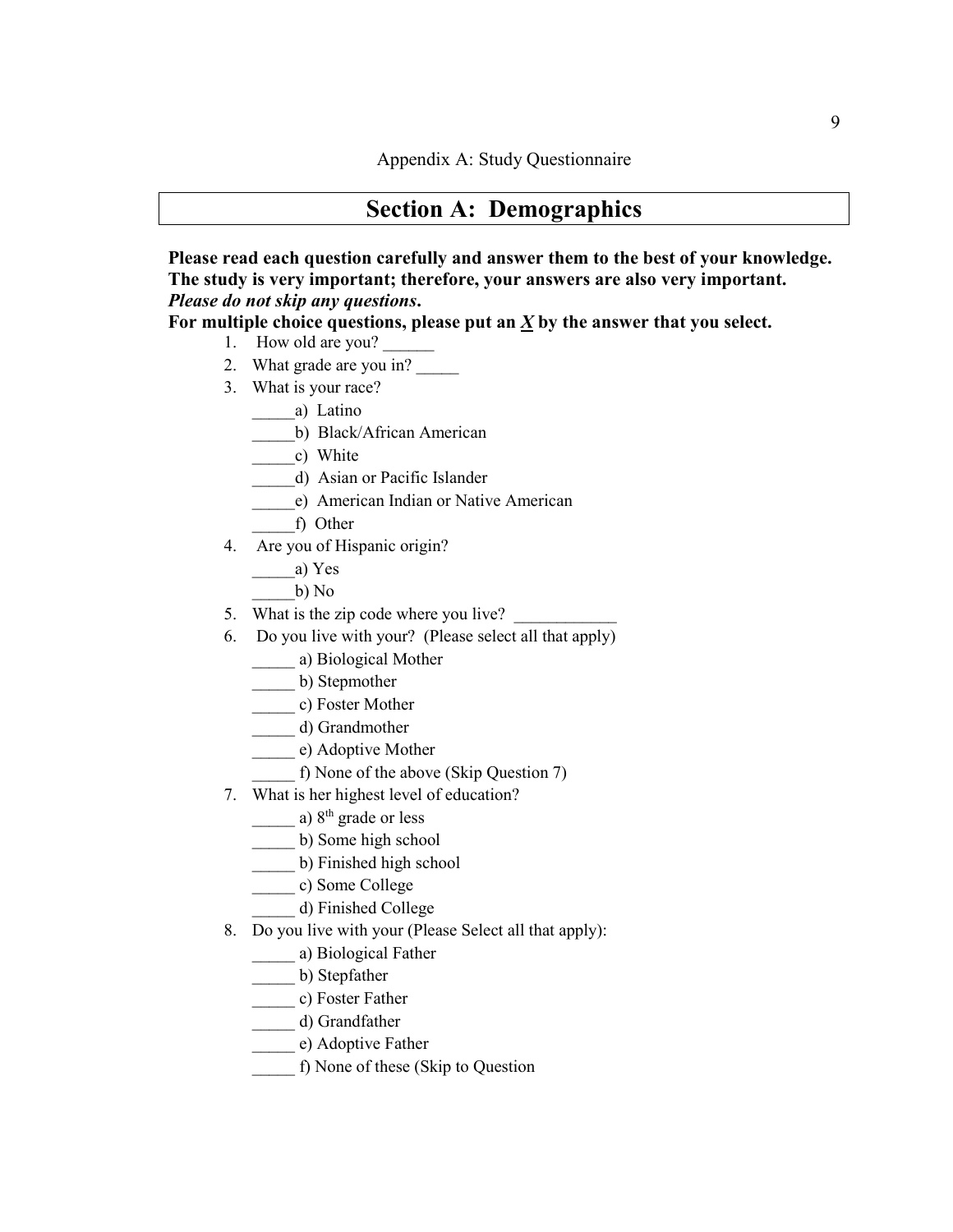Appendix A: Study Questionnaire

## Section A: Demographics

**Please read each question carefully and answer them to the best of your knowledge. The study is very important; therefore, your answers are also very important.**
***Please do not skip any questions*.**
**For multiple choice questions, please put an *X* by the answer that you select.**

1. How old are you? ______
2. What grade are you in? _____
3. What is your race?
   _____a) Latino
   _____b) Black/African American
   _____c) White
   _____d) Asian or Pacific Islander
   _____e) American Indian or Native American
   _____f) Other
4. Are you of Hispanic origin?
   _____a) Yes
   _____b) No
5. What is the zip code where you live? ____________
6. Do you live with your? (Please select all that apply)
   _____ a) Biological Mother
   _____ b) Stepmother
   _____ c) Foster Mother
   _____ d) Grandmother
   _____ e) Adoptive Mother
   _____ f) None of the above (Skip Question 7)
7. What is her highest level of education?
   _____ a) $8^{th}$ grade or less
   _____ b) Some high school
   _____ b) Finished high school
   _____ c) Some College
   _____ d) Finished College
8. Do you live with your (Please Select all that apply):
   _____ a) Biological Father
   _____ b) Stepfather
   _____ c) Foster Father
   _____ d) Grandfather
   _____ e) Adoptive Father
   _____ f) None of these (Skip to Question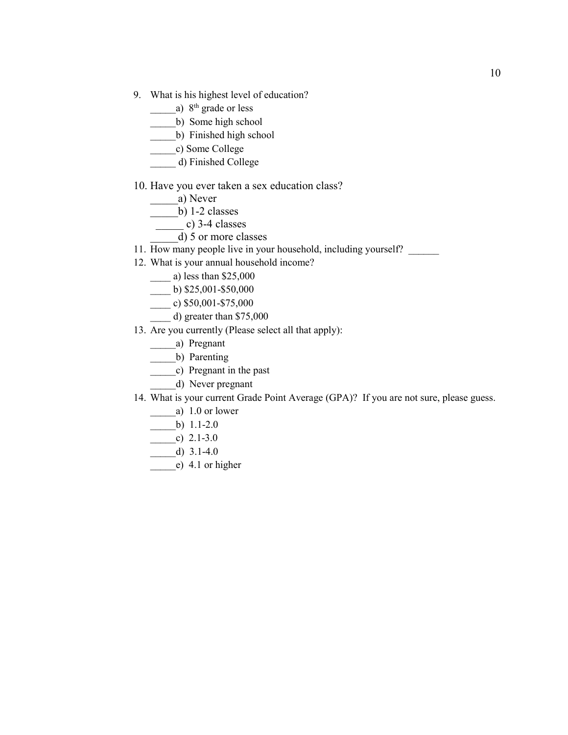9. What is his highest level of education?
   _____a) 8th grade or less
   _____b) Some high school
   _____b) Finished high school
   _____c) Some College
   _____ d) Finished College

10. Have you ever taken a sex education class?
    _____a) Never
    _____b) 1-2 classes
    _____ c) 3-4 classes
    _____d) 5 or more classes
11. How many people live in your household, including yourself? ______
12. What is your annual household income?
    ____ a) less than $25,000
    ____ b) $25,001-$50,000
    ____ c) $50,001-$75,000
    ____ d) greater than $75,000
13. Are you currently (Please select all that apply):
    _____a) Pregnant
    _____b) Parenting
    _____c) Pregnant in the past
    _____d) Never pregnant
14. What is your current Grade Point Average (GPA)? If you are not sure, please guess.
    _____a) 1.0 or lower
    _____b) 1.1-2.0
    _____c) 2.1-3.0
    _____d) 3.1-4.0
    _____e) 4.1 or higher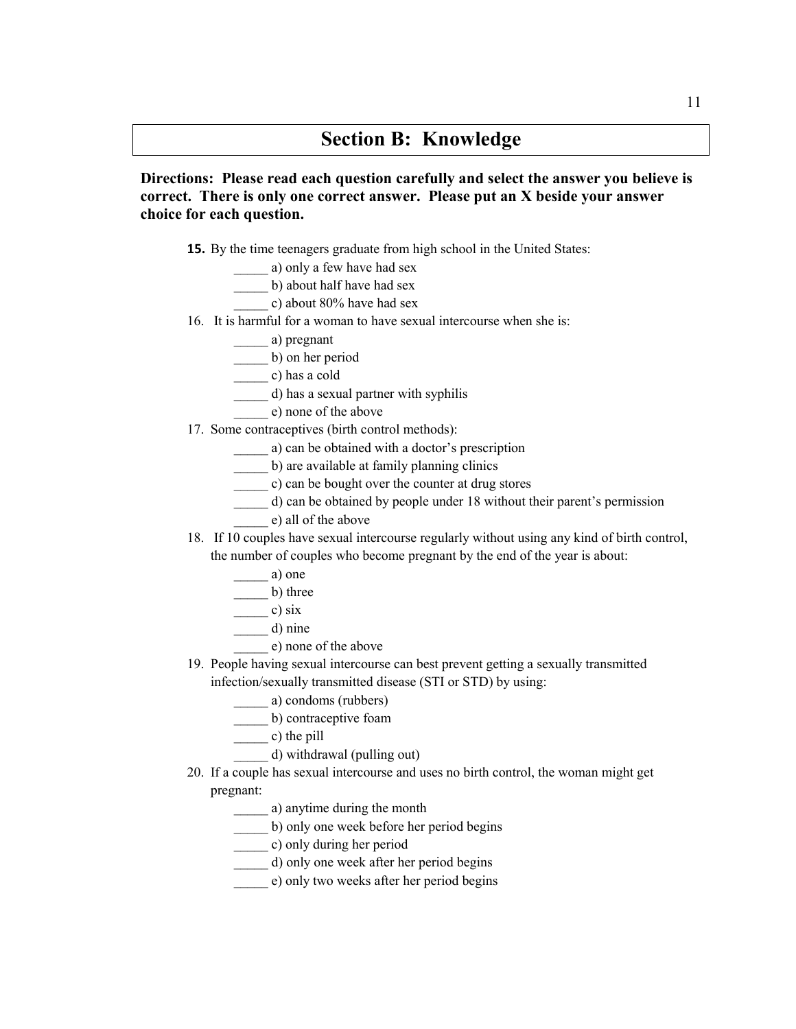## Section B: Knowledge

**Directions: Please read each question carefully and select the answer you believe is correct. There is only one correct answer. Please put an X beside your answer choice for each question.**

**15.** By the time teenagers graduate from high school in the United States:

_____ a) only a few have had sex
_____ b) about half have had sex
_____ c) about 80% have had sex

16. It is harmful for a woman to have sexual intercourse when she is:

_____ a) pregnant
_____ b) on her period
_____ c) has a cold
_____ d) has a sexual partner with syphilis
_____ e) none of the above

17. Some contraceptives (birth control methods):

_____ a) can be obtained with a doctor's prescription
_____ b) are available at family planning clinics
_____ c) can be bought over the counter at drug stores
_____ d) can be obtained by people under 18 without their parent's permission
_____ e) all of the above

18. If 10 couples have sexual intercourse regularly without using any kind of birth control, the number of couples who become pregnant by the end of the year is about:

_____ a) one
_____ b) three
_____ c) six
_____ d) nine
_____ e) none of the above

19. People having sexual intercourse can best prevent getting a sexually transmitted infection/sexually transmitted disease (STI or STD) by using:

_____ a) condoms (rubbers)
_____ b) contraceptive foam
_____ c) the pill
_____ d) withdrawal (pulling out)

20. If a couple has sexual intercourse and uses no birth control, the woman might get pregnant:

_____ a) anytime during the month
_____ b) only one week before her period begins
_____ c) only during her period
_____ d) only one week after her period begins
_____ e) only two weeks after her period begins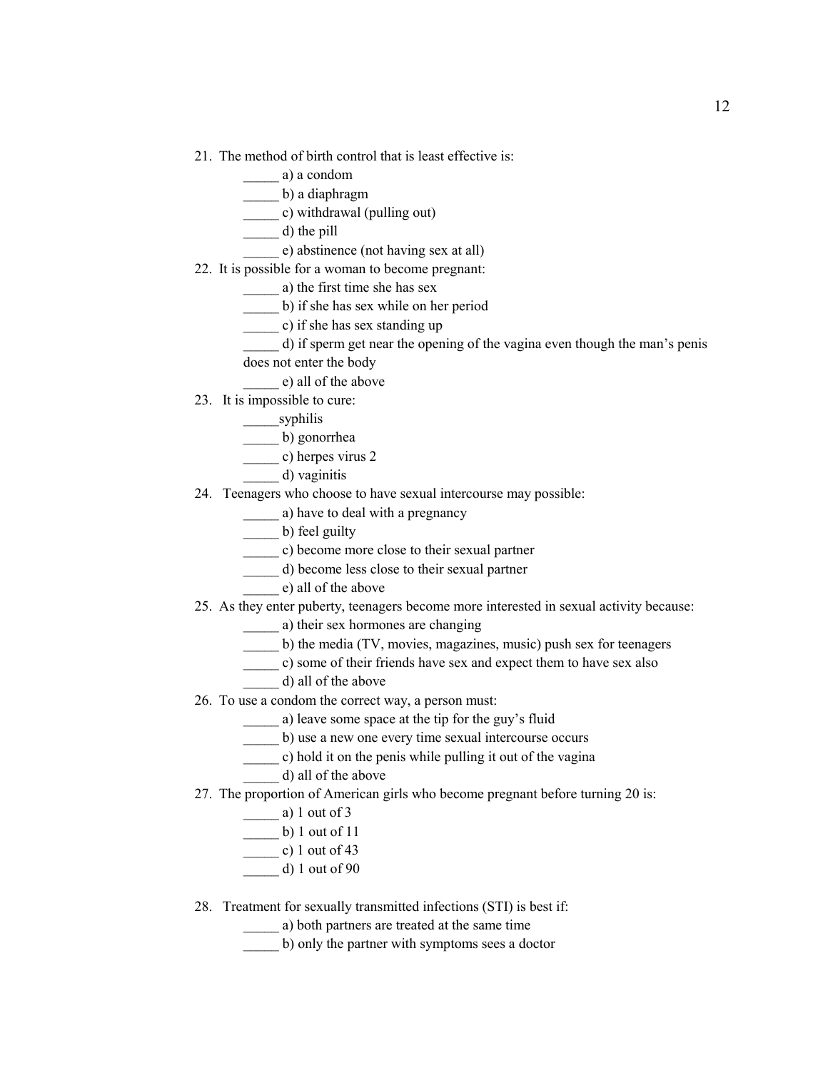21. The method of birth control that is least effective is:
    _____ a) a condom
    _____ b) a diaphragm
    _____ c) withdrawal (pulling out)
    _____ d) the pill
    _____ e) abstinence (not having sex at all)
22. It is possible for a woman to become pregnant:
    _____ a) the first time she has sex
    _____ b) if she has sex while on her period
    _____ c) if she has sex standing up
    _____ d) if sperm get near the opening of the vagina even though the man's penis does not enter the body
    _____ e) all of the above
23. It is impossible to cure:
    _____syphilis
    _____ b) gonorrhea
    _____ c) herpes virus 2
    _____ d) vaginitis
24. Teenagers who choose to have sexual intercourse may possible:
    _____ a) have to deal with a pregnancy
    _____ b) feel guilty
    _____ c) become more close to their sexual partner
    _____ d) become less close to their sexual partner
    _____ e) all of the above
25. As they enter puberty, teenagers become more interested in sexual activity because:
    _____ a) their sex hormones are changing
    _____ b) the media (TV, movies, magazines, music) push sex for teenagers
    _____ c) some of their friends have sex and expect them to have sex also
    _____ d) all of the above
26. To use a condom the correct way, a person must:
    _____ a) leave some space at the tip for the guy's fluid
    _____ b) use a new one every time sexual intercourse occurs
    _____ c) hold it on the penis while pulling it out of the vagina
    _____ d) all of the above
27. The proportion of American girls who become pregnant before turning 20 is:
    _____ a) 1 out of 3
    _____ b) 1 out of 11
    _____ c) 1 out of 43
    _____ d) 1 out of 90
28. Treatment for sexually transmitted infections (STI) is best if:
    _____ a) both partners are treated at the same time
    _____ b) only the partner with symptoms sees a doctor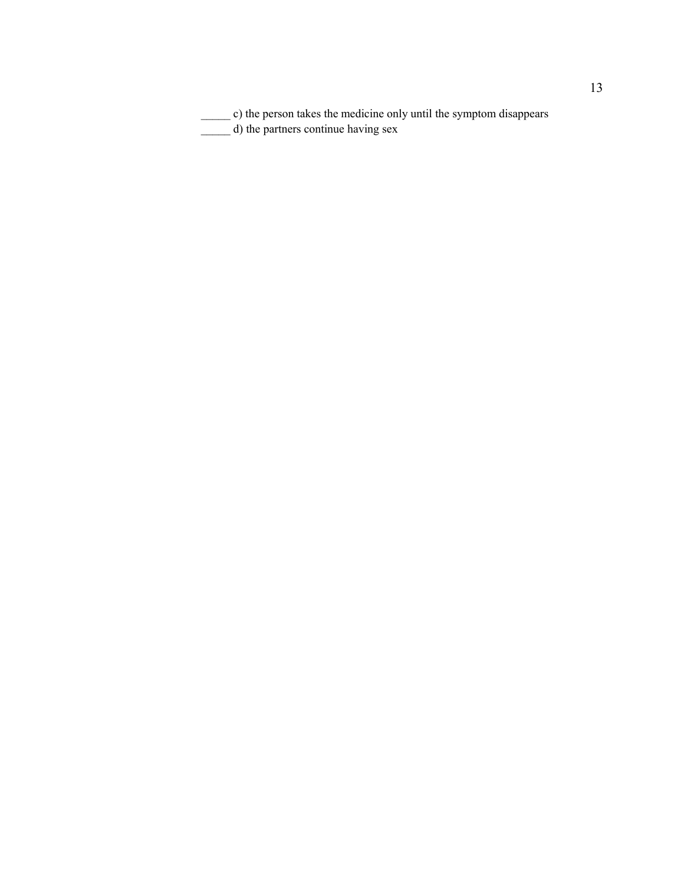_____ c) the person takes the medicine only until the symptom disappears
_____ d) the partners continue having sex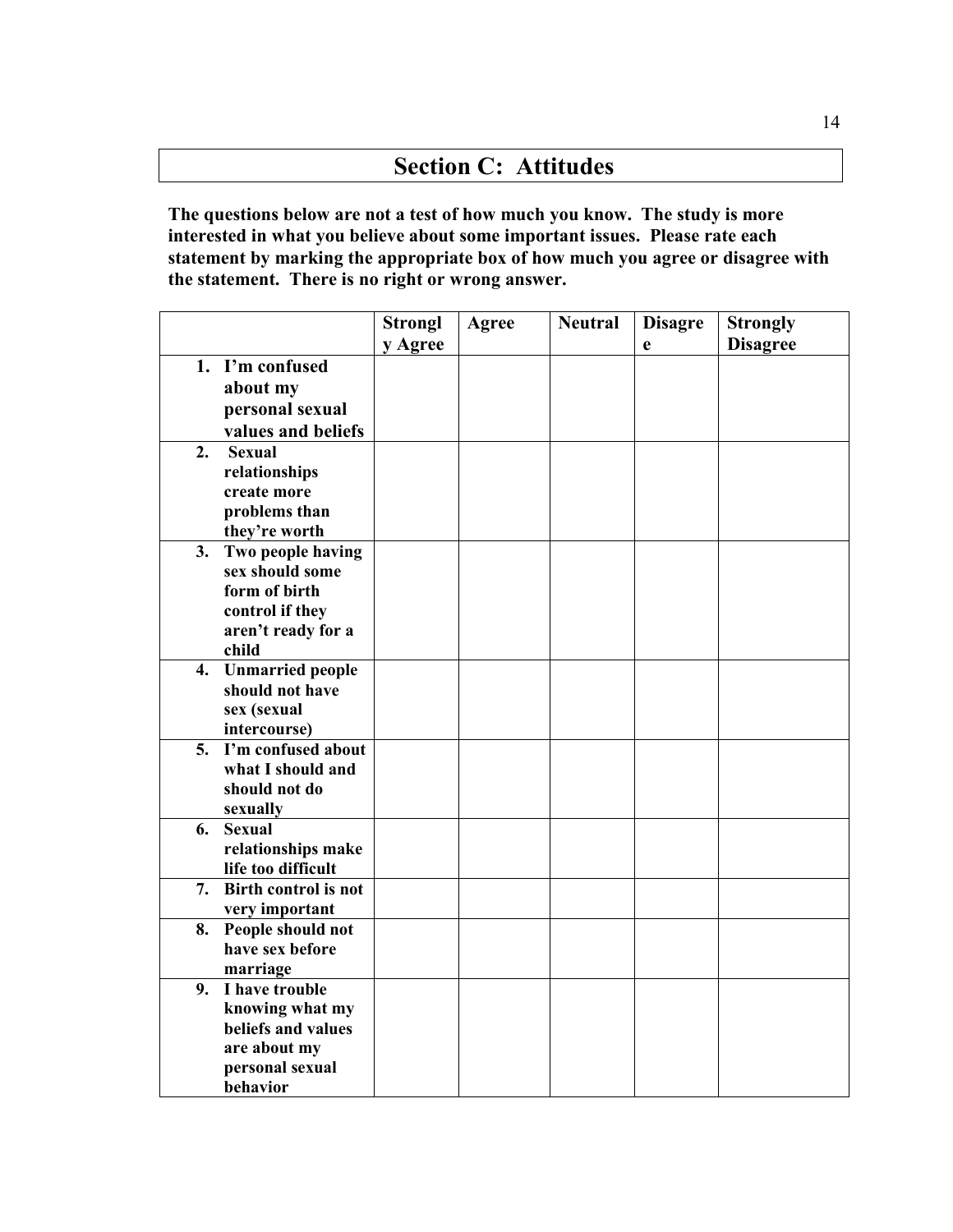## Section C: Attitudes

**The questions below are not a test of how much you know. The study is more interested in what you believe about some important issues. Please rate each statement by marking the appropriate box of how much you agree or disagree with the statement. There is no right or wrong answer.**

| | Strongly Agree | Agree | Neutral | Disagree | Strongly Disagree |
|---|---|---|---|---|---|
| 1. I'm confused about my personal sexual values and beliefs | | | | | |
| 2. Sexual relationships create more problems than they're worth | | | | | |
| 3. Two people having sex should some form of birth control if they aren't ready for a child | | | | | |
| 4. Unmarried people should not have sex (sexual intercourse) | | | | | |
| 5. I'm confused about what I should and should not do sexually | | | | | |
| 6. Sexual relationships make life too difficult | | | | | |
| 7. Birth control is not very important | | | | | |
| 8. People should not have sex before marriage | | | | | |
| 9. I have trouble knowing what my beliefs and values are about my personal sexual behavior | | | | | |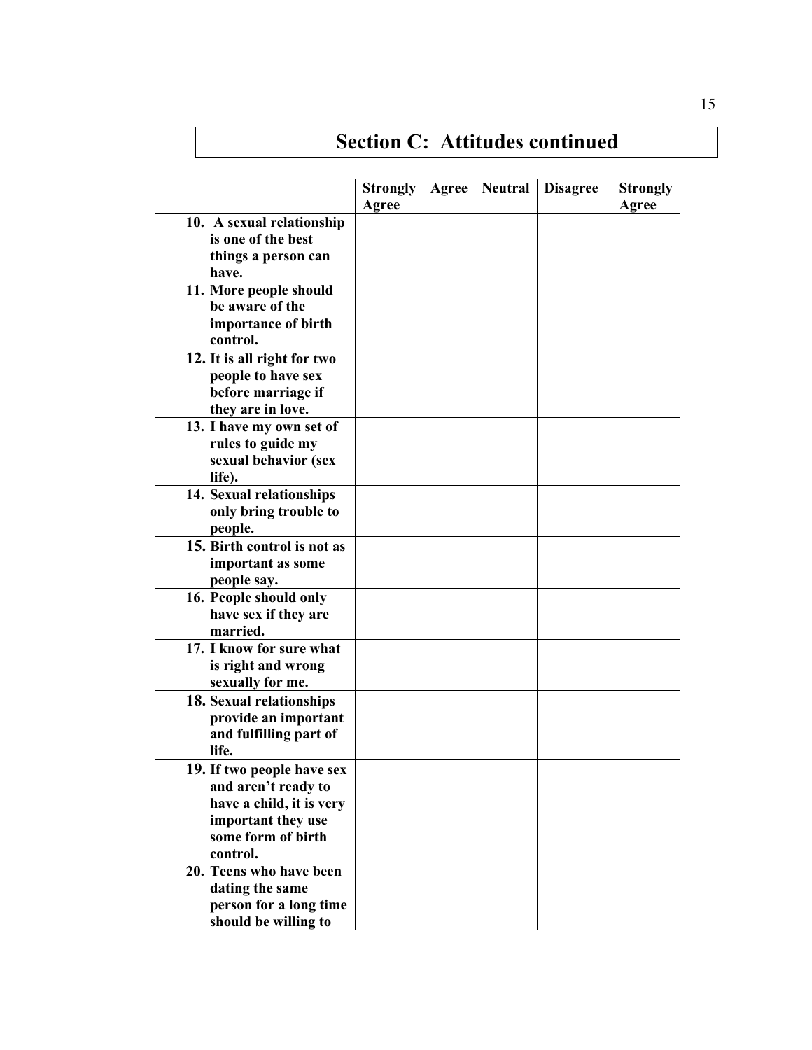## Section C: Attitudes continued

| | Strongly Agree | Agree | Neutral | Disagree | Strongly Agree |
|---|---|---|---|---|---|
| **10. A sexual relationship is one of the best things a person can have.** | | | | | |
| **11. More people should be aware of the importance of birth control.** | | | | | |
| **12. It is all right for two people to have sex before marriage if they are in love.** | | | | | |
| **13. I have my own set of rules to guide my sexual behavior (sex life).** | | | | | |
| **14. Sexual relationships only bring trouble to people.** | | | | | |
| **15. Birth control is not as important as some people say.** | | | | | |
| **16. People should only have sex if they are married.** | | | | | |
| **17. I know for sure what is right and wrong sexually for me.** | | | | | |
| **18. Sexual relationships provide an important and fulfilling part of life.** | | | | | |
| **19. If two people have sex and aren't ready to have a child, it is very important they use some form of birth control.** | | | | | |
| **20. Teens who have been dating the same person for a long time should be willing to** | | | | | |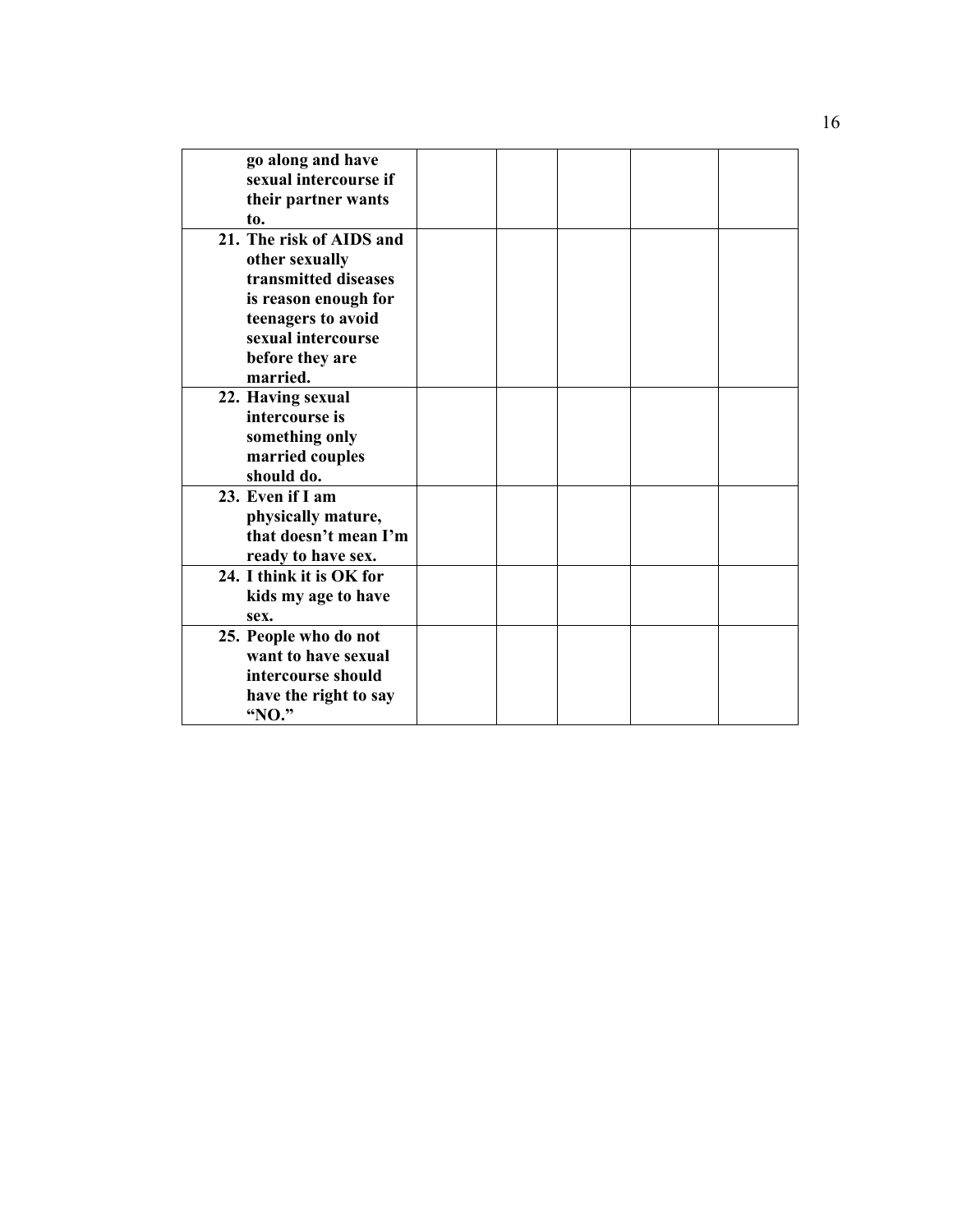| | | | | | |
|---|---|---|---|---|---|
| go along and have sexual intercourse if their partner wants to. | | | | | |
| 21. The risk of AIDS and other sexually transmitted diseases is reason enough for teenagers to avoid sexual intercourse before they are married. | | | | | |
| 22. Having sexual intercourse is something only married couples should do. | | | | | |
| 23. Even if I am physically mature, that doesn't mean I'm ready to have sex. | | | | | |
| 24. I think it is OK for kids my age to have sex. | | | | | |
| 25. People who do not want to have sexual intercourse should have the right to say "NO." | | | | | |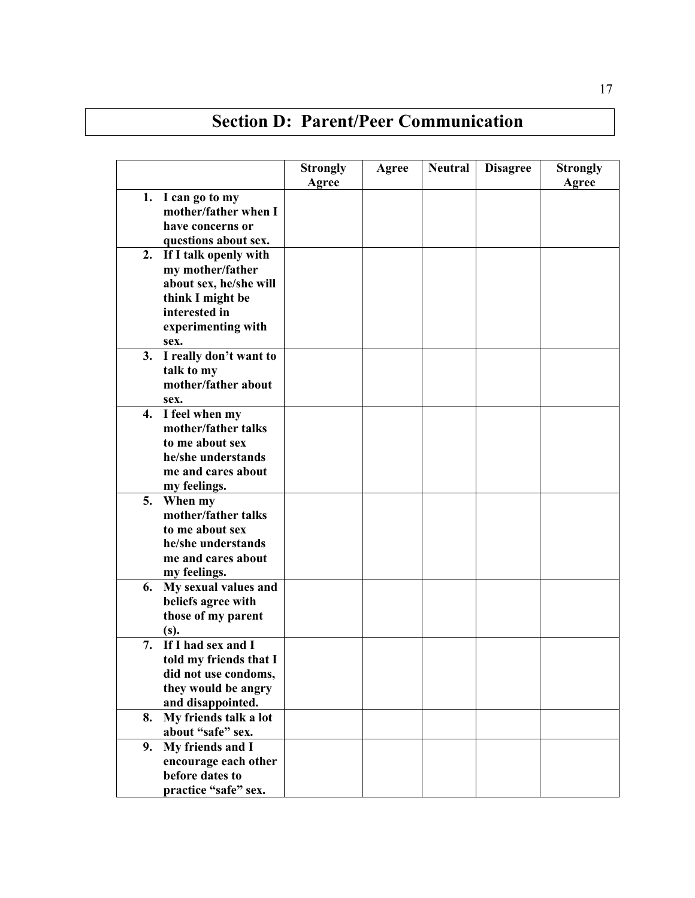# Section D: Parent/Peer Communication

| | Strongly Agree | Agree | Neutral | Disagree | Strongly Agree |
|---|---|---|---|---|---|
| **1. I can go to my mother/father when I have concerns or questions about sex.** | | | | | |
| **2. If I talk openly with my mother/father about sex, he/she will think I might be interested in experimenting with sex.** | | | | | |
| **3. I really don't want to talk to my mother/father about sex.** | | | | | |
| **4. I feel when my mother/father talks to me about sex he/she understands me and cares about my feelings.** | | | | | |
| **5. When my mother/father talks to me about sex he/she understands me and cares about my feelings.** | | | | | |
| **6. My sexual values and beliefs agree with those of my parent (s).** | | | | | |
| **7. If I had sex and I told my friends that I did not use condoms, they would be angry and disappointed.** | | | | | |
| **8. My friends talk a lot about "safe" sex.** | | | | | |
| **9. My friends and I encourage each other before dates to practice "safe" sex.** | | | | | |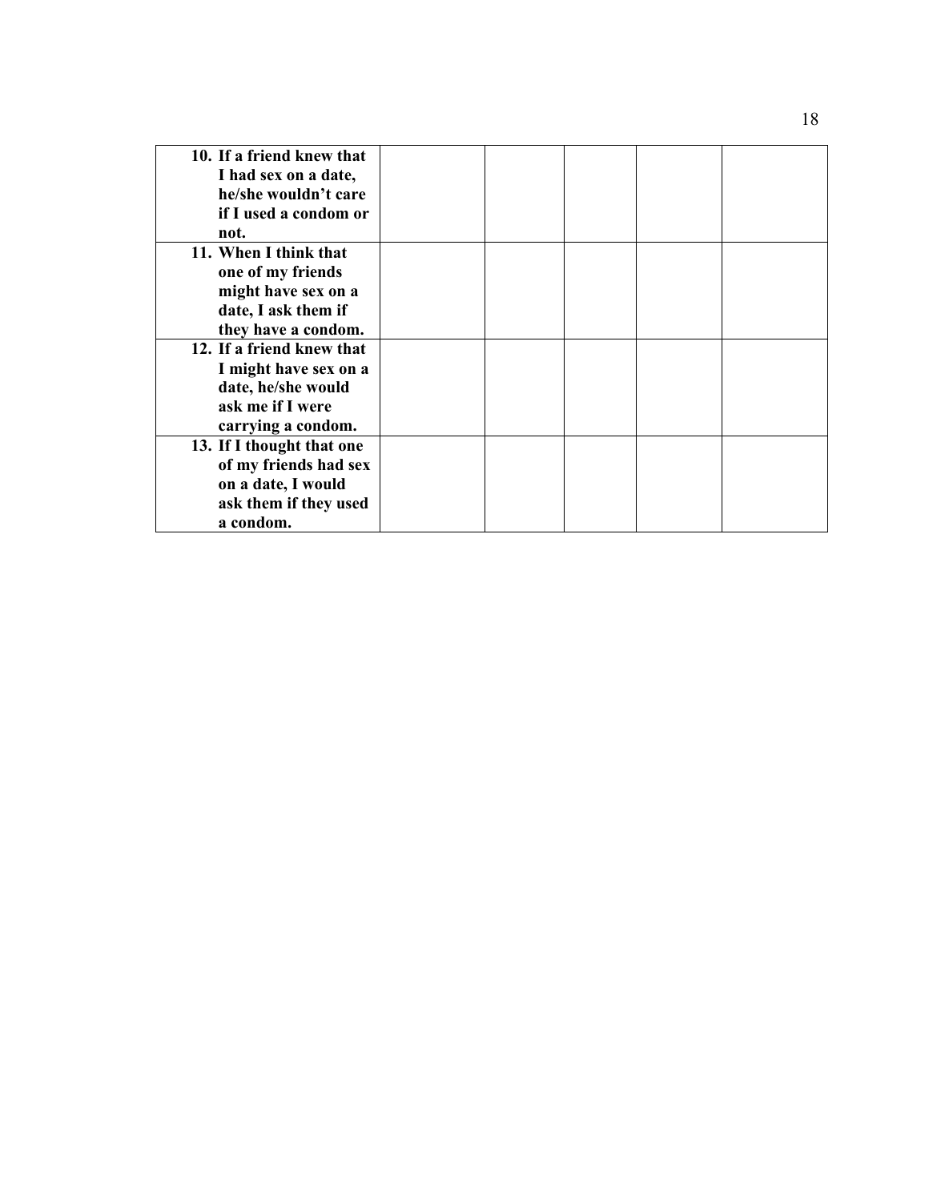| | | | | | |
|---|---|---|---|---|---|
| **10. If a friend knew that I had sex on a date, he/she wouldn't care if I used a condom or not.** | | | | | |
| **11. When I think that one of my friends might have sex on a date, I ask them if they have a condom.** | | | | | |
| **12. If a friend knew that I might have sex on a date, he/she would ask me if I were carrying a condom.** | | | | | |
| **13. If I thought that one of my friends had sex on a date, I would ask them if they used a condom.** | | | | | |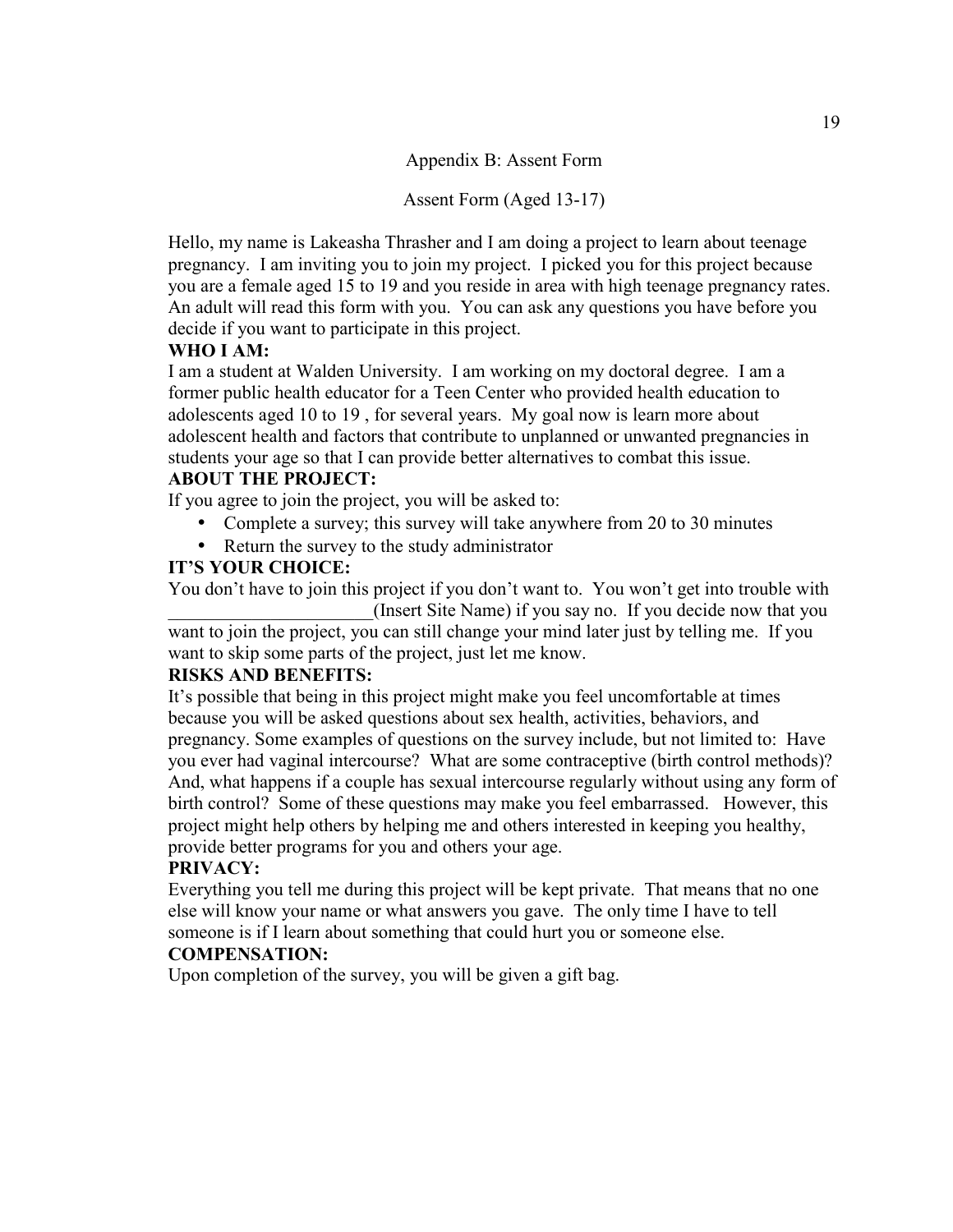Appendix B: Assent Form

Assent Form (Aged 13-17)

Hello, my name is Lakeasha Thrasher and I am doing a project to learn about teenage pregnancy. I am inviting you to join my project. I picked you for this project because you are a female aged 15 to 19 and you reside in area with high teenage pregnancy rates. An adult will read this form with you. You can ask any questions you have before you decide if you want to participate in this project.

**WHO I AM:**

I am a student at Walden University. I am working on my doctoral degree. I am a former public health educator for a Teen Center who provided health education to adolescents aged 10 to 19 , for several years. My goal now is learn more about adolescent health and factors that contribute to unplanned or unwanted pregnancies in students your age so that I can provide better alternatives to combat this issue.

**ABOUT THE PROJECT:**

If you agree to join the project, you will be asked to:

- Complete a survey; this survey will take anywhere from 20 to 30 minutes
- Return the survey to the study administrator

**IT'S YOUR CHOICE:**

You don't have to join this project if you don't want to. You won't get into trouble with ______________________(Insert Site Name) if you say no. If you decide now that you want to join the project, you can still change your mind later just by telling me. If you want to skip some parts of the project, just let me know.

**RISKS AND BENEFITS:**

It's possible that being in this project might make you feel uncomfortable at times because you will be asked questions about sex health, activities, behaviors, and pregnancy. Some examples of questions on the survey include, but not limited to: Have you ever had vaginal intercourse? What are some contraceptive (birth control methods)? And, what happens if a couple has sexual intercourse regularly without using any form of birth control? Some of these questions may make you feel embarrassed. However, this project might help others by helping me and others interested in keeping you healthy, provide better programs for you and others your age.

**PRIVACY:**

Everything you tell me during this project will be kept private. That means that no one else will know your name or what answers you gave. The only time I have to tell someone is if I learn about something that could hurt you or someone else.

**COMPENSATION:**

Upon completion of the survey, you will be given a gift bag.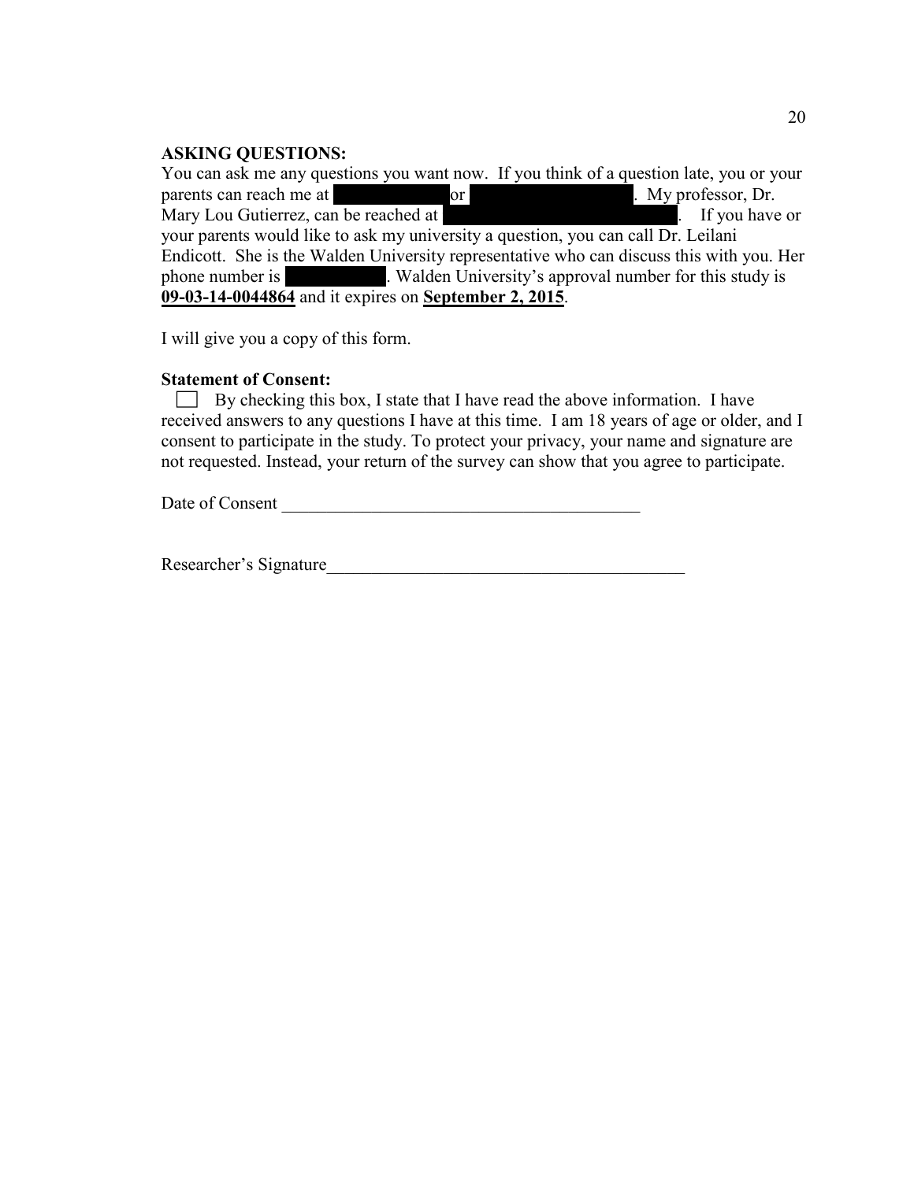**ASKING QUESTIONS:**

You can ask me any questions you want now. If you think of a question late, you or your parents can reach me at [REDACTED] or [REDACTED]. My professor, Dr. Mary Lou Gutierrez, can be reached at [REDACTED]. If you have or your parents would like to ask my university a question, you can call Dr. Leilani Endicott. She is the Walden University representative who can discuss this with you. Her phone number is [REDACTED]. Walden University's approval number for this study is **09-03-14-0044864** and it expires on **September 2, 2015**.

I will give you a copy of this form.

**Statement of Consent:**

☐ By checking this box, I state that I have read the above information. I have received answers to any questions I have at this time. I am 18 years of age or older, and I consent to participate in the study. To protect your privacy, your name and signature are not requested. Instead, your return of the survey can show that you agree to participate.

Date of Consent ________________________________________

Researcher's Signature________________________________________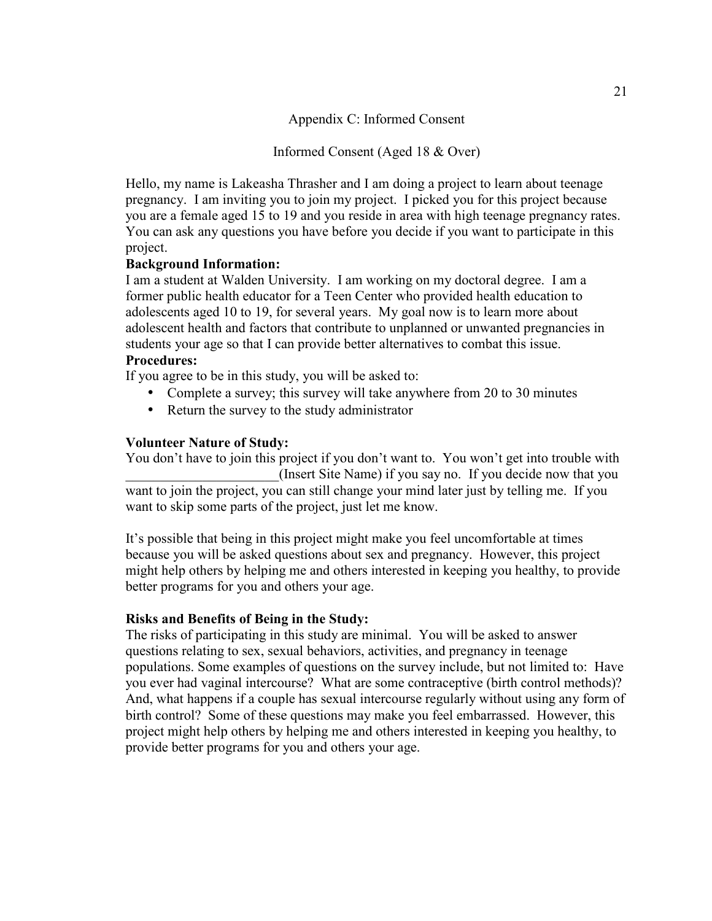## Appendix C: Informed Consent

### Informed Consent (Aged 18 & Over)

Hello, my name is Lakeasha Thrasher and I am doing a project to learn about teenage pregnancy. I am inviting you to join my project. I picked you for this project because you are a female aged 15 to 19 and you reside in area with high teenage pregnancy rates. You can ask any questions you have before you decide if you want to participate in this project.

**Background Information:**

I am a student at Walden University. I am working on my doctoral degree. I am a former public health educator for a Teen Center who provided health education to adolescents aged 10 to 19, for several years. My goal now is to learn more about adolescent health and factors that contribute to unplanned or unwanted pregnancies in students your age so that I can provide better alternatives to combat this issue.

**Procedures:**

If you agree to be in this study, you will be asked to:

- Complete a survey; this survey will take anywhere from 20 to 30 minutes
- Return the survey to the study administrator

**Volunteer Nature of Study:**

You don't have to join this project if you don't want to. You won't get into trouble with ______________________(Insert Site Name) if you say no. If you decide now that you want to join the project, you can still change your mind later just by telling me. If you want to skip some parts of the project, just let me know.

It's possible that being in this project might make you feel uncomfortable at times because you will be asked questions about sex and pregnancy. However, this project might help others by helping me and others interested in keeping you healthy, to provide better programs for you and others your age.

**Risks and Benefits of Being in the Study:**

The risks of participating in this study are minimal. You will be asked to answer questions relating to sex, sexual behaviors, activities, and pregnancy in teenage populations. Some examples of questions on the survey include, but not limited to: Have you ever had vaginal intercourse? What are some contraceptive (birth control methods)? And, what happens if a couple has sexual intercourse regularly without using any form of birth control? Some of these questions may make you feel embarrassed. However, this project might help others by helping me and others interested in keeping you healthy, to provide better programs for you and others your age.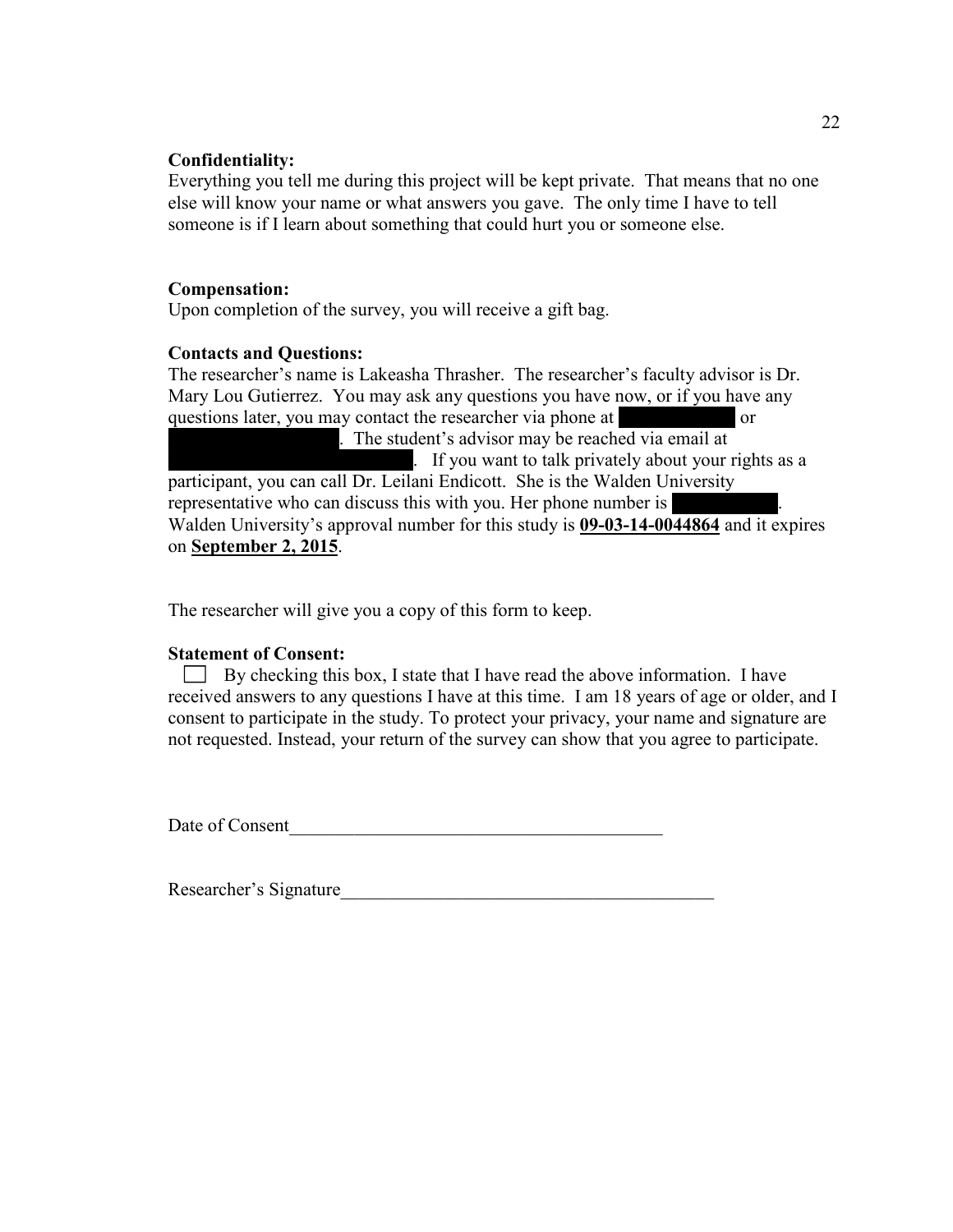**Confidentiality:**
Everything you tell me during this project will be kept private. That means that no one else will know your name or what answers you gave. The only time I have to tell someone is if I learn about something that could hurt you or someone else.

**Compensation:**
Upon completion of the survey, you will receive a gift bag.

**Contacts and Questions:**
The researcher's name is Lakeasha Thrasher. The researcher's faculty advisor is Dr. Mary Lou Gutierrez. You may ask any questions you have now, or if you have any questions later, you may contact the researcher via phone at [redacted] or [redacted]. The student's advisor may be reached via email at [redacted]. If you want to talk privately about your rights as a participant, you can call Dr. Leilani Endicott. She is the Walden University representative who can discuss this with you. Her phone number is [redacted]. Walden University's approval number for this study is **09-03-14-0044864** and it expires on **September 2, 2015**.

The researcher will give you a copy of this form to keep.

**Statement of Consent:**
☐ By checking this box, I state that I have read the above information. I have received answers to any questions I have at this time. I am 18 years of age or older, and I consent to participate in the study. To protect your privacy, your name and signature are not requested. Instead, your return of the survey can show that you agree to participate.

Date of Consent_________________________________________

Researcher's Signature_________________________________________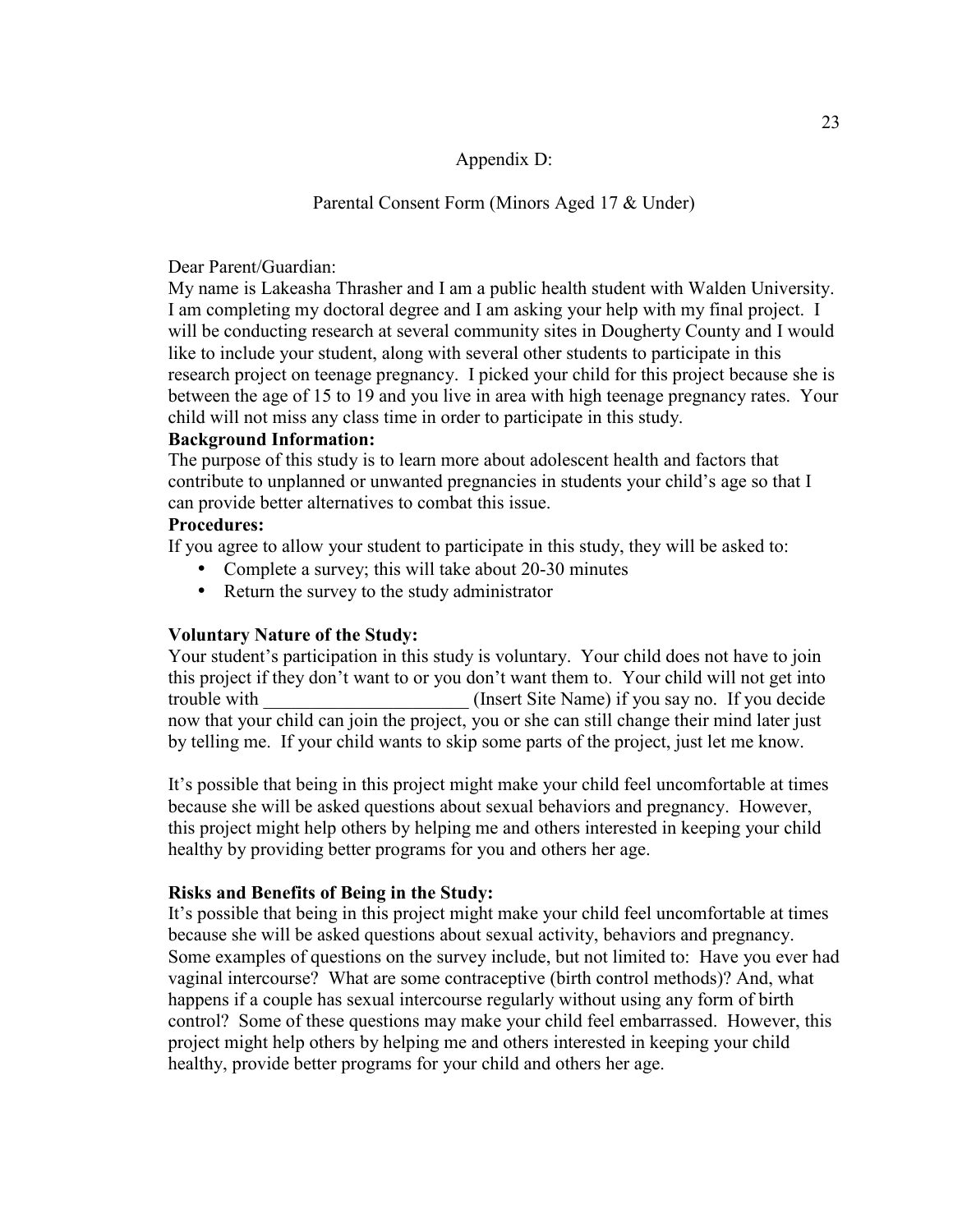# Appendix D:

## Parental Consent Form (Minors Aged 17 & Under)

Dear Parent/Guardian:

My name is Lakeasha Thrasher and I am a public health student with Walden University. I am completing my doctoral degree and I am asking your help with my final project. I will be conducting research at several community sites in Dougherty County and I would like to include your student, along with several other students to participate in this research project on teenage pregnancy. I picked your child for this project because she is between the age of 15 to 19 and you live in area with high teenage pregnancy rates. Your child will not miss any class time in order to participate in this study.

**Background Information:**

The purpose of this study is to learn more about adolescent health and factors that contribute to unplanned or unwanted pregnancies in students your child's age so that I can provide better alternatives to combat this issue.

**Procedures:**

If you agree to allow your student to participate in this study, they will be asked to:

- Complete a survey; this will take about 20-30 minutes
- Return the survey to the study administrator

**Voluntary Nature of the Study:**

Your student's participation in this study is voluntary. Your child does not have to join this project if they don't want to or you don't want them to. Your child will not get into trouble with ______________________ (Insert Site Name) if you say no. If you decide now that your child can join the project, you or she can still change their mind later just by telling me. If your child wants to skip some parts of the project, just let me know.

It's possible that being in this project might make your child feel uncomfortable at times because she will be asked questions about sexual behaviors and pregnancy. However, this project might help others by helping me and others interested in keeping your child healthy by providing better programs for you and others her age.

**Risks and Benefits of Being in the Study:**

It's possible that being in this project might make your child feel uncomfortable at times because she will be asked questions about sexual activity, behaviors and pregnancy. Some examples of questions on the survey include, but not limited to: Have you ever had vaginal intercourse? What are some contraceptive (birth control methods)? And, what happens if a couple has sexual intercourse regularly without using any form of birth control? Some of these questions may make your child feel embarrassed. However, this project might help others by helping me and others interested in keeping your child healthy, provide better programs for your child and others her age.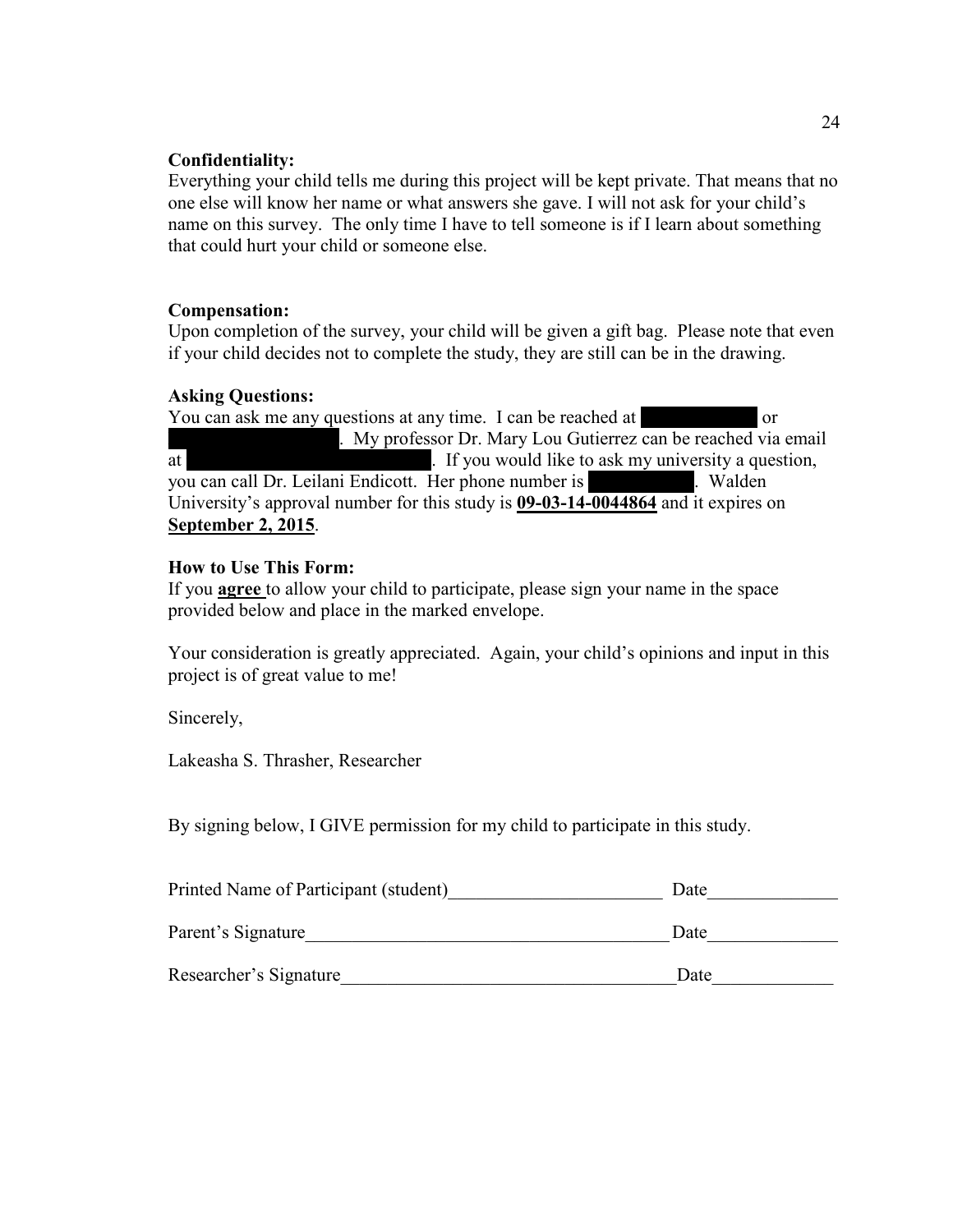**Confidentiality:**
Everything your child tells me during this project will be kept private. That means that no one else will know her name or what answers she gave. I will not ask for your child's name on this survey. The only time I have to tell someone is if I learn about something that could hurt your child or someone else.

**Compensation:**
Upon completion of the survey, your child will be given a gift bag. Please note that even if your child decides not to complete the study, they are still can be in the drawing.

**Asking Questions:**
You can ask me any questions at any time. I can be reached at [redacted] or [redacted]. My professor Dr. Mary Lou Gutierrez can be reached via email at [redacted]. If you would like to ask my university a question, you can call Dr. Leilani Endicott. Her phone number is [redacted]. Walden University's approval number for this study is **<u>09-03-14-0044864</u>** and it expires on **<u>September 2, 2015</u>**.

**How to Use This Form:**
If you **<u>agree</u>** to allow your child to participate, please sign your name in the space provided below and place in the marked envelope.

Your consideration is greatly appreciated. Again, your child's opinions and input in this project is of great value to me!

Sincerely,

Lakeasha S. Thrasher, Researcher

By signing below, I GIVE permission for my child to participate in this study.

Printed Name of Participant (student)________________________ Date______________

Parent's Signature________________________________________ Date______________

Researcher's Signature_____________________________________ Date_____________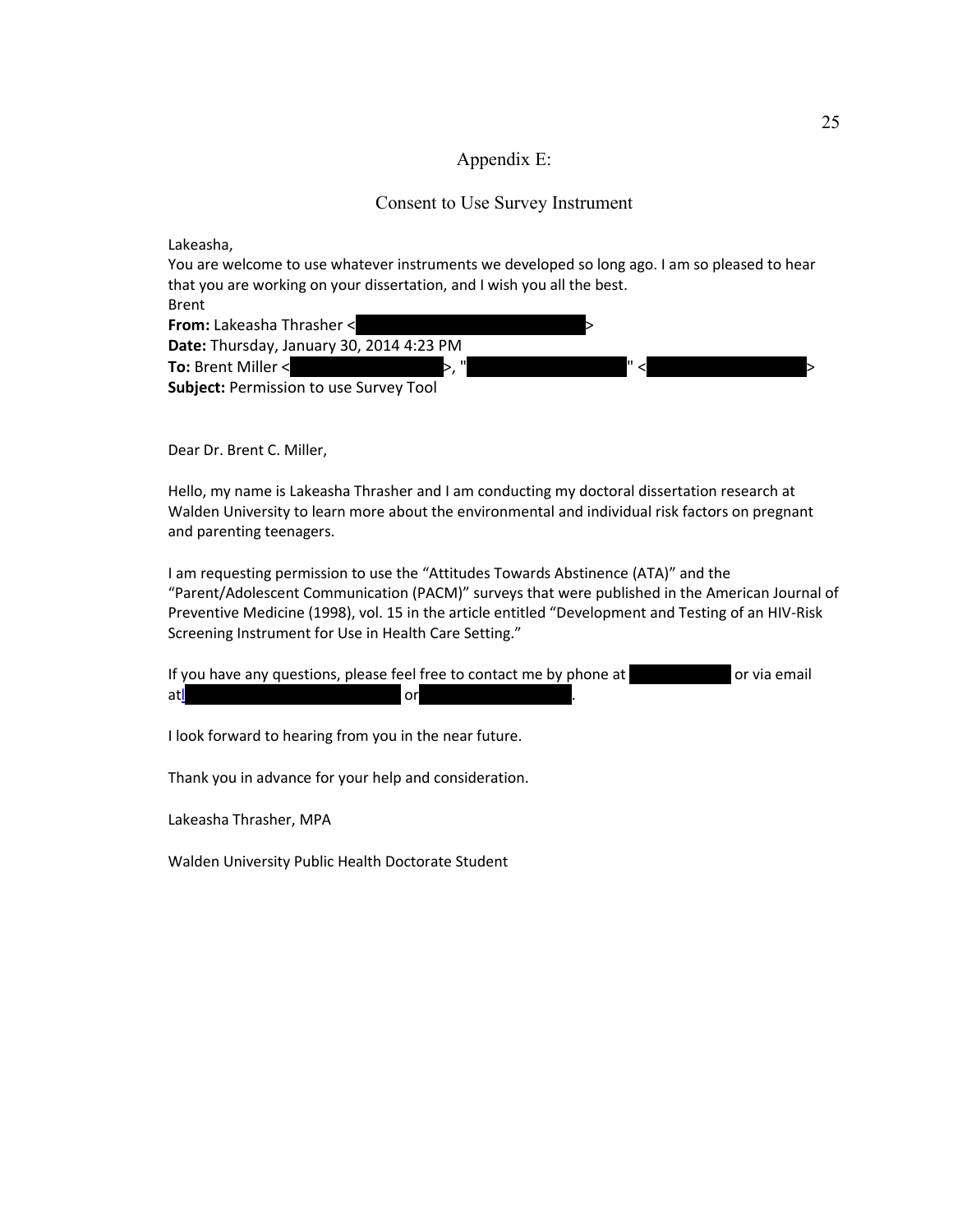# Appendix E:

## Consent to Use Survey Instrument

Lakeasha,
You are welcome to use whatever instruments we developed so long ago. I am so pleased to hear that you are working on your dissertation, and I wish you all the best.
Brent
**From:** Lakeasha Thrasher < >
**Date:** Thursday, January 30, 2014 4:23 PM
**To:** Brent Miller < >, " " < >
**Subject:** Permission to use Survey Tool

Dear Dr. Brent C. Miller,

Hello, my name is Lakeasha Thrasher and I am conducting my doctoral dissertation research at Walden University to learn more about the environmental and individual risk factors on pregnant and parenting teenagers.

I am requesting permission to use the "Attitudes Towards Abstinence (ATA)" and the "Parent/Adolescent Communication (PACM)" surveys that were published in the American Journal of Preventive Medicine (1998), vol. 15 in the article entitled "Development and Testing of an HIV-Risk Screening Instrument for Use in Health Care Setting."

If you have any questions, please feel free to contact me by phone at  or via email at  or .

I look forward to hearing from you in the near future.

Thank you in advance for your help and consideration.

Lakeasha Thrasher, MPA

Walden University Public Health Doctorate Student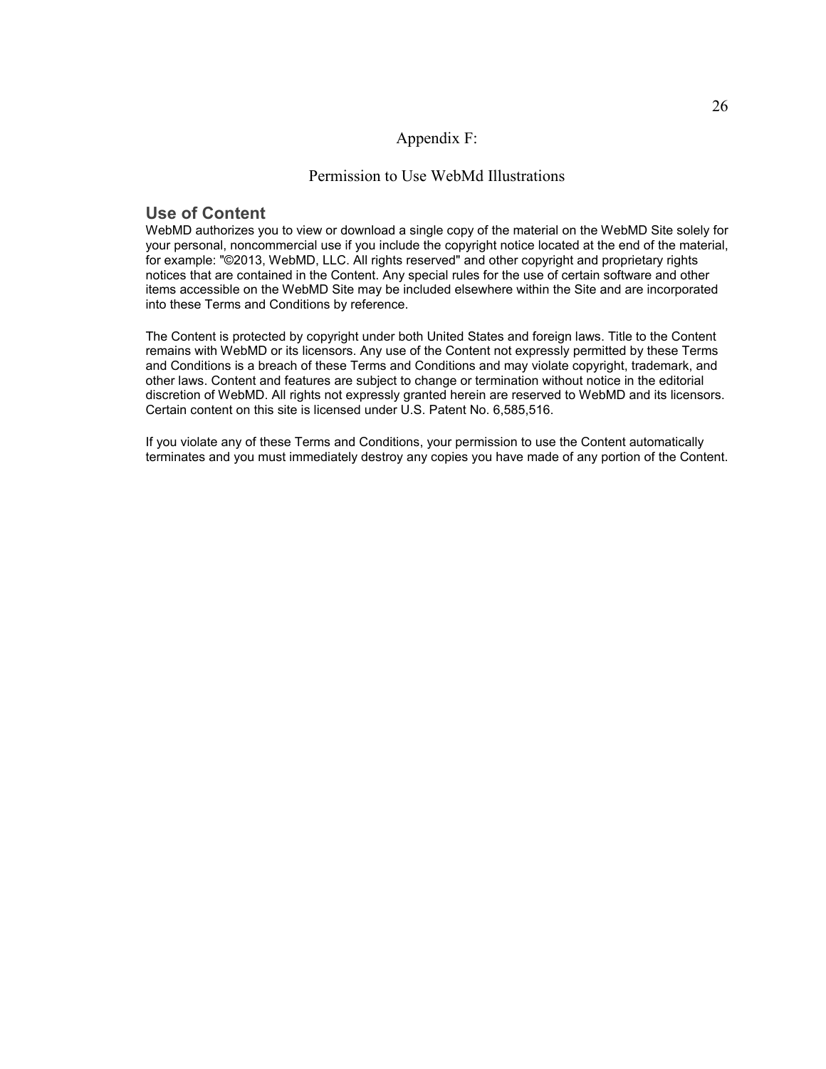# Appendix F:

## Permission to Use WebMd Illustrations

### Use of Content

WebMD authorizes you to view or download a single copy of the material on the WebMD Site solely for your personal, noncommercial use if you include the copyright notice located at the end of the material, for example: "©2013, WebMD, LLC. All rights reserved" and other copyright and proprietary rights notices that are contained in the Content. Any special rules for the use of certain software and other items accessible on the WebMD Site may be included elsewhere within the Site and are incorporated into these Terms and Conditions by reference.

The Content is protected by copyright under both United States and foreign laws. Title to the Content remains with WebMD or its licensors. Any use of the Content not expressly permitted by these Terms and Conditions is a breach of these Terms and Conditions and may violate copyright, trademark, and other laws. Content and features are subject to change or termination without notice in the editorial discretion of WebMD. All rights not expressly granted herein are reserved to WebMD and its licensors. Certain content on this site is licensed under U.S. Patent No. 6,585,516.

If you violate any of these Terms and Conditions, your permission to use the Content automatically terminates and you must immediately destroy any copies you have made of any portion of the Content.